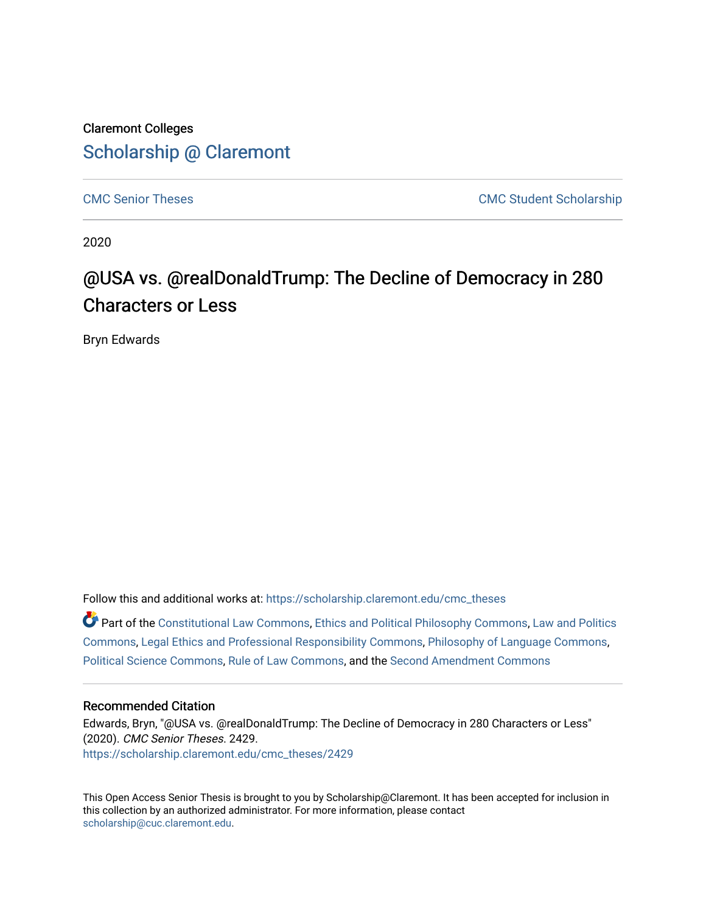Claremont Colleges

Scholarship @ Claremont

CMC Senior Theses

CMC Student Scholarship

2020

# @USA vs. @realDonaldTrump: The Decline of Democracy in 280 Characters or Less

Bryn Edwards

Follow this and additional works at: https://scholarship.claremont.edu/cmc_theses

Part of the Constitutional Law Commons, Ethics and Political Philosophy Commons, Law and Politics Commons, Legal Ethics and Professional Responsibility Commons, Philosophy of Language Commons, Political Science Commons, Rule of Law Commons, and the Second Amendment Commons

## Recommended Citation

Edwards, Bryn, "@USA vs. @realDonaldTrump: The Decline of Democracy in 280 Characters or Less" (2020). *CMC Senior Theses*. 2429.
https://scholarship.claremont.edu/cmc_theses/2429

This Open Access Senior Thesis is brought to you by Scholarship@Claremont. It has been accepted for inclusion in this collection by an authorized administrator. For more information, please contact scholarship@cuc.claremont.edu.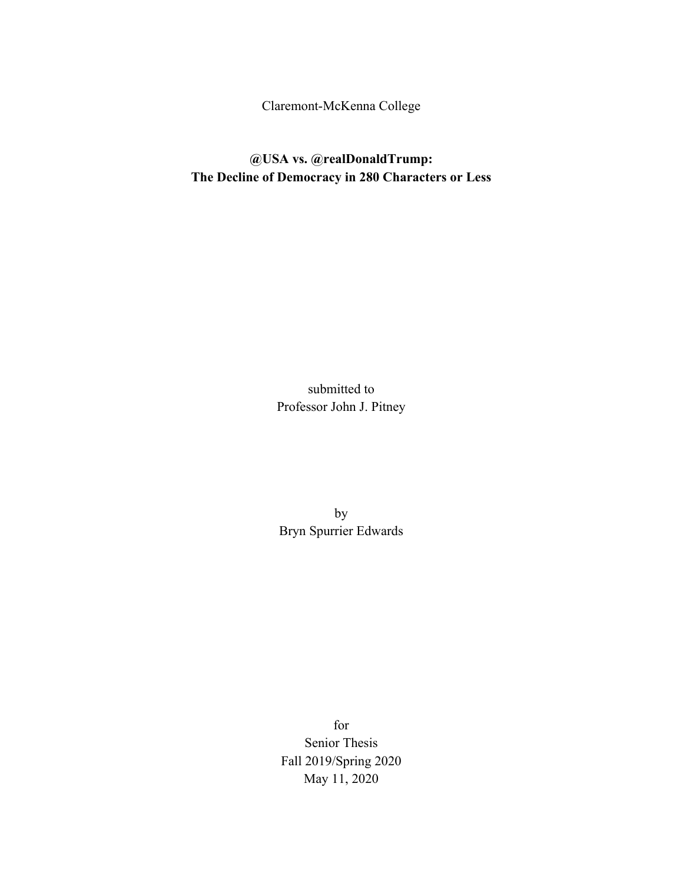Claremont-McKenna College

# @USA vs. @realDonaldTrump: The Decline of Democracy in 280 Characters or Less

submitted to
Professor John J. Pitney

by
Bryn Spurrier Edwards

for
Senior Thesis
Fall 2019/Spring 2020
May 11, 2020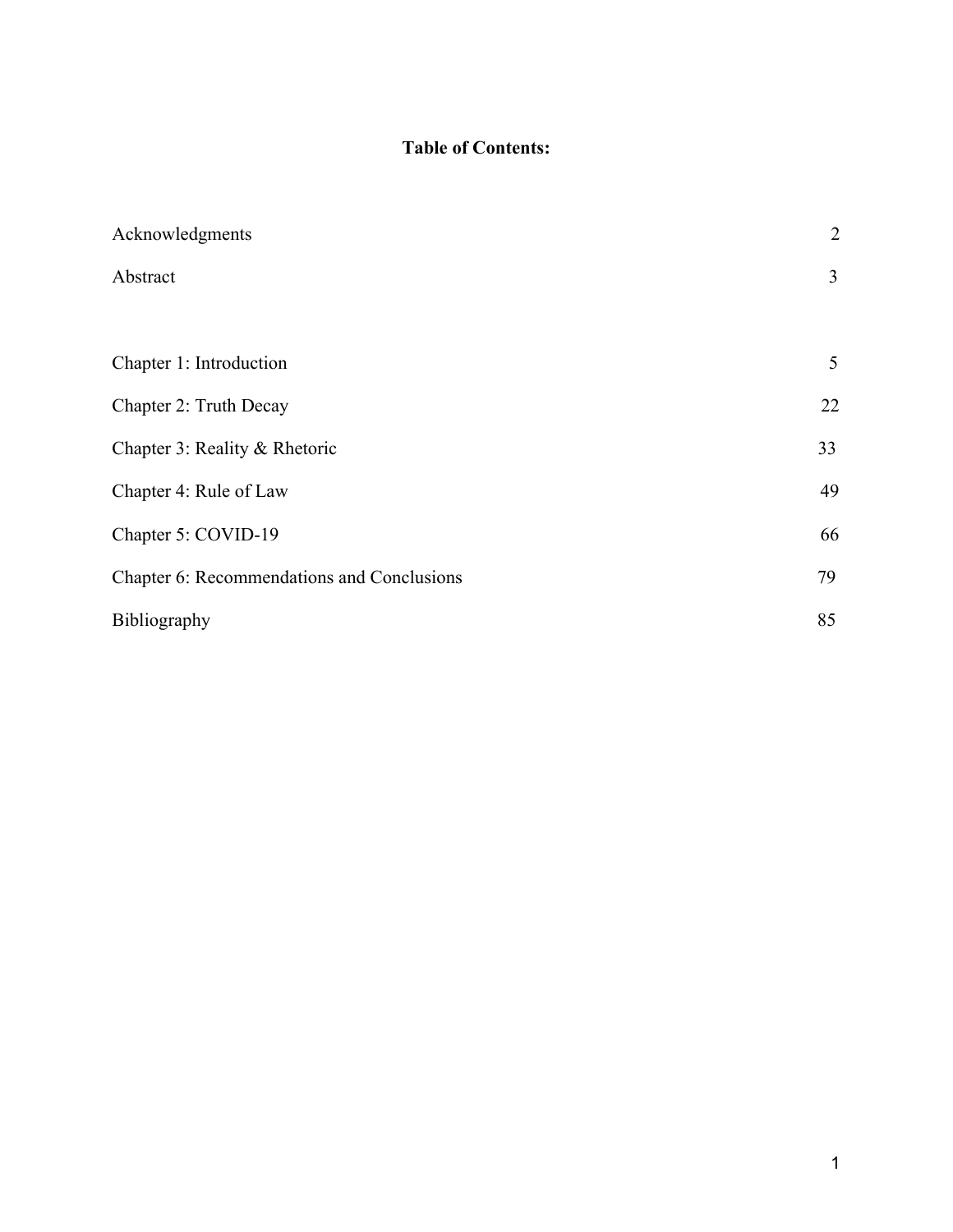# Table of Contents:

| | |
|---|---|
| Acknowledgments | 2 |
| Abstract | 3 |
| Chapter 1: Introduction | 5 |
| Chapter 2: Truth Decay | 22 |
| Chapter 3: Reality & Rhetoric | 33 |
| Chapter 4: Rule of Law | 49 |
| Chapter 5: COVID-19 | 66 |
| Chapter 6: Recommendations and Conclusions | 79 |
| Bibliography | 85 |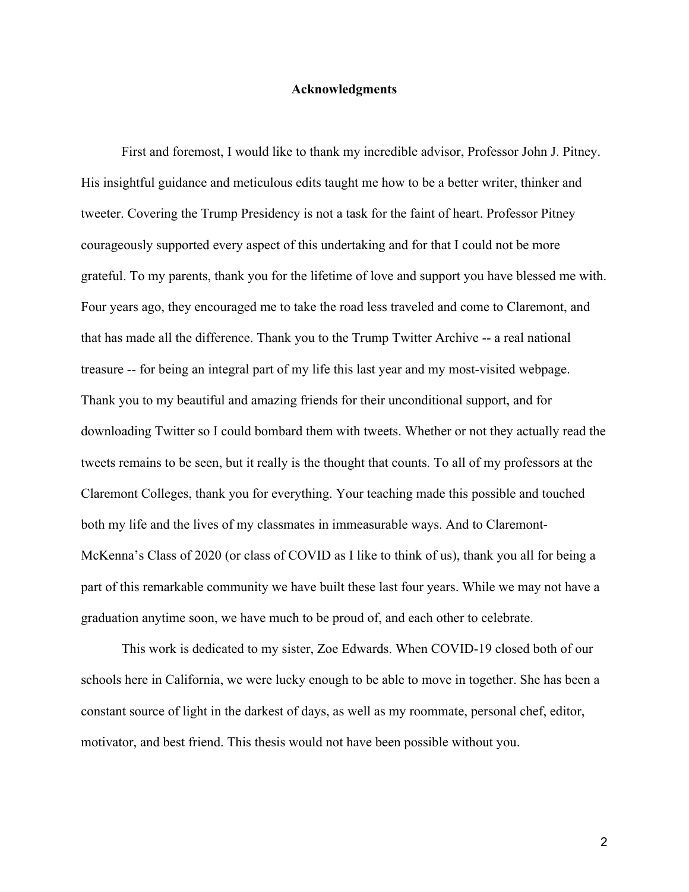# Acknowledgments

First and foremost, I would like to thank my incredible advisor, Professor John J. Pitney. His insightful guidance and meticulous edits taught me how to be a better writer, thinker and tweeter. Covering the Trump Presidency is not a task for the faint of heart. Professor Pitney courageously supported every aspect of this undertaking and for that I could not be more grateful. To my parents, thank you for the lifetime of love and support you have blessed me with. Four years ago, they encouraged me to take the road less traveled and come to Claremont, and that has made all the difference. Thank you to the Trump Twitter Archive -- a real national treasure -- for being an integral part of my life this last year and my most-visited webpage. Thank you to my beautiful and amazing friends for their unconditional support, and for downloading Twitter so I could bombard them with tweets. Whether or not they actually read the tweets remains to be seen, but it really is the thought that counts. To all of my professors at the Claremont Colleges, thank you for everything. Your teaching made this possible and touched both my life and the lives of my classmates in immeasurable ways. And to Claremont-McKenna's Class of 2020 (or class of COVID as I like to think of us), thank you all for being a part of this remarkable community we have built these last four years. While we may not have a graduation anytime soon, we have much to be proud of, and each other to celebrate.

This work is dedicated to my sister, Zoe Edwards. When COVID-19 closed both of our schools here in California, we were lucky enough to be able to move in together. She has been a constant source of light in the darkest of days, as well as my roommate, personal chef, editor, motivator, and best friend. This thesis would not have been possible without you.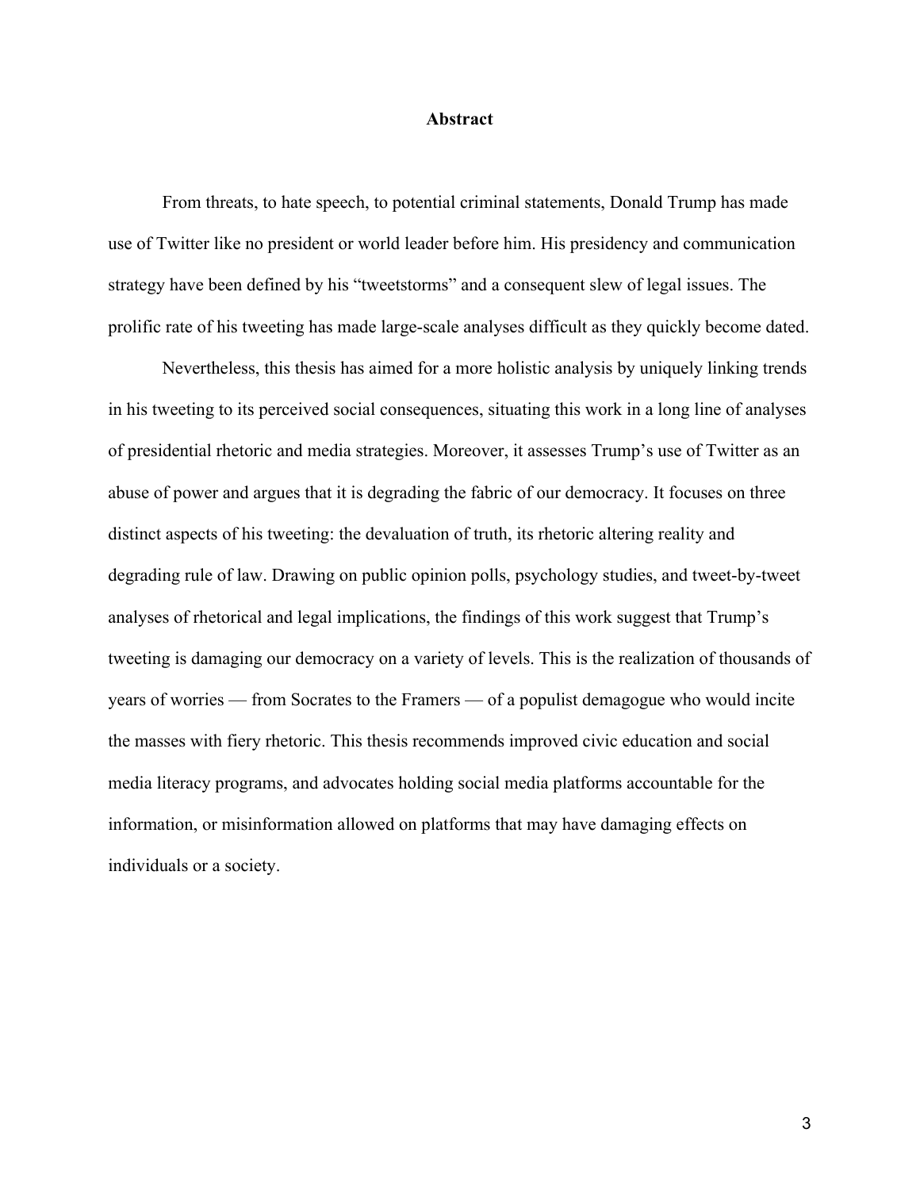# Abstract

From threats, to hate speech, to potential criminal statements, Donald Trump has made use of Twitter like no president or world leader before him. His presidency and communication strategy have been defined by his "tweetstorms" and a consequent slew of legal issues. The prolific rate of his tweeting has made large-scale analyses difficult as they quickly become dated.

Nevertheless, this thesis has aimed for a more holistic analysis by uniquely linking trends in his tweeting to its perceived social consequences, situating this work in a long line of analyses of presidential rhetoric and media strategies. Moreover, it assesses Trump's use of Twitter as an abuse of power and argues that it is degrading the fabric of our democracy. It focuses on three distinct aspects of his tweeting: the devaluation of truth, its rhetoric altering reality and degrading rule of law. Drawing on public opinion polls, psychology studies, and tweet-by-tweet analyses of rhetorical and legal implications, the findings of this work suggest that Trump's tweeting is damaging our democracy on a variety of levels. This is the realization of thousands of years of worries — from Socrates to the Framers — of a populist demagogue who would incite the masses with fiery rhetoric. This thesis recommends improved civic education and social media literacy programs, and advocates holding social media platforms accountable for the information, or misinformation allowed on platforms that may have damaging effects on individuals or a society.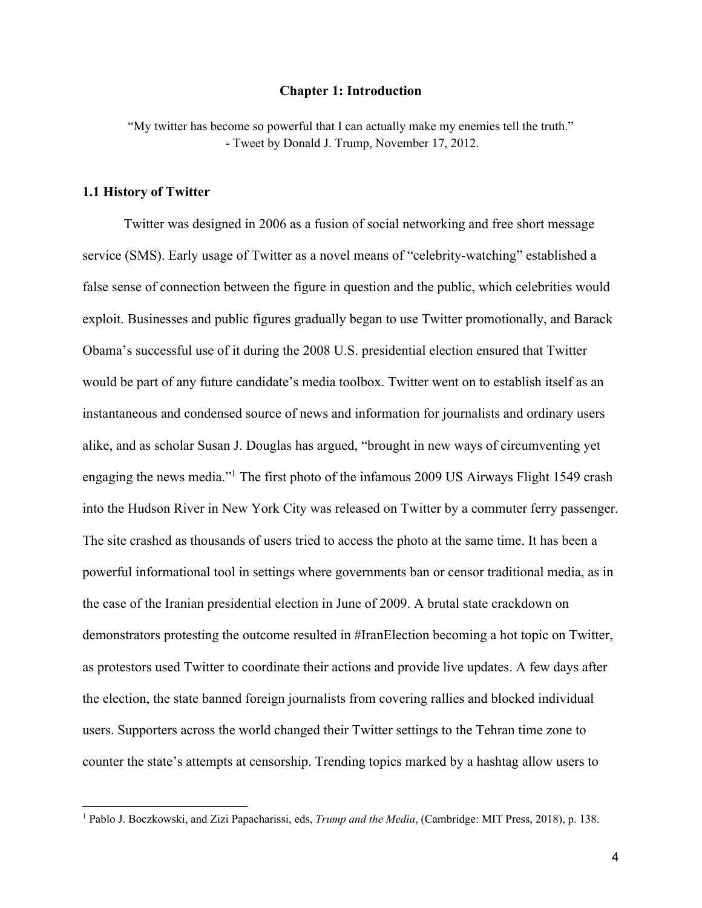# Chapter 1: Introduction

> "My twitter has become so powerful that I can actually make my enemies tell the truth."
> - Tweet by Donald J. Trump, November 17, 2012.

## 1.1 History of Twitter

Twitter was designed in 2006 as a fusion of social networking and free short message service (SMS). Early usage of Twitter as a novel means of "celebrity-watching" established a false sense of connection between the figure in question and the public, which celebrities would exploit. Businesses and public figures gradually began to use Twitter promotionally, and Barack Obama's successful use of it during the 2008 U.S. presidential election ensured that Twitter would be part of any future candidate's media toolbox. Twitter went on to establish itself as an instantaneous and condensed source of news and information for journalists and ordinary users alike, and as scholar Susan J. Douglas has argued, "brought in new ways of circumventing yet engaging the news media."[1] The first photo of the infamous 2009 US Airways Flight 1549 crash into the Hudson River in New York City was released on Twitter by a commuter ferry passenger. The site crashed as thousands of users tried to access the photo at the same time. It has been a powerful informational tool in settings where governments ban or censor traditional media, as in the case of the Iranian presidential election in June of 2009. A brutal state crackdown on demonstrators protesting the outcome resulted in #IranElection becoming a hot topic on Twitter, as protestors used Twitter to coordinate their actions and provide live updates. A few days after the election, the state banned foreign journalists from covering rallies and blocked individual users. Supporters across the world changed their Twitter settings to the Tehran time zone to counter the state's attempts at censorship. Trending topics marked by a hashtag allow users to

---

[1] Pablo J. Boczkowski, and Zizi Papacharissi, eds, *Trump and the Media*, (Cambridge: MIT Press, 2018), p. 138.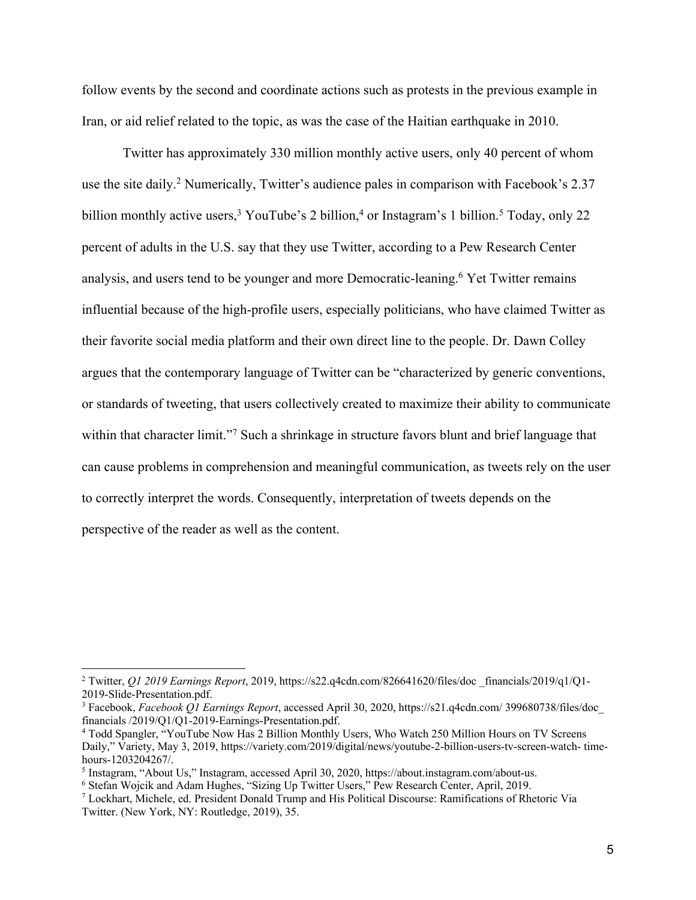follow events by the second and coordinate actions such as protests in the previous example in Iran, or aid relief related to the topic, as was the case of the Haitian earthquake in 2010.

Twitter has approximately 330 million monthly active users, only 40 percent of whom use the site daily.[2] Numerically, Twitter's audience pales in comparison with Facebook's 2.37 billion monthly active users,[3] YouTube's 2 billion,[4] or Instagram's 1 billion.[5] Today, only 22 percent of adults in the U.S. say that they use Twitter, according to a Pew Research Center analysis, and users tend to be younger and more Democratic-leaning.[6] Yet Twitter remains influential because of the high-profile users, especially politicians, who have claimed Twitter as their favorite social media platform and their own direct line to the people. Dr. Dawn Colley argues that the contemporary language of Twitter can be "characterized by generic conventions, or standards of tweeting, that users collectively created to maximize their ability to communicate within that character limit."[7] Such a shrinkage in structure favors blunt and brief language that can cause problems in comprehension and meaningful communication, as tweets rely on the user to correctly interpret the words. Consequently, interpretation of tweets depends on the perspective of the reader as well as the content.

---

[2] Twitter, *Q1 2019 Earnings Report*, 2019, https://s22.q4cdn.com/826641620/files/doc _financials/2019/q1/Q1-2019-Slide-Presentation.pdf.

[3] Facebook, *Facebook Q1 Earnings Report*, accessed April 30, 2020, https://s21.q4cdn.com/ 399680738/files/doc_ financials /2019/Q1/Q1-2019-Earnings-Presentation.pdf.

[4] Todd Spangler, "YouTube Now Has 2 Billion Monthly Users, Who Watch 250 Million Hours on TV Screens Daily," Variety, May 3, 2019, https://variety.com/2019/digital/news/youtube-2-billion-users-tv-screen-watch- time-hours-1203204267/.

[5] Instagram, "About Us," Instagram, accessed April 30, 2020, https://about.instagram.com/about-us.

[6] Stefan Wojcik and Adam Hughes, "Sizing Up Twitter Users," Pew Research Center, April, 2019.

[7] Lockhart, Michele, ed. President Donald Trump and His Political Discourse: Ramifications of Rhetoric Via Twitter. (New York, NY: Routledge, 2019), 35.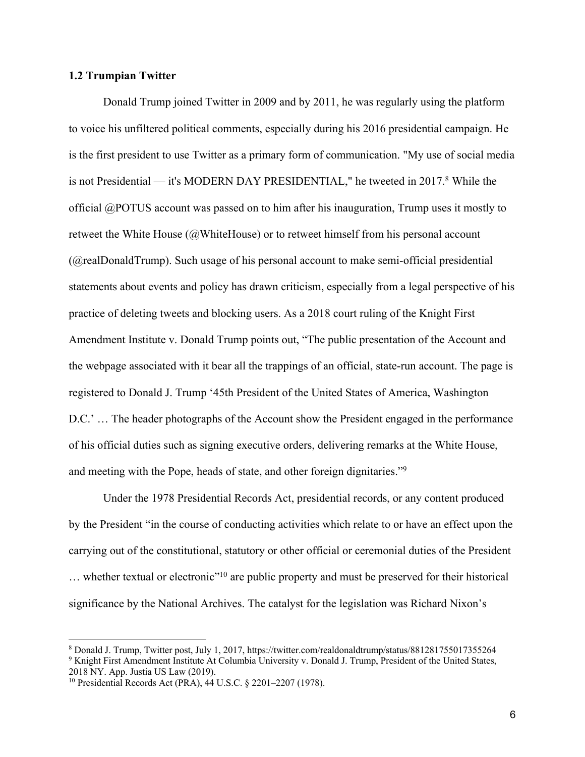### 1.2 Trumpian Twitter

Donald Trump joined Twitter in 2009 and by 2011, he was regularly using the platform to voice his unfiltered political comments, especially during his 2016 presidential campaign. He is the first president to use Twitter as a primary form of communication. "My use of social media is not Presidential — it's MODERN DAY PRESIDENTIAL," he tweeted in 2017.[8] While the official @POTUS account was passed on to him after his inauguration, Trump uses it mostly to retweet the White House (@WhiteHouse) or to retweet himself from his personal account (@realDonaldTrump). Such usage of his personal account to make semi-official presidential statements about events and policy has drawn criticism, especially from a legal perspective of his practice of deleting tweets and blocking users. As a 2018 court ruling of the Knight First Amendment Institute v. Donald Trump points out, "The public presentation of the Account and the webpage associated with it bear all the trappings of an official, state-run account. The page is registered to Donald J. Trump '45th President of the United States of America, Washington D.C.' … The header photographs of the Account show the President engaged in the performance of his official duties such as signing executive orders, delivering remarks at the White House, and meeting with the Pope, heads of state, and other foreign dignitaries."[9]

Under the 1978 Presidential Records Act, presidential records, or any content produced by the President "in the course of conducting activities which relate to or have an effect upon the carrying out of the constitutional, statutory or other official or ceremonial duties of the President … whether textual or electronic"[10] are public property and must be preserved for their historical significance by the National Archives. The catalyst for the legislation was Richard Nixon's

---

[8] Donald J. Trump, Twitter post, July 1, 2017, https://twitter.com/realdonaldtrump/status/881281755017355264

[9] Knight First Amendment Institute At Columbia University v. Donald J. Trump, President of the United States, 2018 NY. App. Justia US Law (2019).

[10] Presidential Records Act (PRA), 44 U.S.C. § 2201–2207 (1978).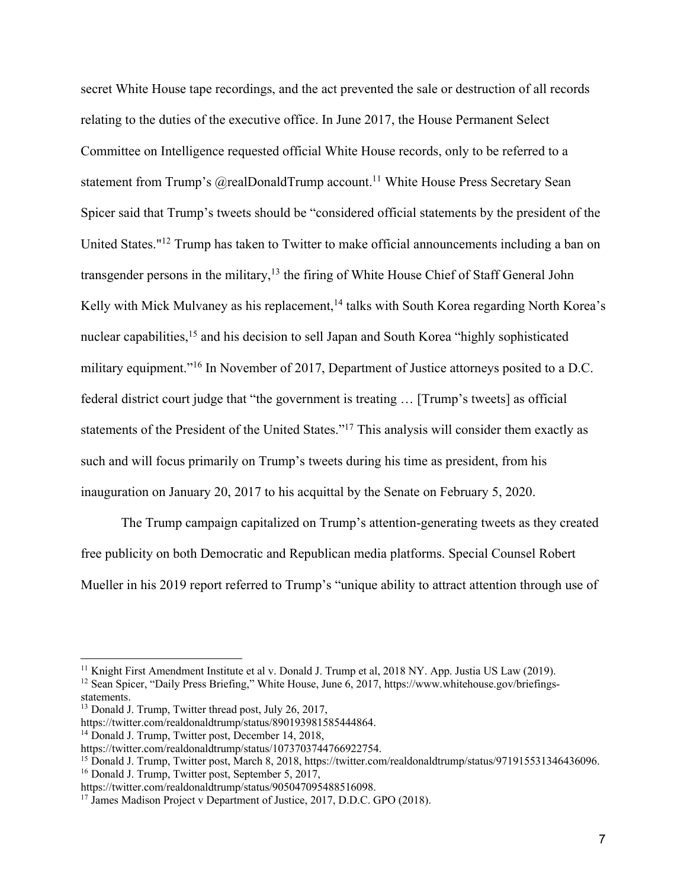secret White House tape recordings, and the act prevented the sale or destruction of all records relating to the duties of the executive office. In June 2017, the House Permanent Select Committee on Intelligence requested official White House records, only to be referred to a statement from Trump's @realDonaldTrump account.[11] White House Press Secretary Sean Spicer said that Trump's tweets should be "considered official statements by the president of the United States."[12] Trump has taken to Twitter to make official announcements including a ban on transgender persons in the military,[13] the firing of White House Chief of Staff General John Kelly with Mick Mulvaney as his replacement,[14] talks with South Korea regarding North Korea's nuclear capabilities,[15] and his decision to sell Japan and South Korea "highly sophisticated military equipment."[16] In November of 2017, Department of Justice attorneys posited to a D.C. federal district court judge that "the government is treating … [Trump's tweets] as official statements of the President of the United States."[17] This analysis will consider them exactly as such and will focus primarily on Trump's tweets during his time as president, from his inauguration on January 20, 2017 to his acquittal by the Senate on February 5, 2020.

The Trump campaign capitalized on Trump's attention-generating tweets as they created free publicity on both Democratic and Republican media platforms. Special Counsel Robert Mueller in his 2019 report referred to Trump's "unique ability to attract attention through use of

---

[11] Knight First Amendment Institute et al v. Donald J. Trump et al, 2018 NY. App. Justia US Law (2019).

[12] Sean Spicer, "Daily Press Briefing," White House, June 6, 2017, https://www.whitehouse.gov/briefings-statements.

[13] Donald J. Trump, Twitter thread post, July 26, 2017, https://twitter.com/realdonaldtrump/status/890193981585444864.

[14] Donald J. Trump, Twitter post, December 14, 2018, https://twitter.com/realdonaldtrump/status/1073703744766922754.

[15] Donald J. Trump, Twitter post, March 8, 2018, https://twitter.com/realdonaldtrump/status/971915531346436096.

[16] Donald J. Trump, Twitter post, September 5, 2017, https://twitter.com/realdonaldtrump/status/905047095488516098.

[17] James Madison Project v Department of Justice, 2017, D.D.C. GPO (2018).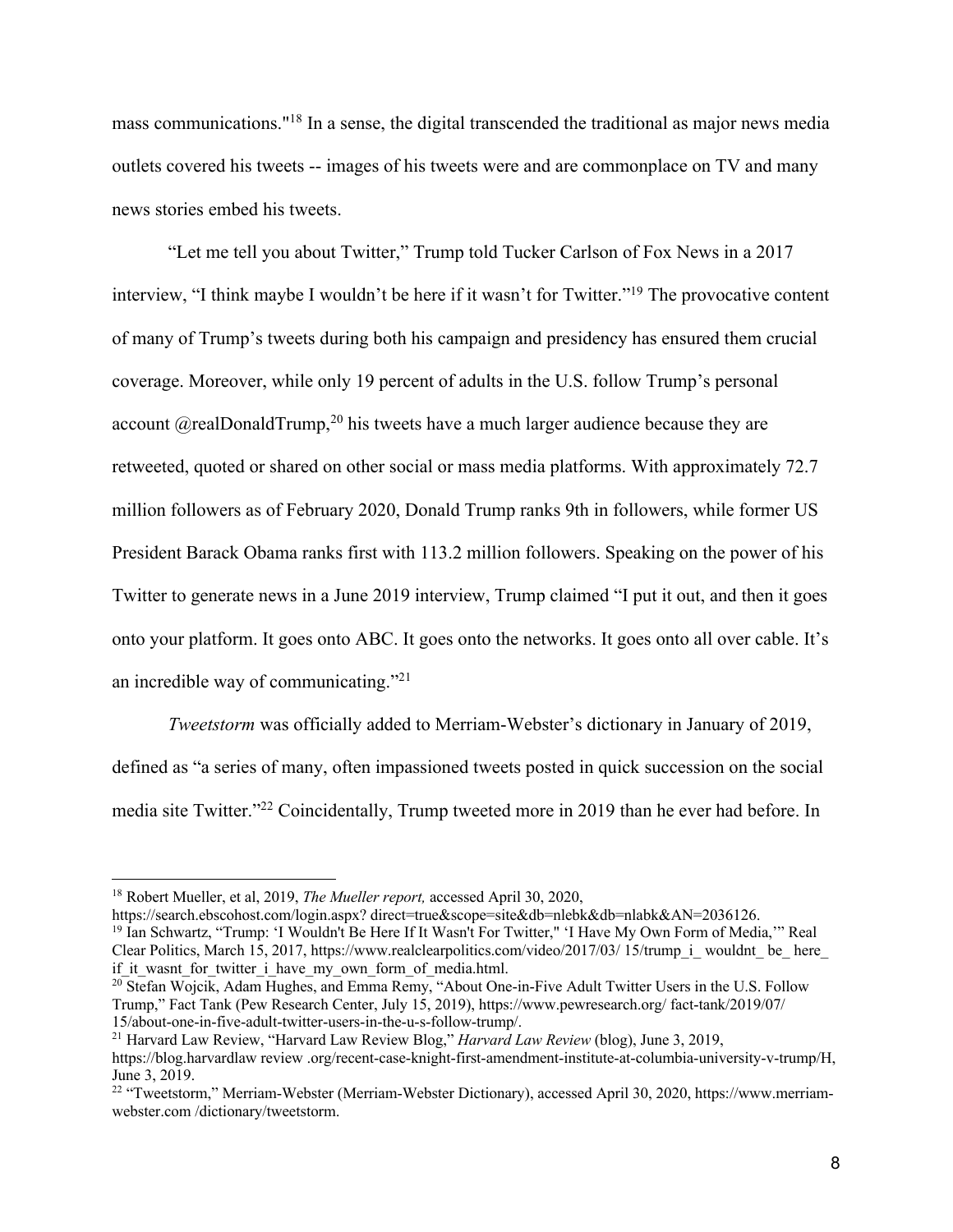mass communications."[18] In a sense, the digital transcended the traditional as major news media outlets covered his tweets -- images of his tweets were and are commonplace on TV and many news stories embed his tweets.

"Let me tell you about Twitter," Trump told Tucker Carlson of Fox News in a 2017 interview, "I think maybe I wouldn't be here if it wasn't for Twitter."[19] The provocative content of many of Trump's tweets during both his campaign and presidency has ensured them crucial coverage. Moreover, while only 19 percent of adults in the U.S. follow Trump's personal account @realDonaldTrump,[20] his tweets have a much larger audience because they are retweeted, quoted or shared on other social or mass media platforms. With approximately 72.7 million followers as of February 2020, Donald Trump ranks 9th in followers, while former US President Barack Obama ranks first with 113.2 million followers. Speaking on the power of his Twitter to generate news in a June 2019 interview, Trump claimed "I put it out, and then it goes onto your platform. It goes onto ABC. It goes onto the networks. It goes onto all over cable. It's an incredible way of communicating."[21]

*Tweetstorm* was officially added to Merriam-Webster's dictionary in January of 2019, defined as "a series of many, often impassioned tweets posted in quick succession on the social media site Twitter."[22] Coincidentally, Trump tweeted more in 2019 than he ever had before. In

---

[18] Robert Mueller, et al, 2019, *The Mueller report,* accessed April 30, 2020, https://search.ebscohost.com/login.aspx? direct=true&scope=site&db=nlebk&db=nlabk&AN=2036126.

[19] Ian Schwartz, "Trump: 'I Wouldn't Be Here If It Wasn't For Twitter," 'I Have My Own Form of Media,'" Real Clear Politics, March 15, 2017, https://www.realclearpolitics.com/video/2017/03/ 15/trump_i_ wouldnt_ be_ here_ if_it_wasnt_for_twitter_i_have_my_own_form_of_media.html.

[20] Stefan Wojcik, Adam Hughes, and Emma Remy, "About One-in-Five Adult Twitter Users in the U.S. Follow Trump," Fact Tank (Pew Research Center, July 15, 2019), https://www.pewresearch.org/ fact-tank/2019/07/ 15/about-one-in-five-adult-twitter-users-in-the-u-s-follow-trump/.

[21] Harvard Law Review, "Harvard Law Review Blog," *Harvard Law Review* (blog), June 3, 2019, https://blog.harvardlaw review .org/recent-case-knight-first-amendment-institute-at-columbia-university-v-trump/H, June 3, 2019.

[22] "Tweetstorm," Merriam-Webster (Merriam-Webster Dictionary), accessed April 30, 2020, https://www.merriam-webster.com /dictionary/tweetstorm.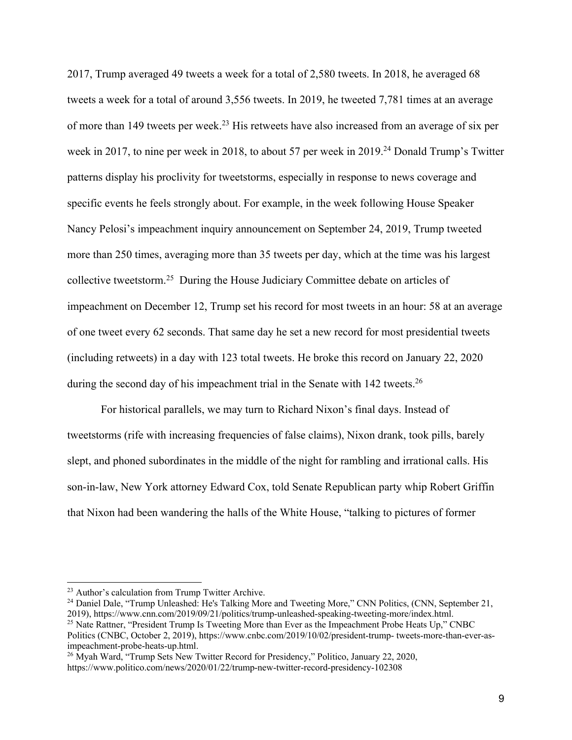2017, Trump averaged 49 tweets a week for a total of 2,580 tweets. In 2018, he averaged 68 tweets a week for a total of around 3,556 tweets. In 2019, he tweeted 7,781 times at an average of more than 149 tweets per week.[23] His retweets have also increased from an average of six per week in 2017, to nine per week in 2018, to about 57 per week in 2019.[24] Donald Trump's Twitter patterns display his proclivity for tweetstorms, especially in response to news coverage and specific events he feels strongly about. For example, in the week following House Speaker Nancy Pelosi's impeachment inquiry announcement on September 24, 2019, Trump tweeted more than 250 times, averaging more than 35 tweets per day, which at the time was his largest collective tweetstorm.[25] During the House Judiciary Committee debate on articles of impeachment on December 12, Trump set his record for most tweets in an hour: 58 at an average of one tweet every 62 seconds. That same day he set a new record for most presidential tweets (including retweets) in a day with 123 total tweets. He broke this record on January 22, 2020 during the second day of his impeachment trial in the Senate with 142 tweets.[26]

For historical parallels, we may turn to Richard Nixon's final days. Instead of tweetstorms (rife with increasing frequencies of false claims), Nixon drank, took pills, barely slept, and phoned subordinates in the middle of the night for rambling and irrational calls. His son-in-law, New York attorney Edward Cox, told Senate Republican party whip Robert Griffin that Nixon had been wandering the halls of the White House, "talking to pictures of former

---

[23] Author's calculation from Trump Twitter Archive.

[24] Daniel Dale, "Trump Unleashed: He's Talking More and Tweeting More," CNN Politics, (CNN, September 21, 2019), https://www.cnn.com/2019/09/21/politics/trump-unleashed-speaking-tweeting-more/index.html.

[25] Nate Rattner, "President Trump Is Tweeting More than Ever as the Impeachment Probe Heats Up," CNBC Politics (CNBC, October 2, 2019), https://www.cnbc.com/2019/10/02/president-trump- tweets-more-than-ever-as-impeachment-probe-heats-up.html.

[26] Myah Ward, "Trump Sets New Twitter Record for Presidency," Politico, January 22, 2020, https://www.politico.com/news/2020/01/22/trump-new-twitter-record-presidency-102308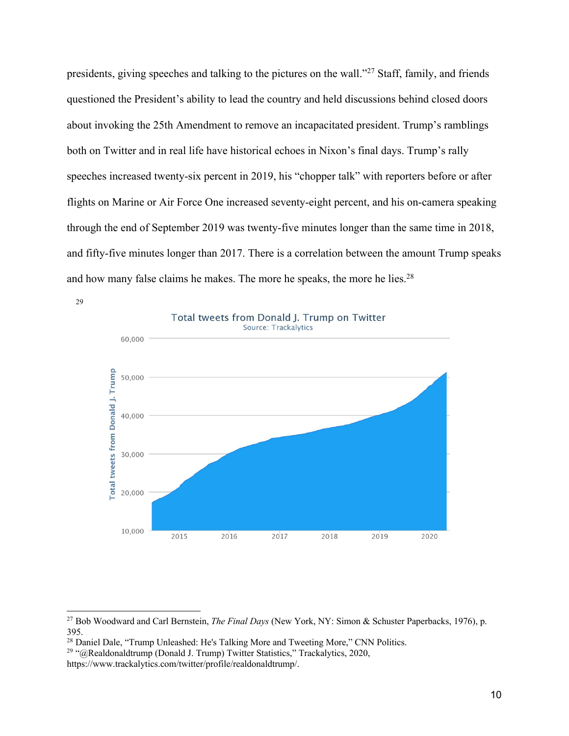presidents, giving speeches and talking to the pictures on the wall."[27] Staff, family, and friends questioned the President's ability to lead the country and held discussions behind closed doors about invoking the 25th Amendment to remove an incapacitated president. Trump's ramblings both on Twitter and in real life have historical echoes in Nixon's final days. Trump's rally speeches increased twenty-six percent in 2019, his "chopper talk" with reporters before or after flights on Marine or Air Force One increased seventy-eight percent, and his on-camera speaking through the end of September 2019 was twenty-five minutes longer than the same time in 2018, and fifty-five minutes longer than 2017. There is a correlation between the amount Trump speaks and how many false claims he makes. The more he speaks, the more he lies.[28]

[29]

Total tweets from Donald J. Trump on Twitter

Source: Trackalytics

---

[27] Bob Woodward and Carl Bernstein, *The Final Days* (New York, NY: Simon & Schuster Paperbacks, 1976), p. 395.

[28] Daniel Dale, "Trump Unleashed: He's Talking More and Tweeting More," CNN Politics.

[29] "@Realdonaldtrump (Donald J. Trump) Twitter Statistics," Trackalytics, 2020, https://www.trackalytics.com/twitter/profile/realdonaldtrump/.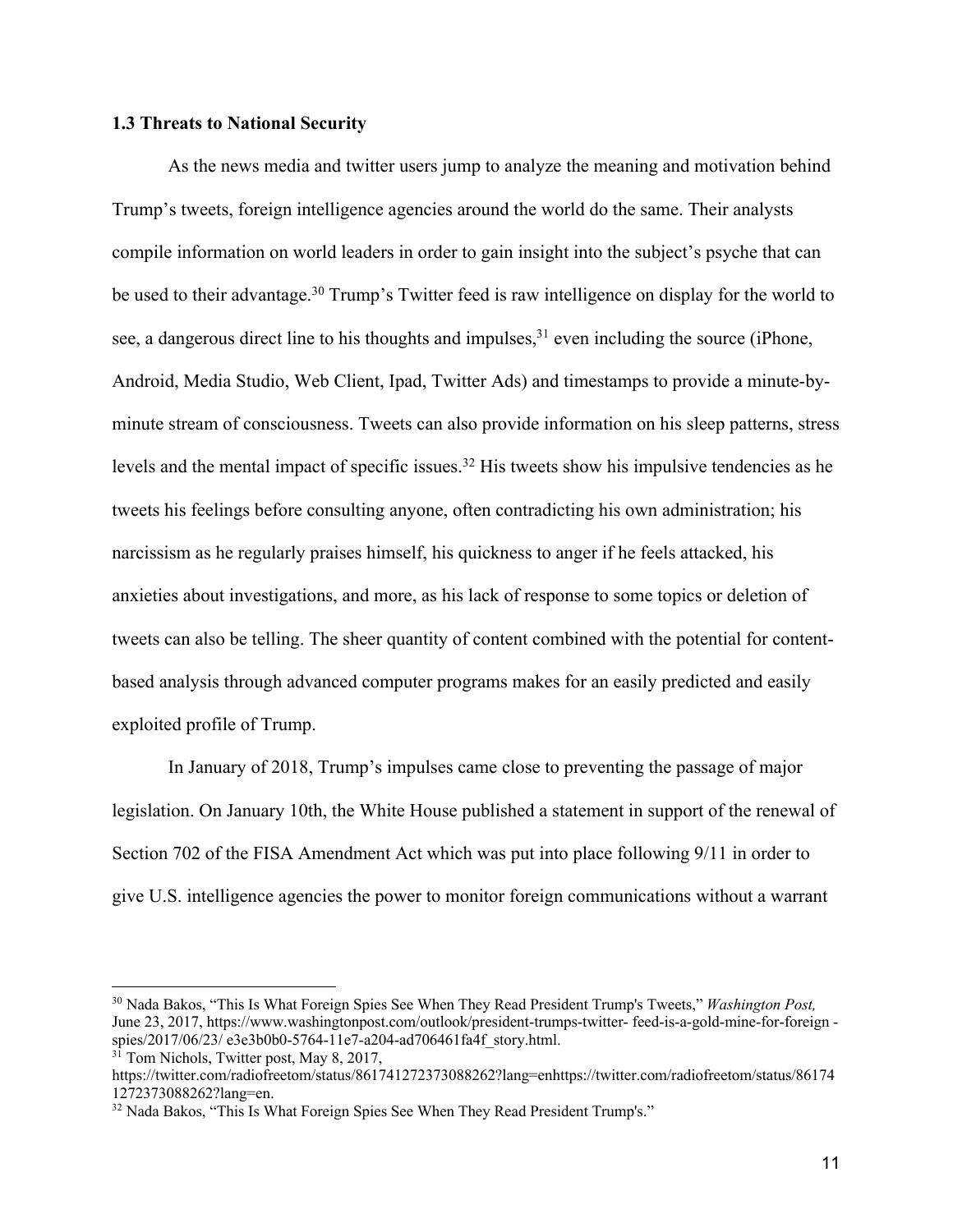### 1.3 Threats to National Security

As the news media and twitter users jump to analyze the meaning and motivation behind Trump's tweets, foreign intelligence agencies around the world do the same. Their analysts compile information on world leaders in order to gain insight into the subject's psyche that can be used to their advantage.[30] Trump's Twitter feed is raw intelligence on display for the world to see, a dangerous direct line to his thoughts and impulses,[31] even including the source (iPhone, Android, Media Studio, Web Client, Ipad, Twitter Ads) and timestamps to provide a minute-by-minute stream of consciousness. Tweets can also provide information on his sleep patterns, stress levels and the mental impact of specific issues.[32] His tweets show his impulsive tendencies as he tweets his feelings before consulting anyone, often contradicting his own administration; his narcissism as he regularly praises himself, his quickness to anger if he feels attacked, his anxieties about investigations, and more, as his lack of response to some topics or deletion of tweets can also be telling. The sheer quantity of content combined with the potential for content-based analysis through advanced computer programs makes for an easily predicted and easily exploited profile of Trump.

In January of 2018, Trump's impulses came close to preventing the passage of major legislation. On January 10th, the White House published a statement in support of the renewal of Section 702 of the FISA Amendment Act which was put into place following 9/11 in order to give U.S. intelligence agencies the power to monitor foreign communications without a warrant

---

[30] Nada Bakos, "This Is What Foreign Spies See When They Read President Trump's Tweets," *Washington Post,* June 23, 2017, https://www.washingtonpost.com/outlook/president-trumps-twitter- feed-is-a-gold-mine-for-foreign -spies/2017/06/23/ e3e3b0b0-5764-11e7-a204-ad706461fa4f_story.html.

[31] Tom Nichols, Twitter post, May 8, 2017, https://twitter.com/radiofreetom/status/861741272373088262?lang=enhttps://twitter.com/radiofreetom/status/861741272373088262?lang=en.

[32] Nada Bakos, "This Is What Foreign Spies See When They Read President Trump's."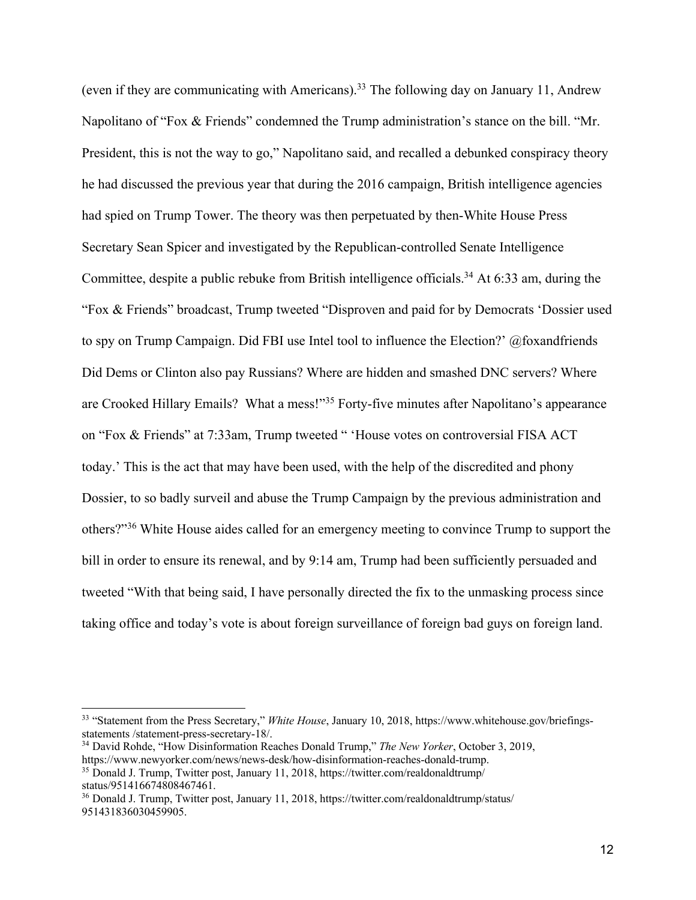(even if they are communicating with Americans).[33] The following day on January 11, Andrew Napolitano of "Fox & Friends" condemned the Trump administration's stance on the bill. "Mr. President, this is not the way to go," Napolitano said, and recalled a debunked conspiracy theory he had discussed the previous year that during the 2016 campaign, British intelligence agencies had spied on Trump Tower. The theory was then perpetuated by then-White House Press Secretary Sean Spicer and investigated by the Republican-controlled Senate Intelligence Committee, despite a public rebuke from British intelligence officials.[34] At 6:33 am, during the "Fox & Friends" broadcast, Trump tweeted "Disproven and paid for by Democrats 'Dossier used to spy on Trump Campaign. Did FBI use Intel tool to influence the Election?' @foxandfriends Did Dems or Clinton also pay Russians? Where are hidden and smashed DNC servers? Where are Crooked Hillary Emails? What a mess!"[35] Forty-five minutes after Napolitano's appearance on "Fox & Friends" at 7:33am, Trump tweeted " 'House votes on controversial FISA ACT today.' This is the act that may have been used, with the help of the discredited and phony Dossier, to so badly surveil and abuse the Trump Campaign by the previous administration and others?"[36] White House aides called for an emergency meeting to convince Trump to support the bill in order to ensure its renewal, and by 9:14 am, Trump had been sufficiently persuaded and tweeted "With that being said, I have personally directed the fix to the unmasking process since taking office and today's vote is about foreign surveillance of foreign bad guys on foreign land.

---

[33] "Statement from the Press Secretary," *White House*, January 10, 2018, https://www.whitehouse.gov/briefings-statements /statement-press-secretary-18/.

[34] David Rohde, "How Disinformation Reaches Donald Trump," *The New Yorker*, October 3, 2019, https://www.newyorker.com/news/news-desk/how-disinformation-reaches-donald-trump.

[35] Donald J. Trump, Twitter post, January 11, 2018, https://twitter.com/realdonaldtrump/ status/951416674808467461.

[36] Donald J. Trump, Twitter post, January 11, 2018, https://twitter.com/realdonaldtrump/status/ 951431836030459905.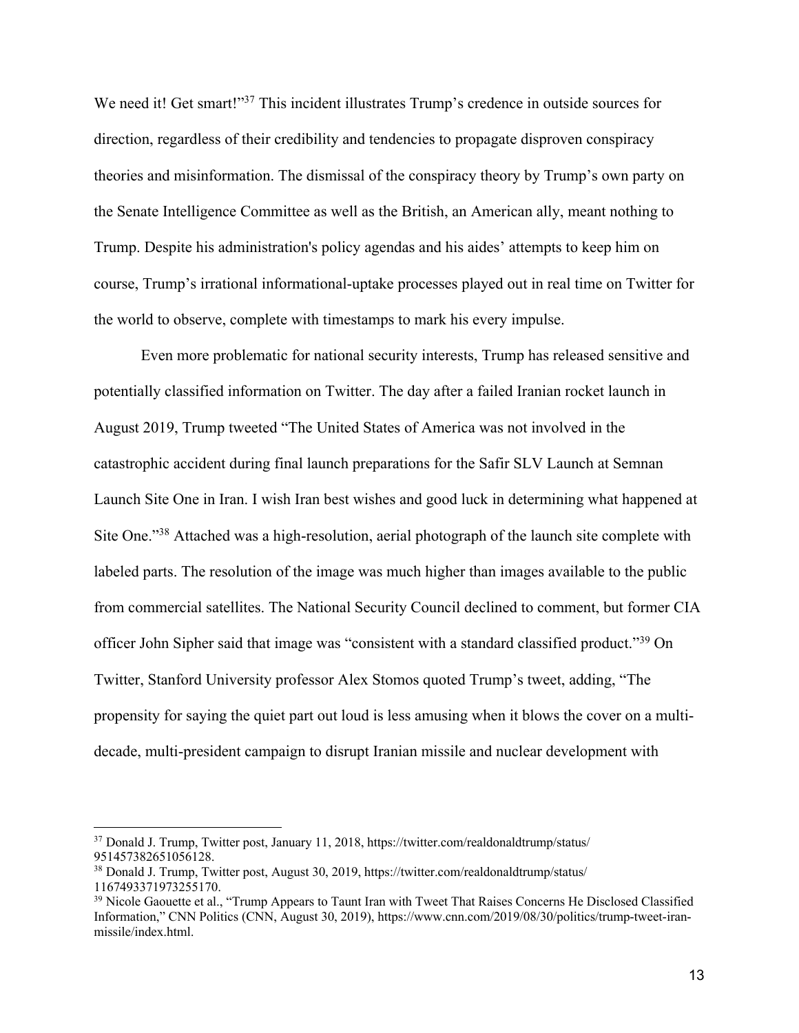We need it! Get smart!"[37] This incident illustrates Trump's credence in outside sources for direction, regardless of their credibility and tendencies to propagate disproven conspiracy theories and misinformation. The dismissal of the conspiracy theory by Trump's own party on the Senate Intelligence Committee as well as the British, an American ally, meant nothing to Trump. Despite his administration's policy agendas and his aides' attempts to keep him on course, Trump's irrational informational-uptake processes played out in real time on Twitter for the world to observe, complete with timestamps to mark his every impulse.

Even more problematic for national security interests, Trump has released sensitive and potentially classified information on Twitter. The day after a failed Iranian rocket launch in August 2019, Trump tweeted "The United States of America was not involved in the catastrophic accident during final launch preparations for the Safir SLV Launch at Semnan Launch Site One in Iran. I wish Iran best wishes and good luck in determining what happened at Site One."[38] Attached was a high-resolution, aerial photograph of the launch site complete with labeled parts. The resolution of the image was much higher than images available to the public from commercial satellites. The National Security Council declined to comment, but former CIA officer John Sipher said that image was "consistent with a standard classified product."[39] On Twitter, Stanford University professor Alex Stomos quoted Trump's tweet, adding, "The propensity for saying the quiet part out loud is less amusing when it blows the cover on a multi-decade, multi-president campaign to disrupt Iranian missile and nuclear development with

---

[37] Donald J. Trump, Twitter post, January 11, 2018, https://twitter.com/realdonaldtrump/status/951457382651056128.

[38] Donald J. Trump, Twitter post, August 30, 2019, https://twitter.com/realdonaldtrump/status/1167493371973255170.

[39] Nicole Gaouette et al., "Trump Appears to Taunt Iran with Tweet That Raises Concerns He Disclosed Classified Information," CNN Politics (CNN, August 30, 2019), https://www.cnn.com/2019/08/30/politics/trump-tweet-iran-missile/index.html.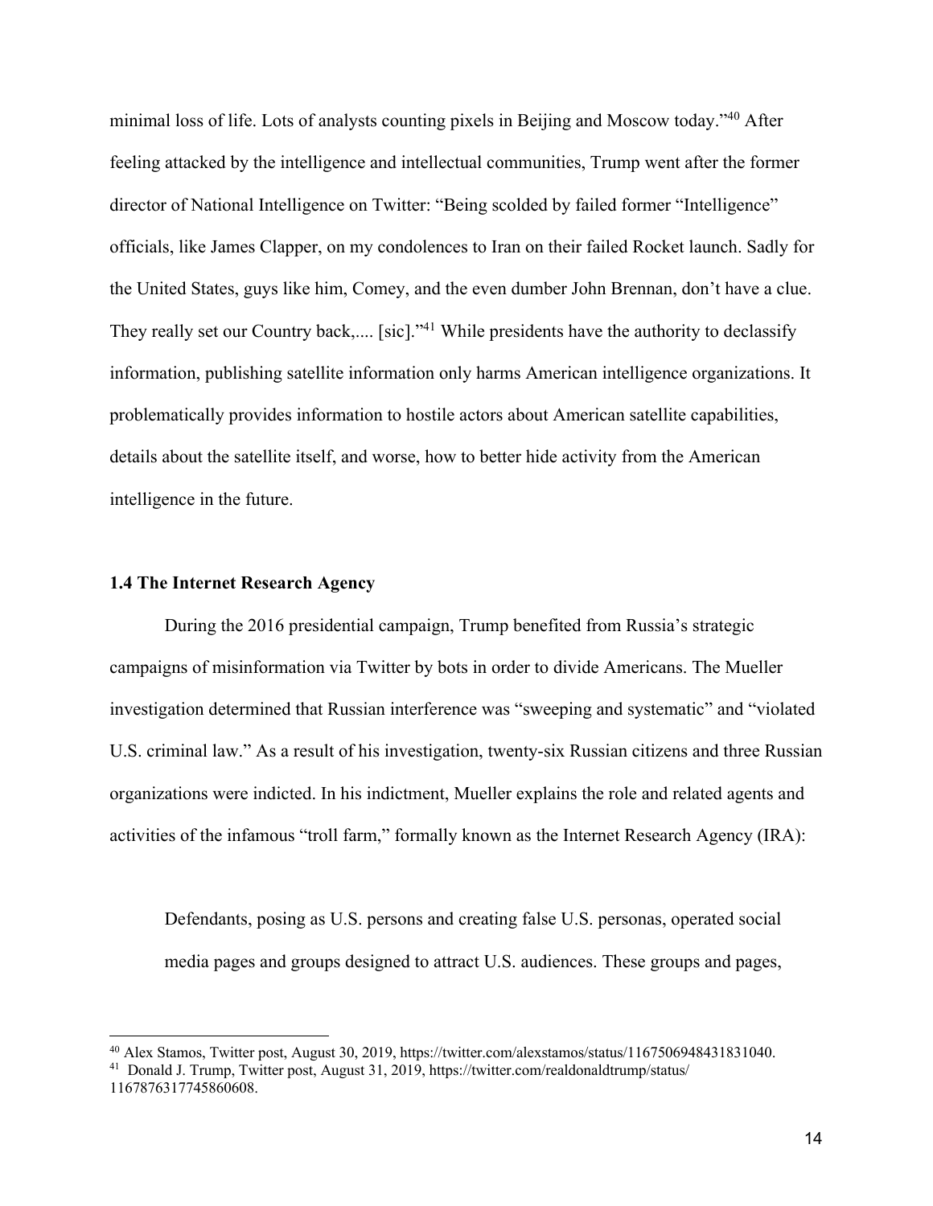minimal loss of life. Lots of analysts counting pixels in Beijing and Moscow today."[40] After feeling attacked by the intelligence and intellectual communities, Trump went after the former director of National Intelligence on Twitter: "Being scolded by failed former "Intelligence" officials, like James Clapper, on my condolences to Iran on their failed Rocket launch. Sadly for the United States, guys like him, Comey, and the even dumber John Brennan, don't have a clue. They really set our Country back,.... [sic]."[41] While presidents have the authority to declassify information, publishing satellite information only harms American intelligence organizations. It problematically provides information to hostile actors about American satellite capabilities, details about the satellite itself, and worse, how to better hide activity from the American intelligence in the future.

### 1.4 The Internet Research Agency

During the 2016 presidential campaign, Trump benefited from Russia's strategic campaigns of misinformation via Twitter by bots in order to divide Americans. The Mueller investigation determined that Russian interference was "sweeping and systematic" and "violated U.S. criminal law." As a result of his investigation, twenty-six Russian citizens and three Russian organizations were indicted. In his indictment, Mueller explains the role and related agents and activities of the infamous "troll farm," formally known as the Internet Research Agency (IRA):

> Defendants, posing as U.S. persons and creating false U.S. personas, operated social media pages and groups designed to attract U.S. audiences. These groups and pages,

---

[40] Alex Stamos, Twitter post, August 30, 2019, https://twitter.com/alexstamos/status/1167506948431831040.

[41] Donald J. Trump, Twitter post, August 31, 2019, https://twitter.com/realdonaldtrump/status/1167876317745860608.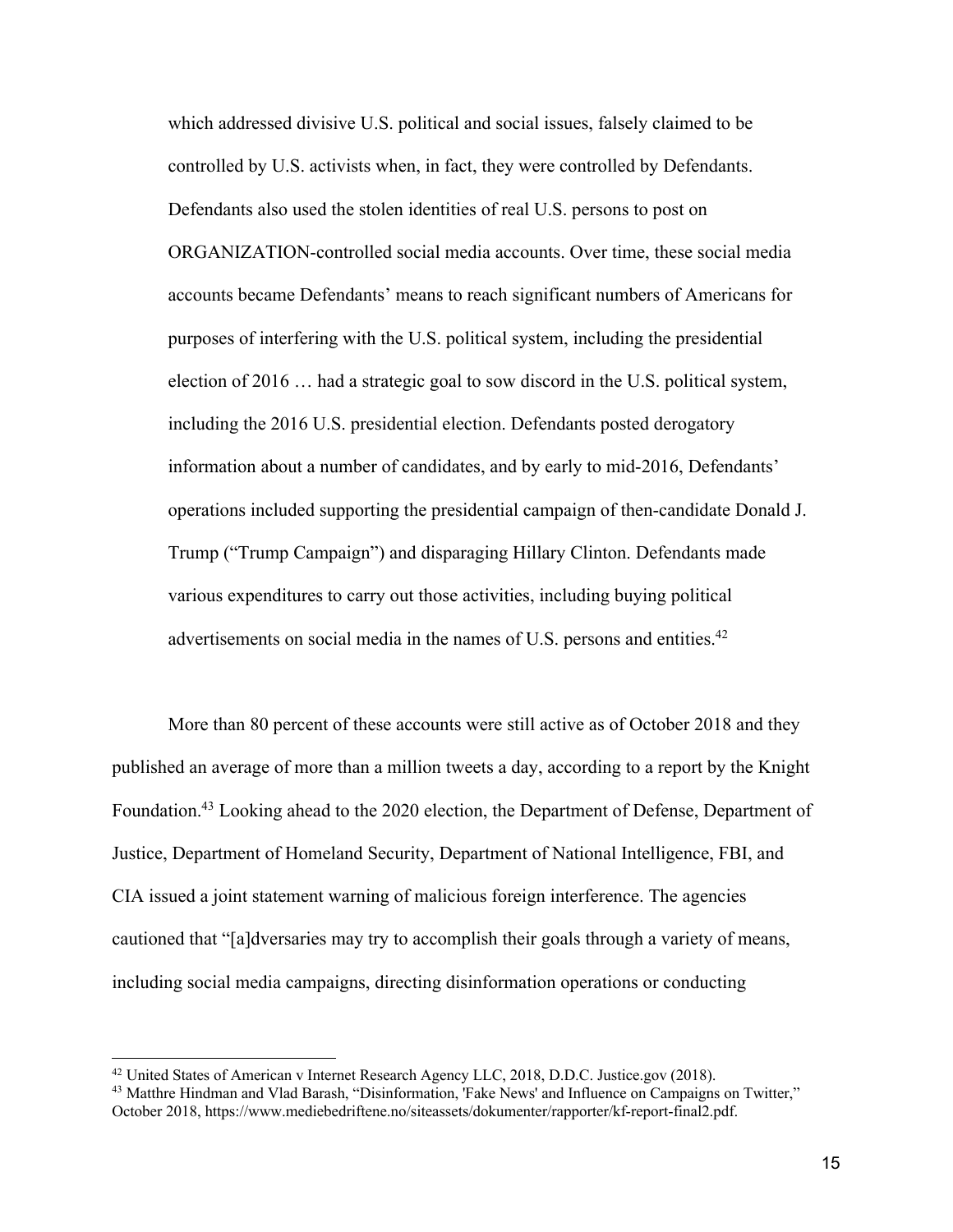> which addressed divisive U.S. political and social issues, falsely claimed to be controlled by U.S. activists when, in fact, they were controlled by Defendants. Defendants also used the stolen identities of real U.S. persons to post on ORGANIZATION-controlled social media accounts. Over time, these social media accounts became Defendants' means to reach significant numbers of Americans for purposes of interfering with the U.S. political system, including the presidential election of 2016 … had a strategic goal to sow discord in the U.S. political system, including the 2016 U.S. presidential election. Defendants posted derogatory information about a number of candidates, and by early to mid-2016, Defendants' operations included supporting the presidential campaign of then-candidate Donald J. Trump ("Trump Campaign") and disparaging Hillary Clinton. Defendants made various expenditures to carry out those activities, including buying political advertisements on social media in the names of U.S. persons and entities.[42]

More than 80 percent of these accounts were still active as of October 2018 and they published an average of more than a million tweets a day, according to a report by the Knight Foundation.[43] Looking ahead to the 2020 election, the Department of Defense, Department of Justice, Department of Homeland Security, Department of National Intelligence, FBI, and CIA issued a joint statement warning of malicious foreign interference. The agencies cautioned that "[a]dversaries may try to accomplish their goals through a variety of means, including social media campaigns, directing disinformation operations or conducting

---

[42] United States of American v Internet Research Agency LLC, 2018, D.D.C. Justice.gov (2018).

[43] Matthre Hindman and Vlad Barash, "Disinformation, 'Fake News' and Influence on Campaigns on Twitter," October 2018, https://www.mediebedriftene.no/siteassets/dokumenter/rapporter/kf-report-final2.pdf.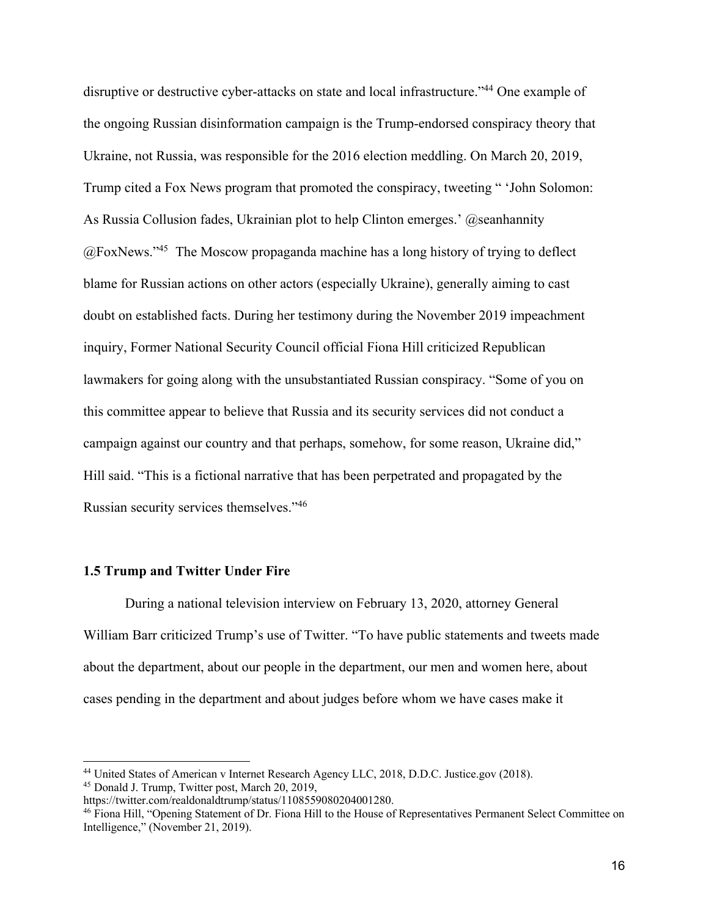disruptive or destructive cyber-attacks on state and local infrastructure."[44] One example of the ongoing Russian disinformation campaign is the Trump-endorsed conspiracy theory that Ukraine, not Russia, was responsible for the 2016 election meddling. On March 20, 2019, Trump cited a Fox News program that promoted the conspiracy, tweeting " 'John Solomon: As Russia Collusion fades, Ukrainian plot to help Clinton emerges.' @seanhannity @FoxNews."[45] The Moscow propaganda machine has a long history of trying to deflect blame for Russian actions on other actors (especially Ukraine), generally aiming to cast doubt on established facts. During her testimony during the November 2019 impeachment inquiry, Former National Security Council official Fiona Hill criticized Republican lawmakers for going along with the unsubstantiated Russian conspiracy. "Some of you on this committee appear to believe that Russia and its security services did not conduct a campaign against our country and that perhaps, somehow, for some reason, Ukraine did," Hill said. "This is a fictional narrative that has been perpetrated and propagated by the Russian security services themselves."[46]

### 1.5 Trump and Twitter Under Fire

During a national television interview on February 13, 2020, attorney General William Barr criticized Trump's use of Twitter. "To have public statements and tweets made about the department, about our people in the department, our men and women here, about cases pending in the department and about judges before whom we have cases make it

---

[44] United States of American v Internet Research Agency LLC, 2018, D.D.C. Justice.gov (2018).

[45] Donald J. Trump, Twitter post, March 20, 2019, https://twitter.com/realdonaldtrump/status/1108559080204001280.

[46] Fiona Hill, "Opening Statement of Dr. Fiona Hill to the House of Representatives Permanent Select Committee on Intelligence," (November 21, 2019).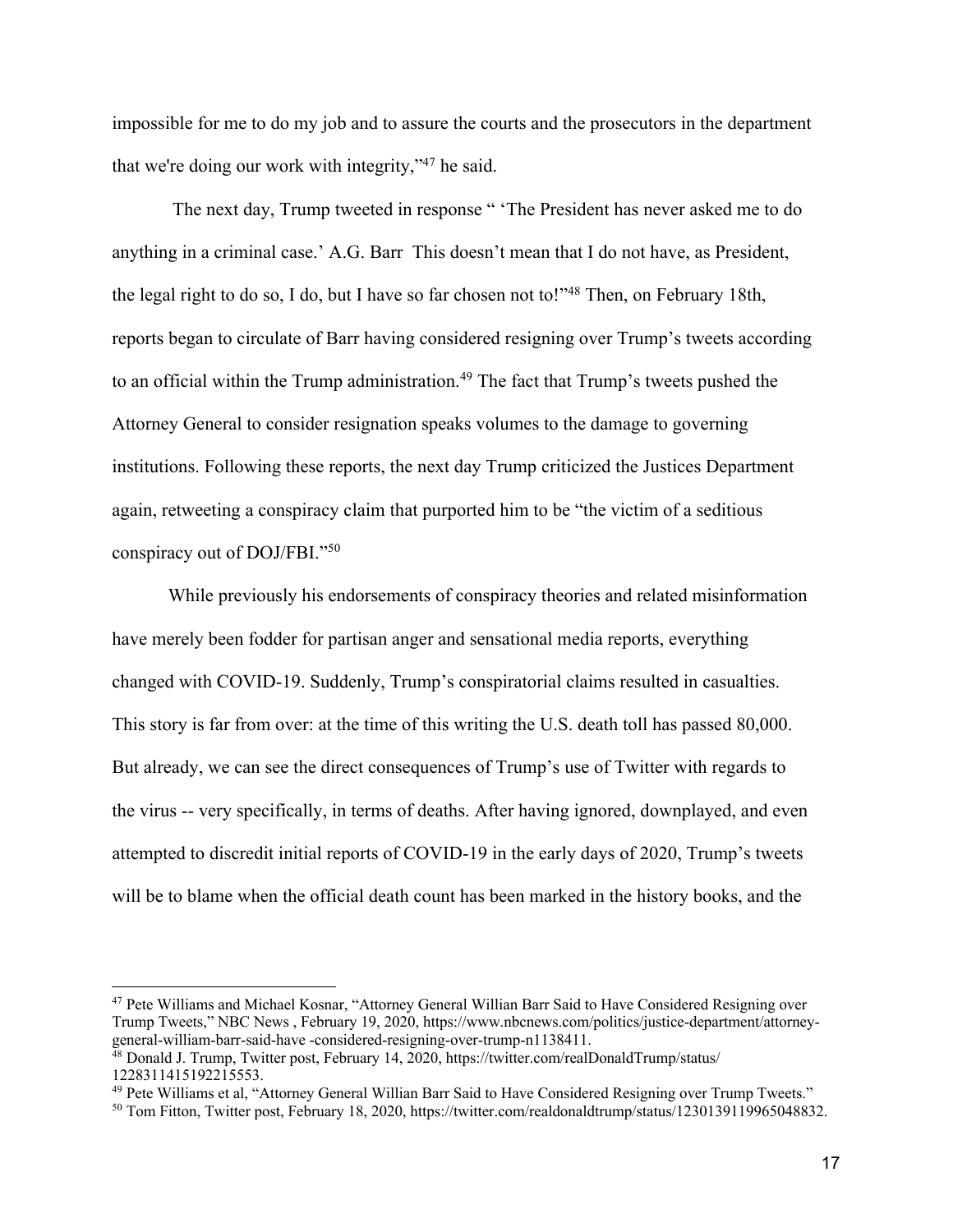impossible for me to do my job and to assure the courts and the prosecutors in the department that we're doing our work with integrity,"[47] he said.

The next day, Trump tweeted in response " 'The President has never asked me to do anything in a criminal case.' A.G. Barr  This doesn't mean that I do not have, as President, the legal right to do so, I do, but I have so far chosen not to!"[48] Then, on February 18th, reports began to circulate of Barr having considered resigning over Trump's tweets according to an official within the Trump administration.[49] The fact that Trump's tweets pushed the Attorney General to consider resignation speaks volumes to the damage to governing institutions. Following these reports, the next day Trump criticized the Justices Department again, retweeting a conspiracy claim that purported him to be "the victim of a seditious conspiracy out of DOJ/FBI."[50]

While previously his endorsements of conspiracy theories and related misinformation have merely been fodder for partisan anger and sensational media reports, everything changed with COVID-19. Suddenly, Trump's conspiratorial claims resulted in casualties. This story is far from over: at the time of this writing the U.S. death toll has passed 80,000. But already, we can see the direct consequences of Trump's use of Twitter with regards to the virus -- very specifically, in terms of deaths. After having ignored, downplayed, and even attempted to discredit initial reports of COVID-19 in the early days of 2020, Trump's tweets will be to blame when the official death count has been marked in the history books, and the

---

[47] Pete Williams and Michael Kosnar, "Attorney General Willian Barr Said to Have Considered Resigning over Trump Tweets," NBC News , February 19, 2020, https://www.nbcnews.com/politics/justice-department/attorney-general-william-barr-said-have -considered-resigning-over-trump-n1138411.

[48] Donald J. Trump, Twitter post, February 14, 2020, https://twitter.com/realDonaldTrump/status/1228311415192215553.

[49] Pete Williams et al, "Attorney General Willian Barr Said to Have Considered Resigning over Trump Tweets."

[50] Tom Fitton, Twitter post, February 18, 2020, https://twitter.com/realdonaldtrump/status/1230139119965048832.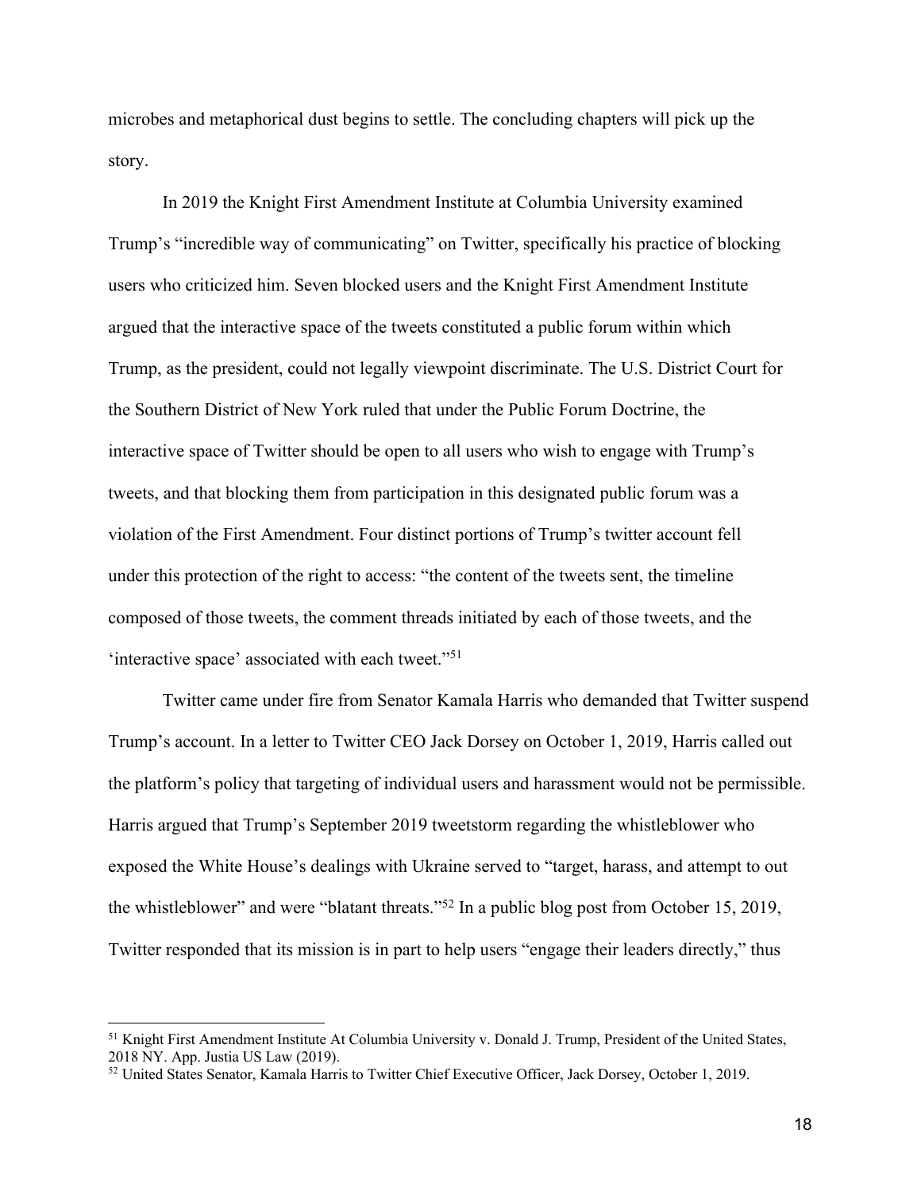microbes and metaphorical dust begins to settle. The concluding chapters will pick up the story.

In 2019 the Knight First Amendment Institute at Columbia University examined Trump's "incredible way of communicating" on Twitter, specifically his practice of blocking users who criticized him. Seven blocked users and the Knight First Amendment Institute argued that the interactive space of the tweets constituted a public forum within which Trump, as the president, could not legally viewpoint discriminate. The U.S. District Court for the Southern District of New York ruled that under the Public Forum Doctrine, the interactive space of Twitter should be open to all users who wish to engage with Trump's tweets, and that blocking them from participation in this designated public forum was a violation of the First Amendment. Four distinct portions of Trump's twitter account fell under this protection of the right to access: "the content of the tweets sent, the timeline composed of those tweets, the comment threads initiated by each of those tweets, and the 'interactive space' associated with each tweet."[51]

Twitter came under fire from Senator Kamala Harris who demanded that Twitter suspend Trump's account. In a letter to Twitter CEO Jack Dorsey on October 1, 2019, Harris called out the platform's policy that targeting of individual users and harassment would not be permissible. Harris argued that Trump's September 2019 tweetstorm regarding the whistleblower who exposed the White House's dealings with Ukraine served to "target, harass, and attempt to out the whistleblower" and were "blatant threats."[52] In a public blog post from October 15, 2019, Twitter responded that its mission is in part to help users "engage their leaders directly," thus

---

[51] Knight First Amendment Institute At Columbia University v. Donald J. Trump, President of the United States, 2018 NY. App. Justia US Law (2019).

[52] United States Senator, Kamala Harris to Twitter Chief Executive Officer, Jack Dorsey, October 1, 2019.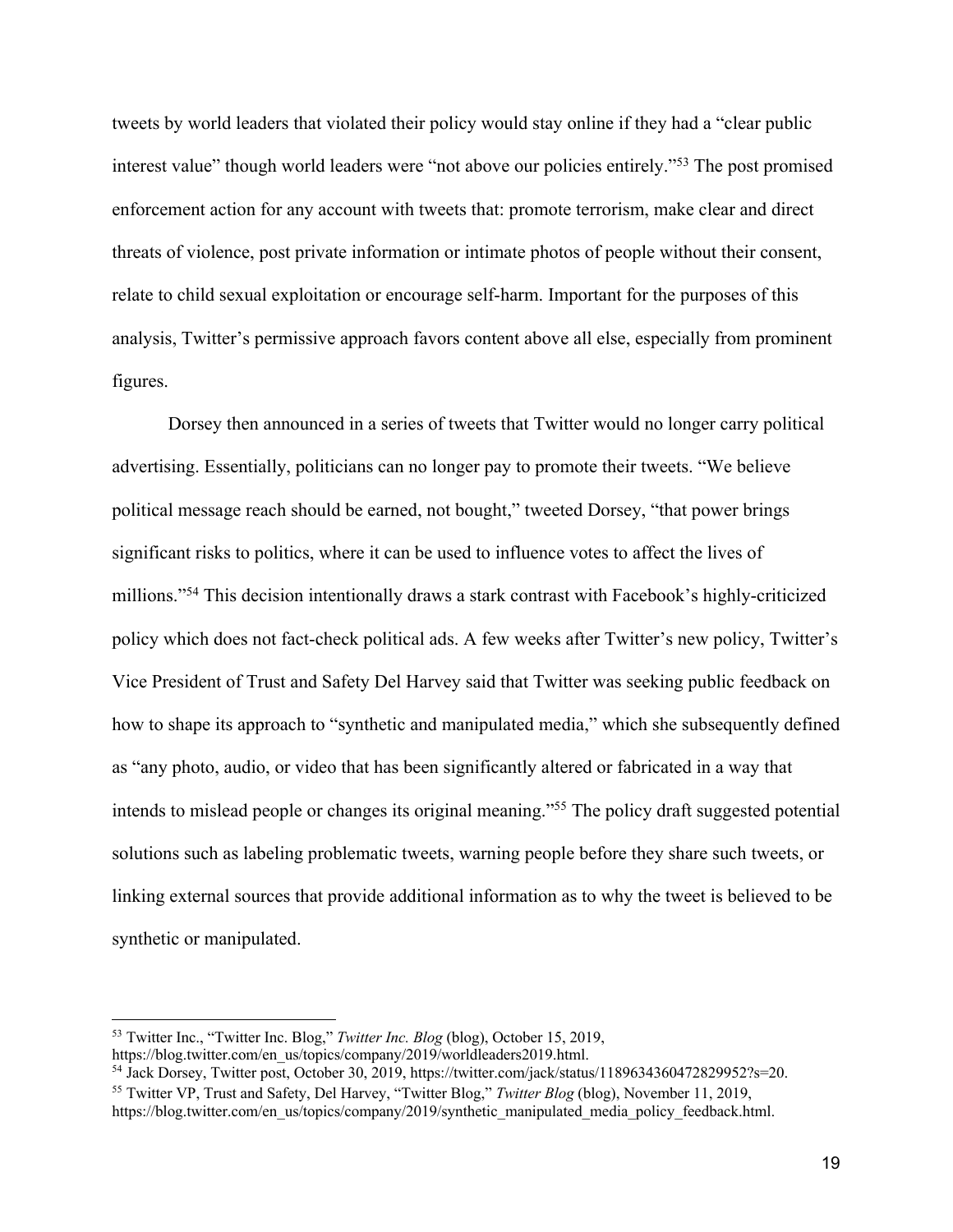tweets by world leaders that violated their policy would stay online if they had a "clear public interest value" though world leaders were "not above our policies entirely."[53] The post promised enforcement action for any account with tweets that: promote terrorism, make clear and direct threats of violence, post private information or intimate photos of people without their consent, relate to child sexual exploitation or encourage self-harm. Important for the purposes of this analysis, Twitter's permissive approach favors content above all else, especially from prominent figures.

Dorsey then announced in a series of tweets that Twitter would no longer carry political advertising. Essentially, politicians can no longer pay to promote their tweets. "We believe political message reach should be earned, not bought," tweeted Dorsey, "that power brings significant risks to politics, where it can be used to influence votes to affect the lives of millions."[54] This decision intentionally draws a stark contrast with Facebook's highly-criticized policy which does not fact-check political ads. A few weeks after Twitter's new policy, Twitter's Vice President of Trust and Safety Del Harvey said that Twitter was seeking public feedback on how to shape its approach to "synthetic and manipulated media," which she subsequently defined as "any photo, audio, or video that has been significantly altered or fabricated in a way that intends to mislead people or changes its original meaning."[55] The policy draft suggested potential solutions such as labeling problematic tweets, warning people before they share such tweets, or linking external sources that provide additional information as to why the tweet is believed to be synthetic or manipulated.

---

[53] Twitter Inc., "Twitter Inc. Blog," *Twitter Inc. Blog* (blog), October 15, 2019, https://blog.twitter.com/en_us/topics/company/2019/worldleaders2019.html.

[54] Jack Dorsey, Twitter post, October 30, 2019, https://twitter.com/jack/status/1189634360472829952?s=20.

[55] Twitter VP, Trust and Safety, Del Harvey, "Twitter Blog," *Twitter Blog* (blog), November 11, 2019, https://blog.twitter.com/en_us/topics/company/2019/synthetic_manipulated_media_policy_feedback.html.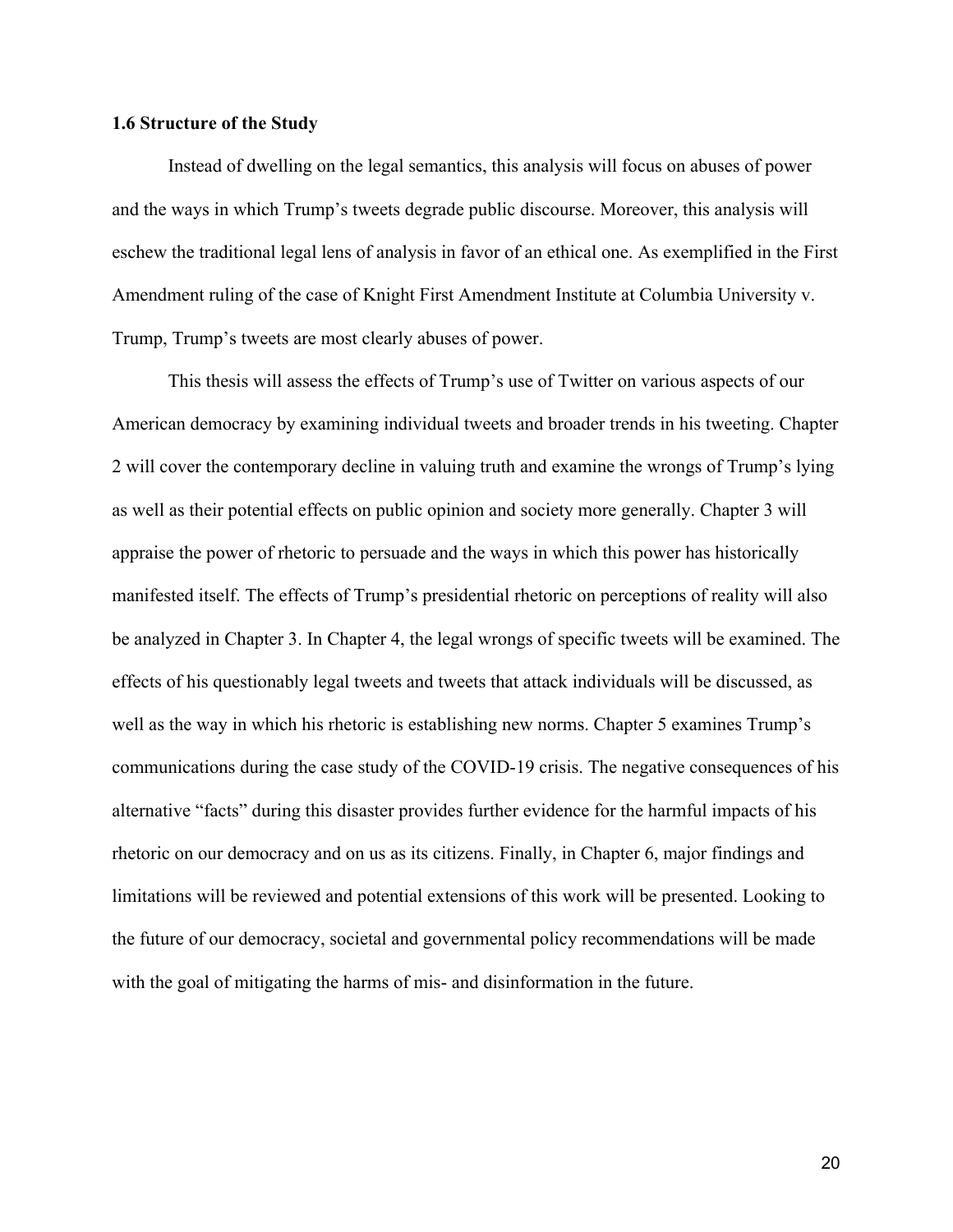### 1.6 Structure of the Study

Instead of dwelling on the legal semantics, this analysis will focus on abuses of power and the ways in which Trump's tweets degrade public discourse. Moreover, this analysis will eschew the traditional legal lens of analysis in favor of an ethical one. As exemplified in the First Amendment ruling of the case of Knight First Amendment Institute at Columbia University v. Trump, Trump's tweets are most clearly abuses of power.

This thesis will assess the effects of Trump's use of Twitter on various aspects of our American democracy by examining individual tweets and broader trends in his tweeting. Chapter 2 will cover the contemporary decline in valuing truth and examine the wrongs of Trump's lying as well as their potential effects on public opinion and society more generally. Chapter 3 will appraise the power of rhetoric to persuade and the ways in which this power has historically manifested itself. The effects of Trump's presidential rhetoric on perceptions of reality will also be analyzed in Chapter 3. In Chapter 4, the legal wrongs of specific tweets will be examined. The effects of his questionably legal tweets and tweets that attack individuals will be discussed, as well as the way in which his rhetoric is establishing new norms. Chapter 5 examines Trump's communications during the case study of the COVID-19 crisis. The negative consequences of his alternative "facts" during this disaster provides further evidence for the harmful impacts of his rhetoric on our democracy and on us as its citizens. Finally, in Chapter 6, major findings and limitations will be reviewed and potential extensions of this work will be presented. Looking to the future of our democracy, societal and governmental policy recommendations will be made with the goal of mitigating the harms of mis- and disinformation in the future.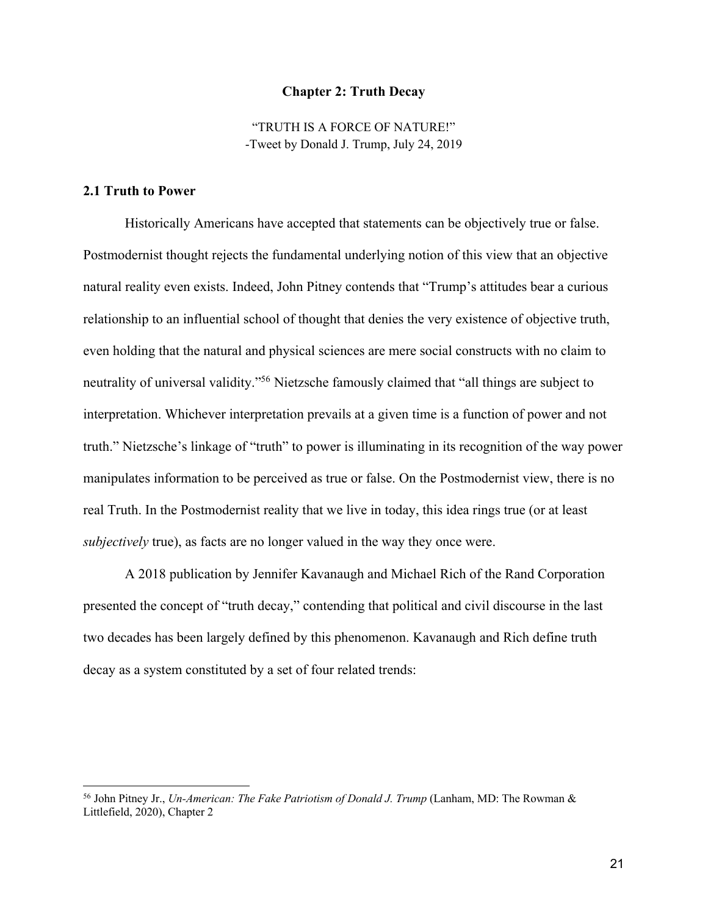## Chapter 2: Truth Decay

"TRUTH IS A FORCE OF NATURE!"
-Tweet by Donald J. Trump, July 24, 2019

### 2.1 Truth to Power

Historically Americans have accepted that statements can be objectively true or false. Postmodernist thought rejects the fundamental underlying notion of this view that an objective natural reality even exists. Indeed, John Pitney contends that "Trump's attitudes bear a curious relationship to an influential school of thought that denies the very existence of objective truth, even holding that the natural and physical sciences are mere social constructs with no claim to neutrality of universal validity."[56] Nietzsche famously claimed that "all things are subject to interpretation. Whichever interpretation prevails at a given time is a function of power and not truth." Nietzsche's linkage of "truth" to power is illuminating in its recognition of the way power manipulates information to be perceived as true or false. On the Postmodernist view, there is no real Truth. In the Postmodernist reality that we live in today, this idea rings true (or at least *subjectively* true), as facts are no longer valued in the way they once were.

A 2018 publication by Jennifer Kavanaugh and Michael Rich of the Rand Corporation presented the concept of "truth decay," contending that political and civil discourse in the last two decades has been largely defined by this phenomenon. Kavanaugh and Rich define truth decay as a system constituted by a set of four related trends:

---

[56] John Pitney Jr., *Un-American: The Fake Patriotism of Donald J. Trump* (Lanham, MD: The Rowman & Littlefield, 2020), Chapter 2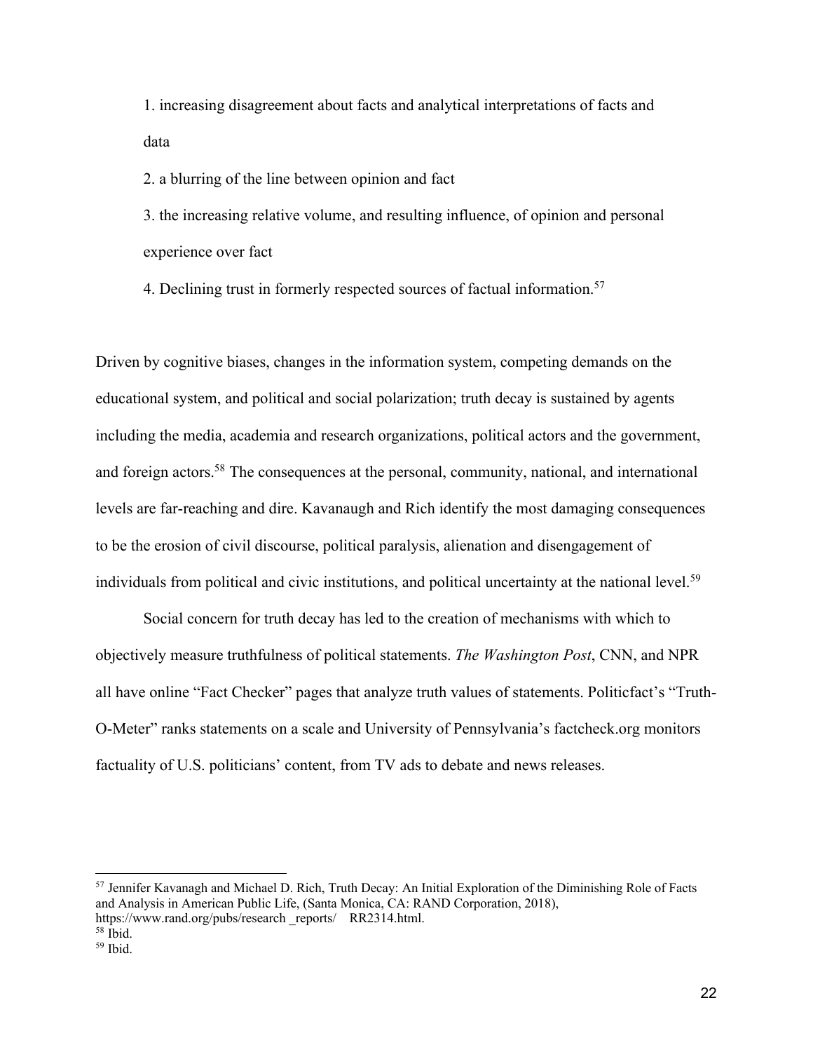1. increasing disagreement about facts and analytical interpretations of facts and data
2. a blurring of the line between opinion and fact
3. the increasing relative volume, and resulting influence, of opinion and personal experience over fact
4. Declining trust in formerly respected sources of factual information.[57]

Driven by cognitive biases, changes in the information system, competing demands on the educational system, and political and social polarization; truth decay is sustained by agents including the media, academia and research organizations, political actors and the government, and foreign actors.[58] The consequences at the personal, community, national, and international levels are far-reaching and dire. Kavanaugh and Rich identify the most damaging consequences to be the erosion of civil discourse, political paralysis, alienation and disengagement of individuals from political and civic institutions, and political uncertainty at the national level.[59]

Social concern for truth decay has led to the creation of mechanisms with which to objectively measure truthfulness of political statements. *The Washington Post*, CNN, and NPR all have online "Fact Checker" pages that analyze truth values of statements. Politicfact's "Truth-O-Meter" ranks statements on a scale and University of Pennsylvania's factcheck.org monitors factuality of U.S. politicians' content, from TV ads to debate and news releases.

---

[57] Jennifer Kavanagh and Michael D. Rich, Truth Decay: An Initial Exploration of the Diminishing Role of Facts and Analysis in American Public Life, (Santa Monica, CA: RAND Corporation, 2018), https://www.rand.org/pubs/research _reports/ RR2314.html.

[58] Ibid.

[59] Ibid.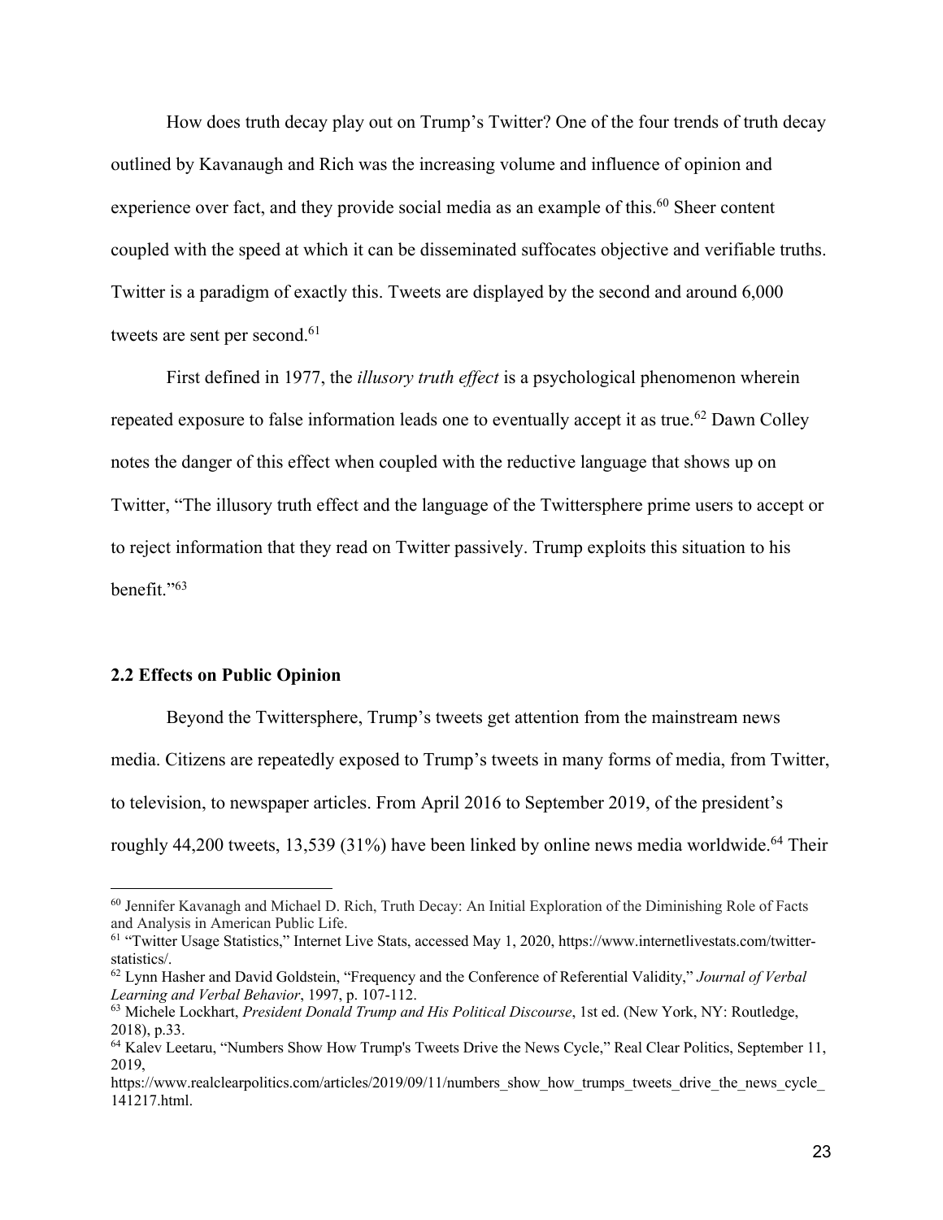How does truth decay play out on Trump's Twitter? One of the four trends of truth decay outlined by Kavanaugh and Rich was the increasing volume and influence of opinion and experience over fact, and they provide social media as an example of this.[60] Sheer content coupled with the speed at which it can be disseminated suffocates objective and verifiable truths. Twitter is a paradigm of exactly this. Tweets are displayed by the second and around 6,000 tweets are sent per second.[61]

First defined in 1977, the *illusory truth effect* is a psychological phenomenon wherein repeated exposure to false information leads one to eventually accept it as true.[62] Dawn Colley notes the danger of this effect when coupled with the reductive language that shows up on Twitter, "The illusory truth effect and the language of the Twittersphere prime users to accept or to reject information that they read on Twitter passively. Trump exploits this situation to his benefit."[63]

### 2.2 Effects on Public Opinion

Beyond the Twittersphere, Trump's tweets get attention from the mainstream news media. Citizens are repeatedly exposed to Trump's tweets in many forms of media, from Twitter, to television, to newspaper articles. From April 2016 to September 2019, of the president's roughly 44,200 tweets, 13,539 (31%) have been linked by online news media worldwide.[64] Their

---

[60] Jennifer Kavanagh and Michael D. Rich, Truth Decay: An Initial Exploration of the Diminishing Role of Facts and Analysis in American Public Life.

[61] "Twitter Usage Statistics," Internet Live Stats, accessed May 1, 2020, https://www.internetlivestats.com/twitter-statistics/.

[62] Lynn Hasher and David Goldstein, "Frequency and the Conference of Referential Validity," *Journal of Verbal Learning and Verbal Behavior*, 1997, p. 107-112.

[63] Michele Lockhart, *President Donald Trump and His Political Discourse*, 1st ed. (New York, NY: Routledge, 2018), p.33.

[64] Kalev Leetaru, "Numbers Show How Trump's Tweets Drive the News Cycle," Real Clear Politics, September 11, 2019, https://www.realclearpolitics.com/articles/2019/09/11/numbers_show_how_trumps_tweets_drive_the_news_cycle_141217.html.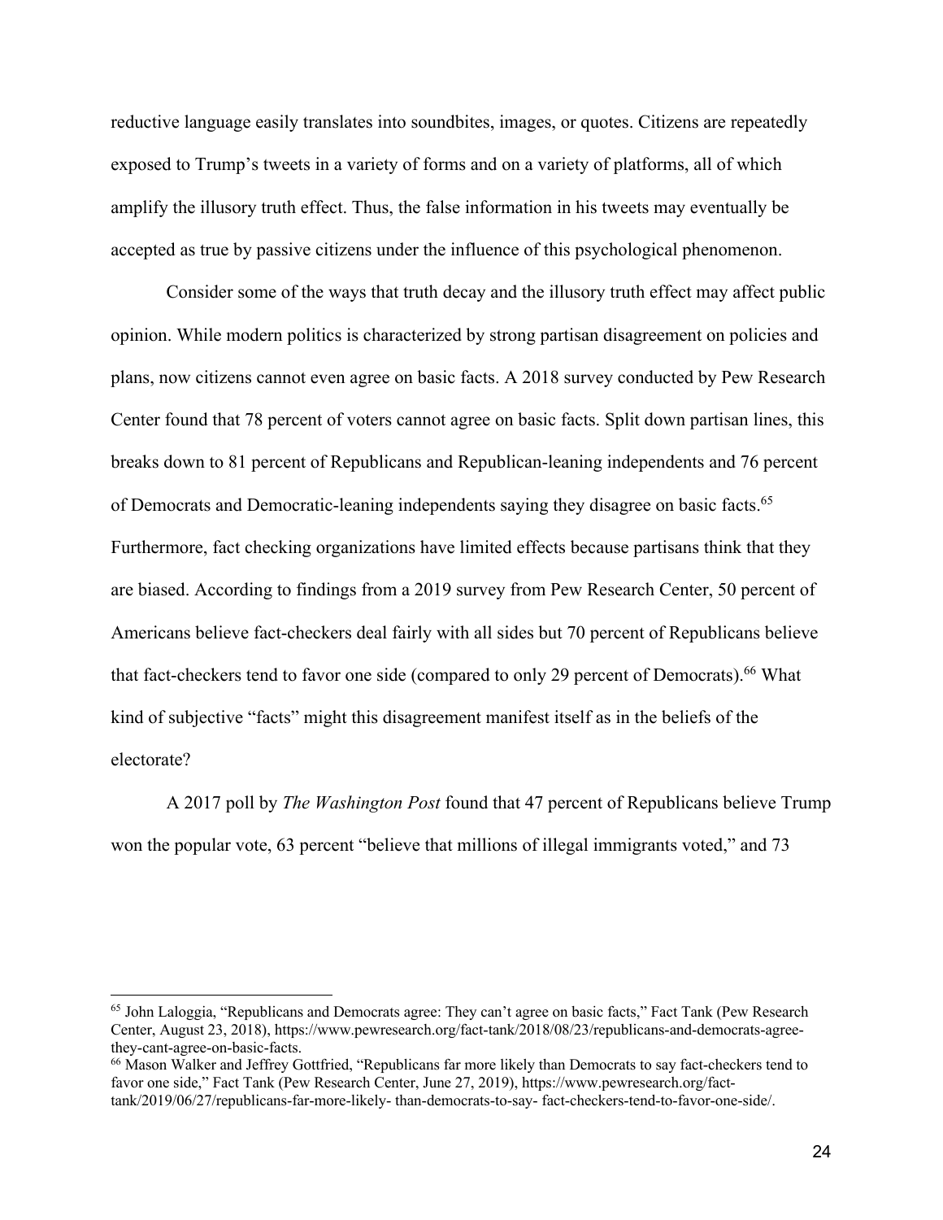reductive language easily translates into soundbites, images, or quotes. Citizens are repeatedly exposed to Trump's tweets in a variety of forms and on a variety of platforms, all of which amplify the illusory truth effect. Thus, the false information in his tweets may eventually be accepted as true by passive citizens under the influence of this psychological phenomenon.

Consider some of the ways that truth decay and the illusory truth effect may affect public opinion. While modern politics is characterized by strong partisan disagreement on policies and plans, now citizens cannot even agree on basic facts. A 2018 survey conducted by Pew Research Center found that 78 percent of voters cannot agree on basic facts. Split down partisan lines, this breaks down to 81 percent of Republicans and Republican-leaning independents and 76 percent of Democrats and Democratic-leaning independents saying they disagree on basic facts.[65] Furthermore, fact checking organizations have limited effects because partisans think that they are biased. According to findings from a 2019 survey from Pew Research Center, 50 percent of Americans believe fact-checkers deal fairly with all sides but 70 percent of Republicans believe that fact-checkers tend to favor one side (compared to only 29 percent of Democrats).[66] What kind of subjective "facts" might this disagreement manifest itself as in the beliefs of the electorate?

A 2017 poll by *The Washington Post* found that 47 percent of Republicans believe Trump won the popular vote, 63 percent "believe that millions of illegal immigrants voted," and 73

---

[65] John Laloggia, "Republicans and Democrats agree: They can't agree on basic facts," Fact Tank (Pew Research Center, August 23, 2018), https://www.pewresearch.org/fact-tank/2018/08/23/republicans-and-democrats-agree-they-cant-agree-on-basic-facts.

[66] Mason Walker and Jeffrey Gottfried, "Republicans far more likely than Democrats to say fact-checkers tend to favor one side," Fact Tank (Pew Research Center, June 27, 2019), https://www.pewresearch.org/fact-tank/2019/06/27/republicans-far-more-likely- than-democrats-to-say- fact-checkers-tend-to-favor-one-side/.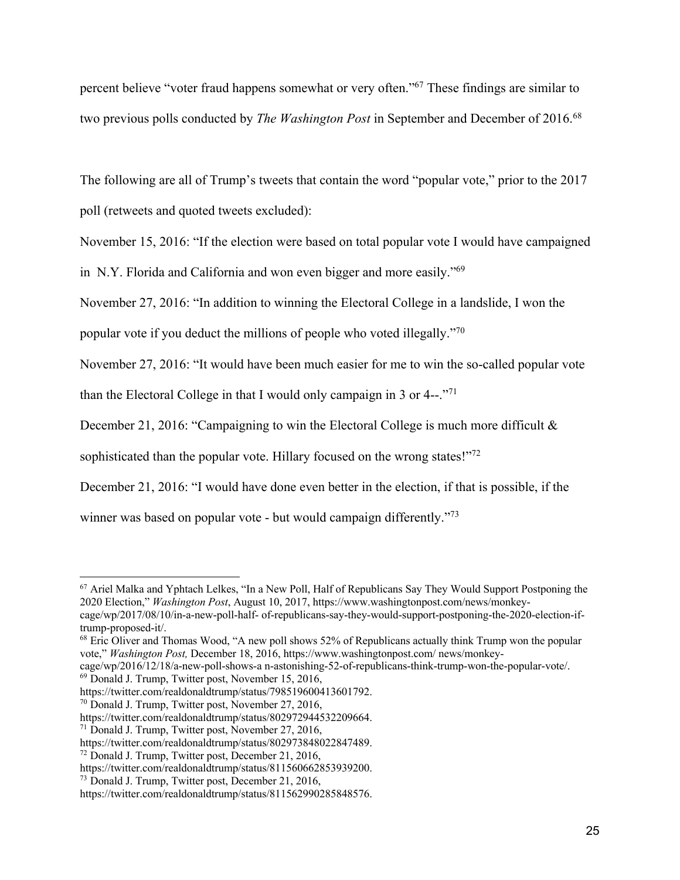percent believe "voter fraud happens somewhat or very often."[67] These findings are similar to two previous polls conducted by *The Washington Post* in September and December of 2016.[68]

The following are all of Trump's tweets that contain the word "popular vote," prior to the 2017 poll (retweets and quoted tweets excluded):

November 15, 2016: "If the election were based on total popular vote I would have campaigned in N.Y. Florida and California and won even bigger and more easily."[69]

November 27, 2016: "In addition to winning the Electoral College in a landslide, I won the popular vote if you deduct the millions of people who voted illegally."[70]

November 27, 2016: "It would have been much easier for me to win the so-called popular vote than the Electoral College in that I would only campaign in 3 or 4--."[71]

December 21, 2016: "Campaigning to win the Electoral College is much more difficult & sophisticated than the popular vote. Hillary focused on the wrong states!"[72]

December 21, 2016: "I would have done even better in the election, if that is possible, if the winner was based on popular vote - but would campaign differently."[73]

---

[67] Ariel Malka and Yphtach Lelkes, "In a New Poll, Half of Republicans Say They Would Support Postponing the 2020 Election," *Washington Post*, August 10, 2017, https://www.washingtonpost.com/news/monkey-cage/wp/2017/08/10/in-a-new-poll-half- of-republicans-say-they-would-support-postponing-the-2020-election-if-trump-proposed-it/.

[68] Eric Oliver and Thomas Wood, "A new poll shows 52% of Republicans actually think Trump won the popular vote," *Washington Post,* December 18, 2016, https://www.washingtonpost.com/ news/monkey-cage/wp/2016/12/18/a-new-poll-shows-a n-astonishing-52-of-republicans-think-trump-won-the-popular-vote/.

[69] Donald J. Trump, Twitter post, November 15, 2016, https://twitter.com/realdonaldtrump/status/798519600413601792.

[70] Donald J. Trump, Twitter post, November 27, 2016, https://twitter.com/realdonaldtrump/status/802972944532209664.

[71] Donald J. Trump, Twitter post, November 27, 2016, https://twitter.com/realdonaldtrump/status/802973848022847489.

[72] Donald J. Trump, Twitter post, December 21, 2016, https://twitter.com/realdonaldtrump/status/811560662853939200.

[73] Donald J. Trump, Twitter post, December 21, 2016, https://twitter.com/realdonaldtrump/status/811562990285848576.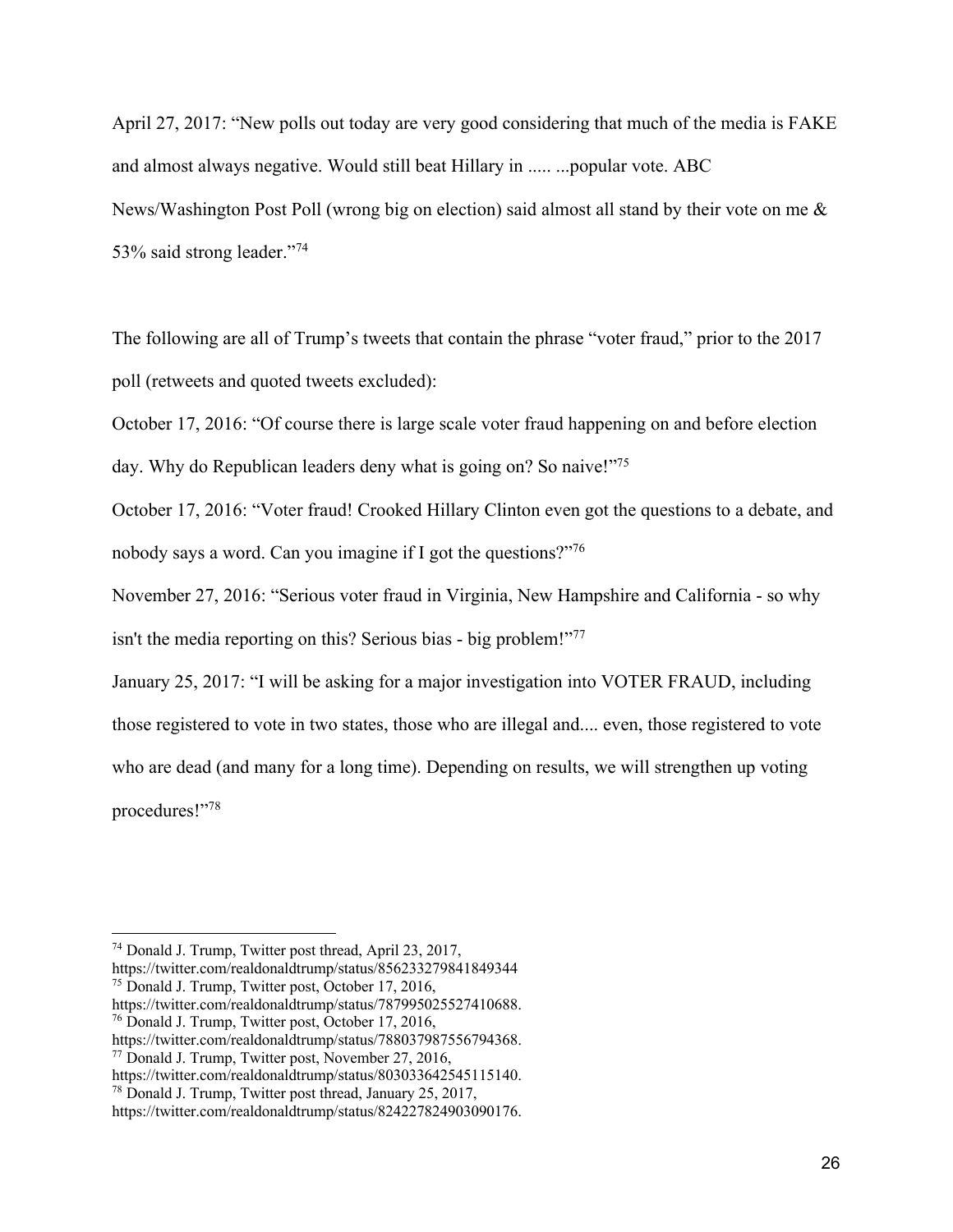April 27, 2017: "New polls out today are very good considering that much of the media is FAKE and almost always negative. Would still beat Hillary in ..... ...popular vote. ABC News/Washington Post Poll (wrong big on election) said almost all stand by their vote on me & 53% said strong leader."[74]

The following are all of Trump's tweets that contain the phrase "voter fraud," prior to the 2017 poll (retweets and quoted tweets excluded):

October 17, 2016: "Of course there is large scale voter fraud happening on and before election day. Why do Republican leaders deny what is going on? So naive!"[75]

October 17, 2016: "Voter fraud! Crooked Hillary Clinton even got the questions to a debate, and nobody says a word. Can you imagine if I got the questions?"[76]

November 27, 2016: "Serious voter fraud in Virginia, New Hampshire and California - so why isn't the media reporting on this? Serious bias - big problem!"[77]

January 25, 2017: "I will be asking for a major investigation into VOTER FRAUD, including those registered to vote in two states, those who are illegal and.... even, those registered to vote who are dead (and many for a long time). Depending on results, we will strengthen up voting procedures!"[78]

---

[74] Donald J. Trump, Twitter post thread, April 23, 2017, https://twitter.com/realdonaldtrump/status/856233279841849344

[75] Donald J. Trump, Twitter post, October 17, 2016, https://twitter.com/realdonaldtrump/status/787995025527410688.

[76] Donald J. Trump, Twitter post, October 17, 2016, https://twitter.com/realdonaldtrump/status/788037987556794368.

[77] Donald J. Trump, Twitter post, November 27, 2016, https://twitter.com/realdonaldtrump/status/803033642545115140.

[78] Donald J. Trump, Twitter post thread, January 25, 2017, https://twitter.com/realdonaldtrump/status/824227824903090176.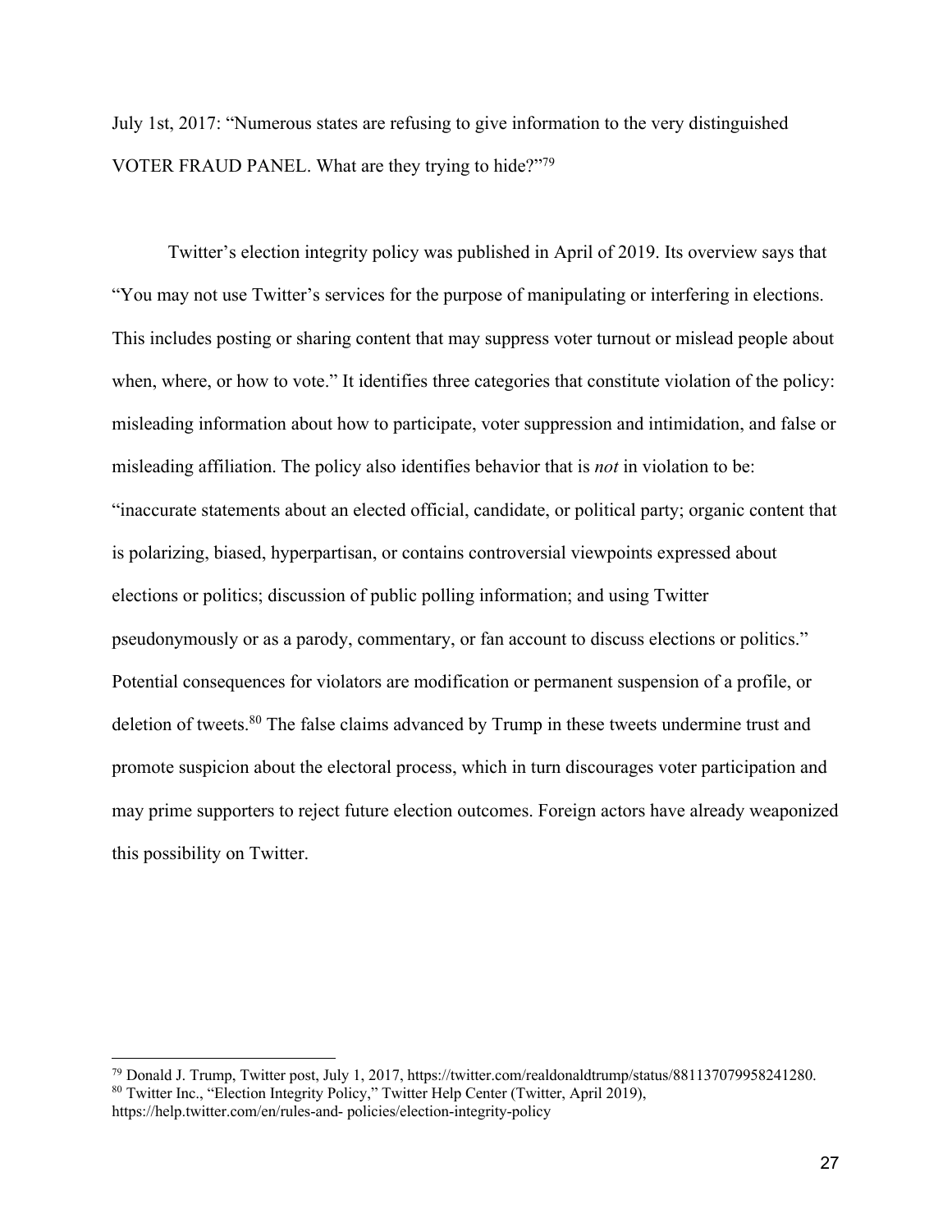July 1st, 2017: "Numerous states are refusing to give information to the very distinguished VOTER FRAUD PANEL. What are they trying to hide?"[79]

Twitter's election integrity policy was published in April of 2019. Its overview says that "You may not use Twitter's services for the purpose of manipulating or interfering in elections. This includes posting or sharing content that may suppress voter turnout or mislead people about when, where, or how to vote." It identifies three categories that constitute violation of the policy: misleading information about how to participate, voter suppression and intimidation, and false or misleading affiliation. The policy also identifies behavior that is *not* in violation to be: "inaccurate statements about an elected official, candidate, or political party; organic content that is polarizing, biased, hyperpartisan, or contains controversial viewpoints expressed about elections or politics; discussion of public polling information; and using Twitter pseudonymously or as a parody, commentary, or fan account to discuss elections or politics." Potential consequences for violators are modification or permanent suspension of a profile, or deletion of tweets.[80] The false claims advanced by Trump in these tweets undermine trust and promote suspicion about the electoral process, which in turn discourages voter participation and may prime supporters to reject future election outcomes. Foreign actors have already weaponized this possibility on Twitter.

---

[79] Donald J. Trump, Twitter post, July 1, 2017, https://twitter.com/realdonaldtrump/status/881137079958241280.

[80] Twitter Inc., "Election Integrity Policy," Twitter Help Center (Twitter, April 2019), https://help.twitter.com/en/rules-and- policies/election-integrity-policy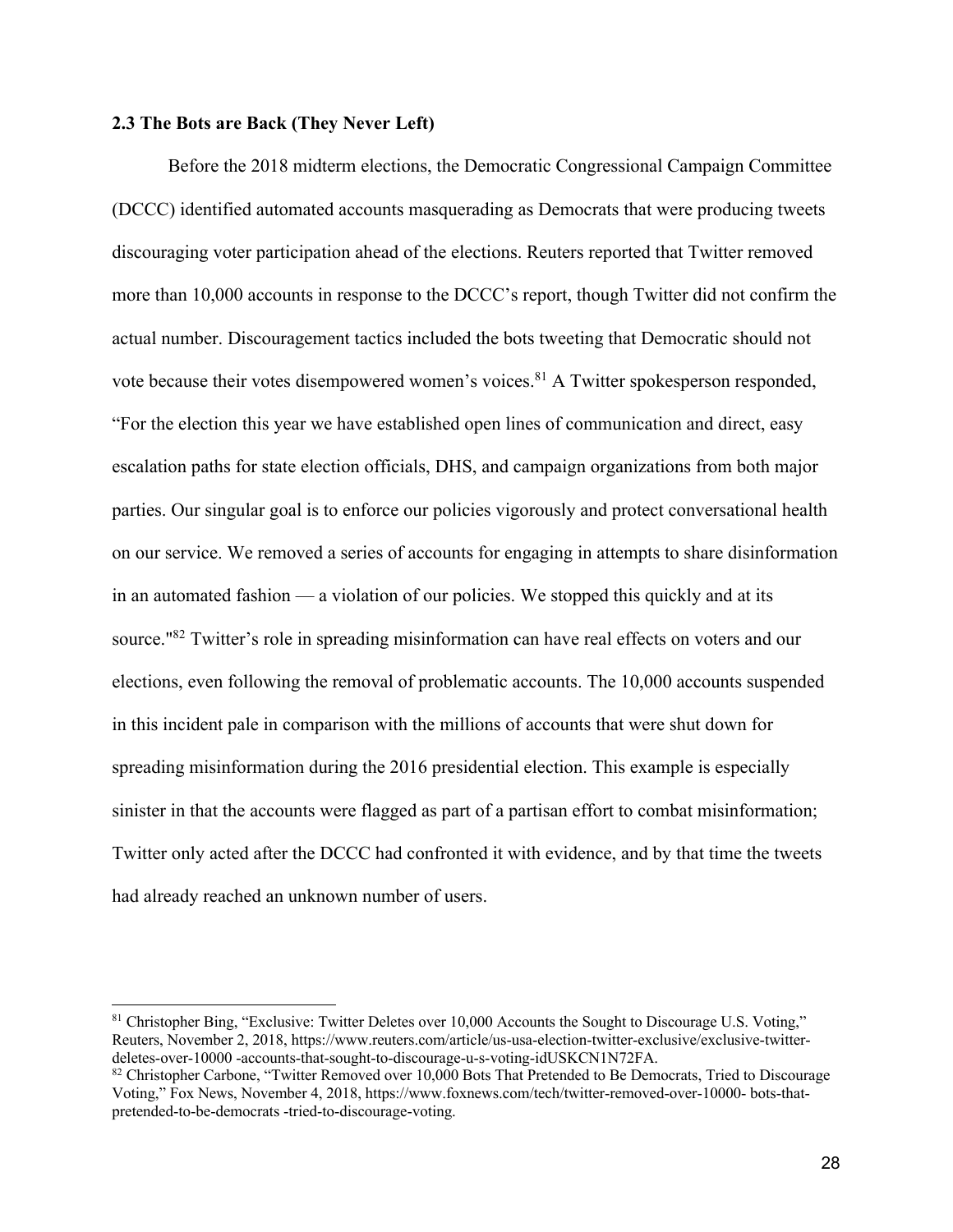### 2.3 The Bots are Back (They Never Left)

Before the 2018 midterm elections, the Democratic Congressional Campaign Committee (DCCC) identified automated accounts masquerading as Democrats that were producing tweets discouraging voter participation ahead of the elections. Reuters reported that Twitter removed more than 10,000 accounts in response to the DCCC's report, though Twitter did not confirm the actual number. Discouragement tactics included the bots tweeting that Democratic should not vote because their votes disempowered women's voices.[81] A Twitter spokesperson responded, "For the election this year we have established open lines of communication and direct, easy escalation paths for state election officials, DHS, and campaign organizations from both major parties. Our singular goal is to enforce our policies vigorously and protect conversational health on our service. We removed a series of accounts for engaging in attempts to share disinformation in an automated fashion — a violation of our policies. We stopped this quickly and at its source."[82] Twitter's role in spreading misinformation can have real effects on voters and our elections, even following the removal of problematic accounts. The 10,000 accounts suspended in this incident pale in comparison with the millions of accounts that were shut down for spreading misinformation during the 2016 presidential election. This example is especially sinister in that the accounts were flagged as part of a partisan effort to combat misinformation; Twitter only acted after the DCCC had confronted it with evidence, and by that time the tweets had already reached an unknown number of users.

---

[81] Christopher Bing, "Exclusive: Twitter Deletes over 10,000 Accounts the Sought to Discourage U.S. Voting," Reuters, November 2, 2018, https://www.reuters.com/article/us-usa-election-twitter-exclusive/exclusive-twitter-deletes-over-10000 -accounts-that-sought-to-discourage-u-s-voting-idUSKCN1N72FA.

[82] Christopher Carbone, "Twitter Removed over 10,000 Bots That Pretended to Be Democrats, Tried to Discourage Voting," Fox News, November 4, 2018, https://www.foxnews.com/tech/twitter-removed-over-10000- bots-that-pretended-to-be-democrats -tried-to-discourage-voting.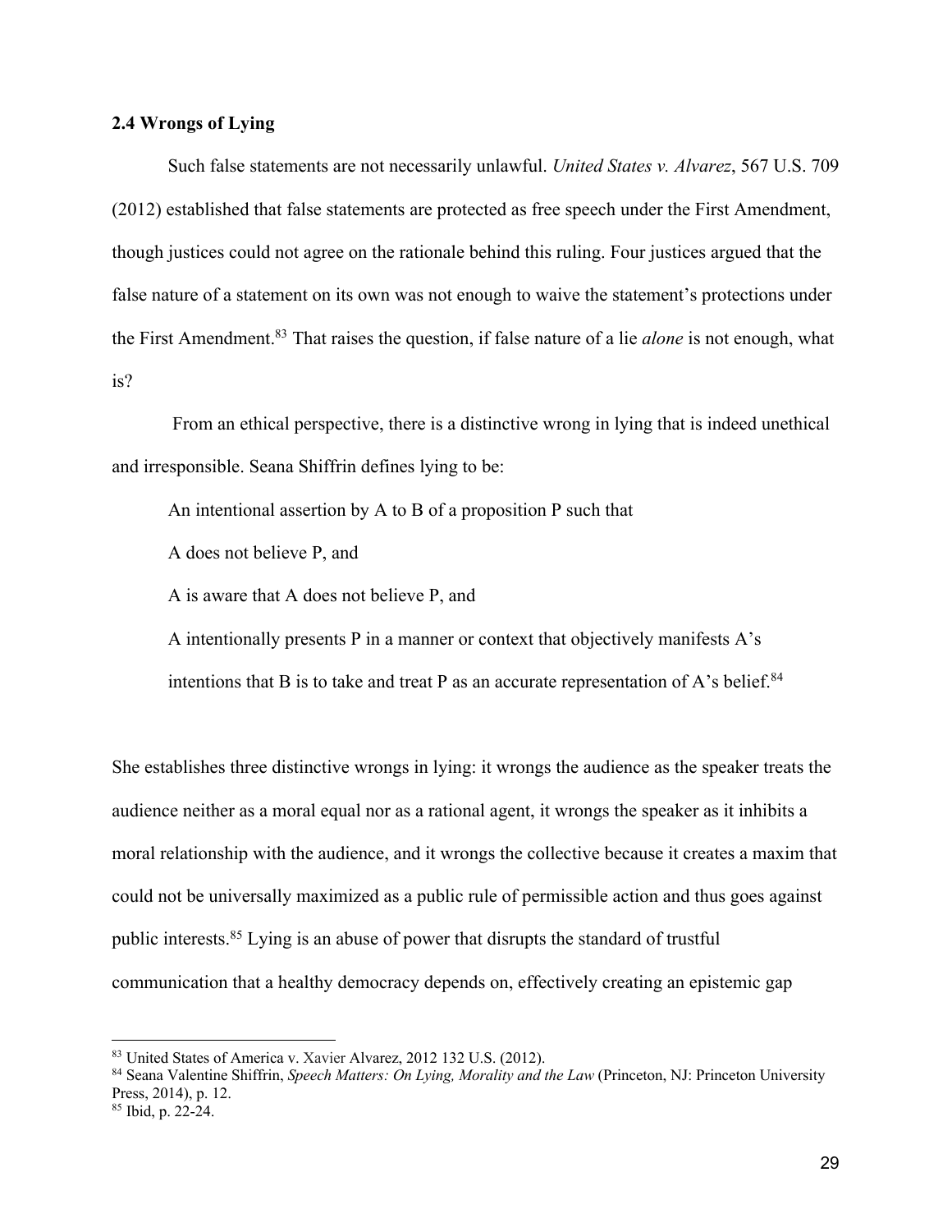### 2.4 Wrongs of Lying

Such false statements are not necessarily unlawful. *United States v. Alvarez*, 567 U.S. 709 (2012) established that false statements are protected as free speech under the First Amendment, though justices could not agree on the rationale behind this ruling. Four justices argued that the false nature of a statement on its own was not enough to waive the statement's protections under the First Amendment.[83] That raises the question, if false nature of a lie *alone* is not enough, what is?

From an ethical perspective, there is a distinctive wrong in lying that is indeed unethical and irresponsible. Seana Shiffrin defines lying to be:

> An intentional assertion by A to B of a proposition P such that
>
> A does not believe P, and
>
> A is aware that A does not believe P, and
>
> A intentionally presents P in a manner or context that objectively manifests A's intentions that B is to take and treat P as an accurate representation of A's belief.[84]

She establishes three distinctive wrongs in lying: it wrongs the audience as the speaker treats the audience neither as a moral equal nor as a rational agent, it wrongs the speaker as it inhibits a moral relationship with the audience, and it wrongs the collective because it creates a maxim that could not be universally maximized as a public rule of permissible action and thus goes against public interests.[85] Lying is an abuse of power that disrupts the standard of trustful communication that a healthy democracy depends on, effectively creating an epistemic gap

---

[83] United States of America v. Xavier Alvarez, 2012 132 U.S. (2012).

[84] Seana Valentine Shiffrin, *Speech Matters: On Lying, Morality and the Law* (Princeton, NJ: Princeton University Press, 2014), p. 12.

[85] Ibid, p. 22-24.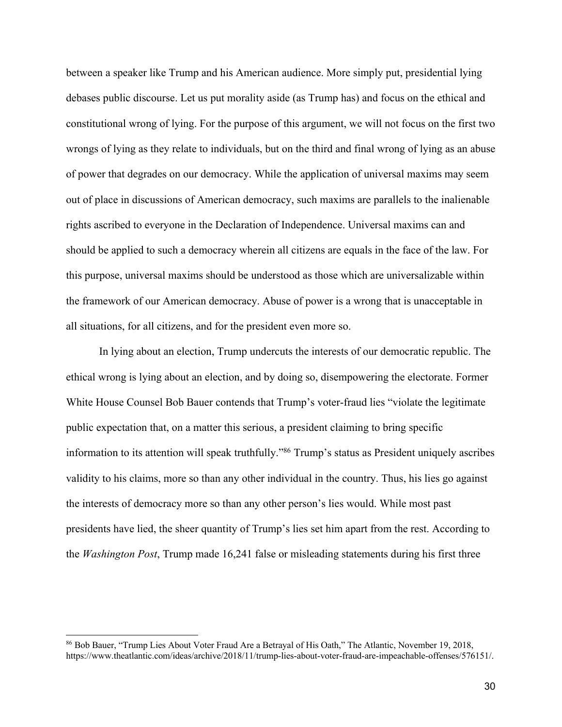between a speaker like Trump and his American audience. More simply put, presidential lying debases public discourse. Let us put morality aside (as Trump has) and focus on the ethical and constitutional wrong of lying. For the purpose of this argument, we will not focus on the first two wrongs of lying as they relate to individuals, but on the third and final wrong of lying as an abuse of power that degrades on our democracy. While the application of universal maxims may seem out of place in discussions of American democracy, such maxims are parallels to the inalienable rights ascribed to everyone in the Declaration of Independence. Universal maxims can and should be applied to such a democracy wherein all citizens are equals in the face of the law. For this purpose, universal maxims should be understood as those which are universalizable within the framework of our American democracy. Abuse of power is a wrong that is unacceptable in all situations, for all citizens, and for the president even more so.

In lying about an election, Trump undercuts the interests of our democratic republic. The ethical wrong is lying about an election, and by doing so, disempowering the electorate. Former White House Counsel Bob Bauer contends that Trump's voter-fraud lies "violate the legitimate public expectation that, on a matter this serious, a president claiming to bring specific information to its attention will speak truthfully."[86] Trump's status as President uniquely ascribes validity to his claims, more so than any other individual in the country. Thus, his lies go against the interests of democracy more so than any other person's lies would. While most past presidents have lied, the sheer quantity of Trump's lies set him apart from the rest. According to the *Washington Post*, Trump made 16,241 false or misleading statements during his first three

---

[86] Bob Bauer, "Trump Lies About Voter Fraud Are a Betrayal of His Oath," The Atlantic, November 19, 2018, https://www.theatlantic.com/ideas/archive/2018/11/trump-lies-about-voter-fraud-are-impeachable-offenses/576151/.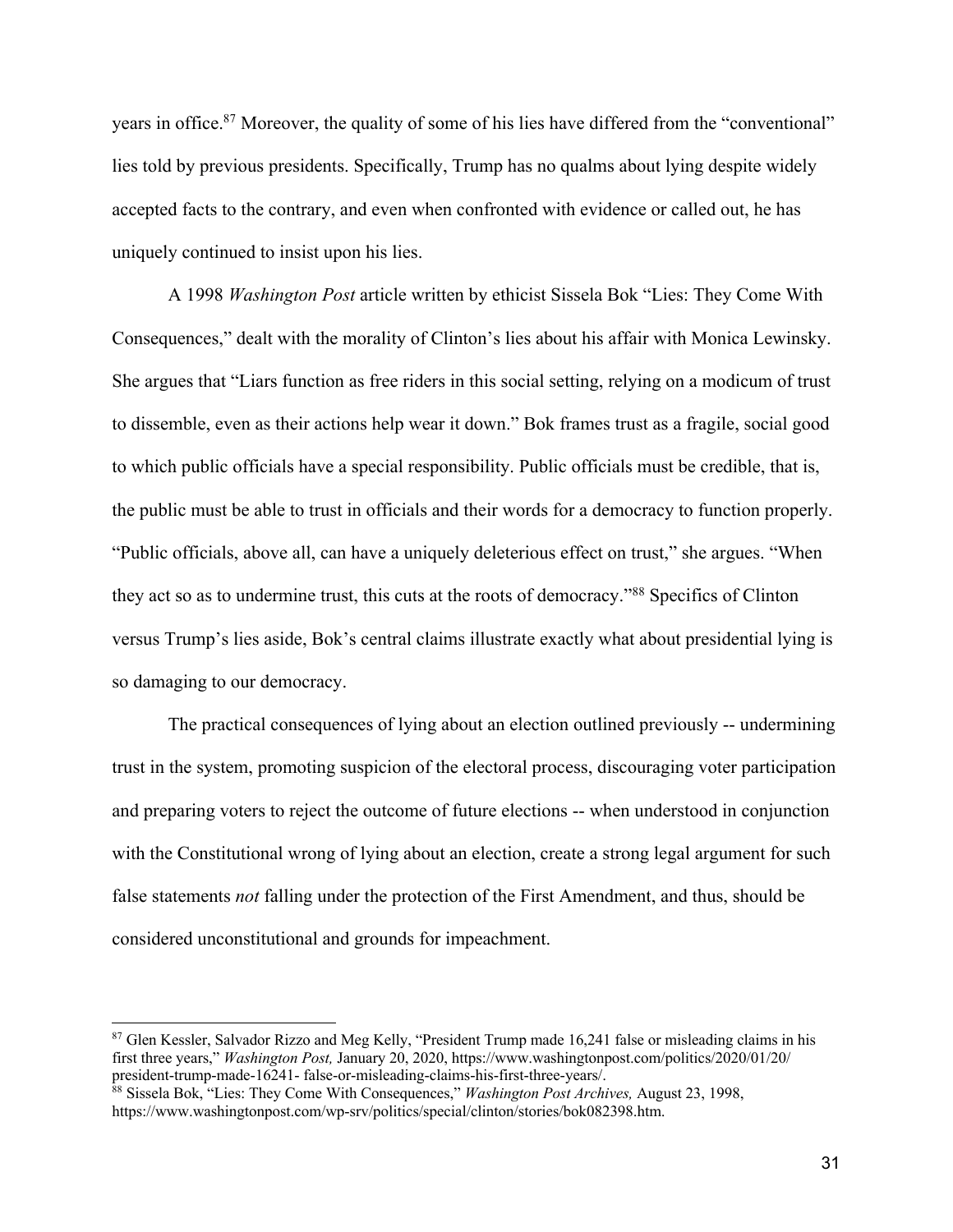years in office.[87] Moreover, the quality of some of his lies have differed from the "conventional" lies told by previous presidents. Specifically, Trump has no qualms about lying despite widely accepted facts to the contrary, and even when confronted with evidence or called out, he has uniquely continued to insist upon his lies.

A 1998 *Washington Post* article written by ethicist Sissela Bok "Lies: They Come With Consequences," dealt with the morality of Clinton's lies about his affair with Monica Lewinsky. She argues that "Liars function as free riders in this social setting, relying on a modicum of trust to dissemble, even as their actions help wear it down." Bok frames trust as a fragile, social good to which public officials have a special responsibility. Public officials must be credible, that is, the public must be able to trust in officials and their words for a democracy to function properly. "Public officials, above all, can have a uniquely deleterious effect on trust," she argues. "When they act so as to undermine trust, this cuts at the roots of democracy."[88] Specifics of Clinton versus Trump's lies aside, Bok's central claims illustrate exactly what about presidential lying is so damaging to our democracy.

The practical consequences of lying about an election outlined previously -- undermining trust in the system, promoting suspicion of the electoral process, discouraging voter participation and preparing voters to reject the outcome of future elections -- when understood in conjunction with the Constitutional wrong of lying about an election, create a strong legal argument for such false statements *not* falling under the protection of the First Amendment, and thus, should be considered unconstitutional and grounds for impeachment.

---

[87] Glen Kessler, Salvador Rizzo and Meg Kelly, "President Trump made 16,241 false or misleading claims in his first three years," *Washington Post,* January 20, 2020, https://www.washingtonpost.com/politics/2020/01/20/president-trump-made-16241- false-or-misleading-claims-his-first-three-years/.

[88] Sissela Bok, "Lies: They Come With Consequences," *Washington Post Archives,* August 23, 1998, https://www.washingtonpost.com/wp-srv/politics/special/clinton/stories/bok082398.htm.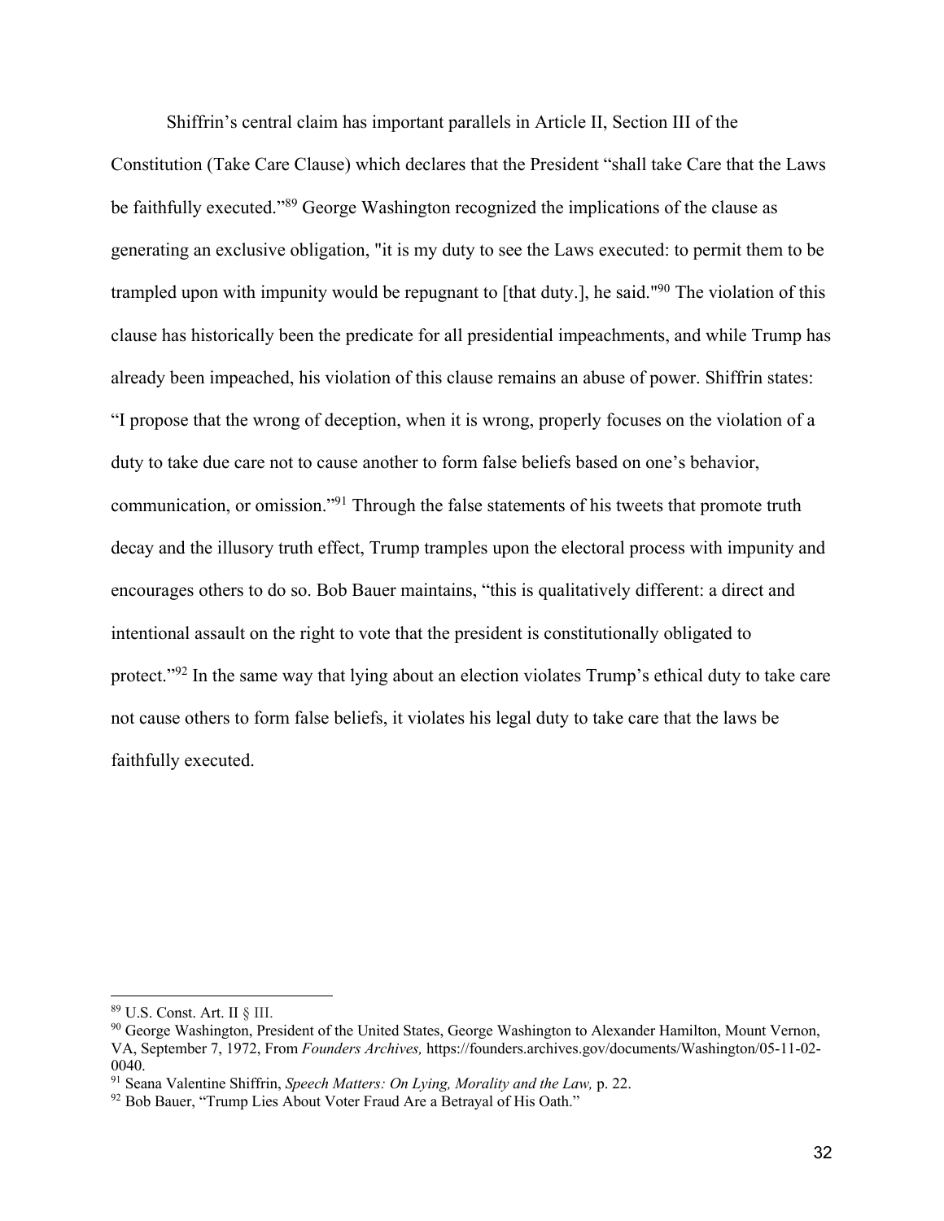Shiffrin's central claim has important parallels in Article II, Section III of the Constitution (Take Care Clause) which declares that the President "shall take Care that the Laws be faithfully executed."[89] George Washington recognized the implications of the clause as generating an exclusive obligation, "it is my duty to see the Laws executed: to permit them to be trampled upon with impunity would be repugnant to [that duty.], he said."[90] The violation of this clause has historically been the predicate for all presidential impeachments, and while Trump has already been impeached, his violation of this clause remains an abuse of power. Shiffrin states: "I propose that the wrong of deception, when it is wrong, properly focuses on the violation of a duty to take due care not to cause another to form false beliefs based on one's behavior, communication, or omission."[91] Through the false statements of his tweets that promote truth decay and the illusory truth effect, Trump tramples upon the electoral process with impunity and encourages others to do so. Bob Bauer maintains, "this is qualitatively different: a direct and intentional assault on the right to vote that the president is constitutionally obligated to protect."[92] In the same way that lying about an election violates Trump's ethical duty to take care not cause others to form false beliefs, it violates his legal duty to take care that the laws be faithfully executed.

---

[89] U.S. Const. Art. II § III.

[90] George Washington, President of the United States, George Washington to Alexander Hamilton, Mount Vernon, VA, September 7, 1972, From *Founders Archives,* https://founders.archives.gov/documents/Washington/05-11-02-0040.

[91] Seana Valentine Shiffrin, *Speech Matters: On Lying, Morality and the Law,* p. 22.

[92] Bob Bauer, "Trump Lies About Voter Fraud Are a Betrayal of His Oath."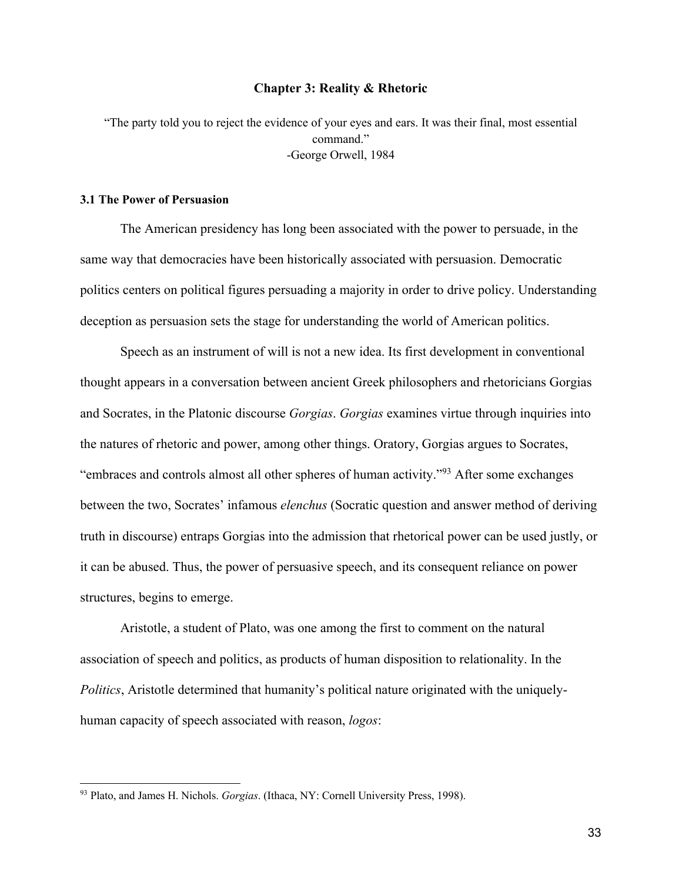## Chapter 3: Reality & Rhetoric

"The party told you to reject the evidence of your eyes and ears. It was their final, most essential command."
-George Orwell, 1984

### 3.1 The Power of Persuasion

The American presidency has long been associated with the power to persuade, in the same way that democracies have been historically associated with persuasion. Democratic politics centers on political figures persuading a majority in order to drive policy. Understanding deception as persuasion sets the stage for understanding the world of American politics.

Speech as an instrument of will is not a new idea. Its first development in conventional thought appears in a conversation between ancient Greek philosophers and rhetoricians Gorgias and Socrates, in the Platonic discourse *Gorgias*. *Gorgias* examines virtue through inquiries into the natures of rhetoric and power, among other things. Oratory, Gorgias argues to Socrates, "embraces and controls almost all other spheres of human activity."[93] After some exchanges between the two, Socrates' infamous *elenchus* (Socratic question and answer method of deriving truth in discourse) entraps Gorgias into the admission that rhetorical power can be used justly, or it can be abused. Thus, the power of persuasive speech, and its consequent reliance on power structures, begins to emerge.

Aristotle, a student of Plato, was one among the first to comment on the natural association of speech and politics, as products of human disposition to relationality. In the *Politics*, Aristotle determined that humanity's political nature originated with the uniquely-human capacity of speech associated with reason, *logos*:

---

[93] Plato, and James H. Nichols. *Gorgias*. (Ithaca, NY: Cornell University Press, 1998).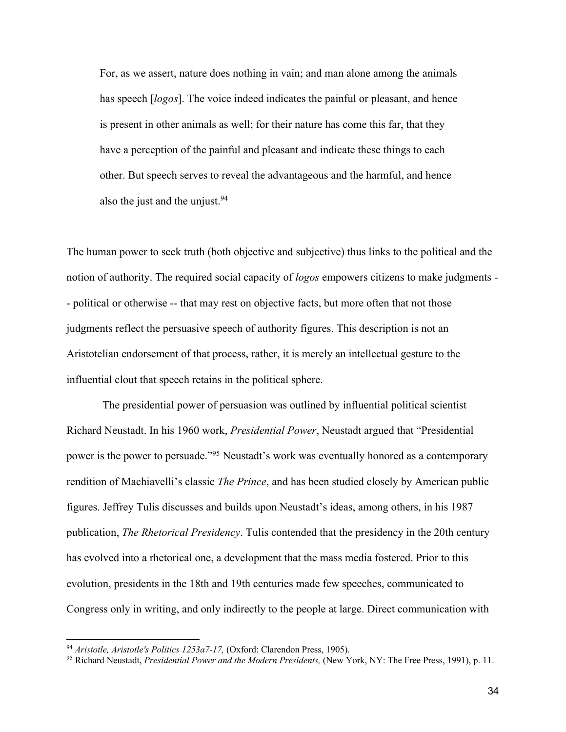> For, as we assert, nature does nothing in vain; and man alone among the animals has speech [*logos*]. The voice indeed indicates the painful or pleasant, and hence is present in other animals as well; for their nature has come this far, that they have a perception of the painful and pleasant and indicate these things to each other. But speech serves to reveal the advantageous and the harmful, and hence also the just and the unjust.[94]

The human power to seek truth (both objective and subjective) thus links to the political and the notion of authority. The required social capacity of *logos* empowers citizens to make judgments -- political or otherwise -- that may rest on objective facts, but more often that not those judgments reflect the persuasive speech of authority figures. This description is not an Aristotelian endorsement of that process, rather, it is merely an intellectual gesture to the influential clout that speech retains in the political sphere.

The presidential power of persuasion was outlined by influential political scientist Richard Neustadt. In his 1960 work, *Presidential Power*, Neustadt argued that "Presidential power is the power to persuade."[95] Neustadt's work was eventually honored as a contemporary rendition of Machiavelli's classic *The Prince*, and has been studied closely by American public figures. Jeffrey Tulis discusses and builds upon Neustadt's ideas, among others, in his 1987 publication, *The Rhetorical Presidency*. Tulis contended that the presidency in the 20th century has evolved into a rhetorical one, a development that the mass media fostered. Prior to this evolution, presidents in the 18th and 19th centuries made few speeches, communicated to Congress only in writing, and only indirectly to the people at large. Direct communication with

---

[94] *Aristotle, Aristotle's Politics 1253a7-17,* (Oxford: Clarendon Press, 1905).

[95] Richard Neustadt, *Presidential Power and the Modern Presidents,* (New York, NY: The Free Press, 1991), p. 11.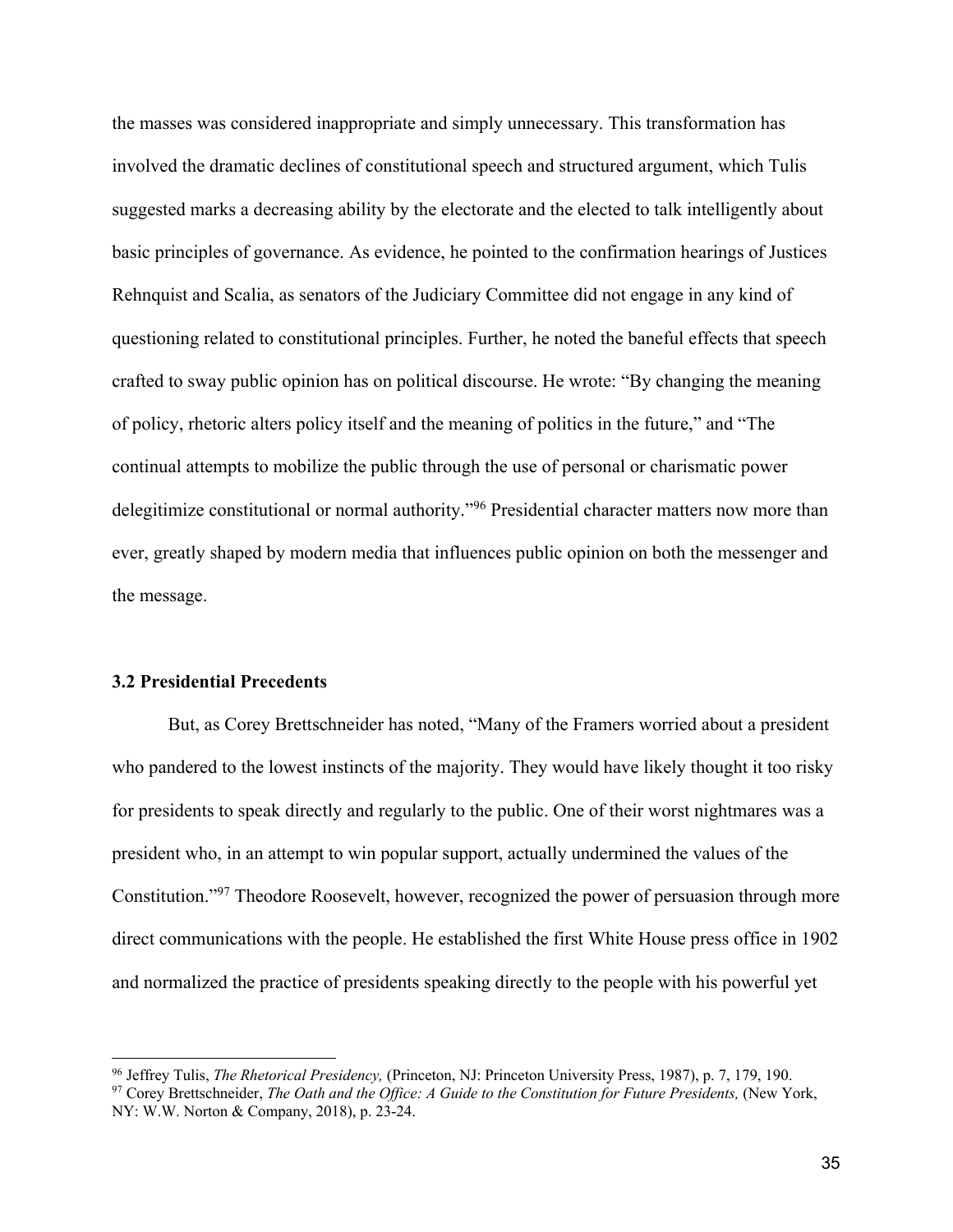the masses was considered inappropriate and simply unnecessary. This transformation has involved the dramatic declines of constitutional speech and structured argument, which Tulis suggested marks a decreasing ability by the electorate and the elected to talk intelligently about basic principles of governance. As evidence, he pointed to the confirmation hearings of Justices Rehnquist and Scalia, as senators of the Judiciary Committee did not engage in any kind of questioning related to constitutional principles. Further, he noted the baneful effects that speech crafted to sway public opinion has on political discourse. He wrote: "By changing the meaning of policy, rhetoric alters policy itself and the meaning of politics in the future," and "The continual attempts to mobilize the public through the use of personal or charismatic power delegitimize constitutional or normal authority."[96] Presidential character matters now more than ever, greatly shaped by modern media that influences public opinion on both the messenger and the message.

### 3.2 Presidential Precedents

But, as Corey Brettschneider has noted, "Many of the Framers worried about a president who pandered to the lowest instincts of the majority. They would have likely thought it too risky for presidents to speak directly and regularly to the public. One of their worst nightmares was a president who, in an attempt to win popular support, actually undermined the values of the Constitution."[97] Theodore Roosevelt, however, recognized the power of persuasion through more direct communications with the people. He established the first White House press office in 1902 and normalized the practice of presidents speaking directly to the people with his powerful yet

---

[96] Jeffrey Tulis, *The Rhetorical Presidency,* (Princeton, NJ: Princeton University Press, 1987), p. 7, 179, 190.

[97] Corey Brettschneider, *The Oath and the Office: A Guide to the Constitution for Future Presidents,* (New York, NY: W.W. Norton & Company, 2018), p. 23-24.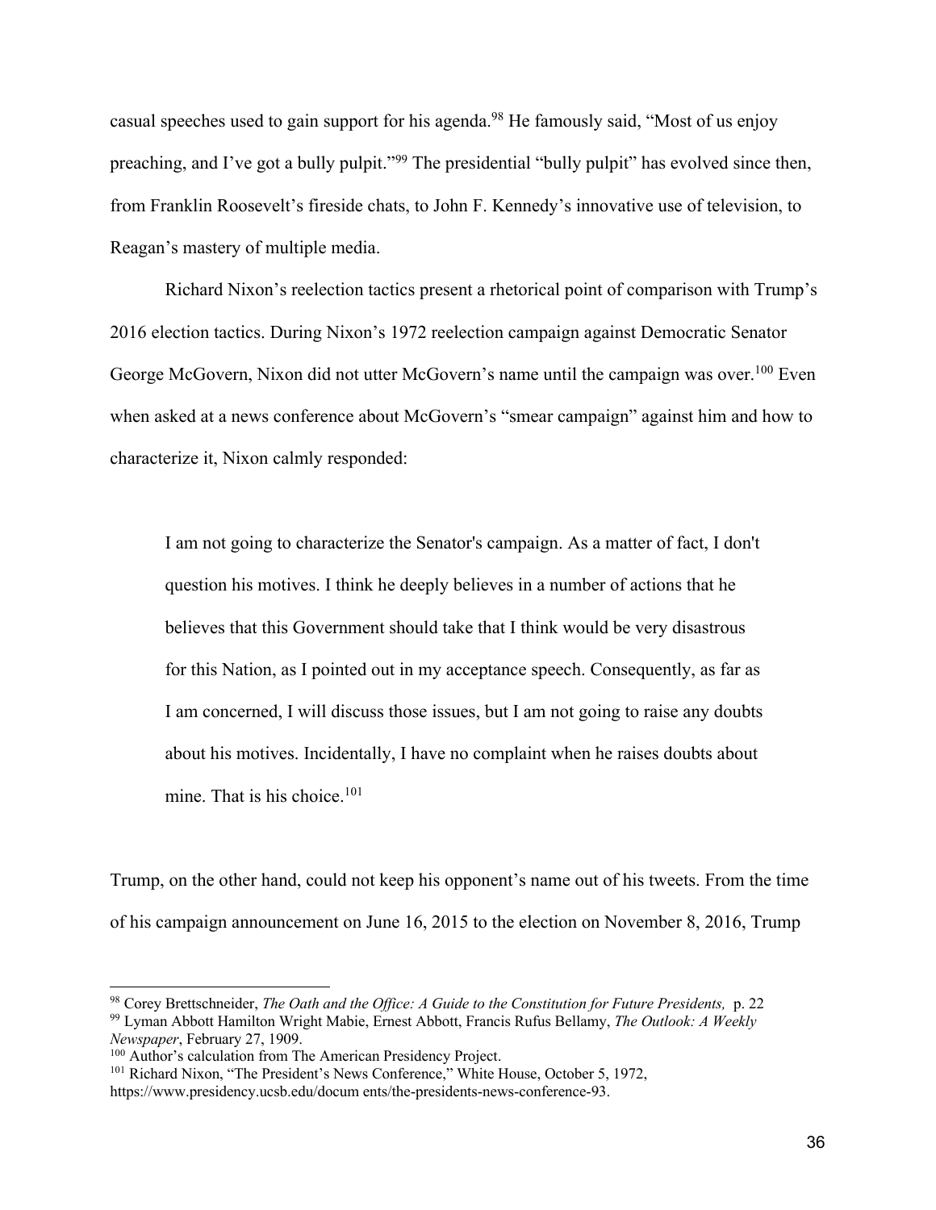casual speeches used to gain support for his agenda.[98] He famously said, "Most of us enjoy preaching, and I've got a bully pulpit."[99] The presidential "bully pulpit" has evolved since then, from Franklin Roosevelt's fireside chats, to John F. Kennedy's innovative use of television, to Reagan's mastery of multiple media.

Richard Nixon's reelection tactics present a rhetorical point of comparison with Trump's 2016 election tactics. During Nixon's 1972 reelection campaign against Democratic Senator George McGovern, Nixon did not utter McGovern's name until the campaign was over.[100] Even when asked at a news conference about McGovern's "smear campaign" against him and how to characterize it, Nixon calmly responded:

> I am not going to characterize the Senator's campaign. As a matter of fact, I don't question his motives. I think he deeply believes in a number of actions that he believes that this Government should take that I think would be very disastrous for this Nation, as I pointed out in my acceptance speech. Consequently, as far as I am concerned, I will discuss those issues, but I am not going to raise any doubts about his motives. Incidentally, I have no complaint when he raises doubts about mine. That is his choice.[101]

Trump, on the other hand, could not keep his opponent's name out of his tweets. From the time of his campaign announcement on June 16, 2015 to the election on November 8, 2016, Trump

---

[98] Corey Brettschneider, *The Oath and the Office: A Guide to the Constitution for Future Presidents,* p. 22

[99] Lyman Abbott Hamilton Wright Mabie, Ernest Abbott, Francis Rufus Bellamy, *The Outlook: A Weekly Newspaper*, February 27, 1909.

[100] Author's calculation from The American Presidency Project.

[101] Richard Nixon, "The President's News Conference," White House, October 5, 1972, https://www.presidency.ucsb.edu/docum ents/the-presidents-news-conference-93.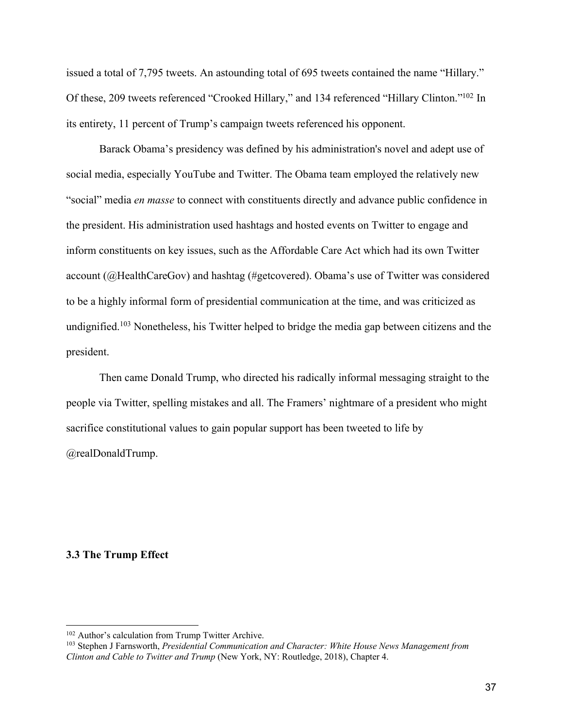issued a total of 7,795 tweets. An astounding total of 695 tweets contained the name "Hillary." Of these, 209 tweets referenced "Crooked Hillary," and 134 referenced "Hillary Clinton."[102] In its entirety, 11 percent of Trump's campaign tweets referenced his opponent.

Barack Obama's presidency was defined by his administration's novel and adept use of social media, especially YouTube and Twitter. The Obama team employed the relatively new "social" media *en masse* to connect with constituents directly and advance public confidence in the president. His administration used hashtags and hosted events on Twitter to engage and inform constituents on key issues, such as the Affordable Care Act which had its own Twitter account (@HealthCareGov) and hashtag (#getcovered). Obama's use of Twitter was considered to be a highly informal form of presidential communication at the time, and was criticized as undignified.[103] Nonetheless, his Twitter helped to bridge the media gap between citizens and the president.

Then came Donald Trump, who directed his radically informal messaging straight to the people via Twitter, spelling mistakes and all. The Framers' nightmare of a president who might sacrifice constitutional values to gain popular support has been tweeted to life by @realDonaldTrump.

### 3.3 The Trump Effect

[102] Author's calculation from Trump Twitter Archive.

[103] Stephen J Farnsworth, *Presidential Communication and Character: White House News Management from Clinton and Cable to Twitter and Trump* (New York, NY: Routledge, 2018), Chapter 4.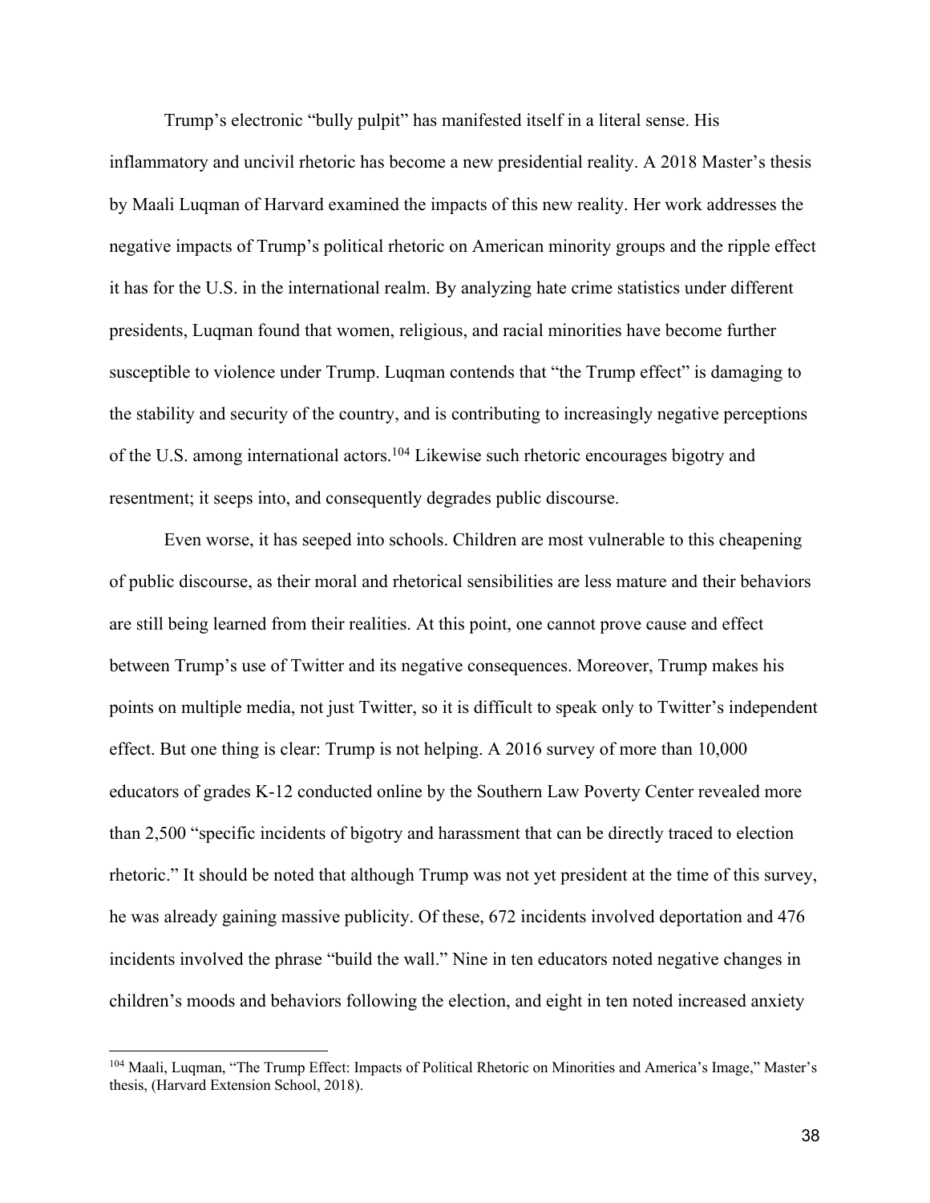Trump's electronic "bully pulpit" has manifested itself in a literal sense. His inflammatory and uncivil rhetoric has become a new presidential reality. A 2018 Master's thesis by Maali Luqman of Harvard examined the impacts of this new reality. Her work addresses the negative impacts of Trump's political rhetoric on American minority groups and the ripple effect it has for the U.S. in the international realm. By analyzing hate crime statistics under different presidents, Luqman found that women, religious, and racial minorities have become further susceptible to violence under Trump. Luqman contends that "the Trump effect" is damaging to the stability and security of the country, and is contributing to increasingly negative perceptions of the U.S. among international actors.[104] Likewise such rhetoric encourages bigotry and resentment; it seeps into, and consequently degrades public discourse.

Even worse, it has seeped into schools. Children are most vulnerable to this cheapening of public discourse, as their moral and rhetorical sensibilities are less mature and their behaviors are still being learned from their realities. At this point, one cannot prove cause and effect between Trump's use of Twitter and its negative consequences. Moreover, Trump makes his points on multiple media, not just Twitter, so it is difficult to speak only to Twitter's independent effect. But one thing is clear: Trump is not helping. A 2016 survey of more than 10,000 educators of grades K-12 conducted online by the Southern Law Poverty Center revealed more than 2,500 "specific incidents of bigotry and harassment that can be directly traced to election rhetoric." It should be noted that although Trump was not yet president at the time of this survey, he was already gaining massive publicity. Of these, 672 incidents involved deportation and 476 incidents involved the phrase "build the wall." Nine in ten educators noted negative changes in children's moods and behaviors following the election, and eight in ten noted increased anxiety

[104] Maali, Luqman, "The Trump Effect: Impacts of Political Rhetoric on Minorities and America's Image," Master's thesis, (Harvard Extension School, 2018).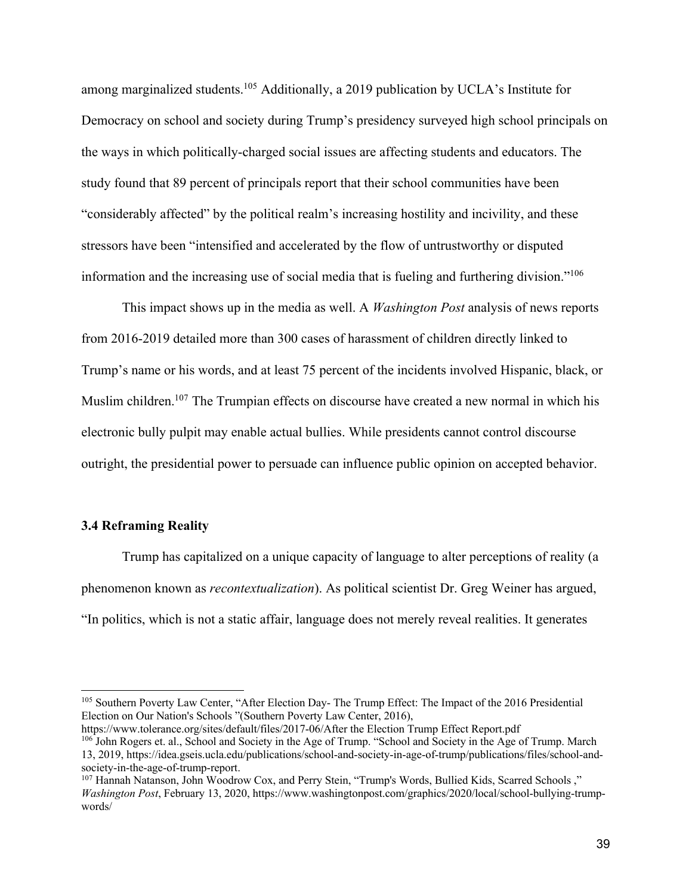among marginalized students.[105] Additionally, a 2019 publication by UCLA's Institute for Democracy on school and society during Trump's presidency surveyed high school principals on the ways in which politically-charged social issues are affecting students and educators. The study found that 89 percent of principals report that their school communities have been "considerably affected" by the political realm's increasing hostility and incivility, and these stressors have been "intensified and accelerated by the flow of untrustworthy or disputed information and the increasing use of social media that is fueling and furthering division."[106]

This impact shows up in the media as well. A *Washington Post* analysis of news reports from 2016-2019 detailed more than 300 cases of harassment of children directly linked to Trump's name or his words, and at least 75 percent of the incidents involved Hispanic, black, or Muslim children.[107] The Trumpian effects on discourse have created a new normal in which his electronic bully pulpit may enable actual bullies. While presidents cannot control discourse outright, the presidential power to persuade can influence public opinion on accepted behavior.

### 3.4 Reframing Reality

Trump has capitalized on a unique capacity of language to alter perceptions of reality (a phenomenon known as *recontextualization*). As political scientist Dr. Greg Weiner has argued, "In politics, which is not a static affair, language does not merely reveal realities. It generates

---

[105] Southern Poverty Law Center, "After Election Day- The Trump Effect: The Impact of the 2016 Presidential Election on Our Nation's Schools "(Southern Poverty Law Center, 2016), https://www.tolerance.org/sites/default/files/2017-06/After the Election Trump Effect Report.pdf

[106] John Rogers et. al., School and Society in the Age of Trump. "School and Society in the Age of Trump. March 13, 2019, https://idea.gseis.ucla.edu/publications/school-and-society-in-age-of-trump/publications/files/school-and-society-in-the-age-of-trump-report.

[107] Hannah Natanson, John Woodrow Cox, and Perry Stein, "Trump's Words, Bullied Kids, Scarred Schools ," *Washington Post*, February 13, 2020, https://www.washingtonpost.com/graphics/2020/local/school-bullying-trump-words/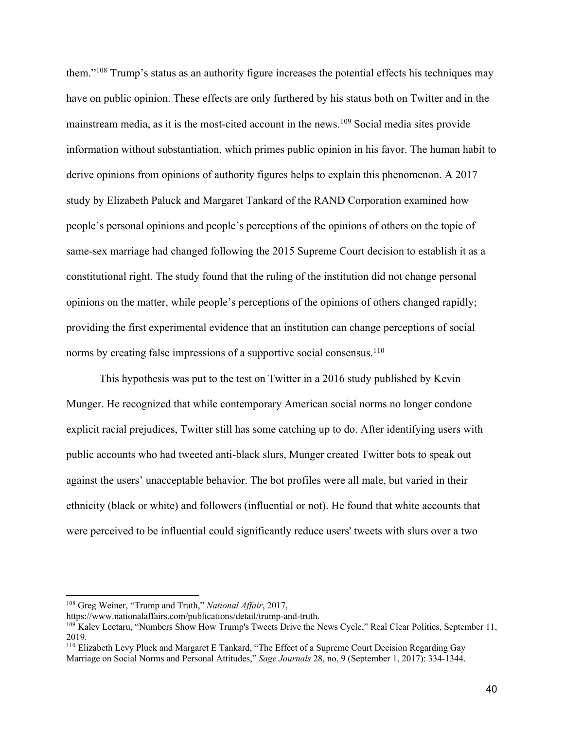them."[108] Trump's status as an authority figure increases the potential effects his techniques may have on public opinion. These effects are only furthered by his status both on Twitter and in the mainstream media, as it is the most-cited account in the news.[109] Social media sites provide information without substantiation, which primes public opinion in his favor. The human habit to derive opinions from opinions of authority figures helps to explain this phenomenon. A 2017 study by Elizabeth Paluck and Margaret Tankard of the RAND Corporation examined how people's personal opinions and people's perceptions of the opinions of others on the topic of same-sex marriage had changed following the 2015 Supreme Court decision to establish it as a constitutional right. The study found that the ruling of the institution did not change personal opinions on the matter, while people's perceptions of the opinions of others changed rapidly; providing the first experimental evidence that an institution can change perceptions of social norms by creating false impressions of a supportive social consensus.[110]

This hypothesis was put to the test on Twitter in a 2016 study published by Kevin Munger. He recognized that while contemporary American social norms no longer condone explicit racial prejudices, Twitter still has some catching up to do. After identifying users with public accounts who had tweeted anti-black slurs, Munger created Twitter bots to speak out against the users' unacceptable behavior. The bot profiles were all male, but varied in their ethnicity (black or white) and followers (influential or not). He found that white accounts that were perceived to be influential could significantly reduce users' tweets with slurs over a two

---

[108] Greg Weiner, "Trump and Truth," *National Affair*, 2017, https://www.nationalaffairs.com/publications/detail/trump-and-truth.

[109] Kalev Leetaru, "Numbers Show How Trump's Tweets Drive the News Cycle," Real Clear Politics, September 11, 2019.

[110] Elizabeth Levy Pluck and Margaret E Tankard, "The Effect of a Supreme Court Decision Regarding Gay Marriage on Social Norms and Personal Attitudes," *Sage Journals* 28, no. 9 (September 1, 2017): 334-1344.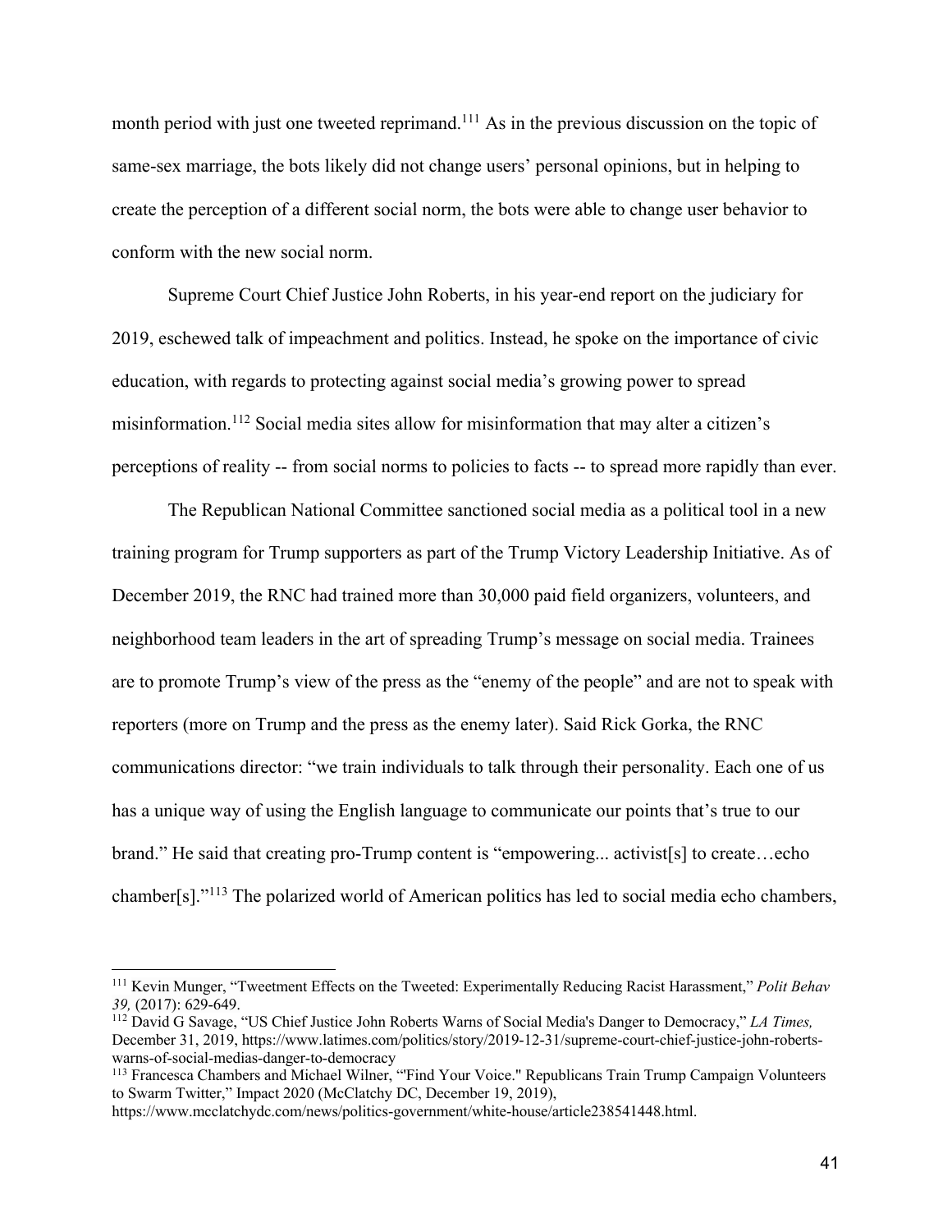month period with just one tweeted reprimand.[111] As in the previous discussion on the topic of same-sex marriage, the bots likely did not change users' personal opinions, but in helping to create the perception of a different social norm, the bots were able to change user behavior to conform with the new social norm.

Supreme Court Chief Justice John Roberts, in his year-end report on the judiciary for 2019, eschewed talk of impeachment and politics. Instead, he spoke on the importance of civic education, with regards to protecting against social media's growing power to spread misinformation.[112] Social media sites allow for misinformation that may alter a citizen's perceptions of reality -- from social norms to policies to facts -- to spread more rapidly than ever.

The Republican National Committee sanctioned social media as a political tool in a new training program for Trump supporters as part of the Trump Victory Leadership Initiative. As of December 2019, the RNC had trained more than 30,000 paid field organizers, volunteers, and neighborhood team leaders in the art of spreading Trump's message on social media. Trainees are to promote Trump's view of the press as the "enemy of the people" and are not to speak with reporters (more on Trump and the press as the enemy later). Said Rick Gorka, the RNC communications director: "we train individuals to talk through their personality. Each one of us has a unique way of using the English language to communicate our points that's true to our brand." He said that creating pro-Trump content is "empowering... activist[s] to create…echo chamber[s]."[113] The polarized world of American politics has led to social media echo chambers,

---

[111] Kevin Munger, "Tweetment Effects on the Tweeted: Experimentally Reducing Racist Harassment," *Polit Behav 39,* (2017): 629-649.

[112] David G Savage, "US Chief Justice John Roberts Warns of Social Media's Danger to Democracy," *LA Times,* December 31, 2019, https://www.latimes.com/politics/story/2019-12-31/supreme-court-chief-justice-john-roberts-warns-of-social-medias-danger-to-democracy

[113] Francesca Chambers and Michael Wilner, "'Find Your Voice." Republicans Train Trump Campaign Volunteers to Swarm Twitter," Impact 2020 (McClatchy DC, December 19, 2019), https://www.mcclatchydc.com/news/politics-government/white-house/article238541448.html.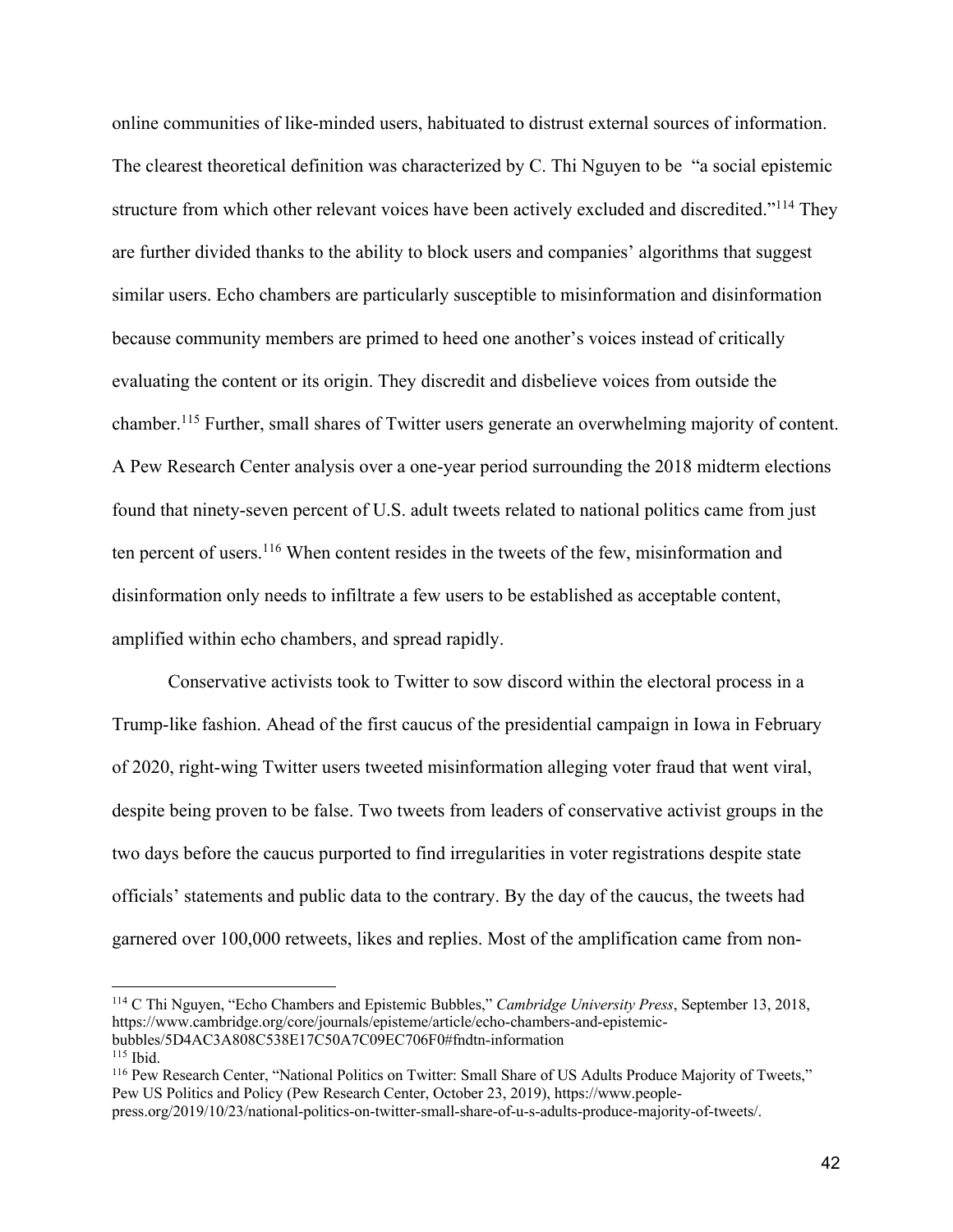online communities of like-minded users, habituated to distrust external sources of information. The clearest theoretical definition was characterized by C. Thi Nguyen to be  "a social epistemic structure from which other relevant voices have been actively excluded and discredited."[114] They are further divided thanks to the ability to block users and companies' algorithms that suggest similar users. Echo chambers are particularly susceptible to misinformation and disinformation because community members are primed to heed one another's voices instead of critically evaluating the content or its origin. They discredit and disbelieve voices from outside the chamber.[115] Further, small shares of Twitter users generate an overwhelming majority of content. A Pew Research Center analysis over a one-year period surrounding the 2018 midterm elections found that ninety-seven percent of U.S. adult tweets related to national politics came from just ten percent of users.[116] When content resides in the tweets of the few, misinformation and disinformation only needs to infiltrate a few users to be established as acceptable content, amplified within echo chambers, and spread rapidly.

Conservative activists took to Twitter to sow discord within the electoral process in a Trump-like fashion. Ahead of the first caucus of the presidential campaign in Iowa in February of 2020, right-wing Twitter users tweeted misinformation alleging voter fraud that went viral, despite being proven to be false. Two tweets from leaders of conservative activist groups in the two days before the caucus purported to find irregularities in voter registrations despite state officials' statements and public data to the contrary. By the day of the caucus, the tweets had garnered over 100,000 retweets, likes and replies. Most of the amplification came from non-

---

[114] C Thi Nguyen, "Echo Chambers and Epistemic Bubbles," *Cambridge University Press*, September 13, 2018, https://www.cambridge.org/core/journals/episteme/article/echo-chambers-and-epistemic-bubbles/5D4AC3A808C538E17C50A7C09EC706F0#fndtn-information

[115] Ibid.

[116] Pew Research Center, "National Politics on Twitter: Small Share of US Adults Produce Majority of Tweets," Pew US Politics and Policy (Pew Research Center, October 23, 2019), https://www.people-press.org/2019/10/23/national-politics-on-twitter-small-share-of-u-s-adults-produce-majority-of-tweets/.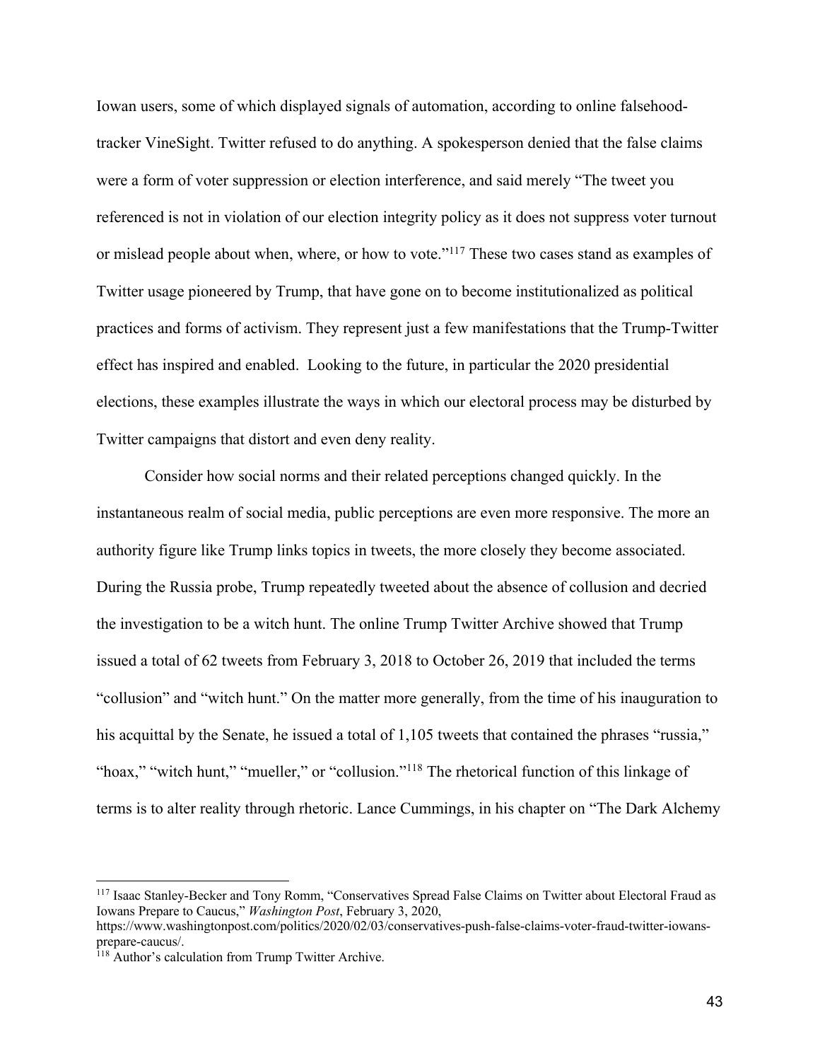Iowan users, some of which displayed signals of automation, according to online falsehood-tracker VineSight. Twitter refused to do anything. A spokesperson denied that the false claims were a form of voter suppression or election interference, and said merely "The tweet you referenced is not in violation of our election integrity policy as it does not suppress voter turnout or mislead people about when, where, or how to vote."[117] These two cases stand as examples of Twitter usage pioneered by Trump, that have gone on to become institutionalized as political practices and forms of activism. They represent just a few manifestations that the Trump-Twitter effect has inspired and enabled. Looking to the future, in particular the 2020 presidential elections, these examples illustrate the ways in which our electoral process may be disturbed by Twitter campaigns that distort and even deny reality.

Consider how social norms and their related perceptions changed quickly. In the instantaneous realm of social media, public perceptions are even more responsive. The more an authority figure like Trump links topics in tweets, the more closely they become associated. During the Russia probe, Trump repeatedly tweeted about the absence of collusion and decried the investigation to be a witch hunt. The online Trump Twitter Archive showed that Trump issued a total of 62 tweets from February 3, 2018 to October 26, 2019 that included the terms "collusion" and "witch hunt." On the matter more generally, from the time of his inauguration to his acquittal by the Senate, he issued a total of 1,105 tweets that contained the phrases "russia," "hoax," "witch hunt," "mueller," or "collusion."[118] The rhetorical function of this linkage of terms is to alter reality through rhetoric. Lance Cummings, in his chapter on "The Dark Alchemy

---

[117] Isaac Stanley-Becker and Tony Romm, "Conservatives Spread False Claims on Twitter about Electoral Fraud as Iowans Prepare to Caucus," *Washington Post*, February 3, 2020, https://www.washingtonpost.com/politics/2020/02/03/conservatives-push-false-claims-voter-fraud-twitter-iowans-prepare-caucus/.

[118] Author's calculation from Trump Twitter Archive.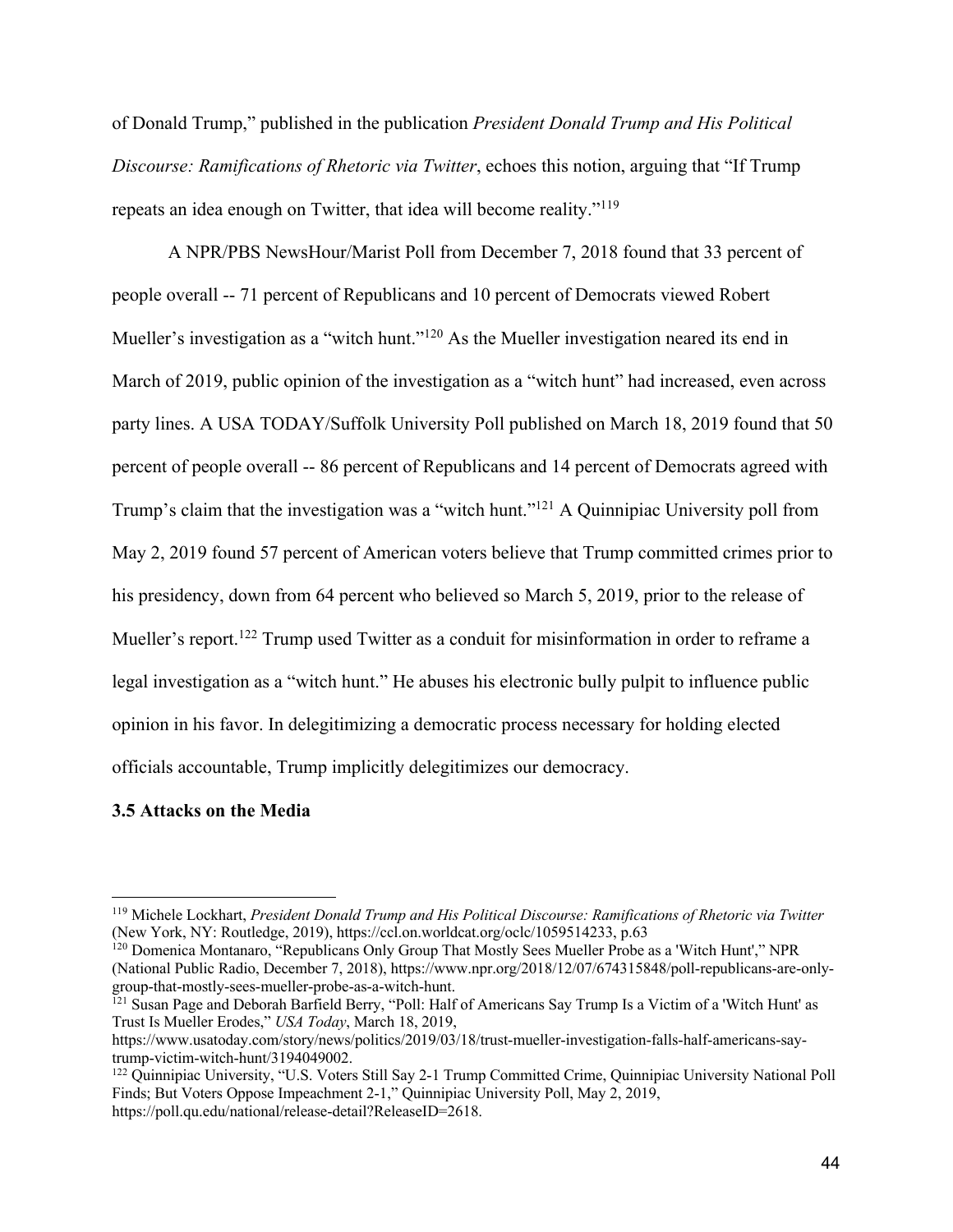of Donald Trump," published in the publication *President Donald Trump and His Political Discourse: Ramifications of Rhetoric via Twitter*, echoes this notion, arguing that "If Trump repeats an idea enough on Twitter, that idea will become reality."[119]

A NPR/PBS NewsHour/Marist Poll from December 7, 2018 found that 33 percent of people overall -- 71 percent of Republicans and 10 percent of Democrats viewed Robert Mueller's investigation as a "witch hunt."[120] As the Mueller investigation neared its end in March of 2019, public opinion of the investigation as a "witch hunt" had increased, even across party lines. A USA TODAY/Suffolk University Poll published on March 18, 2019 found that 50 percent of people overall -- 86 percent of Republicans and 14 percent of Democrats agreed with Trump's claim that the investigation was a "witch hunt."[121] A Quinnipiac University poll from May 2, 2019 found 57 percent of American voters believe that Trump committed crimes prior to his presidency, down from 64 percent who believed so March 5, 2019, prior to the release of Mueller's report.[122] Trump used Twitter as a conduit for misinformation in order to reframe a legal investigation as a "witch hunt." He abuses his electronic bully pulpit to influence public opinion in his favor. In delegitimizing a democratic process necessary for holding elected officials accountable, Trump implicitly delegitimizes our democracy.

### 3.5 Attacks on the Media

---

[119] Michele Lockhart, *President Donald Trump and His Political Discourse: Ramifications of Rhetoric via Twitter* (New York, NY: Routledge, 2019), https://ccl.on.worldcat.org/oclc/1059514233, p.63

[120] Domenica Montanaro, "Republicans Only Group That Mostly Sees Mueller Probe as a 'Witch Hunt'," NPR (National Public Radio, December 7, 2018), https://www.npr.org/2018/12/07/674315848/poll-republicans-are-only-group-that-mostly-sees-mueller-probe-as-a-witch-hunt.

[121] Susan Page and Deborah Barfield Berry, "Poll: Half of Americans Say Trump Is a Victim of a 'Witch Hunt' as Trust Is Mueller Erodes," *USA Today*, March 18, 2019, https://www.usatoday.com/story/news/politics/2019/03/18/trust-mueller-investigation-falls-half-americans-say-trump-victim-witch-hunt/3194049002.

[122] Quinnipiac University, "U.S. Voters Still Say 2-1 Trump Committed Crime, Quinnipiac University National Poll Finds; But Voters Oppose Impeachment 2-1," Quinnipiac University Poll, May 2, 2019, https://poll.qu.edu/national/release-detail?ReleaseID=2618.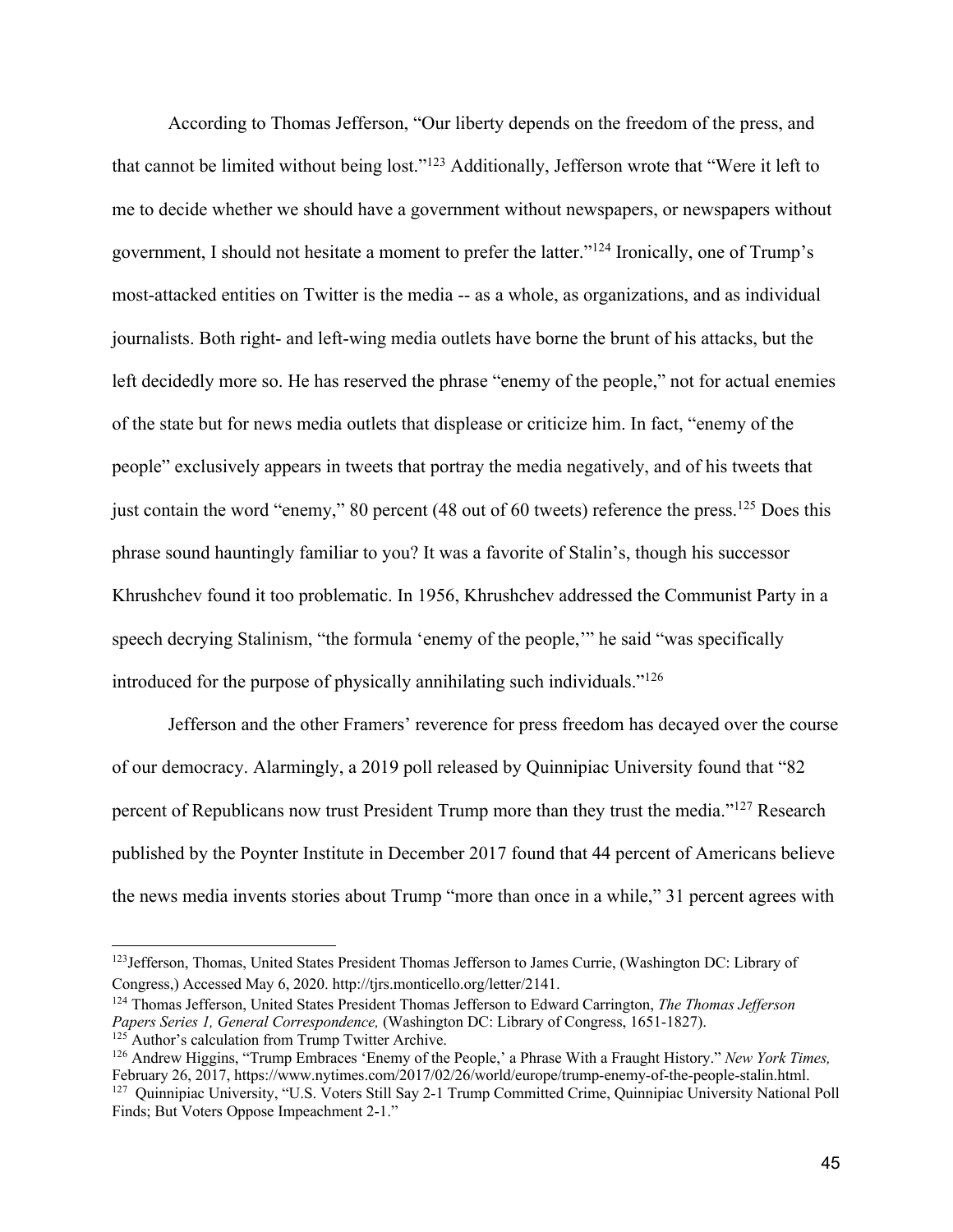According to Thomas Jefferson, “Our liberty depends on the freedom of the press, and that cannot be limited without being lost.”[123] Additionally, Jefferson wrote that “Were it left to me to decide whether we should have a government without newspapers, or newspapers without government, I should not hesitate a moment to prefer the latter.”[124] Ironically, one of Trump’s most-attacked entities on Twitter is the media -- as a whole, as organizations, and as individual journalists. Both right- and left-wing media outlets have borne the brunt of his attacks, but the left decidedly more so. He has reserved the phrase “enemy of the people,” not for actual enemies of the state but for news media outlets that displease or criticize him. In fact, “enemy of the people” exclusively appears in tweets that portray the media negatively, and of his tweets that just contain the word “enemy,” 80 percent (48 out of 60 tweets) reference the press.[125] Does this phrase sound hauntingly familiar to you? It was a favorite of Stalin’s, though his successor Khrushchev found it too problematic. In 1956, Khrushchev addressed the Communist Party in a speech decrying Stalinism, “the formula ‘enemy of the people,’” he said “was specifically introduced for the purpose of physically annihilating such individuals.”[126]

Jefferson and the other Framers’ reverence for press freedom has decayed over the course of our democracy. Alarmingly, a 2019 poll released by Quinnipiac University found that “82 percent of Republicans now trust President Trump more than they trust the media.”[127] Research published by the Poynter Institute in December 2017 found that 44 percent of Americans believe the news media invents stories about Trump “more than once in a while,” 31 percent agrees with

---

[123] Jefferson, Thomas, United States President Thomas Jefferson to James Currie, (Washington DC: Library of Congress,) Accessed May 6, 2020. http://tjrs.monticello.org/letter/2141.

[124] Thomas Jefferson, United States President Thomas Jefferson to Edward Carrington, *The Thomas Jefferson Papers Series 1, General Correspondence,* (Washington DC: Library of Congress, 1651-1827).

[125] Author’s calculation from Trump Twitter Archive.

[126] Andrew Higgins, “Trump Embraces ‘Enemy of the People,’ a Phrase With a Fraught History.” *New York Times,* February 26, 2017, https://www.nytimes.com/2017/02/26/world/europe/trump-enemy-of-the-people-stalin.html.

[127] Quinnipiac University, “U.S. Voters Still Say 2-1 Trump Committed Crime, Quinnipiac University National Poll Finds; But Voters Oppose Impeachment 2-1.”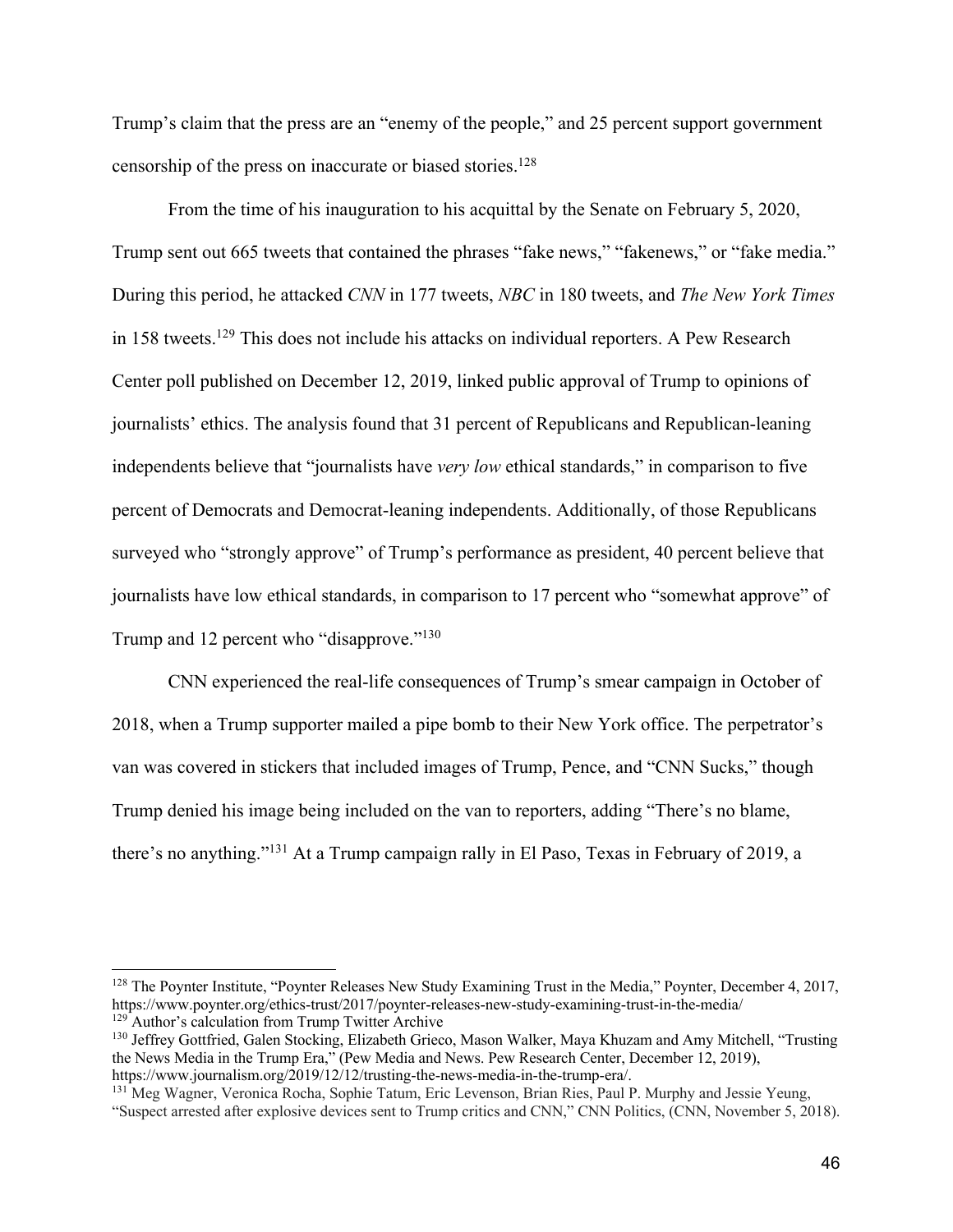Trump's claim that the press are an "enemy of the people," and 25 percent support government censorship of the press on inaccurate or biased stories.[128]

From the time of his inauguration to his acquittal by the Senate on February 5, 2020, Trump sent out 665 tweets that contained the phrases "fake news," "fakenews," or "fake media." During this period, he attacked *CNN* in 177 tweets, *NBC* in 180 tweets, and *The New York Times* in 158 tweets.[129] This does not include his attacks on individual reporters. A Pew Research Center poll published on December 12, 2019, linked public approval of Trump to opinions of journalists' ethics. The analysis found that 31 percent of Republicans and Republican-leaning independents believe that "journalists have *very low* ethical standards," in comparison to five percent of Democrats and Democrat-leaning independents. Additionally, of those Republicans surveyed who "strongly approve" of Trump's performance as president, 40 percent believe that journalists have low ethical standards, in comparison to 17 percent who "somewhat approve" of Trump and 12 percent who "disapprove."[130]

CNN experienced the real-life consequences of Trump's smear campaign in October of 2018, when a Trump supporter mailed a pipe bomb to their New York office. The perpetrator's van was covered in stickers that included images of Trump, Pence, and "CNN Sucks," though Trump denied his image being included on the van to reporters, adding "There's no blame, there's no anything."[131] At a Trump campaign rally in El Paso, Texas in February of 2019, a

---

[128] The Poynter Institute, "Poynter Releases New Study Examining Trust in the Media," Poynter, December 4, 2017, https://www.poynter.org/ethics-trust/2017/poynter-releases-new-study-examining-trust-in-the-media/

[129] Author's calculation from Trump Twitter Archive

[130] Jeffrey Gottfried, Galen Stocking, Elizabeth Grieco, Mason Walker, Maya Khuzam and Amy Mitchell, "Trusting the News Media in the Trump Era," (Pew Media and News. Pew Research Center, December 12, 2019), https://www.journalism.org/2019/12/12/trusting-the-news-media-in-the-trump-era/.

[131] Meg Wagner, Veronica Rocha, Sophie Tatum, Eric Levenson, Brian Ries, Paul P. Murphy and Jessie Yeung, "Suspect arrested after explosive devices sent to Trump critics and CNN," CNN Politics, (CNN, November 5, 2018).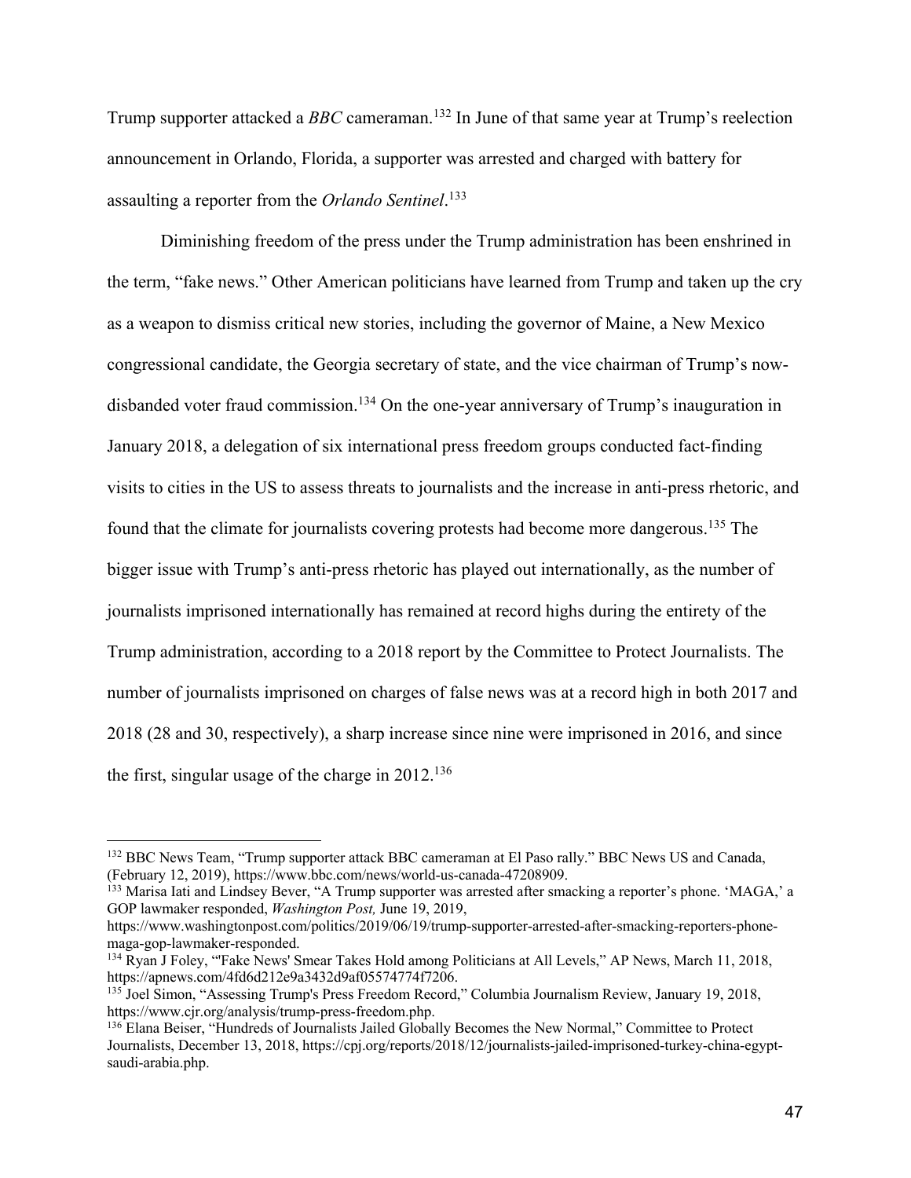Trump supporter attacked a *BBC* cameraman.[132] In June of that same year at Trump's reelection announcement in Orlando, Florida, a supporter was arrested and charged with battery for assaulting a reporter from the *Orlando Sentinel*.[133]

Diminishing freedom of the press under the Trump administration has been enshrined in the term, "fake news." Other American politicians have learned from Trump and taken up the cry as a weapon to dismiss critical new stories, including the governor of Maine, a New Mexico congressional candidate, the Georgia secretary of state, and the vice chairman of Trump's now-disbanded voter fraud commission.[134] On the one-year anniversary of Trump's inauguration in January 2018, a delegation of six international press freedom groups conducted fact-finding visits to cities in the US to assess threats to journalists and the increase in anti-press rhetoric, and found that the climate for journalists covering protests had become more dangerous.[135] The bigger issue with Trump's anti-press rhetoric has played out internationally, as the number of journalists imprisoned internationally has remained at record highs during the entirety of the Trump administration, according to a 2018 report by the Committee to Protect Journalists. The number of journalists imprisoned on charges of false news was at a record high in both 2017 and 2018 (28 and 30, respectively), a sharp increase since nine were imprisoned in 2016, and since the first, singular usage of the charge in 2012.[136]

---

[132] BBC News Team, "Trump supporter attack BBC cameraman at El Paso rally." BBC News US and Canada, (February 12, 2019), https://www.bbc.com/news/world-us-canada-47208909.

[133] Marisa Iati and Lindsey Bever, "A Trump supporter was arrested after smacking a reporter's phone. 'MAGA,' a GOP lawmaker responded, *Washington Post,* June 19, 2019, https://www.washingtonpost.com/politics/2019/06/19/trump-supporter-arrested-after-smacking-reporters-phone-maga-gop-lawmaker-responded.

[134] Ryan J Foley, "'Fake News' Smear Takes Hold among Politicians at All Levels," AP News, March 11, 2018, https://apnews.com/4fd6d212e9a3432d9af05574774f7206.

[135] Joel Simon, "Assessing Trump's Press Freedom Record," Columbia Journalism Review, January 19, 2018, https://www.cjr.org/analysis/trump-press-freedom.php.

[136] Elana Beiser, "Hundreds of Journalists Jailed Globally Becomes the New Normal," Committee to Protect Journalists, December 13, 2018, https://cpj.org/reports/2018/12/journalists-jailed-imprisoned-turkey-china-egypt-saudi-arabia.php.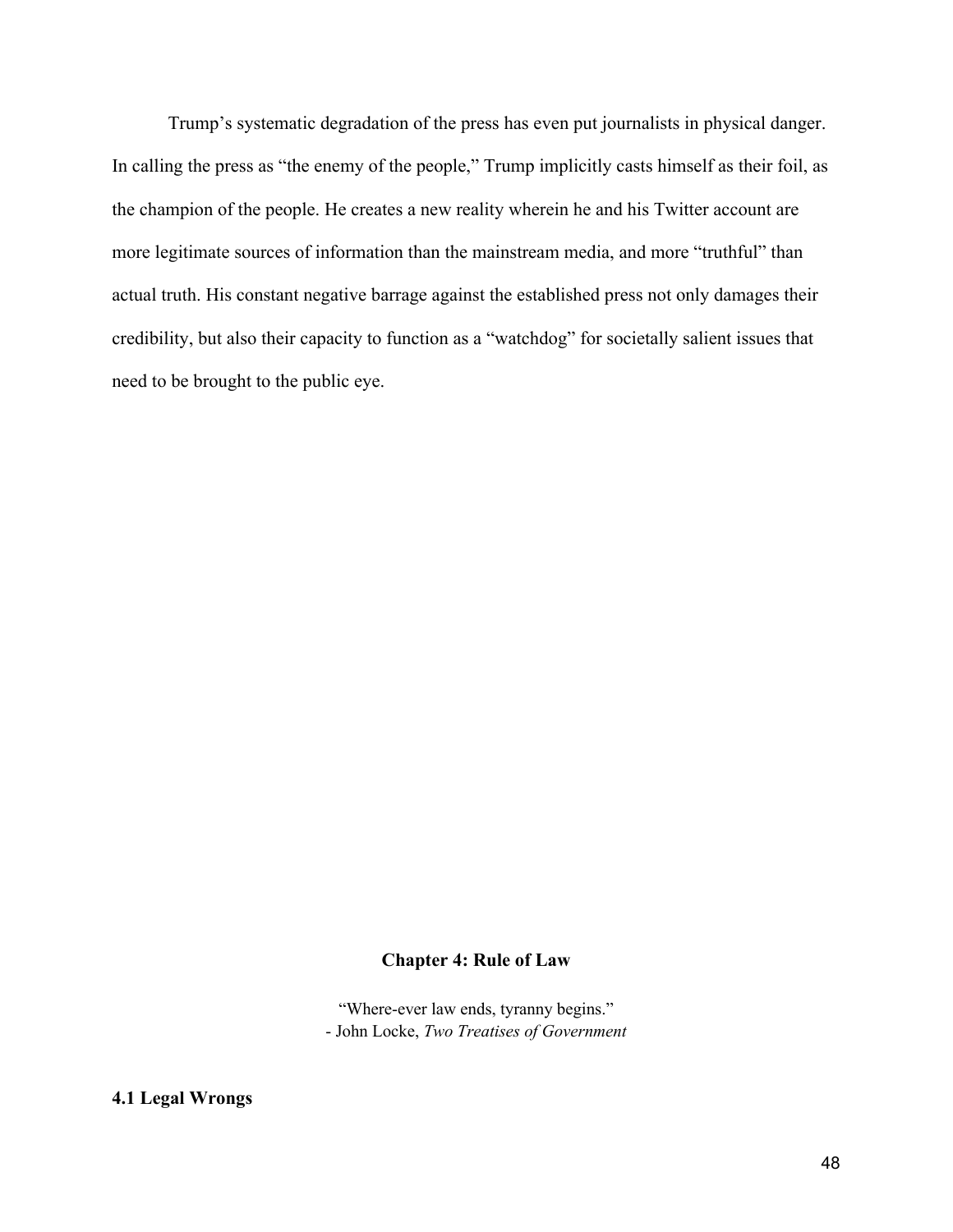Trump's systematic degradation of the press has even put journalists in physical danger. In calling the press as "the enemy of the people," Trump implicitly casts himself as their foil, as the champion of the people. He creates a new reality wherein he and his Twitter account are more legitimate sources of information than the mainstream media, and more "truthful" than actual truth. His constant negative barrage against the established press not only damages their credibility, but also their capacity to function as a "watchdog" for societally salient issues that need to be brought to the public eye.

## Chapter 4: Rule of Law

"Where-ever law ends, tyranny begins."
\- John Locke, *Two Treatises of Government*

### 4.1 Legal Wrongs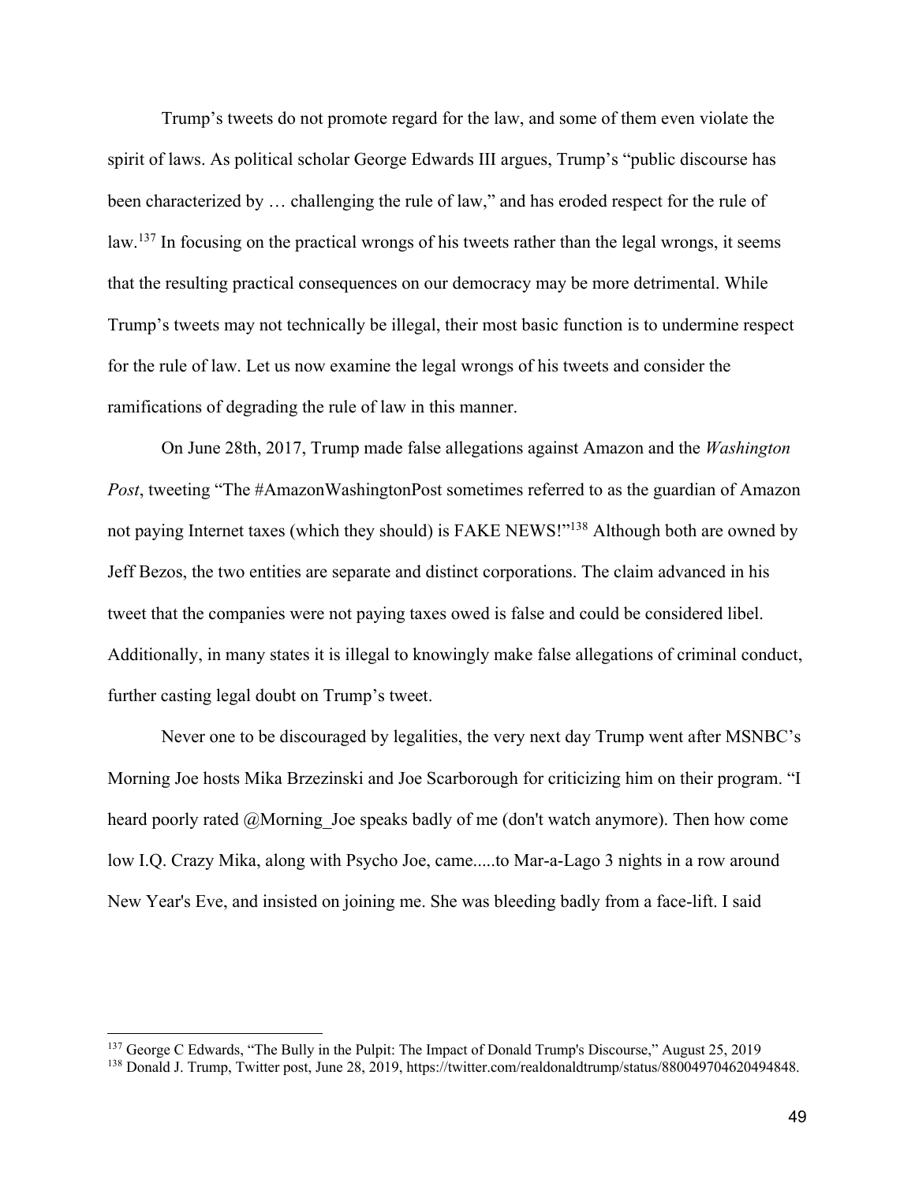Trump's tweets do not promote regard for the law, and some of them even violate the spirit of laws. As political scholar George Edwards III argues, Trump's "public discourse has been characterized by … challenging the rule of law," and has eroded respect for the rule of law.[137] In focusing on the practical wrongs of his tweets rather than the legal wrongs, it seems that the resulting practical consequences on our democracy may be more detrimental. While Trump's tweets may not technically be illegal, their most basic function is to undermine respect for the rule of law. Let us now examine the legal wrongs of his tweets and consider the ramifications of degrading the rule of law in this manner.

On June 28th, 2017, Trump made false allegations against Amazon and the *Washington Post*, tweeting "The #AmazonWashingtonPost sometimes referred to as the guardian of Amazon not paying Internet taxes (which they should) is FAKE NEWS!"[138] Although both are owned by Jeff Bezos, the two entities are separate and distinct corporations. The claim advanced in his tweet that the companies were not paying taxes owed is false and could be considered libel. Additionally, in many states it is illegal to knowingly make false allegations of criminal conduct, further casting legal doubt on Trump's tweet.

Never one to be discouraged by legalities, the very next day Trump went after MSNBC's Morning Joe hosts Mika Brzezinski and Joe Scarborough for criticizing him on their program. "I heard poorly rated @Morning_Joe speaks badly of me (don't watch anymore). Then how come low I.Q. Crazy Mika, along with Psycho Joe, came.....to Mar-a-Lago 3 nights in a row around New Year's Eve, and insisted on joining me. She was bleeding badly from a face-lift. I said

---

[137] George C Edwards, "The Bully in the Pulpit: The Impact of Donald Trump's Discourse," August 25, 2019

[138] Donald J. Trump, Twitter post, June 28, 2019, https://twitter.com/realdonaldtrump/status/880049704620494848.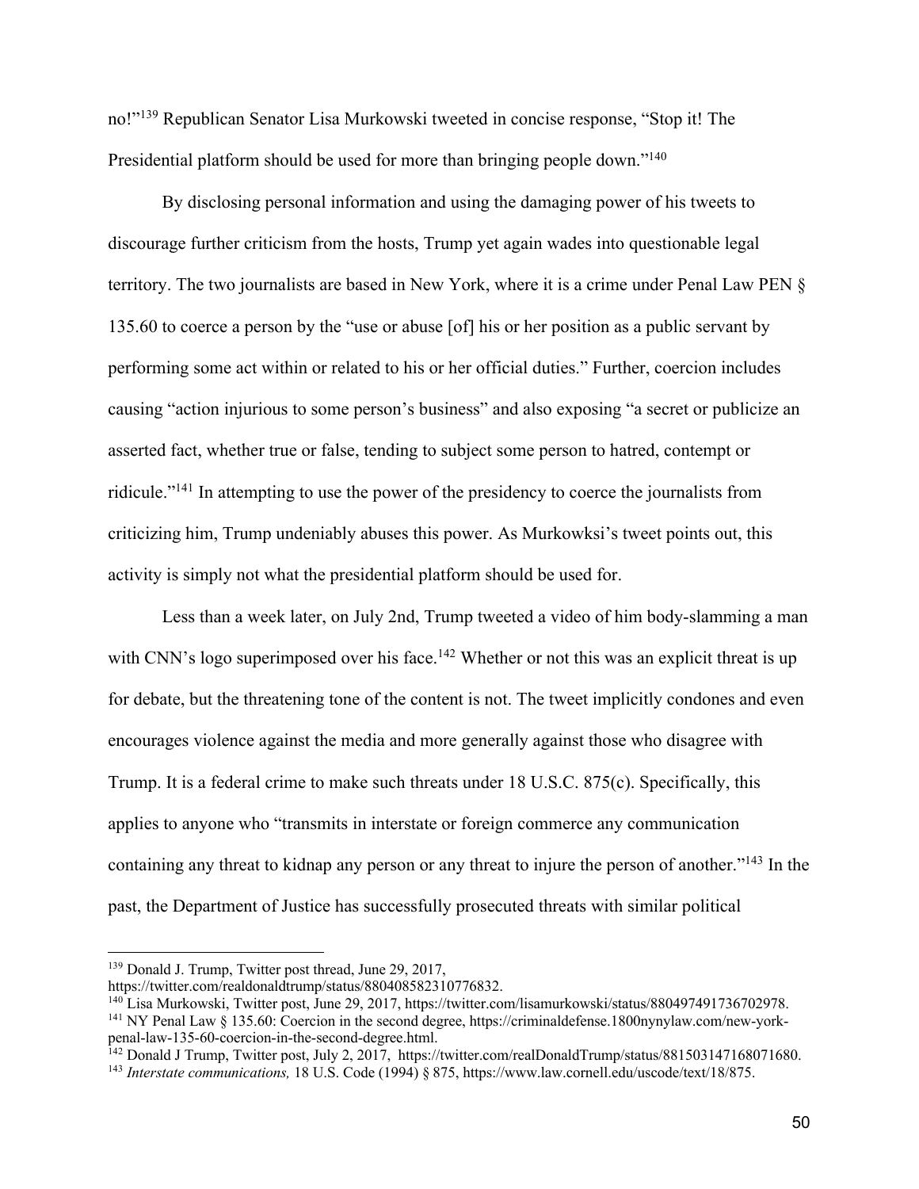no!"[139] Republican Senator Lisa Murkowski tweeted in concise response, "Stop it! The Presidential platform should be used for more than bringing people down."[140]

By disclosing personal information and using the damaging power of his tweets to discourage further criticism from the hosts, Trump yet again wades into questionable legal territory. The two journalists are based in New York, where it is a crime under Penal Law PEN § 135.60 to coerce a person by the "use or abuse [of] his or her position as a public servant by performing some act within or related to his or her official duties." Further, coercion includes causing "action injurious to some person's business" and also exposing "a secret or publicize an asserted fact, whether true or false, tending to subject some person to hatred, contempt or ridicule."[141] In attempting to use the power of the presidency to coerce the journalists from criticizing him, Trump undeniably abuses this power. As Murkowksi's tweet points out, this activity is simply not what the presidential platform should be used for.

Less than a week later, on July 2nd, Trump tweeted a video of him body-slamming a man with CNN's logo superimposed over his face.[142] Whether or not this was an explicit threat is up for debate, but the threatening tone of the content is not. The tweet implicitly condones and even encourages violence against the media and more generally against those who disagree with Trump. It is a federal crime to make such threats under 18 U.S.C. 875(c). Specifically, this applies to anyone who "transmits in interstate or foreign commerce any communication containing any threat to kidnap any person or any threat to injure the person of another."[143] In the past, the Department of Justice has successfully prosecuted threats with similar political

---

[139] Donald J. Trump, Twitter post thread, June 29, 2017, https://twitter.com/realdonaldtrump/status/880408582310776832.

[140] Lisa Murkowski, Twitter post, June 29, 2017, https://twitter.com/lisamurkowski/status/880497491736702978.

[141] NY Penal Law § 135.60: Coercion in the second degree, https://criminaldefense.1800nynylaw.com/new-york-penal-law-135-60-coercion-in-the-second-degree.html.

[142] Donald J Trump, Twitter post, July 2, 2017, https://twitter.com/realDonaldTrump/status/881503147168071680.

[143] *Interstate communications,* 18 U.S. Code (1994) § 875, https://www.law.cornell.edu/uscode/text/18/875.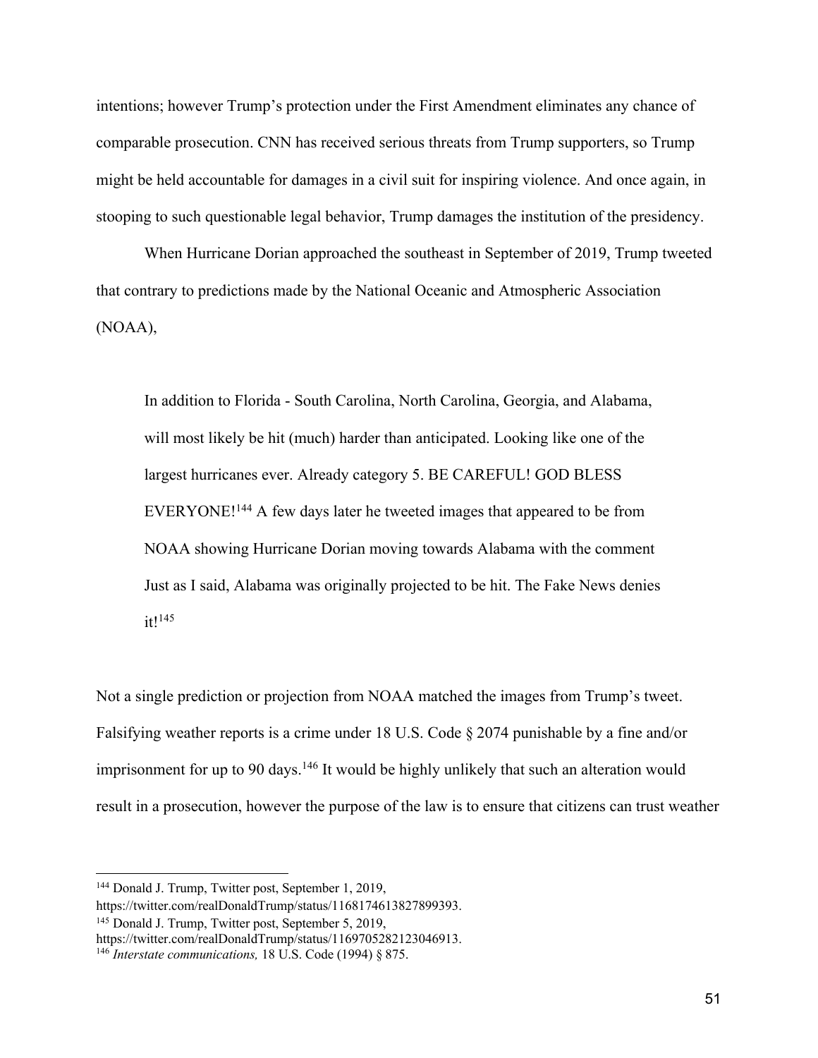intentions; however Trump's protection under the First Amendment eliminates any chance of comparable prosecution. CNN has received serious threats from Trump supporters, so Trump might be held accountable for damages in a civil suit for inspiring violence. And once again, in stooping to such questionable legal behavior, Trump damages the institution of the presidency.

When Hurricane Dorian approached the southeast in September of 2019, Trump tweeted that contrary to predictions made by the National Oceanic and Atmospheric Association (NOAA),

> In addition to Florida - South Carolina, North Carolina, Georgia, and Alabama, will most likely be hit (much) harder than anticipated. Looking like one of the largest hurricanes ever. Already category 5. BE CAREFUL! GOD BLESS EVERYONE![144] A few days later he tweeted images that appeared to be from NOAA showing Hurricane Dorian moving towards Alabama with the comment Just as I said, Alabama was originally projected to be hit. The Fake News denies it![145]

Not a single prediction or projection from NOAA matched the images from Trump's tweet. Falsifying weather reports is a crime under 18 U.S. Code § 2074 punishable by a fine and/or imprisonment for up to 90 days.[146] It would be highly unlikely that such an alteration would result in a prosecution, however the purpose of the law is to ensure that citizens can trust weather

---

[144] Donald J. Trump, Twitter post, September 1, 2019, https://twitter.com/realDonaldTrump/status/1168174613827899393.

[145] Donald J. Trump, Twitter post, September 5, 2019, https://twitter.com/realDonaldTrump/status/1169705282123046913.

[146] *Interstate communications,* 18 U.S. Code (1994) § 875.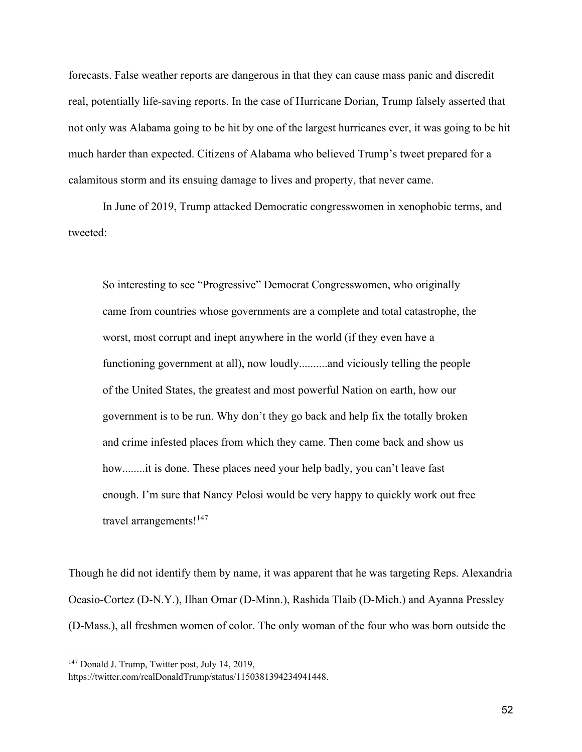forecasts. False weather reports are dangerous in that they can cause mass panic and discredit real, potentially life-saving reports. In the case of Hurricane Dorian, Trump falsely asserted that not only was Alabama going to be hit by one of the largest hurricanes ever, it was going to be hit much harder than expected. Citizens of Alabama who believed Trump's tweet prepared for a calamitous storm and its ensuing damage to lives and property, that never came.

In June of 2019, Trump attacked Democratic congresswomen in xenophobic terms, and tweeted:

> So interesting to see "Progressive" Democrat Congresswomen, who originally came from countries whose governments are a complete and total catastrophe, the worst, most corrupt and inept anywhere in the world (if they even have a functioning government at all), now loudly..........and viciously telling the people of the United States, the greatest and most powerful Nation on earth, how our government is to be run. Why don't they go back and help fix the totally broken and crime infested places from which they came. Then come back and show us how........it is done. These places need your help badly, you can't leave fast enough. I'm sure that Nancy Pelosi would be very happy to quickly work out free travel arrangements![147]

Though he did not identify them by name, it was apparent that he was targeting Reps. Alexandria Ocasio-Cortez (D-N.Y.), Ilhan Omar (D-Minn.), Rashida Tlaib (D-Mich.) and Ayanna Pressley (D-Mass.), all freshmen women of color. The only woman of the four who was born outside the

---

[147] Donald J. Trump, Twitter post, July 14, 2019, https://twitter.com/realDonaldTrump/status/1150381394234941448.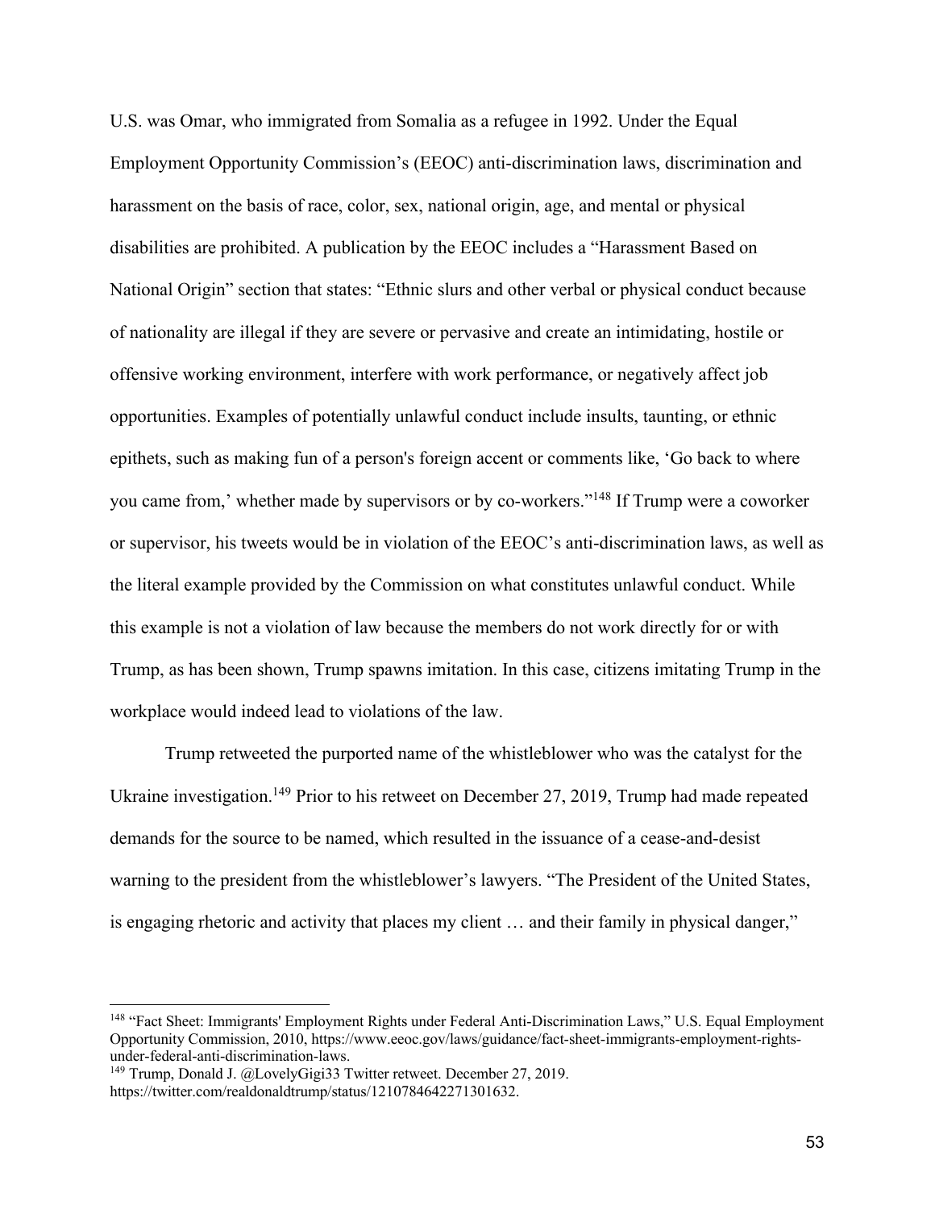U.S. was Omar, who immigrated from Somalia as a refugee in 1992. Under the Equal Employment Opportunity Commission's (EEOC) anti-discrimination laws, discrimination and harassment on the basis of race, color, sex, national origin, age, and mental or physical disabilities are prohibited. A publication by the EEOC includes a "Harassment Based on National Origin" section that states: "Ethnic slurs and other verbal or physical conduct because of nationality are illegal if they are severe or pervasive and create an intimidating, hostile or offensive working environment, interfere with work performance, or negatively affect job opportunities. Examples of potentially unlawful conduct include insults, taunting, or ethnic epithets, such as making fun of a person's foreign accent or comments like, 'Go back to where you came from,' whether made by supervisors or by co-workers."[148] If Trump were a coworker or supervisor, his tweets would be in violation of the EEOC's anti-discrimination laws, as well as the literal example provided by the Commission on what constitutes unlawful conduct. While this example is not a violation of law because the members do not work directly for or with Trump, as has been shown, Trump spawns imitation. In this case, citizens imitating Trump in the workplace would indeed lead to violations of the law.

Trump retweeted the purported name of the whistleblower who was the catalyst for the Ukraine investigation.[149] Prior to his retweet on December 27, 2019, Trump had made repeated demands for the source to be named, which resulted in the issuance of a cease-and-desist warning to the president from the whistleblower's lawyers. "The President of the United States, is engaging rhetoric and activity that places my client … and their family in physical danger,"

---

[148] "Fact Sheet: Immigrants' Employment Rights under Federal Anti-Discrimination Laws," U.S. Equal Employment Opportunity Commission, 2010, https://www.eeoc.gov/laws/guidance/fact-sheet-immigrants-employment-rights-under-federal-anti-discrimination-laws.

[149] Trump, Donald J. @LovelyGigi33 Twitter retweet. December 27, 2019. https://twitter.com/realdonaldtrump/status/1210784642271301632.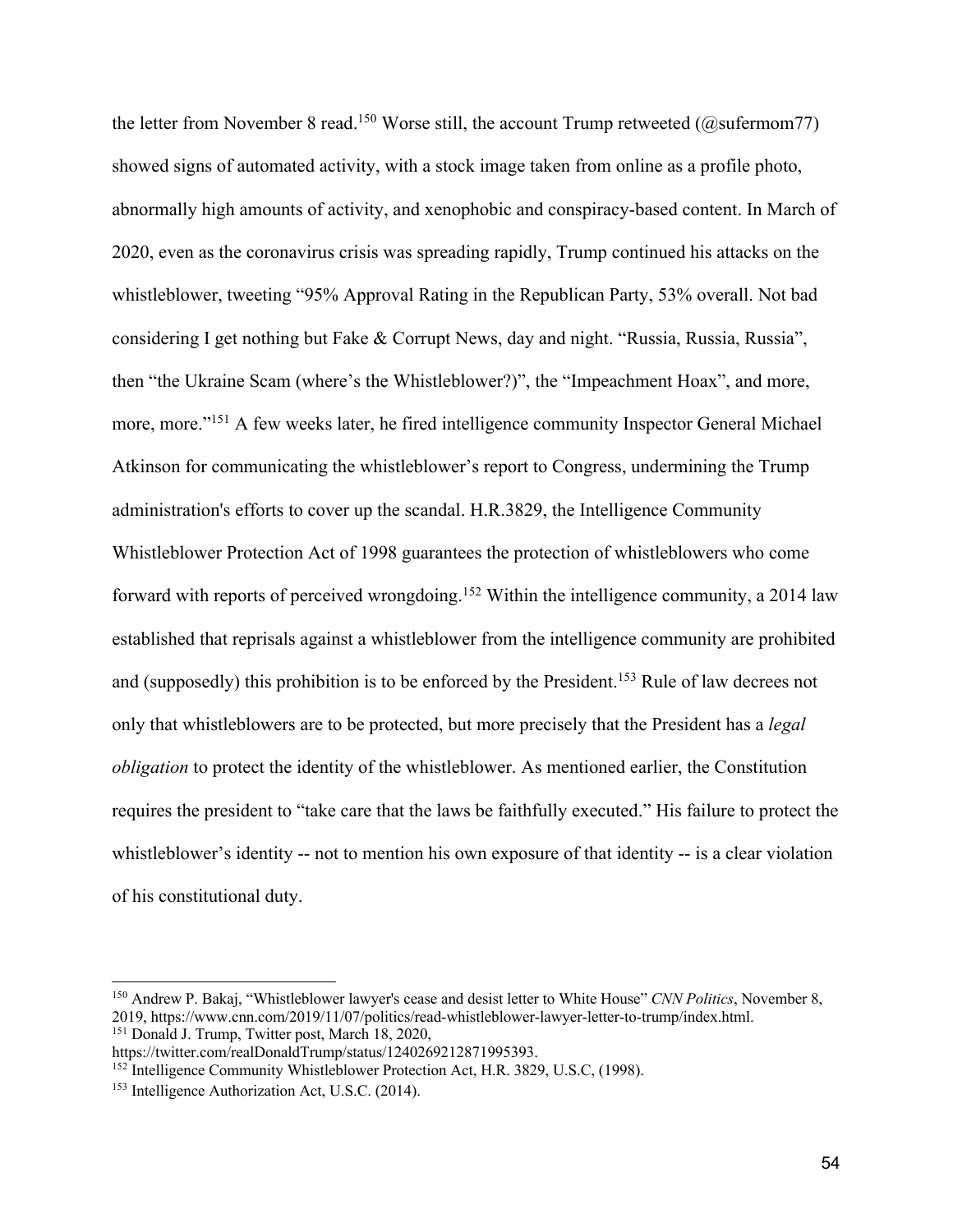the letter from November 8 read.[150] Worse still, the account Trump retweeted (@sufermom77) showed signs of automated activity, with a stock image taken from online as a profile photo, abnormally high amounts of activity, and xenophobic and conspiracy-based content. In March of 2020, even as the coronavirus crisis was spreading rapidly, Trump continued his attacks on the whistleblower, tweeting "95% Approval Rating in the Republican Party, 53% overall. Not bad considering I get nothing but Fake & Corrupt News, day and night. "Russia, Russia, Russia", then "the Ukraine Scam (where's the Whistleblower?)", the "Impeachment Hoax", and more, more, more."[151] A few weeks later, he fired intelligence community Inspector General Michael Atkinson for communicating the whistleblower's report to Congress, undermining the Trump administration's efforts to cover up the scandal. H.R.3829, the Intelligence Community Whistleblower Protection Act of 1998 guarantees the protection of whistleblowers who come forward with reports of perceived wrongdoing.[152] Within the intelligence community, a 2014 law established that reprisals against a whistleblower from the intelligence community are prohibited and (supposedly) this prohibition is to be enforced by the President.[153] Rule of law decrees not only that whistleblowers are to be protected, but more precisely that the President has a *legal obligation* to protect the identity of the whistleblower. As mentioned earlier, the Constitution requires the president to "take care that the laws be faithfully executed." His failure to protect the whistleblower's identity -- not to mention his own exposure of that identity -- is a clear violation of his constitutional duty.

---

[150] Andrew P. Bakaj, "Whistleblower lawyer's cease and desist letter to White House" *CNN Politics*, November 8, 2019, https://www.cnn.com/2019/11/07/politics/read-whistleblower-lawyer-letter-to-trump/index.html.

[151] Donald J. Trump, Twitter post, March 18, 2020, https://twitter.com/realDonaldTrump/status/1240269212871995393.

[152] Intelligence Community Whistleblower Protection Act, H.R. 3829, U.S.C, (1998).

[153] Intelligence Authorization Act, U.S.C. (2014).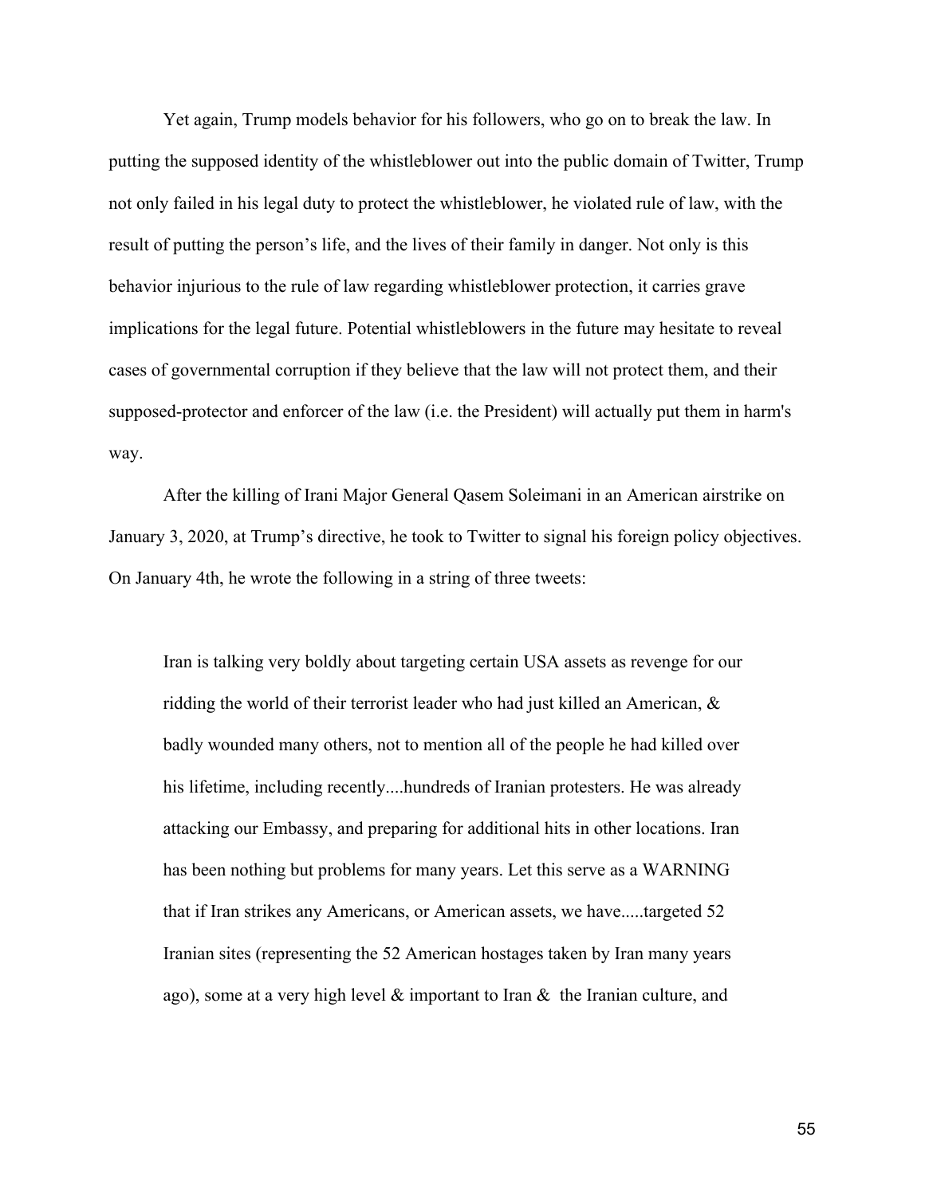Yet again, Trump models behavior for his followers, who go on to break the law. In putting the supposed identity of the whistleblower out into the public domain of Twitter, Trump not only failed in his legal duty to protect the whistleblower, he violated rule of law, with the result of putting the person's life, and the lives of their family in danger. Not only is this behavior injurious to the rule of law regarding whistleblower protection, it carries grave implications for the legal future. Potential whistleblowers in the future may hesitate to reveal cases of governmental corruption if they believe that the law will not protect them, and their supposed-protector and enforcer of the law (i.e. the President) will actually put them in harm's way.

After the killing of Irani Major General Qasem Soleimani in an American airstrike on January 3, 2020, at Trump's directive, he took to Twitter to signal his foreign policy objectives. On January 4th, he wrote the following in a string of three tweets:

> Iran is talking very boldly about targeting certain USA assets as revenge for our ridding the world of their terrorist leader who had just killed an American, & badly wounded many others, not to mention all of the people he had killed over his lifetime, including recently....hundreds of Iranian protesters. He was already attacking our Embassy, and preparing for additional hits in other locations. Iran has been nothing but problems for many years. Let this serve as a WARNING that if Iran strikes any Americans, or American assets, we have.....targeted 52 Iranian sites (representing the 52 American hostages taken by Iran many years ago), some at a very high level & important to Iran & the Iranian culture, and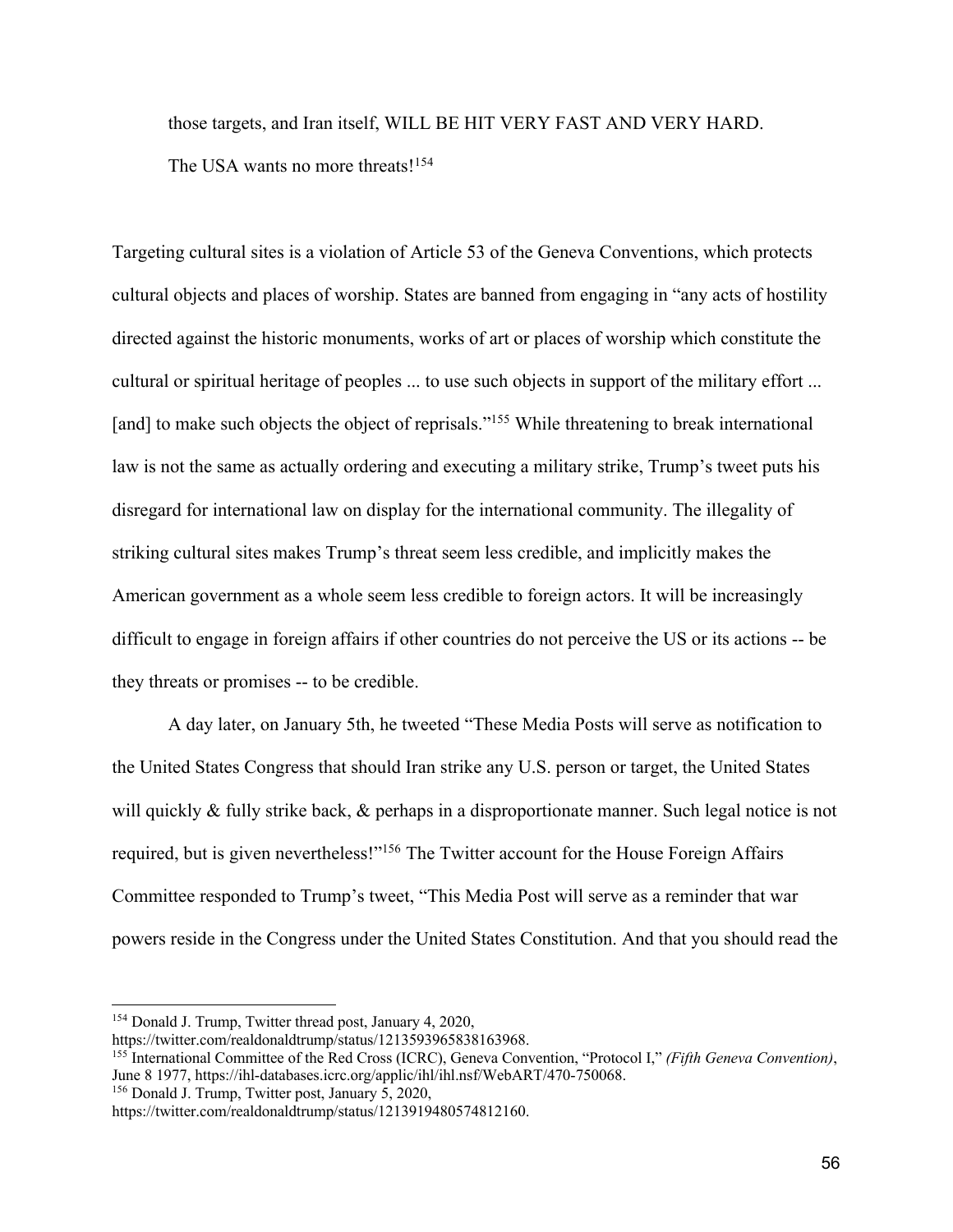> those targets, and Iran itself, WILL BE HIT VERY FAST AND VERY HARD.
>
> The USA wants no more threats![154]

Targeting cultural sites is a violation of Article 53 of the Geneva Conventions, which protects cultural objects and places of worship. States are banned from engaging in "any acts of hostility directed against the historic monuments, works of art or places of worship which constitute the cultural or spiritual heritage of peoples ... to use such objects in support of the military effort ... [and] to make such objects the object of reprisals."[155] While threatening to break international law is not the same as actually ordering and executing a military strike, Trump's tweet puts his disregard for international law on display for the international community. The illegality of striking cultural sites makes Trump's threat seem less credible, and implicitly makes the American government as a whole seem less credible to foreign actors. It will be increasingly difficult to engage in foreign affairs if other countries do not perceive the US or its actions -- be they threats or promises -- to be credible.

A day later, on January 5th, he tweeted "These Media Posts will serve as notification to the United States Congress that should Iran strike any U.S. person or target, the United States will quickly & fully strike back, & perhaps in a disproportionate manner. Such legal notice is not required, but is given nevertheless!"[156] The Twitter account for the House Foreign Affairs Committee responded to Trump's tweet, "This Media Post will serve as a reminder that war powers reside in the Congress under the United States Constitution. And that you should read the

---

[154] Donald J. Trump, Twitter thread post, January 4, 2020, https://twitter.com/realdonaldtrump/status/1213593965838163968.

[155] International Committee of the Red Cross (ICRC), Geneva Convention, "Protocol I," *(Fifth Geneva Convention)*, June 8 1977, https://ihl-databases.icrc.org/applic/ihl/ihl.nsf/WebART/470-750068.

[156] Donald J. Trump, Twitter post, January 5, 2020, https://twitter.com/realdonaldtrump/status/1213919480574812160.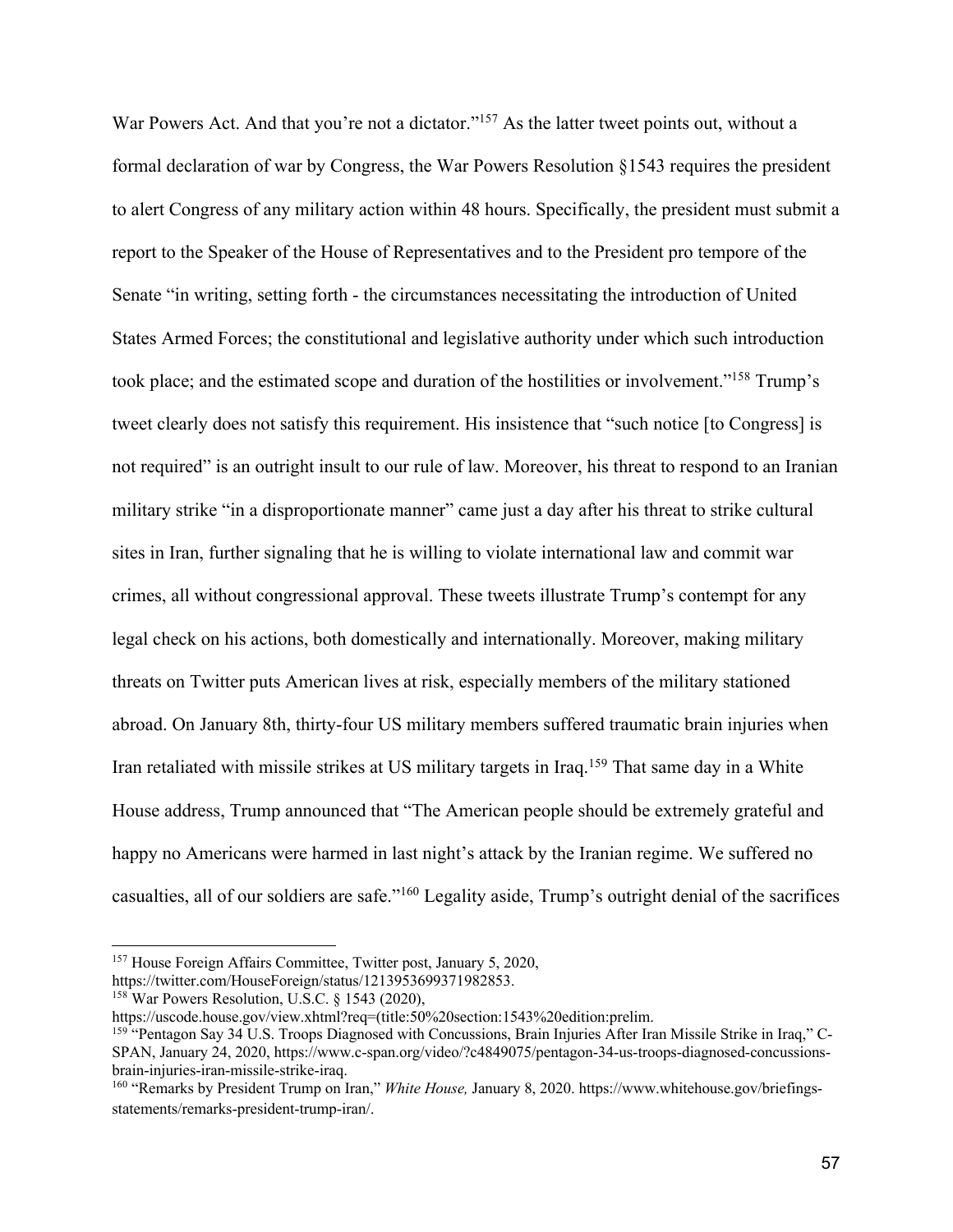War Powers Act. And that you're not a dictator."[157] As the latter tweet points out, without a formal declaration of war by Congress, the War Powers Resolution §1543 requires the president to alert Congress of any military action within 48 hours. Specifically, the president must submit a report to the Speaker of the House of Representatives and to the President pro tempore of the Senate "in writing, setting forth - the circumstances necessitating the introduction of United States Armed Forces; the constitutional and legislative authority under which such introduction took place; and the estimated scope and duration of the hostilities or involvement."[158] Trump's tweet clearly does not satisfy this requirement. His insistence that "such notice [to Congress] is not required" is an outright insult to our rule of law. Moreover, his threat to respond to an Iranian military strike "in a disproportionate manner" came just a day after his threat to strike cultural sites in Iran, further signaling that he is willing to violate international law and commit war crimes, all without congressional approval. These tweets illustrate Trump's contempt for any legal check on his actions, both domestically and internationally. Moreover, making military threats on Twitter puts American lives at risk, especially members of the military stationed abroad. On January 8th, thirty-four US military members suffered traumatic brain injuries when Iran retaliated with missile strikes at US military targets in Iraq.[159] That same day in a White House address, Trump announced that "The American people should be extremely grateful and happy no Americans were harmed in last night's attack by the Iranian regime. We suffered no casualties, all of our soldiers are safe."[160] Legality aside, Trump's outright denial of the sacrifices

---

[157] House Foreign Affairs Committee, Twitter post, January 5, 2020, https://twitter.com/HouseForeign/status/1213953699371982853.

[158] War Powers Resolution, U.S.C. § 1543 (2020), https://uscode.house.gov/view.xhtml?req=(title:50%20section:1543%20edition:prelim.

[159] "Pentagon Say 34 U.S. Troops Diagnosed with Concussions, Brain Injuries After Iran Missile Strike in Iraq," C-SPAN, January 24, 2020, https://www.c-span.org/video/?c4849075/pentagon-34-us-troops-diagnosed-concussions-brain-injuries-iran-missile-strike-iraq.

[160] "Remarks by President Trump on Iran," *White House,* January 8, 2020. https://www.whitehouse.gov/briefings-statements/remarks-president-trump-iran/.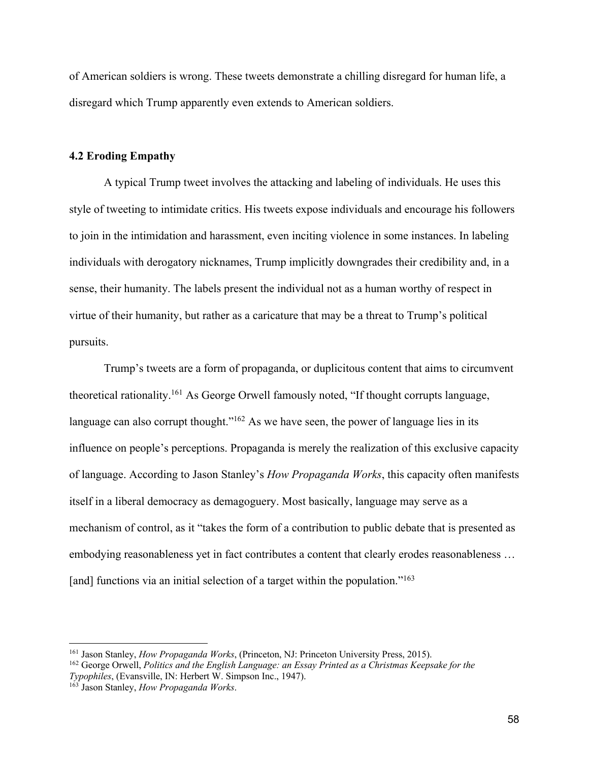of American soldiers is wrong. These tweets demonstrate a chilling disregard for human life, a disregard which Trump apparently even extends to American soldiers.

### 4.2 Eroding Empathy

A typical Trump tweet involves the attacking and labeling of individuals. He uses this style of tweeting to intimidate critics. His tweets expose individuals and encourage his followers to join in the intimidation and harassment, even inciting violence in some instances. In labeling individuals with derogatory nicknames, Trump implicitly downgrades their credibility and, in a sense, their humanity. The labels present the individual not as a human worthy of respect in virtue of their humanity, but rather as a caricature that may be a threat to Trump's political pursuits.

Trump's tweets are a form of propaganda, or duplicitous content that aims to circumvent theoretical rationality.[161] As George Orwell famously noted, "If thought corrupts language, language can also corrupt thought."[162] As we have seen, the power of language lies in its influence on people's perceptions. Propaganda is merely the realization of this exclusive capacity of language. According to Jason Stanley's *How Propaganda Works*, this capacity often manifests itself in a liberal democracy as demagoguery. Most basically, language may serve as a mechanism of control, as it "takes the form of a contribution to public debate that is presented as embodying reasonableness yet in fact contributes a content that clearly erodes reasonableness … [and] functions via an initial selection of a target within the population."[163]

---

[161] Jason Stanley, *How Propaganda Works*, (Princeton, NJ: Princeton University Press, 2015).

[162] George Orwell, *Politics and the English Language: an Essay Printed as a Christmas Keepsake for the Typophiles*, (Evansville, IN: Herbert W. Simpson Inc., 1947).

[163] Jason Stanley, *How Propaganda Works*.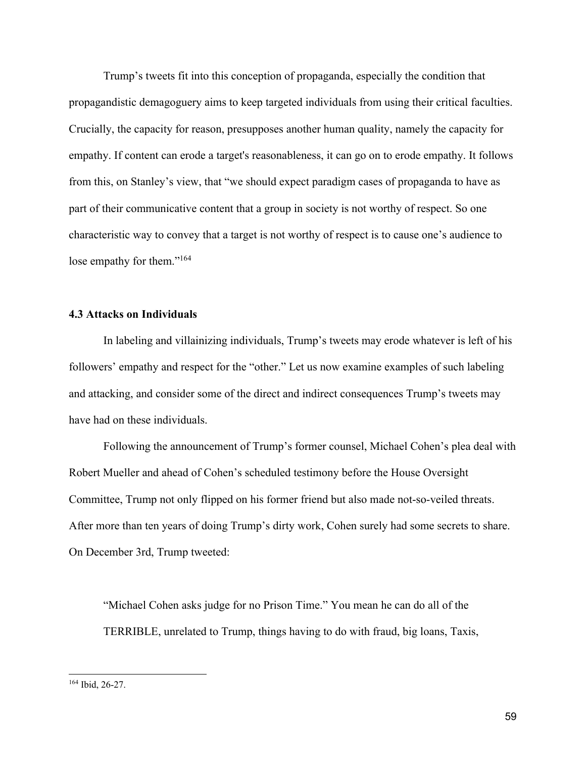Trump's tweets fit into this conception of propaganda, especially the condition that propagandistic demagoguery aims to keep targeted individuals from using their critical faculties. Crucially, the capacity for reason, presupposes another human quality, namely the capacity for empathy. If content can erode a target's reasonableness, it can go on to erode empathy. It follows from this, on Stanley's view, that "we should expect paradigm cases of propaganda to have as part of their communicative content that a group in society is not worthy of respect. So one characteristic way to convey that a target is not worthy of respect is to cause one's audience to lose empathy for them."[164]

### 4.3 Attacks on Individuals

In labeling and villainizing individuals, Trump's tweets may erode whatever is left of his followers' empathy and respect for the "other." Let us now examine examples of such labeling and attacking, and consider some of the direct and indirect consequences Trump's tweets may have had on these individuals.

Following the announcement of Trump's former counsel, Michael Cohen's plea deal with Robert Mueller and ahead of Cohen's scheduled testimony before the House Oversight Committee, Trump not only flipped on his former friend but also made not-so-veiled threats. After more than ten years of doing Trump's dirty work, Cohen surely had some secrets to share. On December 3rd, Trump tweeted:

> "Michael Cohen asks judge for no Prison Time." You mean he can do all of the TERRIBLE, unrelated to Trump, things having to do with fraud, big loans, Taxis,

---

[164] Ibid, 26-27.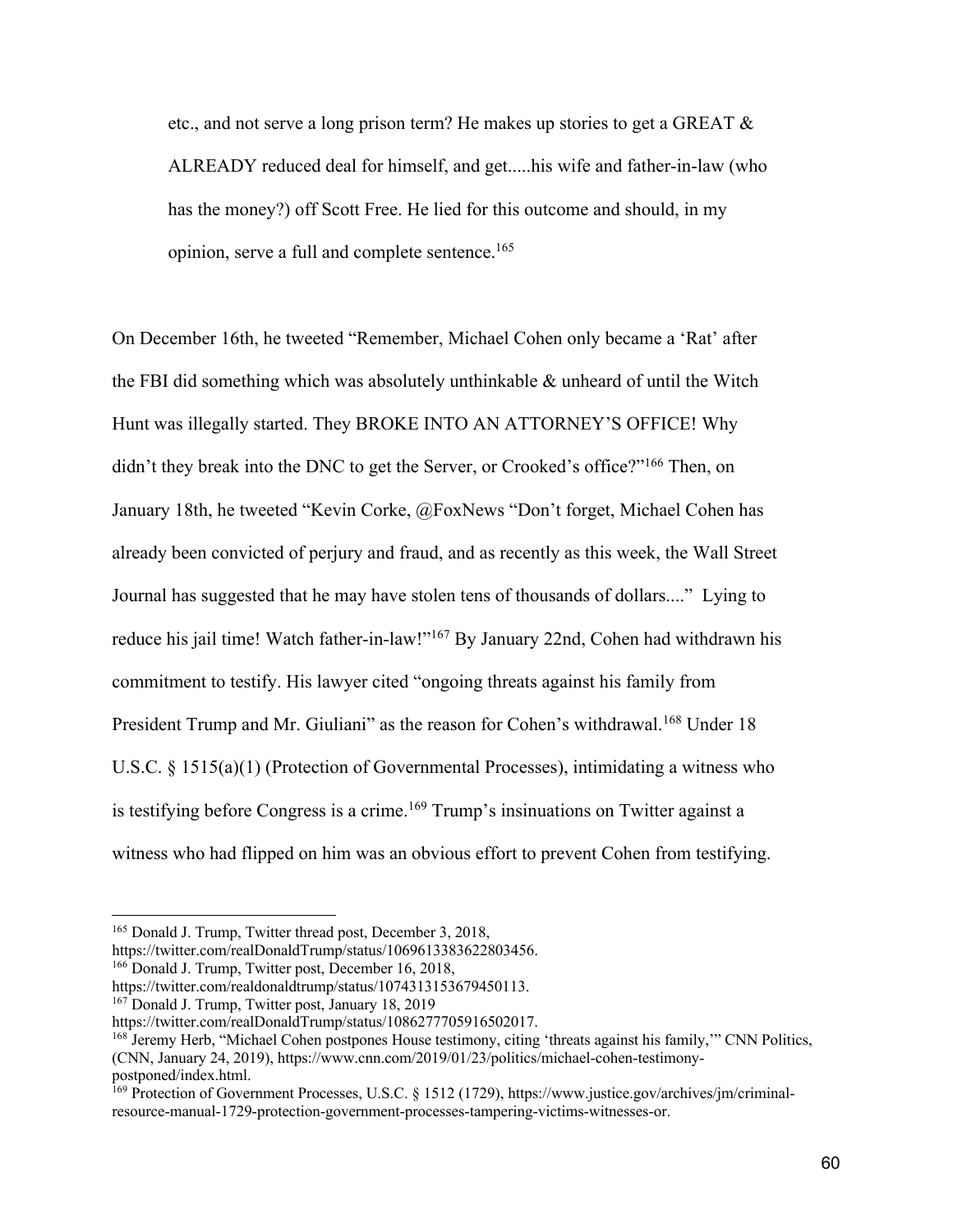> etc., and not serve a long prison term? He makes up stories to get a GREAT & ALREADY reduced deal for himself, and get.....his wife and father-in-law (who has the money?) off Scott Free. He lied for this outcome and should, in my opinion, serve a full and complete sentence.[165]

On December 16th, he tweeted "Remember, Michael Cohen only became a 'Rat' after the FBI did something which was absolutely unthinkable & unheard of until the Witch Hunt was illegally started. They BROKE INTO AN ATTORNEY'S OFFICE! Why didn't they break into the DNC to get the Server, or Crooked's office?"[166] Then, on January 18th, he tweeted "Kevin Corke, @FoxNews "Don't forget, Michael Cohen has already been convicted of perjury and fraud, and as recently as this week, the Wall Street Journal has suggested that he may have stolen tens of thousands of dollars...." Lying to reduce his jail time! Watch father-in-law!"[167] By January 22nd, Cohen had withdrawn his commitment to testify. His lawyer cited "ongoing threats against his family from President Trump and Mr. Giuliani" as the reason for Cohen's withdrawal.[168] Under 18 U.S.C. § 1515(a)(1) (Protection of Governmental Processes), intimidating a witness who is testifying before Congress is a crime.[169] Trump's insinuations on Twitter against a witness who had flipped on him was an obvious effort to prevent Cohen from testifying.

---

[165] Donald J. Trump, Twitter thread post, December 3, 2018, https://twitter.com/realDonaldTrump/status/1069613383622803456.

[166] Donald J. Trump, Twitter post, December 16, 2018, https://twitter.com/realdonaldtrump/status/1074313153679450113.

[167] Donald J. Trump, Twitter post, January 18, 2019 https://twitter.com/realDonaldTrump/status/1086277705916502017.

[168] Jeremy Herb, "Michael Cohen postpones House testimony, citing 'threats against his family,'" CNN Politics, (CNN, January 24, 2019), https://www.cnn.com/2019/01/23/politics/michael-cohen-testimony-postponed/index.html.

[169] Protection of Government Processes, U.S.C. § 1512 (1729), https://www.justice.gov/archives/jm/criminal-resource-manual-1729-protection-government-processes-tampering-victims-witnesses-or.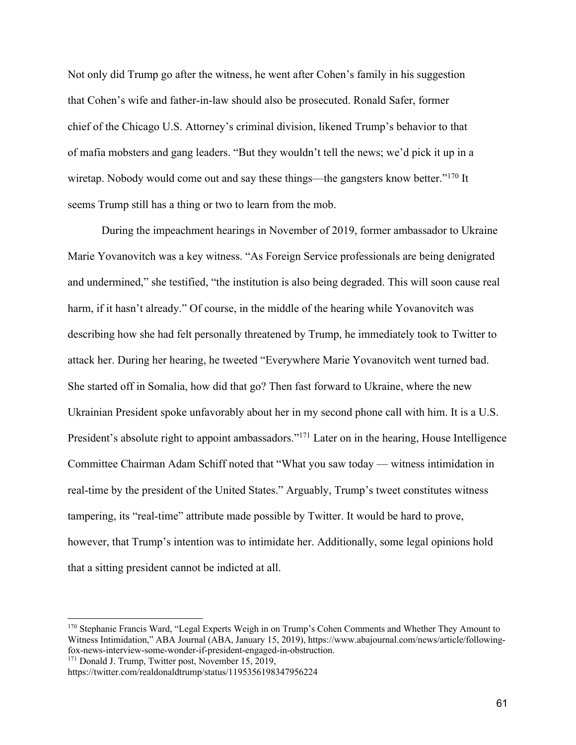Not only did Trump go after the witness, he went after Cohen's family in his suggestion that Cohen's wife and father-in-law should also be prosecuted. Ronald Safer, former chief of the Chicago U.S. Attorney's criminal division, likened Trump's behavior to that of mafia mobsters and gang leaders. "But they wouldn't tell the news; we'd pick it up in a wiretap. Nobody would come out and say these things—the gangsters know better."[170] It seems Trump still has a thing or two to learn from the mob.

During the impeachment hearings in November of 2019, former ambassador to Ukraine Marie Yovanovitch was a key witness. "As Foreign Service professionals are being denigrated and undermined," she testified, "the institution is also being degraded. This will soon cause real harm, if it hasn't already." Of course, in the middle of the hearing while Yovanovitch was describing how she had felt personally threatened by Trump, he immediately took to Twitter to attack her. During her hearing, he tweeted "Everywhere Marie Yovanovitch went turned bad. She started off in Somalia, how did that go? Then fast forward to Ukraine, where the new Ukrainian President spoke unfavorably about her in my second phone call with him. It is a U.S. President's absolute right to appoint ambassadors."[171] Later on in the hearing, House Intelligence Committee Chairman Adam Schiff noted that "What you saw today — witness intimidation in real-time by the president of the United States." Arguably, Trump's tweet constitutes witness tampering, its "real-time" attribute made possible by Twitter. It would be hard to prove, however, that Trump's intention was to intimidate her. Additionally, some legal opinions hold that a sitting president cannot be indicted at all.

---

[170] Stephanie Francis Ward, "Legal Experts Weigh in on Trump's Cohen Comments and Whether They Amount to Witness Intimidation," ABA Journal (ABA, January 15, 2019), https://www.abajournal.com/news/article/following-fox-news-interview-some-wonder-if-president-engaged-in-obstruction.

[171] Donald J. Trump, Twitter post, November 15, 2019, https://twitter.com/realdonaldtrump/status/1195356198347956224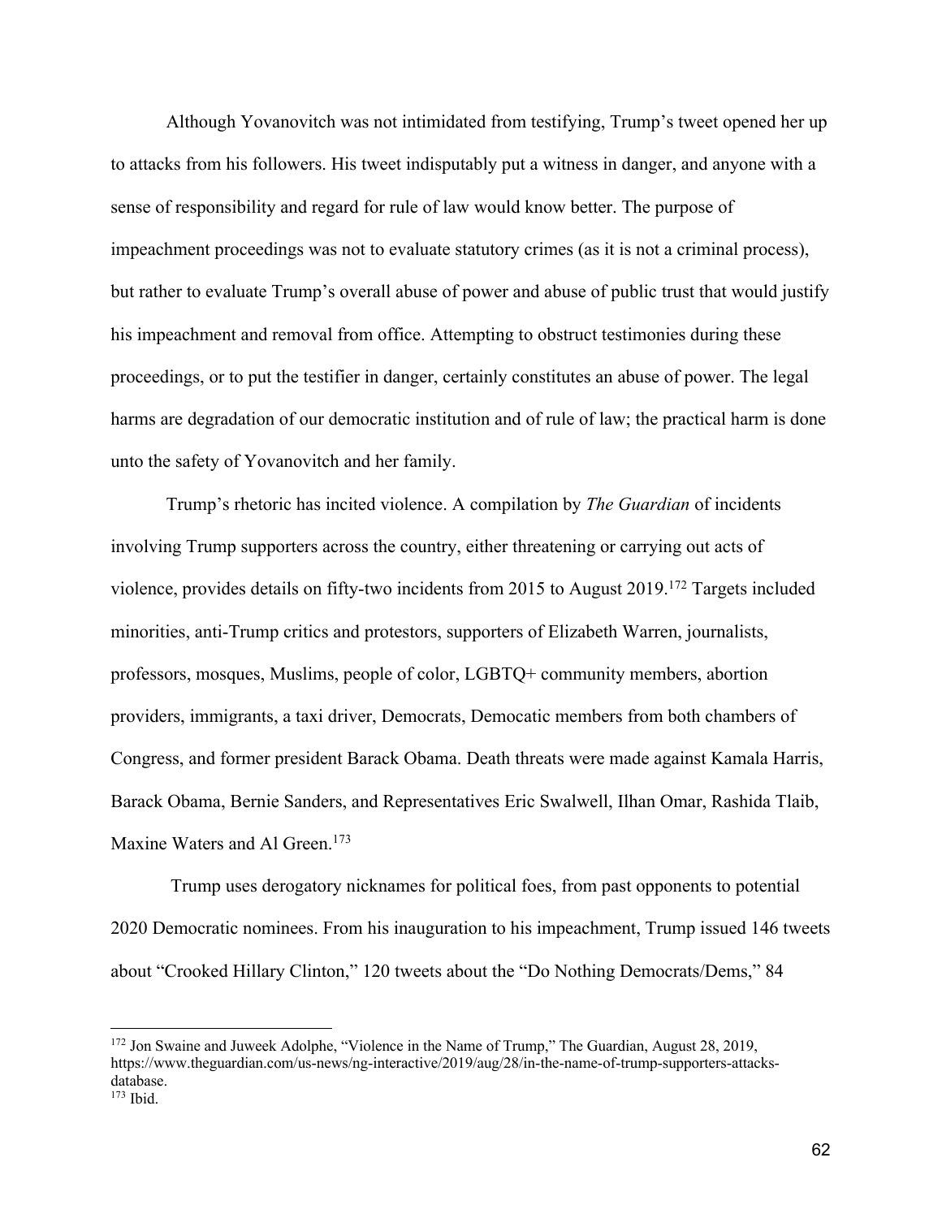Although Yovanovitch was not intimidated from testifying, Trump's tweet opened her up to attacks from his followers. His tweet indisputably put a witness in danger, and anyone with a sense of responsibility and regard for rule of law would know better. The purpose of impeachment proceedings was not to evaluate statutory crimes (as it is not a criminal process), but rather to evaluate Trump's overall abuse of power and abuse of public trust that would justify his impeachment and removal from office. Attempting to obstruct testimonies during these proceedings, or to put the testifier in danger, certainly constitutes an abuse of power. The legal harms are degradation of our democratic institution and of rule of law; the practical harm is done unto the safety of Yovanovitch and her family.

Trump's rhetoric has incited violence. A compilation by *The Guardian* of incidents involving Trump supporters across the country, either threatening or carrying out acts of violence, provides details on fifty-two incidents from 2015 to August 2019.[172] Targets included minorities, anti-Trump critics and protestors, supporters of Elizabeth Warren, journalists, professors, mosques, Muslims, people of color, LGBTQ+ community members, abortion providers, immigrants, a taxi driver, Democrats, Democatic members from both chambers of Congress, and former president Barack Obama. Death threats were made against Kamala Harris, Barack Obama, Bernie Sanders, and Representatives Eric Swalwell, Ilhan Omar, Rashida Tlaib, Maxine Waters and Al Green.[173]

Trump uses derogatory nicknames for political foes, from past opponents to potential 2020 Democratic nominees. From his inauguration to his impeachment, Trump issued 146 tweets about "Crooked Hillary Clinton," 120 tweets about the "Do Nothing Democrats/Dems," 84

---

[172] Jon Swaine and Juweek Adolphe, "Violence in the Name of Trump," The Guardian, August 28, 2019, https://www.theguardian.com/us-news/ng-interactive/2019/aug/28/in-the-name-of-trump-supporters-attacks-database.

[173] Ibid.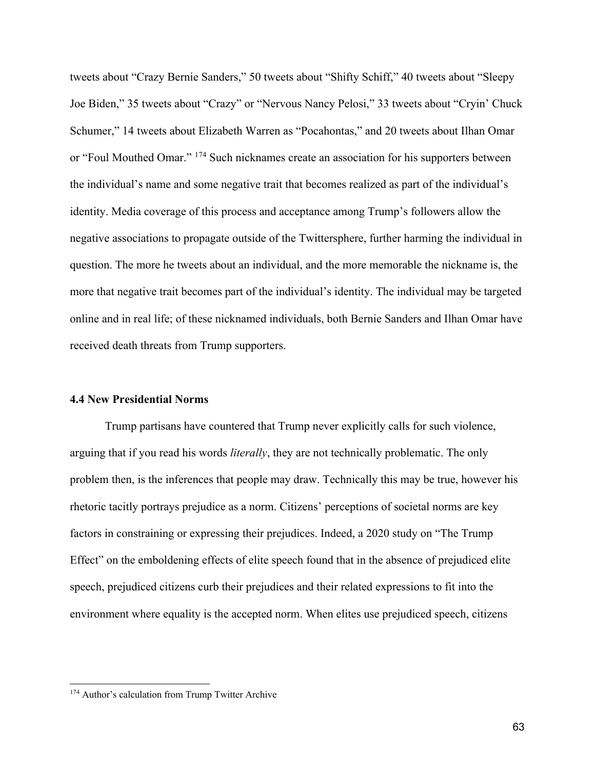tweets about "Crazy Bernie Sanders," 50 tweets about "Shifty Schiff," 40 tweets about "Sleepy Joe Biden," 35 tweets about "Crazy" or "Nervous Nancy Pelosi," 33 tweets about "Cryin' Chuck Schumer," 14 tweets about Elizabeth Warren as "Pocahontas," and 20 tweets about Ilhan Omar or "Foul Mouthed Omar." [174] Such nicknames create an association for his supporters between the individual's name and some negative trait that becomes realized as part of the individual's identity. Media coverage of this process and acceptance among Trump's followers allow the negative associations to propagate outside of the Twittersphere, further harming the individual in question. The more he tweets about an individual, and the more memorable the nickname is, the more that negative trait becomes part of the individual's identity. The individual may be targeted online and in real life; of these nicknamed individuals, both Bernie Sanders and Ilhan Omar have received death threats from Trump supporters.

### 4.4 New Presidential Norms

Trump partisans have countered that Trump never explicitly calls for such violence, arguing that if you read his words *literally*, they are not technically problematic. The only problem then, is the inferences that people may draw. Technically this may be true, however his rhetoric tacitly portrays prejudice as a norm. Citizens' perceptions of societal norms are key factors in constraining or expressing their prejudices. Indeed, a 2020 study on "The Trump Effect" on the emboldening effects of elite speech found that in the absence of prejudiced elite speech, prejudiced citizens curb their prejudices and their related expressions to fit into the environment where equality is the accepted norm. When elites use prejudiced speech, citizens

---

[174] Author's calculation from Trump Twitter Archive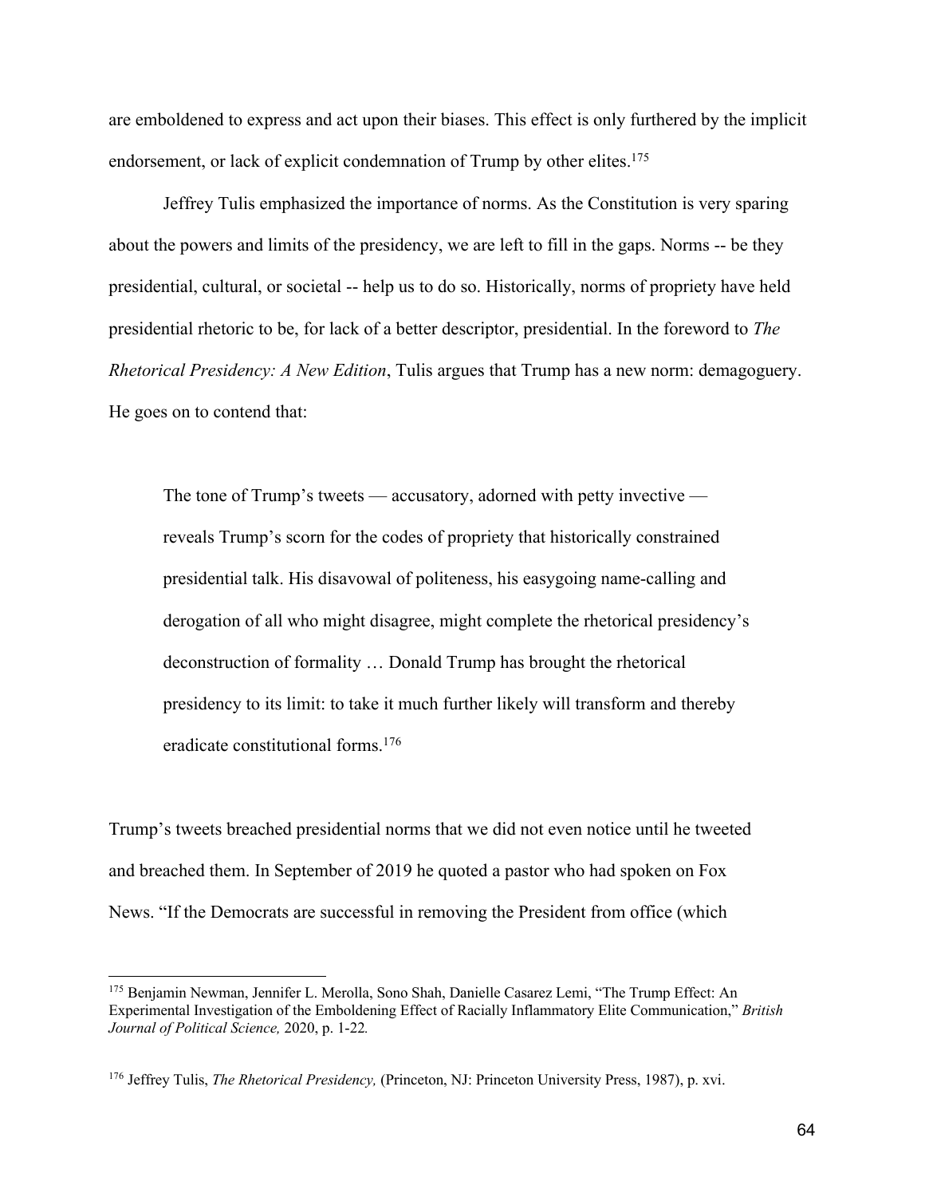are emboldened to express and act upon their biases. This effect is only furthered by the implicit endorsement, or lack of explicit condemnation of Trump by other elites.[175]

Jeffrey Tulis emphasized the importance of norms. As the Constitution is very sparing about the powers and limits of the presidency, we are left to fill in the gaps. Norms -- be they presidential, cultural, or societal -- help us to do so. Historically, norms of propriety have held presidential rhetoric to be, for lack of a better descriptor, presidential. In the foreword to *The Rhetorical Presidency: A New Edition*, Tulis argues that Trump has a new norm: demagoguery. He goes on to contend that:

> The tone of Trump's tweets — accusatory, adorned with petty invective — reveals Trump's scorn for the codes of propriety that historically constrained presidential talk. His disavowal of politeness, his easygoing name-calling and derogation of all who might disagree, might complete the rhetorical presidency's deconstruction of formality … Donald Trump has brought the rhetorical presidency to its limit: to take it much further likely will transform and thereby eradicate constitutional forms.[176]

Trump's tweets breached presidential norms that we did not even notice until he tweeted and breached them. In September of 2019 he quoted a pastor who had spoken on Fox News. "If the Democrats are successful in removing the President from office (which

---

[175] Benjamin Newman, Jennifer L. Merolla, Sono Shah, Danielle Casarez Lemi, "The Trump Effect: An Experimental Investigation of the Emboldening Effect of Racially Inflammatory Elite Communication," *British Journal of Political Science,* 2020, p. 1-22*.*

[176] Jeffrey Tulis, *The Rhetorical Presidency,* (Princeton, NJ: Princeton University Press, 1987), p. xvi.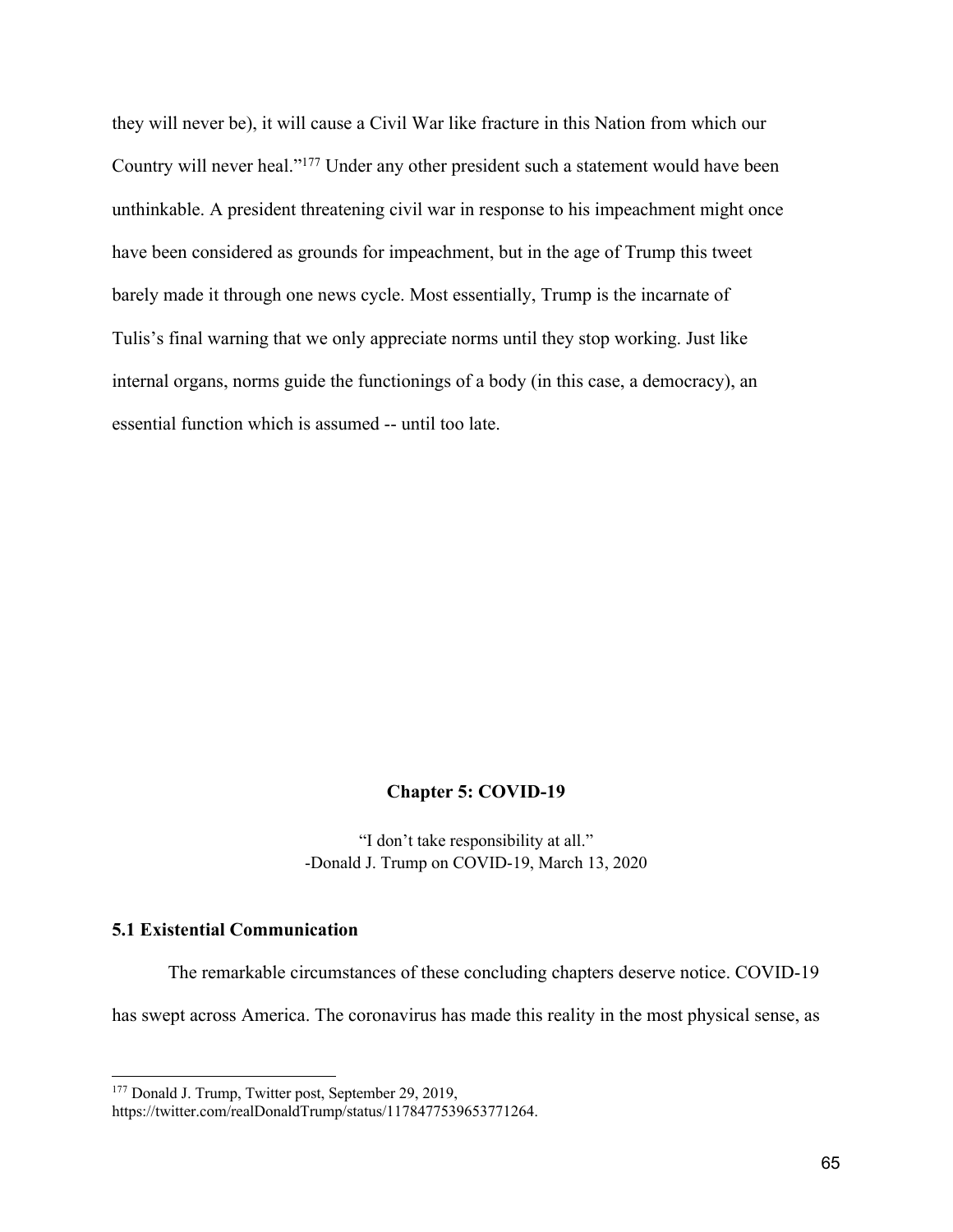they will never be), it will cause a Civil War like fracture in this Nation from which our Country will never heal."[177] Under any other president such a statement would have been unthinkable. A president threatening civil war in response to his impeachment might once have been considered as grounds for impeachment, but in the age of Trump this tweet barely made it through one news cycle. Most essentially, Trump is the incarnate of Tulis's final warning that we only appreciate norms until they stop working. Just like internal organs, norms guide the functionings of a body (in this case, a democracy), an essential function which is assumed -- until too late.

## Chapter 5: COVID-19

"I don't take responsibility at all."
-Donald J. Trump on COVID-19, March 13, 2020

### 5.1 Existential Communication

The remarkable circumstances of these concluding chapters deserve notice. COVID-19 has swept across America. The coronavirus has made this reality in the most physical sense, as

---

[177] Donald J. Trump, Twitter post, September 29, 2019, https://twitter.com/realDonaldTrump/status/1178477539653771264.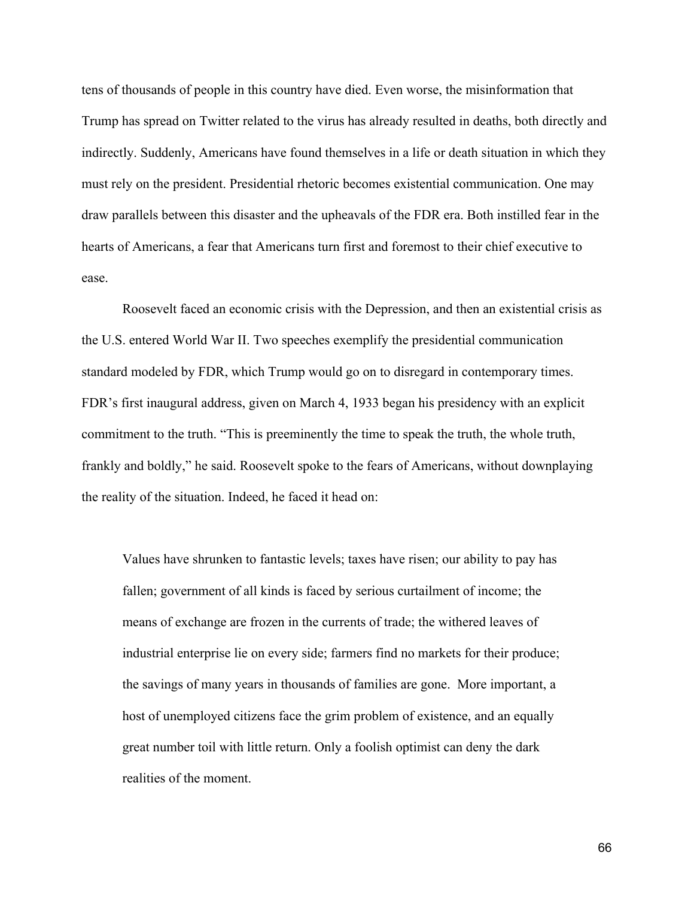tens of thousands of people in this country have died. Even worse, the misinformation that Trump has spread on Twitter related to the virus has already resulted in deaths, both directly and indirectly. Suddenly, Americans have found themselves in a life or death situation in which they must rely on the president. Presidential rhetoric becomes existential communication. One may draw parallels between this disaster and the upheavals of the FDR era. Both instilled fear in the hearts of Americans, a fear that Americans turn first and foremost to their chief executive to ease.

Roosevelt faced an economic crisis with the Depression, and then an existential crisis as the U.S. entered World War II. Two speeches exemplify the presidential communication standard modeled by FDR, which Trump would go on to disregard in contemporary times. FDR's first inaugural address, given on March 4, 1933 began his presidency with an explicit commitment to the truth. "This is preeminently the time to speak the truth, the whole truth, frankly and boldly," he said. Roosevelt spoke to the fears of Americans, without downplaying the reality of the situation. Indeed, he faced it head on:

> Values have shrunken to fantastic levels; taxes have risen; our ability to pay has fallen; government of all kinds is faced by serious curtailment of income; the means of exchange are frozen in the currents of trade; the withered leaves of industrial enterprise lie on every side; farmers find no markets for their produce; the savings of many years in thousands of families are gone. More important, a host of unemployed citizens face the grim problem of existence, and an equally great number toil with little return. Only a foolish optimist can deny the dark realities of the moment.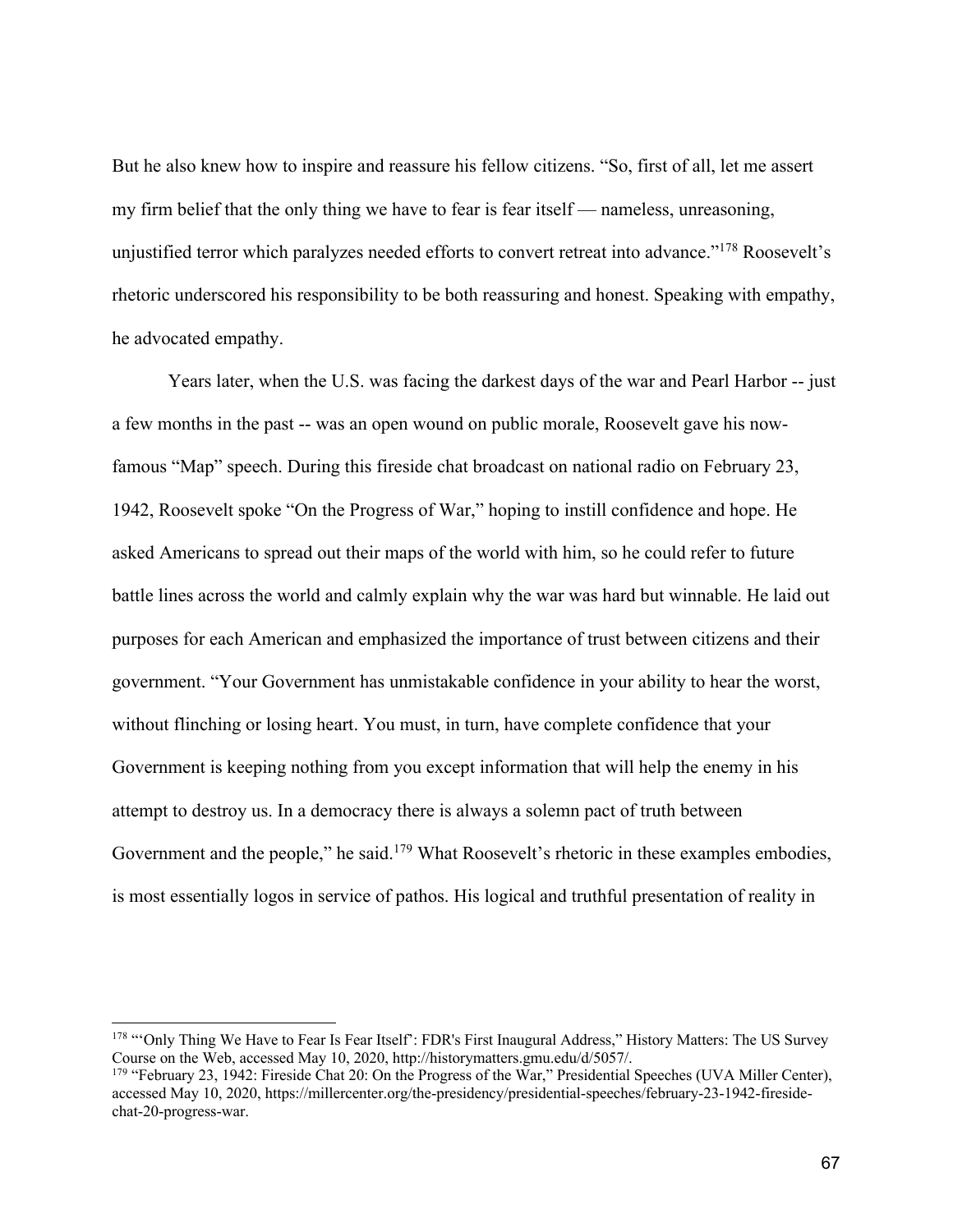But he also knew how to inspire and reassure his fellow citizens. "So, first of all, let me assert my firm belief that the only thing we have to fear is fear itself — nameless, unreasoning, unjustified terror which paralyzes needed efforts to convert retreat into advance."[178] Roosevelt's rhetoric underscored his responsibility to be both reassuring and honest. Speaking with empathy, he advocated empathy.

Years later, when the U.S. was facing the darkest days of the war and Pearl Harbor -- just a few months in the past -- was an open wound on public morale, Roosevelt gave his now-famous "Map" speech. During this fireside chat broadcast on national radio on February 23, 1942, Roosevelt spoke "On the Progress of War," hoping to instill confidence and hope. He asked Americans to spread out their maps of the world with him, so he could refer to future battle lines across the world and calmly explain why the war was hard but winnable. He laid out purposes for each American and emphasized the importance of trust between citizens and their government. "Your Government has unmistakable confidence in your ability to hear the worst, without flinching or losing heart. You must, in turn, have complete confidence that your Government is keeping nothing from you except information that will help the enemy in his attempt to destroy us. In a democracy there is always a solemn pact of truth between Government and the people," he said.[179] What Roosevelt's rhetoric in these examples embodies, is most essentially logos in service of pathos. His logical and truthful presentation of reality in

---

[178] "'Only Thing We Have to Fear Is Fear Itself': FDR's First Inaugural Address," History Matters: The US Survey Course on the Web, accessed May 10, 2020, http://historymatters.gmu.edu/d/5057/.

[179] "February 23, 1942: Fireside Chat 20: On the Progress of the War," Presidential Speeches (UVA Miller Center), accessed May 10, 2020, https://millercenter.org/the-presidency/presidential-speeches/february-23-1942-fireside-chat-20-progress-war.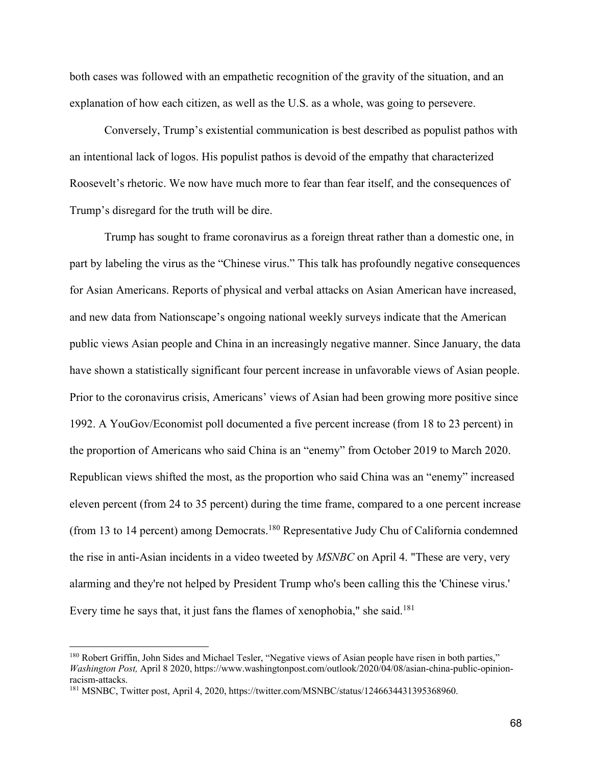both cases was followed with an empathetic recognition of the gravity of the situation, and an explanation of how each citizen, as well as the U.S. as a whole, was going to persevere.

Conversely, Trump's existential communication is best described as populist pathos with an intentional lack of logos. His populist pathos is devoid of the empathy that characterized Roosevelt's rhetoric. We now have much more to fear than fear itself, and the consequences of Trump's disregard for the truth will be dire.

Trump has sought to frame coronavirus as a foreign threat rather than a domestic one, in part by labeling the virus as the "Chinese virus." This talk has profoundly negative consequences for Asian Americans. Reports of physical and verbal attacks on Asian American have increased, and new data from Nationscape's ongoing national weekly surveys indicate that the American public views Asian people and China in an increasingly negative manner. Since January, the data have shown a statistically significant four percent increase in unfavorable views of Asian people. Prior to the coronavirus crisis, Americans' views of Asian had been growing more positive since 1992. A YouGov/Economist poll documented a five percent increase (from 18 to 23 percent) in the proportion of Americans who said China is an "enemy" from October 2019 to March 2020. Republican views shifted the most, as the proportion who said China was an "enemy" increased eleven percent (from 24 to 35 percent) during the time frame, compared to a one percent increase (from 13 to 14 percent) among Democrats.[180] Representative Judy Chu of California condemned the rise in anti-Asian incidents in a video tweeted by *MSNBC* on April 4. "These are very, very alarming and they're not helped by President Trump who's been calling this the 'Chinese virus.' Every time he says that, it just fans the flames of xenophobia," she said.[181]

---

[180] Robert Griffin, John Sides and Michael Tesler, "Negative views of Asian people have risen in both parties," *Washington Post,* April 8 2020, https://www.washingtonpost.com/outlook/2020/04/08/asian-china-public-opinion-racism-attacks.

[181] MSNBC, Twitter post, April 4, 2020, https://twitter.com/MSNBC/status/1246634431395368960.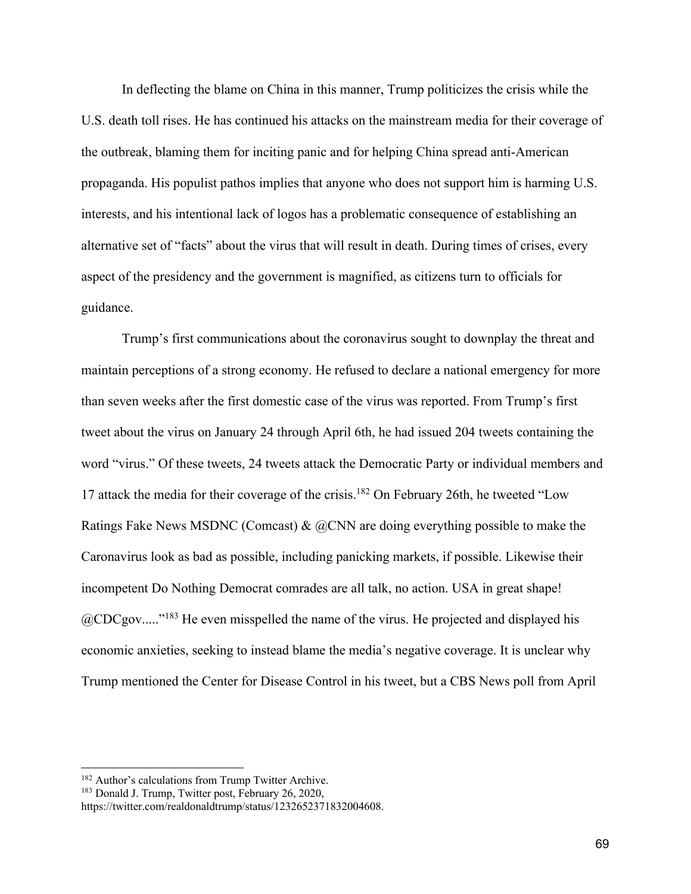In deflecting the blame on China in this manner, Trump politicizes the crisis while the U.S. death toll rises. He has continued his attacks on the mainstream media for their coverage of the outbreak, blaming them for inciting panic and for helping China spread anti-American propaganda. His populist pathos implies that anyone who does not support him is harming U.S. interests, and his intentional lack of logos has a problematic consequence of establishing an alternative set of "facts" about the virus that will result in death. During times of crises, every aspect of the presidency and the government is magnified, as citizens turn to officials for guidance.

Trump's first communications about the coronavirus sought to downplay the threat and maintain perceptions of a strong economy. He refused to declare a national emergency for more than seven weeks after the first domestic case of the virus was reported. From Trump's first tweet about the virus on January 24 through April 6th, he had issued 204 tweets containing the word "virus." Of these tweets, 24 tweets attack the Democratic Party or individual members and 17 attack the media for their coverage of the crisis.[182] On February 26th, he tweeted "Low Ratings Fake News MSDNC (Comcast) & @CNN are doing everything possible to make the Caronavirus look as bad as possible, including panicking markets, if possible. Likewise their incompetent Do Nothing Democrat comrades are all talk, no action. USA in great shape! @CDCgov....."[183] He even misspelled the name of the virus. He projected and displayed his economic anxieties, seeking to instead blame the media's negative coverage. It is unclear why Trump mentioned the Center for Disease Control in his tweet, but a CBS News poll from April

---

[182] Author's calculations from Trump Twitter Archive.

[183] Donald J. Trump, Twitter post, February 26, 2020, https://twitter.com/realdonaldtrump/status/1232652371832004608.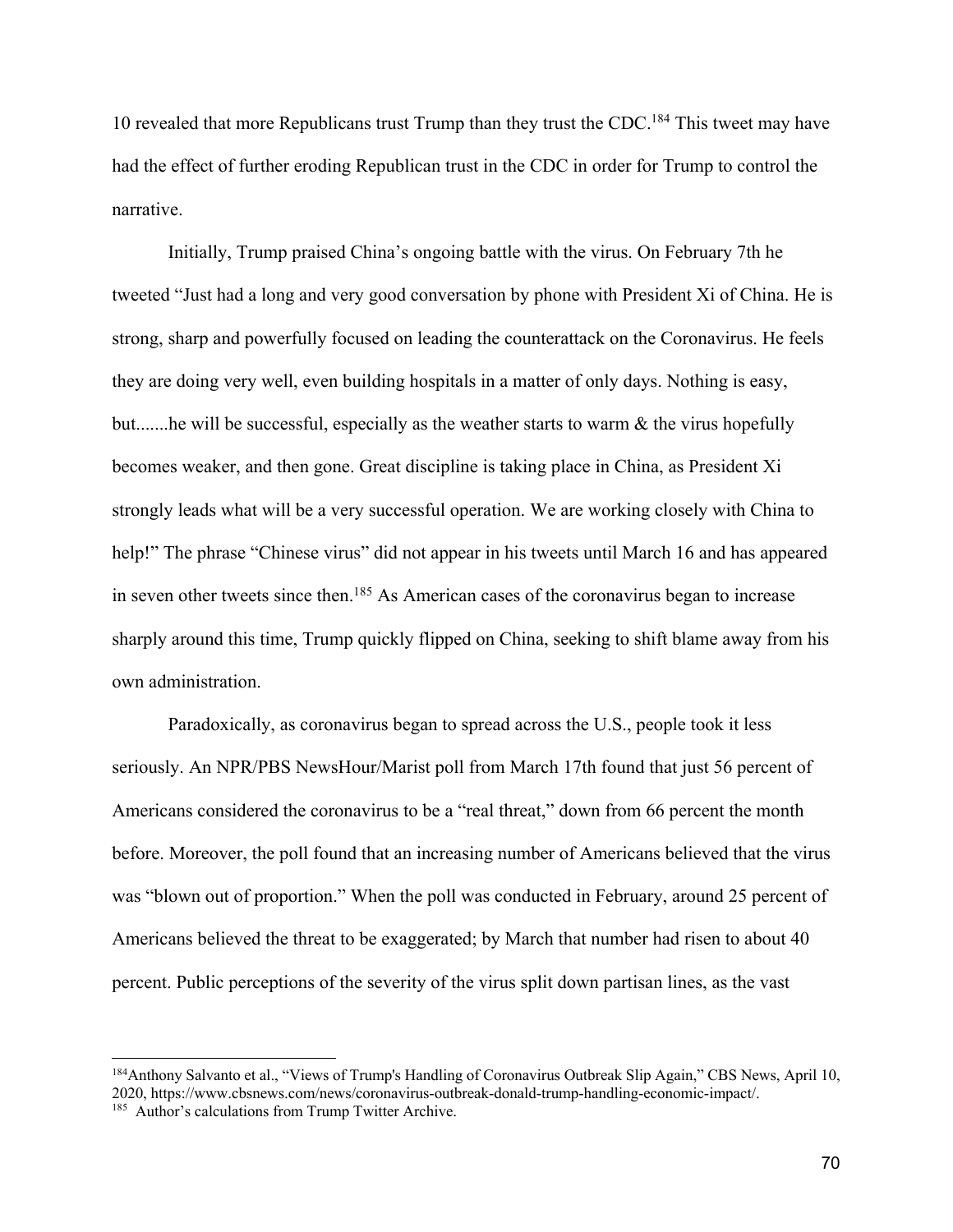10 revealed that more Republicans trust Trump than they trust the CDC.[184] This tweet may have had the effect of further eroding Republican trust in the CDC in order for Trump to control the narrative.

Initially, Trump praised China's ongoing battle with the virus. On February 7th he tweeted "Just had a long and very good conversation by phone with President Xi of China. He is strong, sharp and powerfully focused on leading the counterattack on the Coronavirus. He feels they are doing very well, even building hospitals in a matter of only days. Nothing is easy, but.......he will be successful, especially as the weather starts to warm & the virus hopefully becomes weaker, and then gone. Great discipline is taking place in China, as President Xi strongly leads what will be a very successful operation. We are working closely with China to help!" The phrase "Chinese virus" did not appear in his tweets until March 16 and has appeared in seven other tweets since then.[185] As American cases of the coronavirus began to increase sharply around this time, Trump quickly flipped on China, seeking to shift blame away from his own administration.

Paradoxically, as coronavirus began to spread across the U.S., people took it less seriously. An NPR/PBS NewsHour/Marist poll from March 17th found that just 56 percent of Americans considered the coronavirus to be a "real threat," down from 66 percent the month before. Moreover, the poll found that an increasing number of Americans believed that the virus was "blown out of proportion." When the poll was conducted in February, around 25 percent of Americans believed the threat to be exaggerated; by March that number had risen to about 40 percent. Public perceptions of the severity of the virus split down partisan lines, as the vast

---

[184] Anthony Salvanto et al., "Views of Trump's Handling of Coronavirus Outbreak Slip Again," CBS News, April 10, 2020, https://www.cbsnews.com/news/coronavirus-outbreak-donald-trump-handling-economic-impact/.

[185] Author's calculations from Trump Twitter Archive.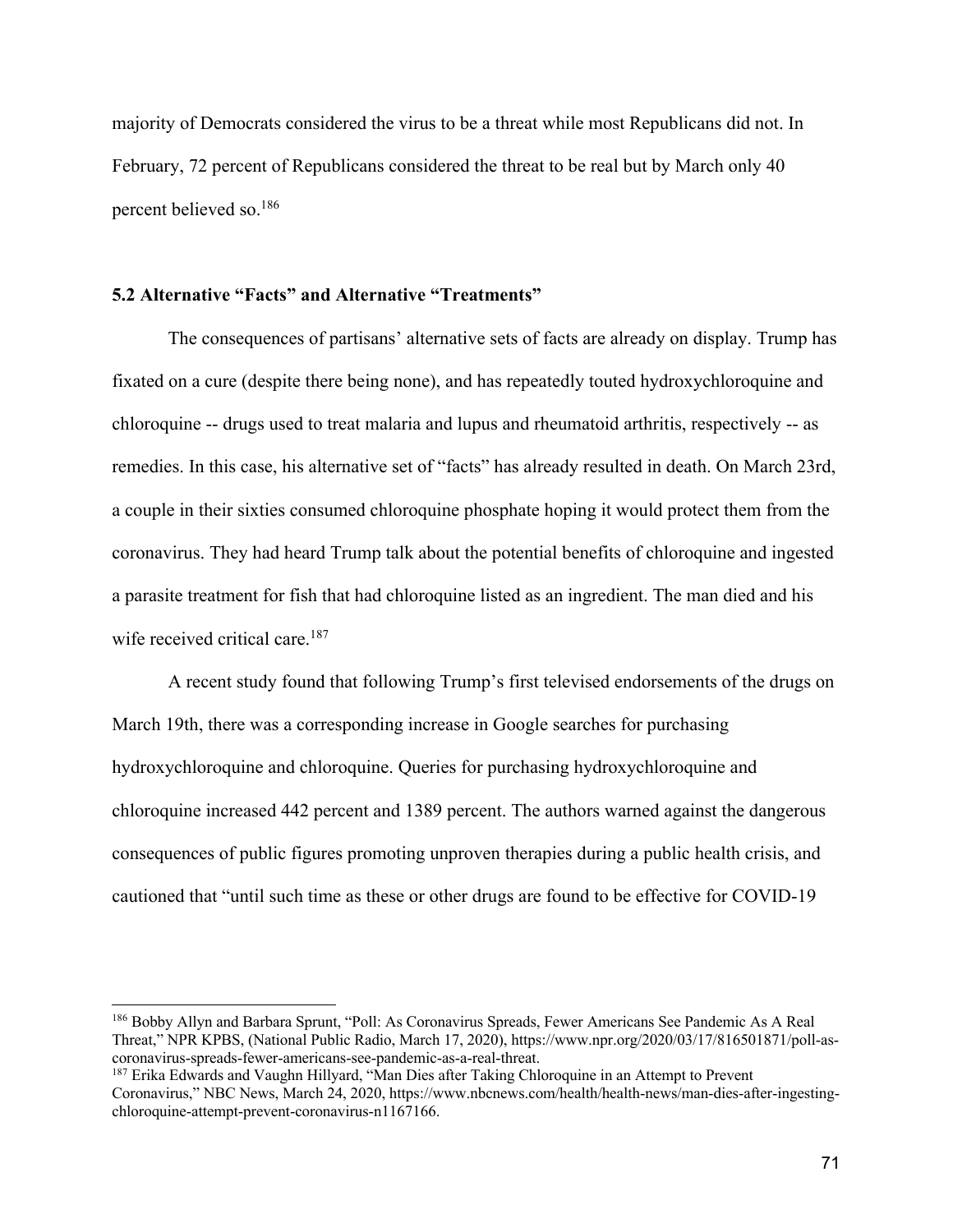majority of Democrats considered the virus to be a threat while most Republicans did not. In February, 72 percent of Republicans considered the threat to be real but by March only 40 percent believed so.[186]

## 5.2 Alternative "Facts" and Alternative "Treatments"

The consequences of partisans' alternative sets of facts are already on display. Trump has fixated on a cure (despite there being none), and has repeatedly touted hydroxychloroquine and chloroquine -- drugs used to treat malaria and lupus and rheumatoid arthritis, respectively -- as remedies. In this case, his alternative set of "facts" has already resulted in death. On March 23rd, a couple in their sixties consumed chloroquine phosphate hoping it would protect them from the coronavirus. They had heard Trump talk about the potential benefits of chloroquine and ingested a parasite treatment for fish that had chloroquine listed as an ingredient. The man died and his wife received critical care.[187]

A recent study found that following Trump's first televised endorsements of the drugs on March 19th, there was a corresponding increase in Google searches for purchasing hydroxychloroquine and chloroquine. Queries for purchasing hydroxychloroquine and chloroquine increased 442 percent and 1389 percent. The authors warned against the dangerous consequences of public figures promoting unproven therapies during a public health crisis, and cautioned that "until such time as these or other drugs are found to be effective for COVID-19

---

[186] Bobby Allyn and Barbara Sprunt, "Poll: As Coronavirus Spreads, Fewer Americans See Pandemic As A Real Threat," NPR KPBS, (National Public Radio, March 17, 2020), https://www.npr.org/2020/03/17/816501871/poll-as-coronavirus-spreads-fewer-americans-see-pandemic-as-a-real-threat.

[187] Erika Edwards and Vaughn Hillyard, "Man Dies after Taking Chloroquine in an Attempt to Prevent Coronavirus," NBC News, March 24, 2020, https://www.nbcnews.com/health/health-news/man-dies-after-ingesting-chloroquine-attempt-prevent-coronavirus-n1167166.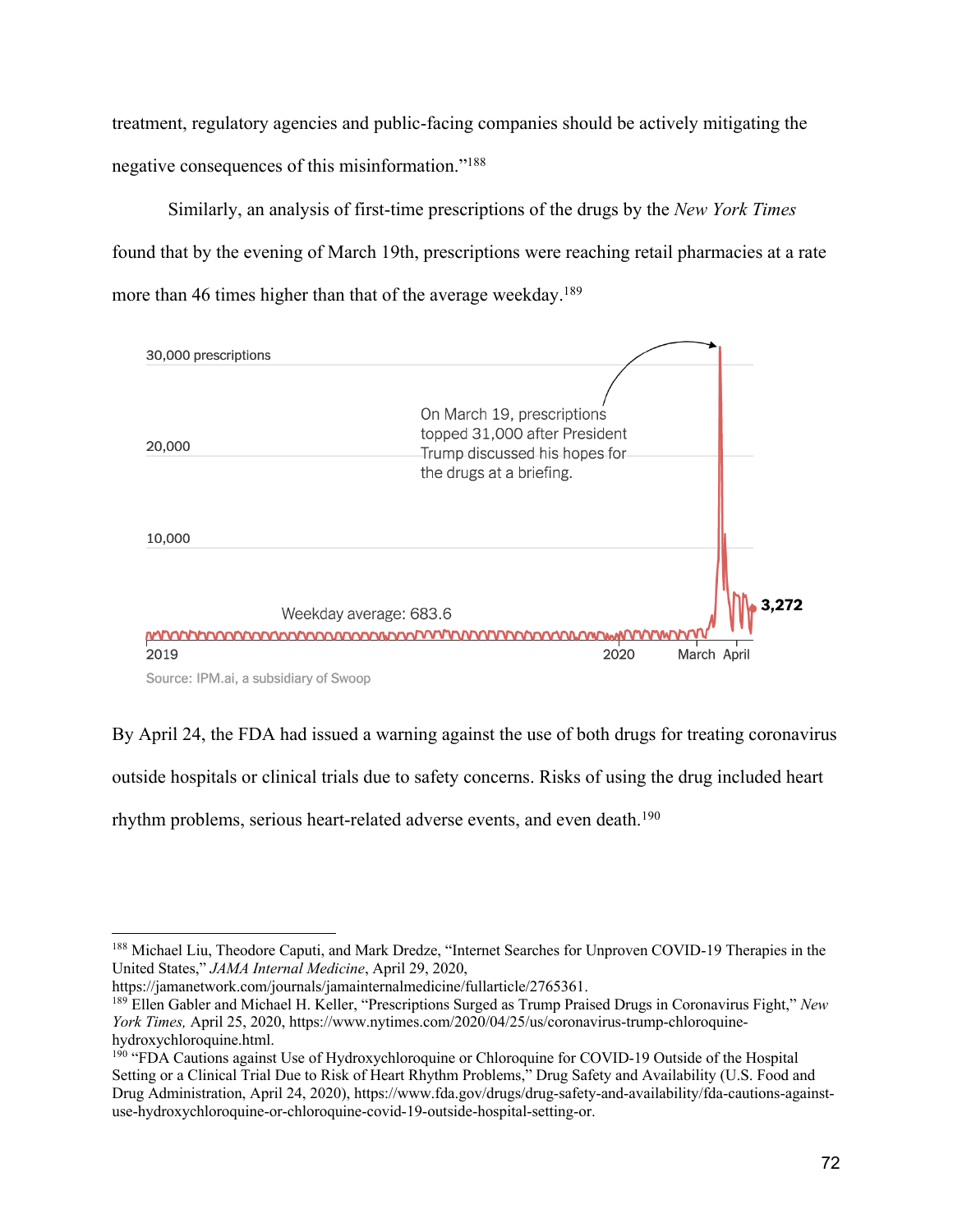treatment, regulatory agencies and public-facing companies should be actively mitigating the negative consequences of this misinformation."[188]

Similarly, an analysis of first-time prescriptions of the drugs by the *New York Times* found that by the evening of March 19th, prescriptions were reaching retail pharmacies at a rate more than 46 times higher than that of the average weekday.[189]

30,000 prescriptions

20,000

10,000

On March 19, prescriptions topped 31,000 after President Trump discussed his hopes for the drugs at a briefing.

Weekday average: 683.6

3,272

2019 2020 March April

Source: IPM.ai, a subsidiary of Swoop

By April 24, the FDA had issued a warning against the use of both drugs for treating coronavirus outside hospitals or clinical trials due to safety concerns. Risks of using the drug included heart rhythm problems, serious heart-related adverse events, and even death.[190]

---

[188] Michael Liu, Theodore Caputi, and Mark Dredze, "Internet Searches for Unproven COVID-19 Therapies in the United States," *JAMA Internal Medicine*, April 29, 2020, https://jamanetwork.com/journals/jamainternalmedicine/fullarticle/2765361.

[189] Ellen Gabler and Michael H. Keller, "Prescriptions Surged as Trump Praised Drugs in Coronavirus Fight," *New York Times,* April 25, 2020, https://www.nytimes.com/2020/04/25/us/coronavirus-trump-chloroquine-hydroxychloroquine.html.

[190] "FDA Cautions against Use of Hydroxychloroquine or Chloroquine for COVID-19 Outside of the Hospital Setting or a Clinical Trial Due to Risk of Heart Rhythm Problems," Drug Safety and Availability (U.S. Food and Drug Administration, April 24, 2020), https://www.fda.gov/drugs/drug-safety-and-availability/fda-cautions-against-use-hydroxychloroquine-or-chloroquine-covid-19-outside-hospital-setting-or.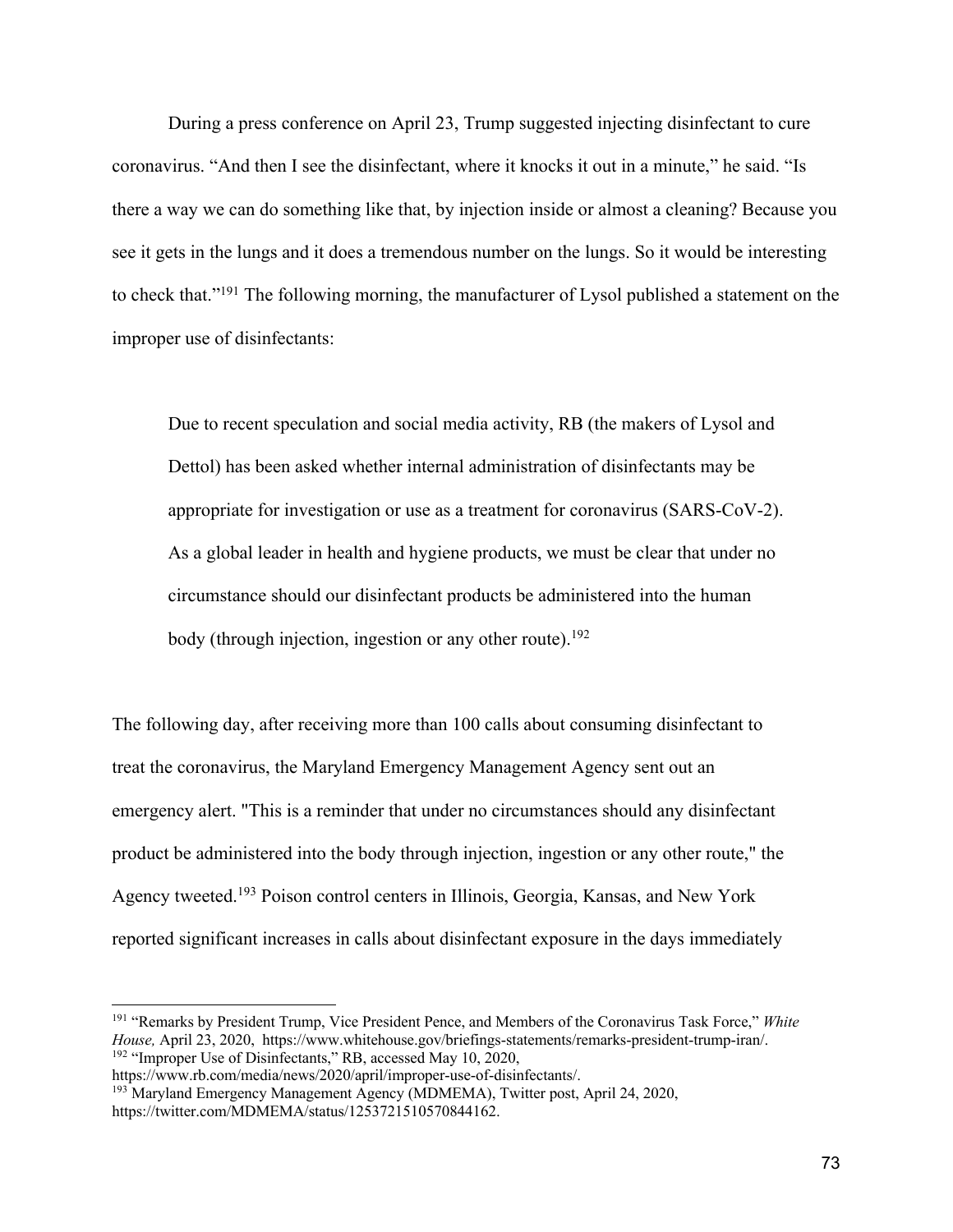During a press conference on April 23, Trump suggested injecting disinfectant to cure coronavirus. "And then I see the disinfectant, where it knocks it out in a minute," he said. "Is there a way we can do something like that, by injection inside or almost a cleaning? Because you see it gets in the lungs and it does a tremendous number on the lungs. So it would be interesting to check that."[191] The following morning, the manufacturer of Lysol published a statement on the improper use of disinfectants:

> Due to recent speculation and social media activity, RB (the makers of Lysol and Dettol) has been asked whether internal administration of disinfectants may be appropriate for investigation or use as a treatment for coronavirus (SARS-CoV-2). As a global leader in health and hygiene products, we must be clear that under no circumstance should our disinfectant products be administered into the human body (through injection, ingestion or any other route).[192]

The following day, after receiving more than 100 calls about consuming disinfectant to treat the coronavirus, the Maryland Emergency Management Agency sent out an emergency alert. "This is a reminder that under no circumstances should any disinfectant product be administered into the body through injection, ingestion or any other route," the Agency tweeted.[193] Poison control centers in Illinois, Georgia, Kansas, and New York reported significant increases in calls about disinfectant exposure in the days immediately

---

[191] "Remarks by President Trump, Vice President Pence, and Members of the Coronavirus Task Force," *White House,* April 23, 2020, https://www.whitehouse.gov/briefings-statements/remarks-president-trump-iran/.

[192] "Improper Use of Disinfectants," RB, accessed May 10, 2020, https://www.rb.com/media/news/2020/april/improper-use-of-disinfectants/.

[193] Maryland Emergency Management Agency (MDMEMA), Twitter post, April 24, 2020, https://twitter.com/MDMEMA/status/1253721510570844162.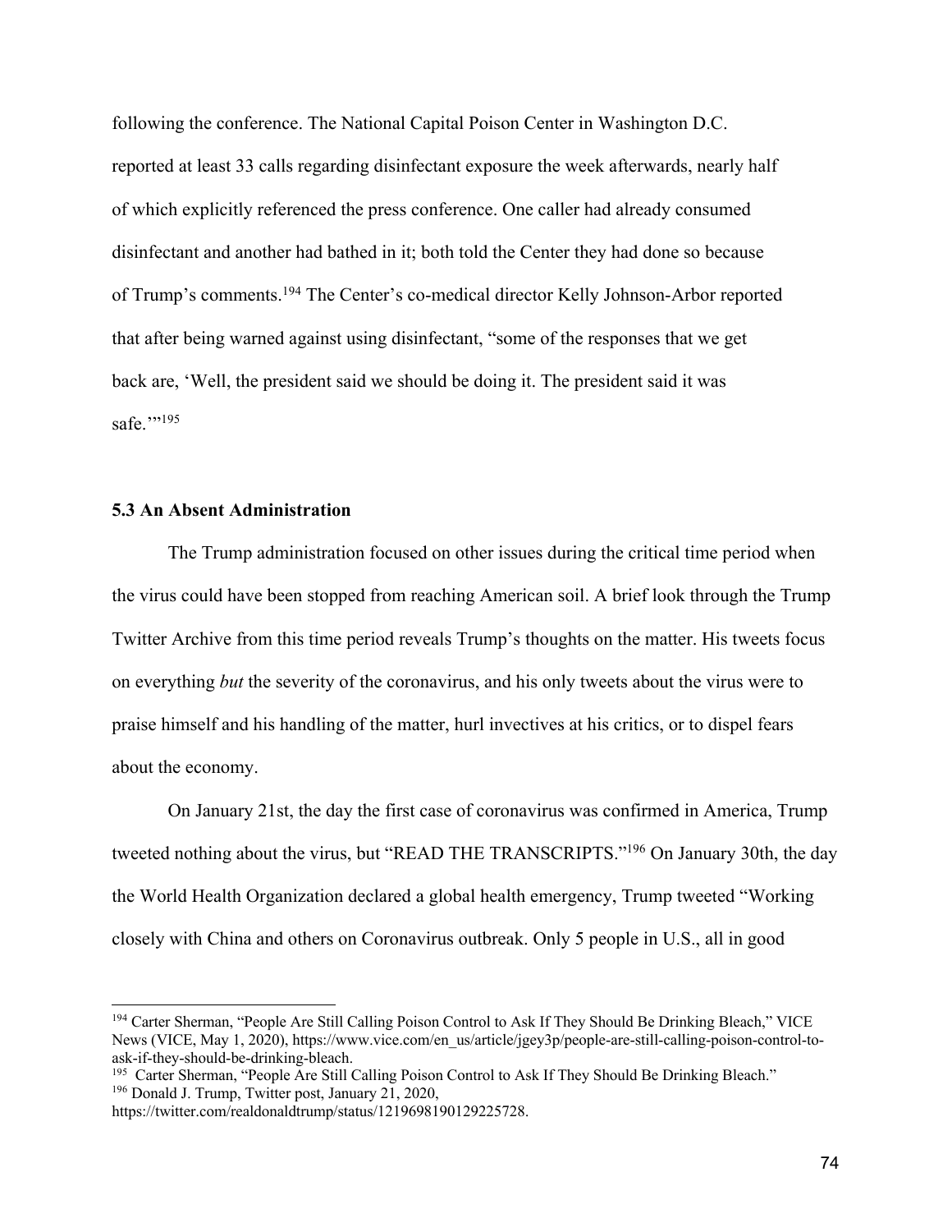following the conference. The National Capital Poison Center in Washington D.C. reported at least 33 calls regarding disinfectant exposure the week afterwards, nearly half of which explicitly referenced the press conference. One caller had already consumed disinfectant and another had bathed in it; both told the Center they had done so because of Trump's comments.[194] The Center's co-medical director Kelly Johnson-Arbor reported that after being warned against using disinfectant, "some of the responses that we get back are, 'Well, the president said we should be doing it. The president said it was safe.'"[195]

### 5.3 An Absent Administration

The Trump administration focused on other issues during the critical time period when the virus could have been stopped from reaching American soil. A brief look through the Trump Twitter Archive from this time period reveals Trump's thoughts on the matter. His tweets focus on everything *but* the severity of the coronavirus, and his only tweets about the virus were to praise himself and his handling of the matter, hurl invectives at his critics, or to dispel fears about the economy.

On January 21st, the day the first case of coronavirus was confirmed in America, Trump tweeted nothing about the virus, but "READ THE TRANSCRIPTS."[196] On January 30th, the day the World Health Organization declared a global health emergency, Trump tweeted "Working closely with China and others on Coronavirus outbreak. Only 5 people in U.S., all in good

---

[194] Carter Sherman, "People Are Still Calling Poison Control to Ask If They Should Be Drinking Bleach," VICE News (VICE, May 1, 2020), https://www.vice.com/en_us/article/jgey3p/people-are-still-calling-poison-control-to-ask-if-they-should-be-drinking-bleach.

[195] Carter Sherman, "People Are Still Calling Poison Control to Ask If They Should Be Drinking Bleach."

[196] Donald J. Trump, Twitter post, January 21, 2020, https://twitter.com/realdonaldtrump/status/1219698190129225728.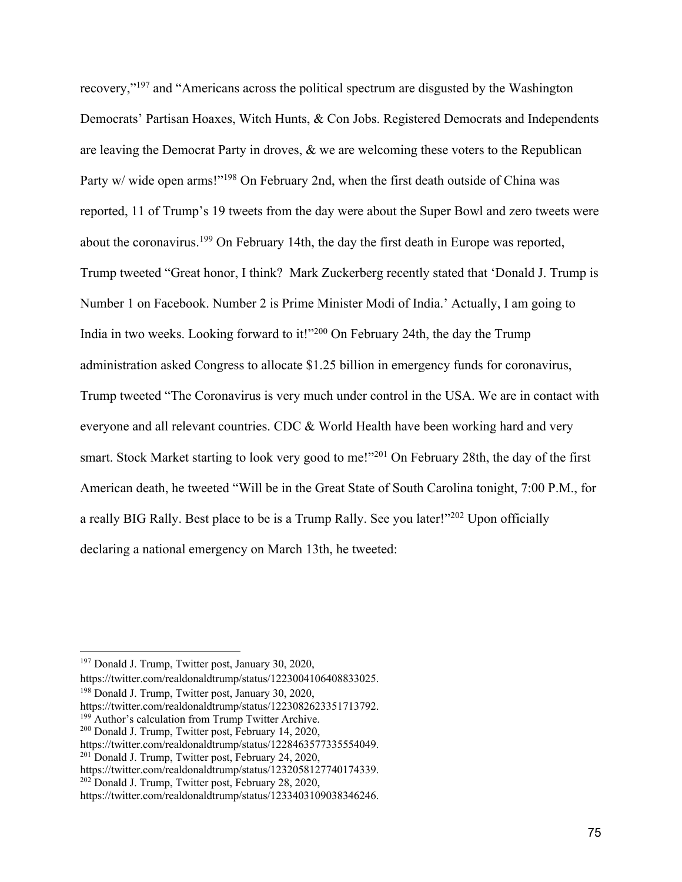recovery,"[197] and "Americans across the political spectrum are disgusted by the Washington Democrats' Partisan Hoaxes, Witch Hunts, & Con Jobs. Registered Democrats and Independents are leaving the Democrat Party in droves, & we are welcoming these voters to the Republican Party w/ wide open arms!"[198] On February 2nd, when the first death outside of China was reported, 11 of Trump's 19 tweets from the day were about the Super Bowl and zero tweets were about the coronavirus.[199] On February 14th, the day the first death in Europe was reported, Trump tweeted "Great honor, I think? Mark Zuckerberg recently stated that 'Donald J. Trump is Number 1 on Facebook. Number 2 is Prime Minister Modi of India.' Actually, I am going to India in two weeks. Looking forward to it!"[200] On February 24th, the day the Trump administration asked Congress to allocate $1.25 billion in emergency funds for coronavirus, Trump tweeted "The Coronavirus is very much under control in the USA. We are in contact with everyone and all relevant countries. CDC & World Health have been working hard and very smart. Stock Market starting to look very good to me!"[201] On February 28th, the day of the first American death, he tweeted "Will be in the Great State of South Carolina tonight, 7:00 P.M., for a really BIG Rally. Best place to be is a Trump Rally. See you later!"[202] Upon officially declaring a national emergency on March 13th, he tweeted:

---

[197] Donald J. Trump, Twitter post, January 30, 2020, https://twitter.com/realdonaldtrump/status/1223004106408833025.

[198] Donald J. Trump, Twitter post, January 30, 2020, https://twitter.com/realdonaldtrump/status/1223082623351713792.

[199] Author's calculation from Trump Twitter Archive.

[200] Donald J. Trump, Twitter post, February 14, 2020, https://twitter.com/realdonaldtrump/status/1228463577335554049.

[201] Donald J. Trump, Twitter post, February 24, 2020, https://twitter.com/realdonaldtrump/status/1232058127740174339.

[202] Donald J. Trump, Twitter post, February 28, 2020, https://twitter.com/realdonaldtrump/status/1233403109038346246.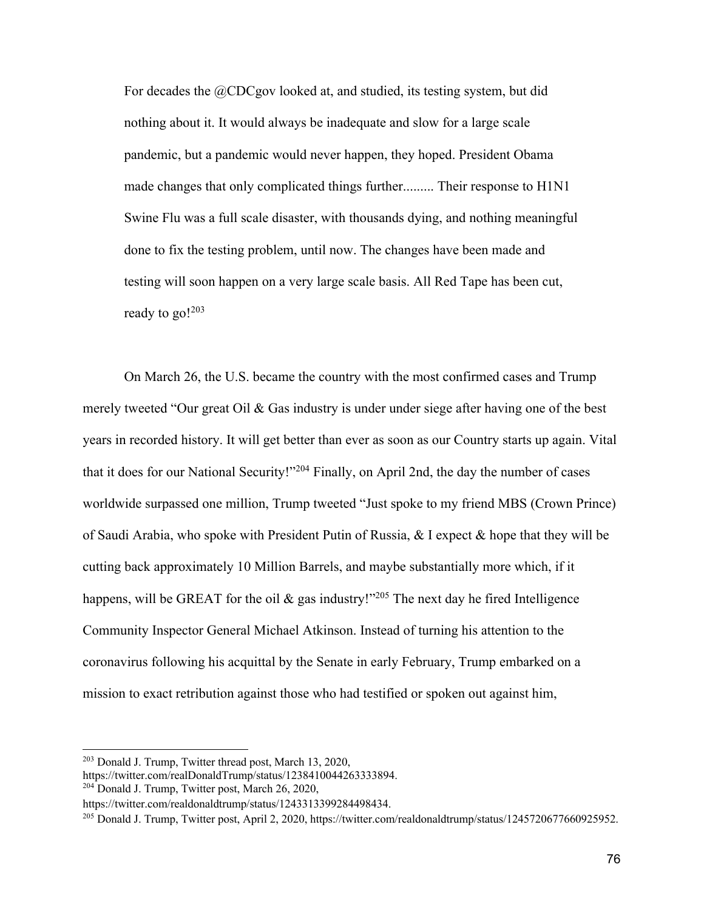> For decades the @CDCgov looked at, and studied, its testing system, but did nothing about it. It would always be inadequate and slow for a large scale pandemic, but a pandemic would never happen, they hoped. President Obama made changes that only complicated things further......... Their response to H1N1 Swine Flu was a full scale disaster, with thousands dying, and nothing meaningful done to fix the testing problem, until now. The changes have been made and testing will soon happen on a very large scale basis. All Red Tape has been cut, ready to go![203]

On March 26, the U.S. became the country with the most confirmed cases and Trump merely tweeted "Our great Oil & Gas industry is under under siege after having one of the best years in recorded history. It will get better than ever as soon as our Country starts up again. Vital that it does for our National Security!"[204] Finally, on April 2nd, the day the number of cases worldwide surpassed one million, Trump tweeted "Just spoke to my friend MBS (Crown Prince) of Saudi Arabia, who spoke with President Putin of Russia, & I expect & hope that they will be cutting back approximately 10 Million Barrels, and maybe substantially more which, if it happens, will be GREAT for the oil & gas industry!"[205] The next day he fired Intelligence Community Inspector General Michael Atkinson. Instead of turning his attention to the coronavirus following his acquittal by the Senate in early February, Trump embarked on a mission to exact retribution against those who had testified or spoken out against him,

---

[203] Donald J. Trump, Twitter thread post, March 13, 2020, https://twitter.com/realDonaldTrump/status/1238410044263333894.

[204] Donald J. Trump, Twitter post, March 26, 2020, https://twitter.com/realdonaldtrump/status/1243313399284498434.

[205] Donald J. Trump, Twitter post, April 2, 2020, https://twitter.com/realdonaldtrump/status/1245720677660925952.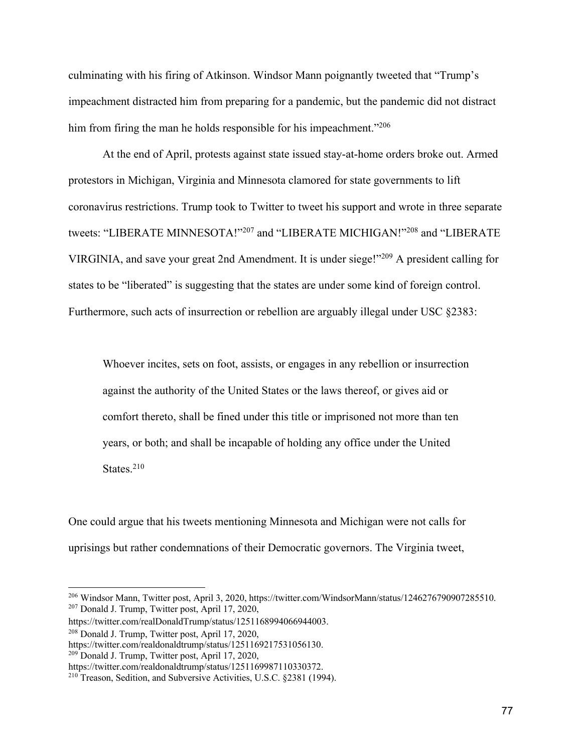culminating with his firing of Atkinson. Windsor Mann poignantly tweeted that "Trump's impeachment distracted him from preparing for a pandemic, but the pandemic did not distract him from firing the man he holds responsible for his impeachment."[206]

At the end of April, protests against state issued stay-at-home orders broke out. Armed protestors in Michigan, Virginia and Minnesota clamored for state governments to lift coronavirus restrictions. Trump took to Twitter to tweet his support and wrote in three separate tweets: "LIBERATE MINNESOTA!"[207] and "LIBERATE MICHIGAN!"[208] and "LIBERATE VIRGINIA, and save your great 2nd Amendment. It is under siege!"[209] A president calling for states to be "liberated" is suggesting that the states are under some kind of foreign control. Furthermore, such acts of insurrection or rebellion are arguably illegal under USC §2383:

> Whoever incites, sets on foot, assists, or engages in any rebellion or insurrection against the authority of the United States or the laws thereof, or gives aid or comfort thereto, shall be fined under this title or imprisoned not more than ten years, or both; and shall be incapable of holding any office under the United States.[210]

One could argue that his tweets mentioning Minnesota and Michigan were not calls for uprisings but rather condemnations of their Democratic governors. The Virginia tweet,

---

[206] Windsor Mann, Twitter post, April 3, 2020, https://twitter.com/WindsorMann/status/1246276790907285510.
[207] Donald J. Trump, Twitter post, April 17, 2020, https://twitter.com/realDonaldTrump/status/1251168994066944003.
[208] Donald J. Trump, Twitter post, April 17, 2020, https://twitter.com/realdonaldtrump/status/1251169217531056130.
[209] Donald J. Trump, Twitter post, April 17, 2020, https://twitter.com/realdonaldtrump/status/1251169987110330372.
[210] Treason, Sedition, and Subversive Activities, U.S.C. §2381 (1994).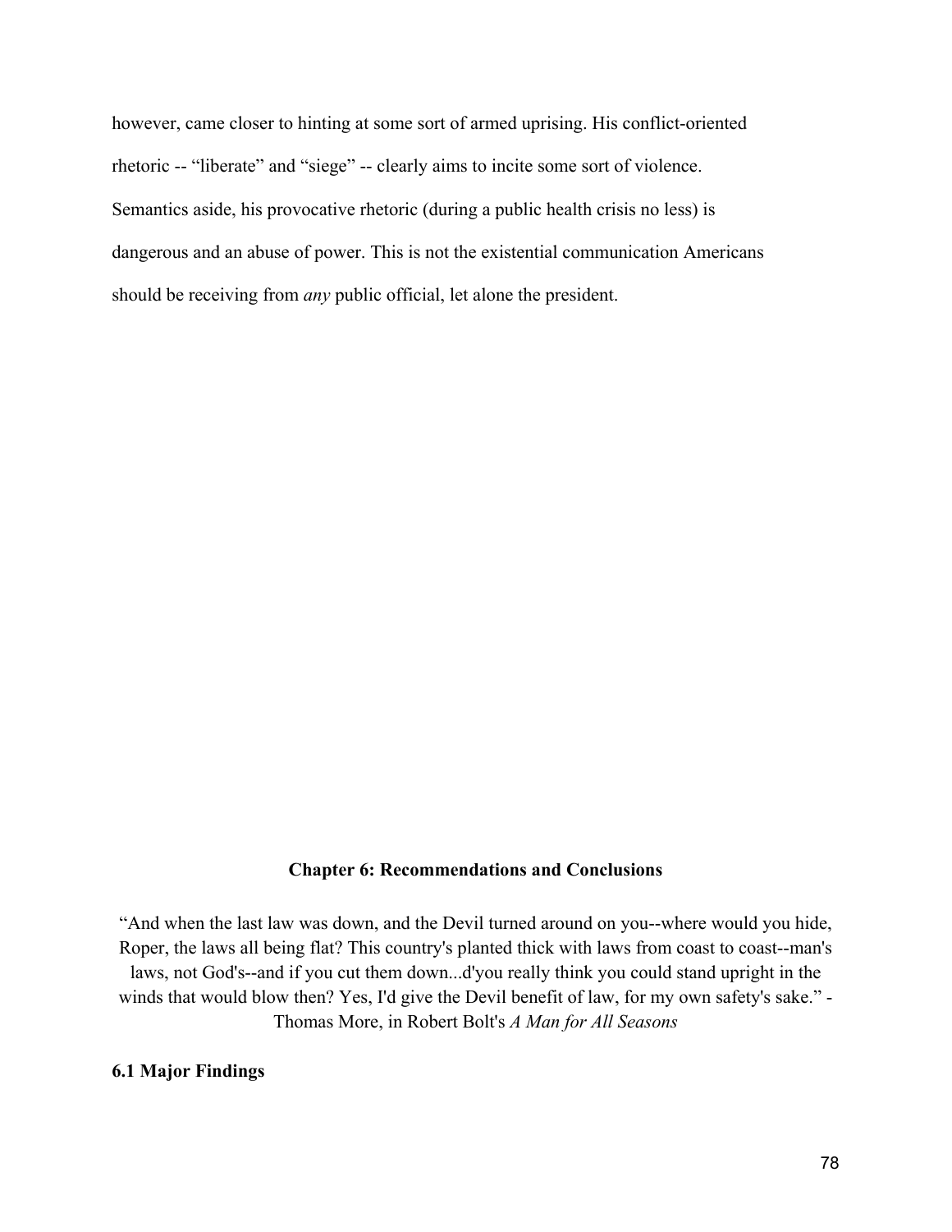however, came closer to hinting at some sort of armed uprising. His conflict-oriented rhetoric -- “liberate” and “siege” -- clearly aims to incite some sort of violence. Semantics aside, his provocative rhetoric (during a public health crisis no less) is dangerous and an abuse of power. This is not the existential communication Americans should be receiving from *any* public official, let alone the president.

## Chapter 6: Recommendations and Conclusions

“And when the last law was down, and the Devil turned around on you--where would you hide, Roper, the laws all being flat? This country's planted thick with laws from coast to coast--man's laws, not God's--and if you cut them down...d'you really think you could stand upright in the winds that would blow then? Yes, I'd give the Devil benefit of law, for my own safety's sake.” - Thomas More, in Robert Bolt's *A Man for All Seasons*

### 6.1 Major Findings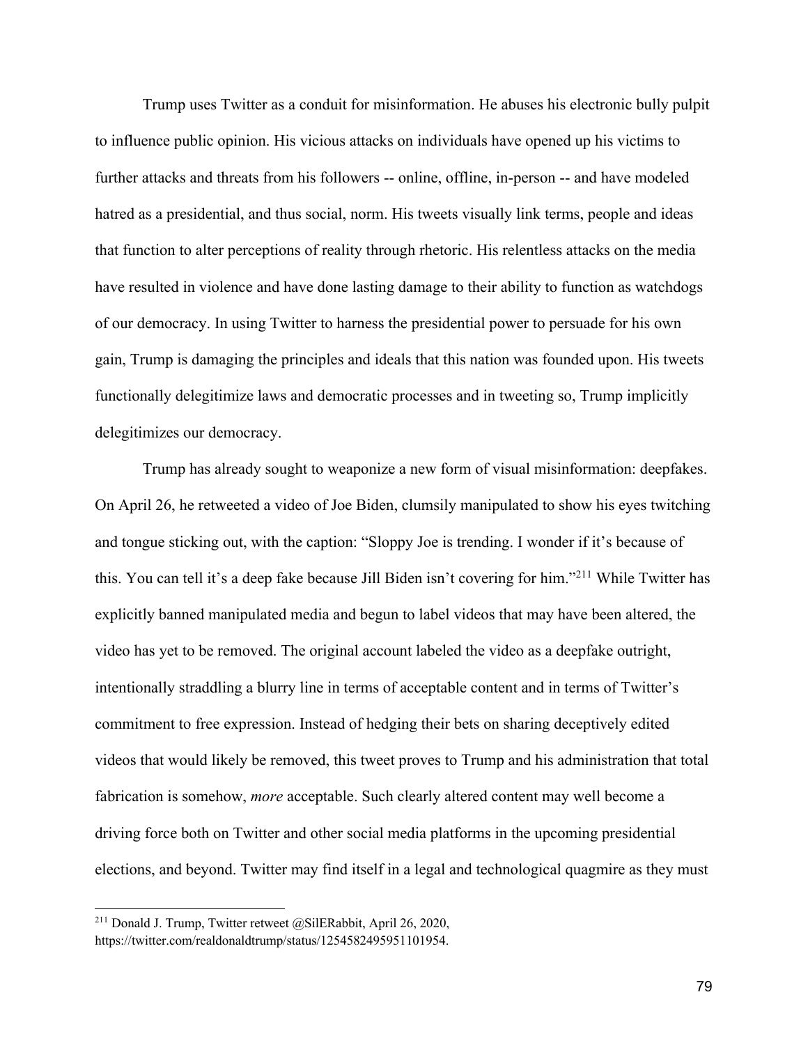Trump uses Twitter as a conduit for misinformation. He abuses his electronic bully pulpit to influence public opinion. His vicious attacks on individuals have opened up his victims to further attacks and threats from his followers -- online, offline, in-person -- and have modeled hatred as a presidential, and thus social, norm. His tweets visually link terms, people and ideas that function to alter perceptions of reality through rhetoric. His relentless attacks on the media have resulted in violence and have done lasting damage to their ability to function as watchdogs of our democracy. In using Twitter to harness the presidential power to persuade for his own gain, Trump is damaging the principles and ideals that this nation was founded upon. His tweets functionally delegitimize laws and democratic processes and in tweeting so, Trump implicitly delegitimizes our democracy.

Trump has already sought to weaponize a new form of visual misinformation: deepfakes. On April 26, he retweeted a video of Joe Biden, clumsily manipulated to show his eyes twitching and tongue sticking out, with the caption: "Sloppy Joe is trending. I wonder if it's because of this. You can tell it's a deep fake because Jill Biden isn't covering for him."[211] While Twitter has explicitly banned manipulated media and begun to label videos that may have been altered, the video has yet to be removed. The original account labeled the video as a deepfake outright, intentionally straddling a blurry line in terms of acceptable content and in terms of Twitter's commitment to free expression. Instead of hedging their bets on sharing deceptively edited videos that would likely be removed, this tweet proves to Trump and his administration that total fabrication is somehow, *more* acceptable. Such clearly altered content may well become a driving force both on Twitter and other social media platforms in the upcoming presidential elections, and beyond. Twitter may find itself in a legal and technological quagmire as they must

[211] Donald J. Trump, Twitter retweet @SilERabbit, April 26, 2020, https://twitter.com/realdonaldtrump/status/1254582495951101954.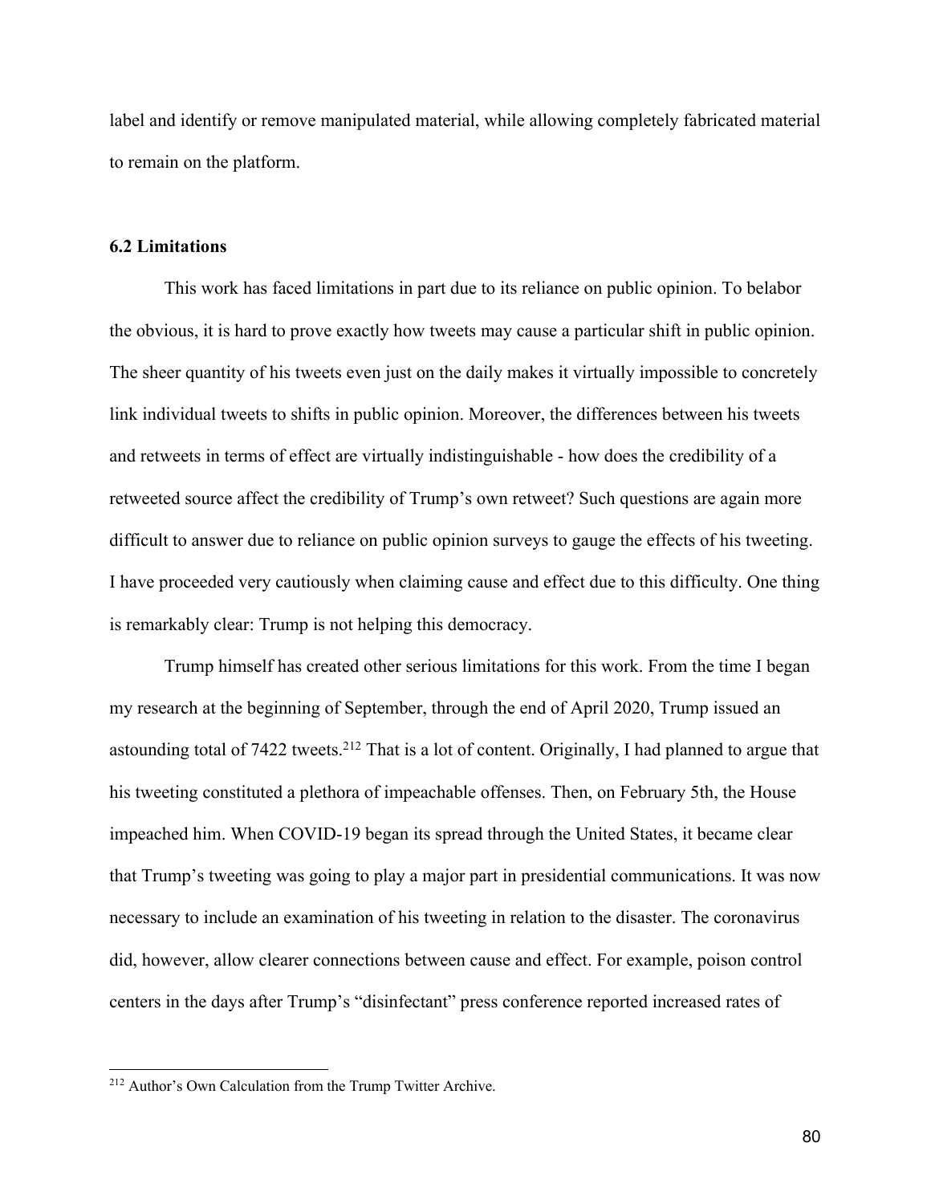label and identify or remove manipulated material, while allowing completely fabricated material to remain on the platform.

### 6.2 Limitations

This work has faced limitations in part due to its reliance on public opinion. To belabor the obvious, it is hard to prove exactly how tweets may cause a particular shift in public opinion. The sheer quantity of his tweets even just on the daily makes it virtually impossible to concretely link individual tweets to shifts in public opinion. Moreover, the differences between his tweets and retweets in terms of effect are virtually indistinguishable - how does the credibility of a retweeted source affect the credibility of Trump's own retweet? Such questions are again more difficult to answer due to reliance on public opinion surveys to gauge the effects of his tweeting. I have proceeded very cautiously when claiming cause and effect due to this difficulty. One thing is remarkably clear: Trump is not helping this democracy.

Trump himself has created other serious limitations for this work. From the time I began my research at the beginning of September, through the end of April 2020, Trump issued an astounding total of 7422 tweets.[212] That is a lot of content. Originally, I had planned to argue that his tweeting constituted a plethora of impeachable offenses. Then, on February 5th, the House impeached him. When COVID-19 began its spread through the United States, it became clear that Trump's tweeting was going to play a major part in presidential communications. It was now necessary to include an examination of his tweeting in relation to the disaster. The coronavirus did, however, allow clearer connections between cause and effect. For example, poison control centers in the days after Trump's "disinfectant" press conference reported increased rates of

[212] Author's Own Calculation from the Trump Twitter Archive.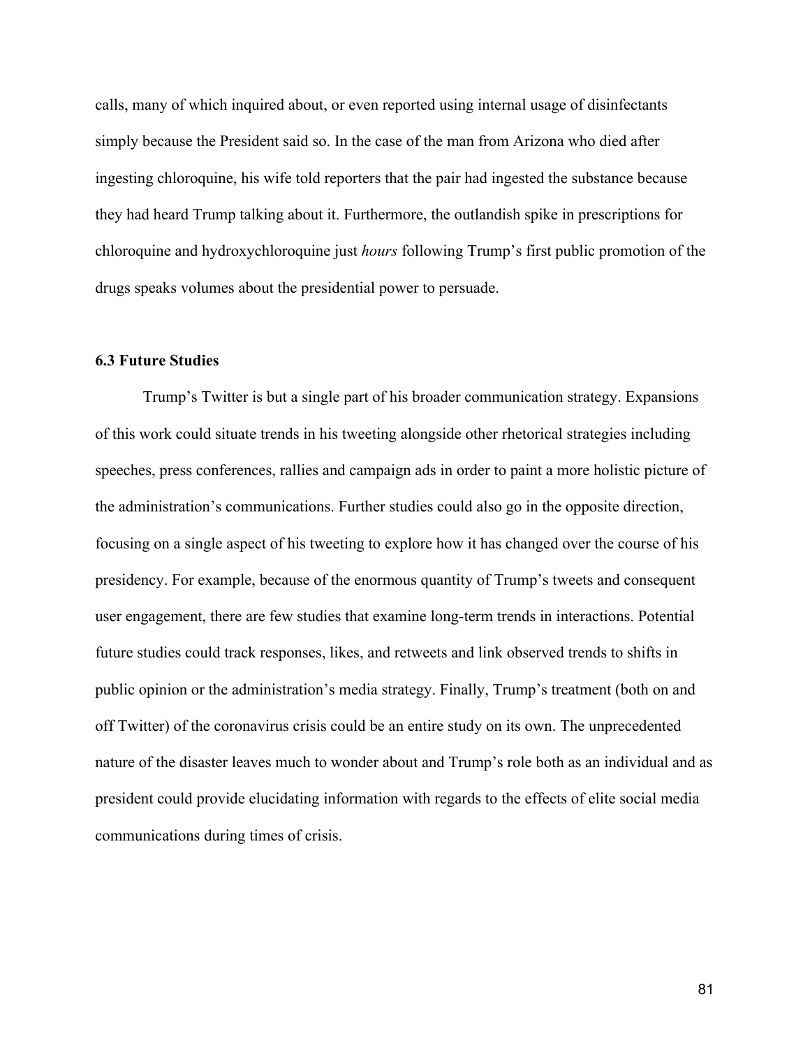calls, many of which inquired about, or even reported using internal usage of disinfectants simply because the President said so. In the case of the man from Arizona who died after ingesting chloroquine, his wife told reporters that the pair had ingested the substance because they had heard Trump talking about it. Furthermore, the outlandish spike in prescriptions for chloroquine and hydroxychloroquine just *hours* following Trump's first public promotion of the drugs speaks volumes about the presidential power to persuade.

### 6.3 Future Studies

Trump's Twitter is but a single part of his broader communication strategy. Expansions of this work could situate trends in his tweeting alongside other rhetorical strategies including speeches, press conferences, rallies and campaign ads in order to paint a more holistic picture of the administration's communications. Further studies could also go in the opposite direction, focusing on a single aspect of his tweeting to explore how it has changed over the course of his presidency. For example, because of the enormous quantity of Trump's tweets and consequent user engagement, there are few studies that examine long-term trends in interactions. Potential future studies could track responses, likes, and retweets and link observed trends to shifts in public opinion or the administration's media strategy. Finally, Trump's treatment (both on and off Twitter) of the coronavirus crisis could be an entire study on its own. The unprecedented nature of the disaster leaves much to wonder about and Trump's role both as an individual and as president could provide elucidating information with regards to the effects of elite social media communications during times of crisis.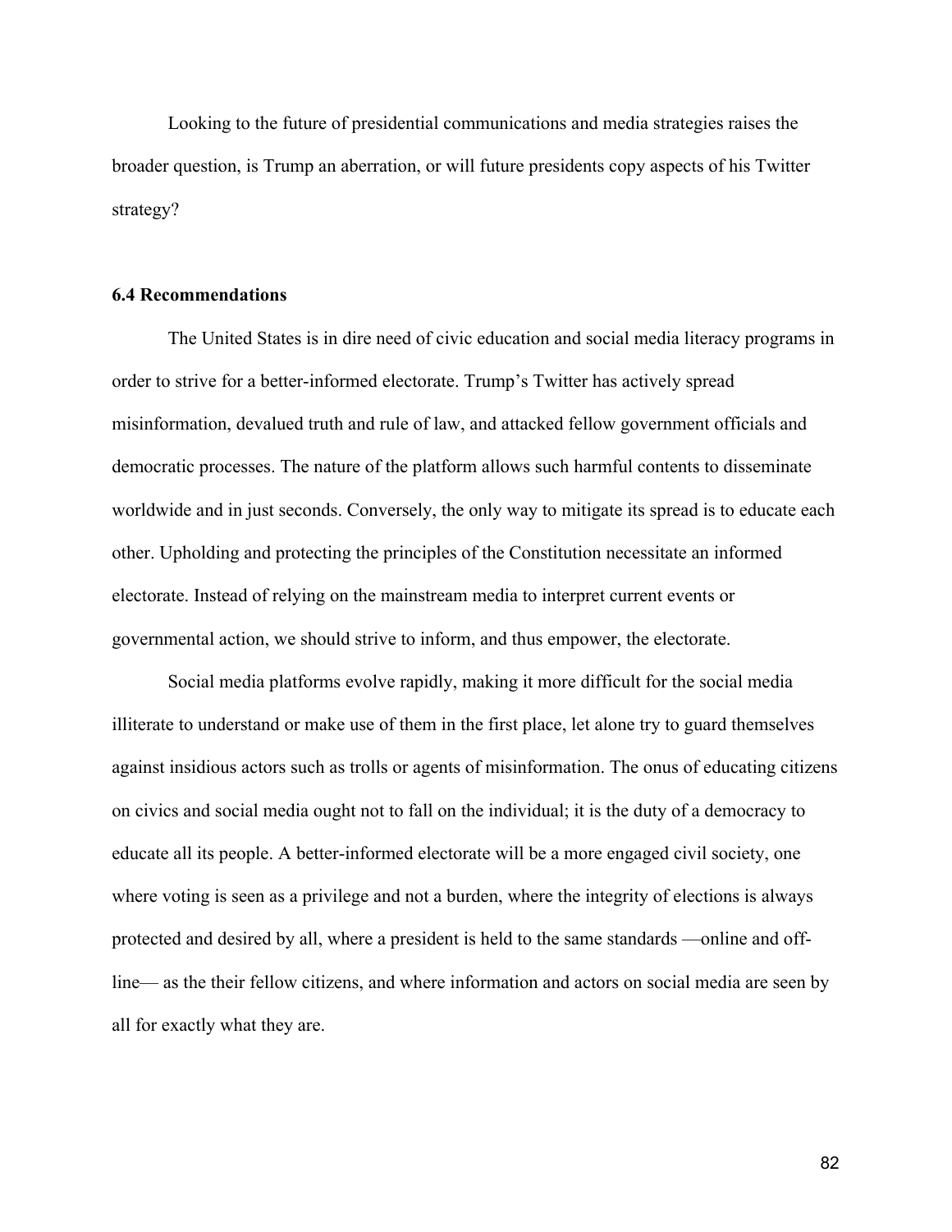Looking to the future of presidential communications and media strategies raises the broader question, is Trump an aberration, or will future presidents copy aspects of his Twitter strategy?

### 6.4 Recommendations

The United States is in dire need of civic education and social media literacy programs in order to strive for a better-informed electorate. Trump's Twitter has actively spread misinformation, devalued truth and rule of law, and attacked fellow government officials and democratic processes. The nature of the platform allows such harmful contents to disseminate worldwide and in just seconds. Conversely, the only way to mitigate its spread is to educate each other. Upholding and protecting the principles of the Constitution necessitate an informed electorate. Instead of relying on the mainstream media to interpret current events or governmental action, we should strive to inform, and thus empower, the electorate.

Social media platforms evolve rapidly, making it more difficult for the social media illiterate to understand or make use of them in the first place, let alone try to guard themselves against insidious actors such as trolls or agents of misinformation. The onus of educating citizens on civics and social media ought not to fall on the individual; it is the duty of a democracy to educate all its people. A better-informed electorate will be a more engaged civil society, one where voting is seen as a privilege and not a burden, where the integrity of elections is always protected and desired by all, where a president is held to the same standards —online and off-line— as the their fellow citizens, and where information and actors on social media are seen by all for exactly what they are.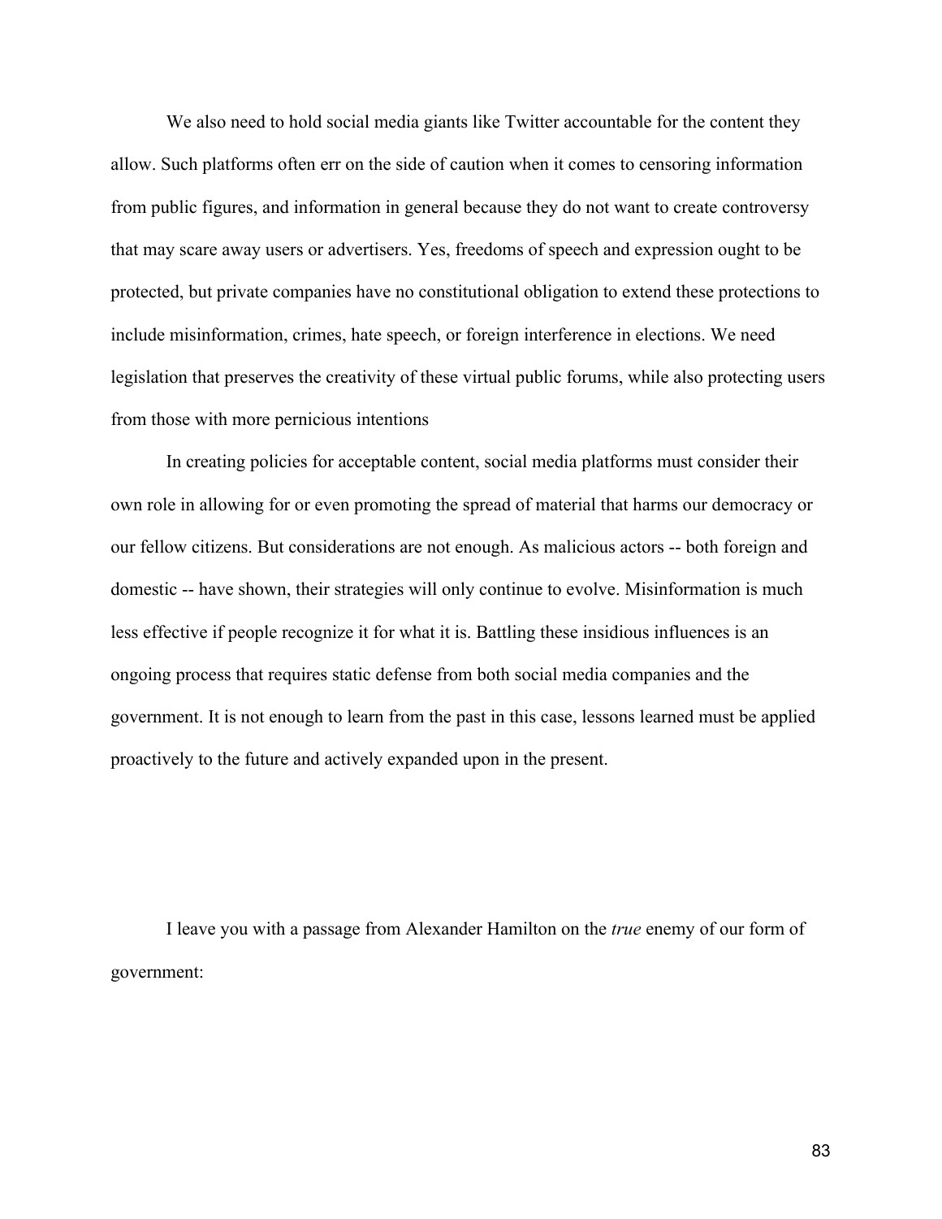We also need to hold social media giants like Twitter accountable for the content they allow. Such platforms often err on the side of caution when it comes to censoring information from public figures, and information in general because they do not want to create controversy that may scare away users or advertisers. Yes, freedoms of speech and expression ought to be protected, but private companies have no constitutional obligation to extend these protections to include misinformation, crimes, hate speech, or foreign interference in elections. We need legislation that preserves the creativity of these virtual public forums, while also protecting users from those with more pernicious intentions

In creating policies for acceptable content, social media platforms must consider their own role in allowing for or even promoting the spread of material that harms our democracy or our fellow citizens. But considerations are not enough. As malicious actors -- both foreign and domestic -- have shown, their strategies will only continue to evolve. Misinformation is much less effective if people recognize it for what it is. Battling these insidious influences is an ongoing process that requires static defense from both social media companies and the government. It is not enough to learn from the past in this case, lessons learned must be applied proactively to the future and actively expanded upon in the present.

I leave you with a passage from Alexander Hamilton on the *true* enemy of our form of government: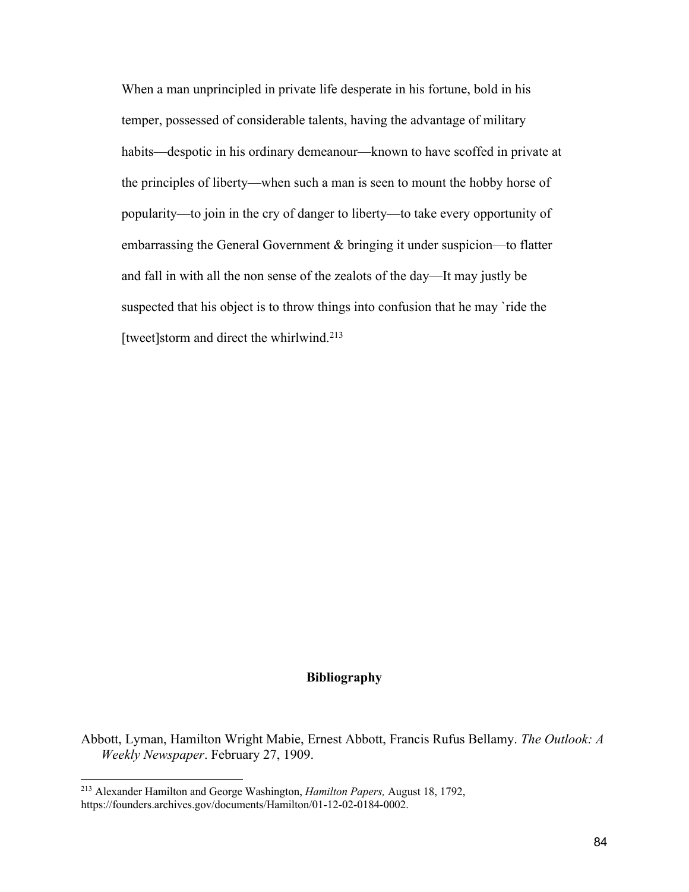> When a man unprincipled in private life desperate in his fortune, bold in his temper, possessed of considerable talents, having the advantage of military habits—despotic in his ordinary demeanour—known to have scoffed in private at the principles of liberty—when such a man is seen to mount the hobby horse of popularity—to join in the cry of danger to liberty—to take every opportunity of embarrassing the General Government & bringing it under suspicion—to flatter and fall in with all the non sense of the zealots of the day—It may justly be suspected that his object is to throw things into confusion that he may `ride the [tweet]storm and direct the whirlwind.[213]

## Bibliography

Abbott, Lyman, Hamilton Wright Mabie, Ernest Abbott, Francis Rufus Bellamy. *The Outlook: A Weekly Newspaper*. February 27, 1909.

---

[213] Alexander Hamilton and George Washington, *Hamilton Papers,* August 18, 1792, https://founders.archives.gov/documents/Hamilton/01-12-02-0184-0002.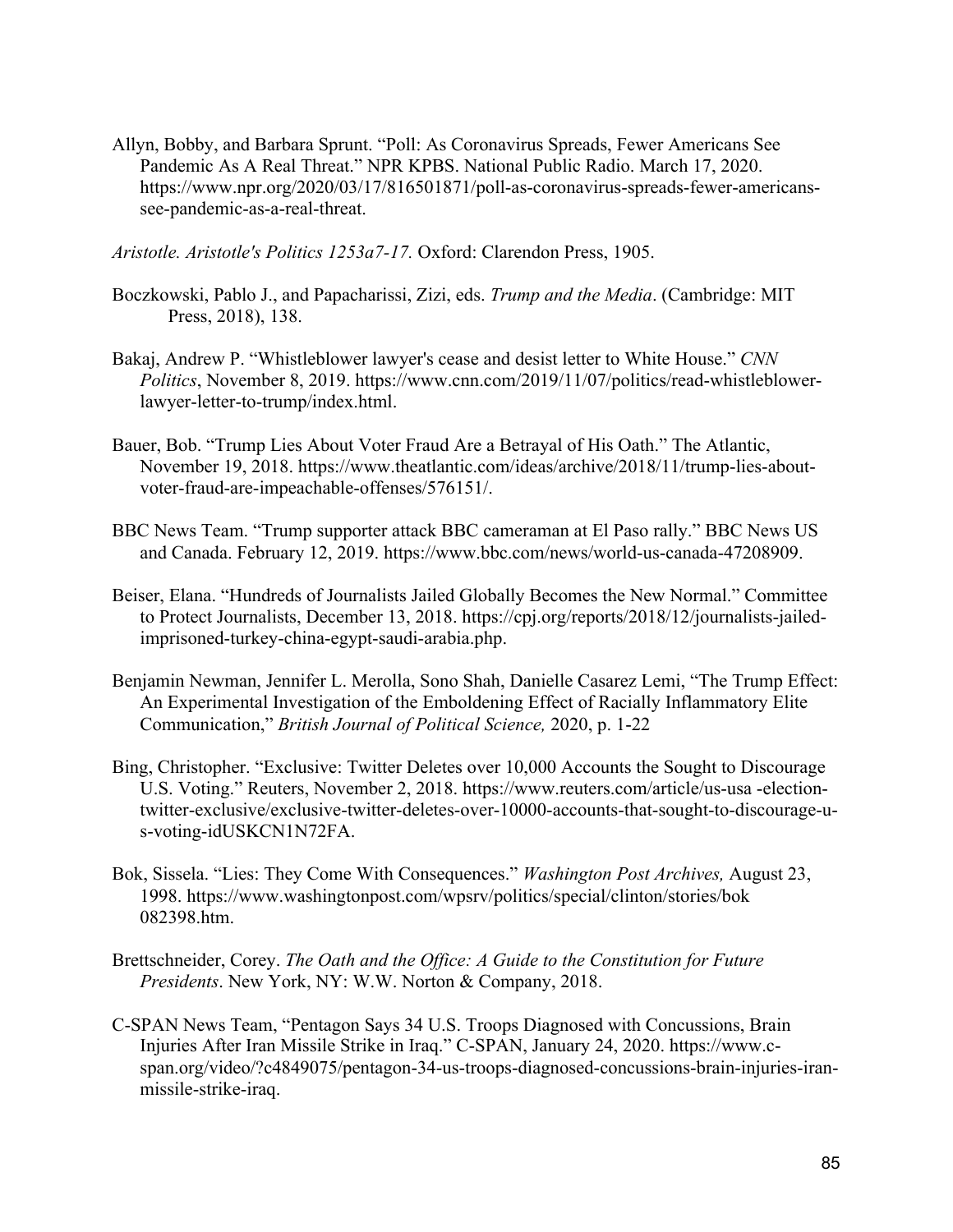Allyn, Bobby, and Barbara Sprunt. "Poll: As Coronavirus Spreads, Fewer Americans See Pandemic As A Real Threat." NPR KPBS. National Public Radio. March 17, 2020. https://www.npr.org/2020/03/17/816501871/poll-as-coronavirus-spreads-fewer-americans-see-pandemic-as-a-real-threat.

*Aristotle. Aristotle's Politics 1253a7-17.* Oxford: Clarendon Press, 1905.

Boczkowski, Pablo J., and Papacharissi, Zizi, eds. *Trump and the Media*. (Cambridge: MIT Press, 2018), 138.

Bakaj, Andrew P. "Whistleblower lawyer's cease and desist letter to White House." *CNN Politics*, November 8, 2019. https://www.cnn.com/2019/11/07/politics/read-whistleblower-lawyer-letter-to-trump/index.html.

Bauer, Bob. "Trump Lies About Voter Fraud Are a Betrayal of His Oath." The Atlantic, November 19, 2018. https://www.theatlantic.com/ideas/archive/2018/11/trump-lies-about-voter-fraud-are-impeachable-offenses/576151/.

BBC News Team. "Trump supporter attack BBC cameraman at El Paso rally." BBC News US and Canada. February 12, 2019. https://www.bbc.com/news/world-us-canada-47208909.

Beiser, Elana. "Hundreds of Journalists Jailed Globally Becomes the New Normal." Committee to Protect Journalists, December 13, 2018. https://cpj.org/reports/2018/12/journalists-jailed-imprisoned-turkey-china-egypt-saudi-arabia.php.

Benjamin Newman, Jennifer L. Merolla, Sono Shah, Danielle Casarez Lemi, "The Trump Effect: An Experimental Investigation of the Emboldening Effect of Racially Inflammatory Elite Communication," *British Journal of Political Science,* 2020, p. 1-22

Bing, Christopher. "Exclusive: Twitter Deletes over 10,000 Accounts the Sought to Discourage U.S. Voting." Reuters, November 2, 2018. https://www.reuters.com/article/us-usa -election-twitter-exclusive/exclusive-twitter-deletes-over-10000-accounts-that-sought-to-discourage-u-s-voting-idUSKCN1N72FA.

Bok, Sissela. "Lies: They Come With Consequences." *Washington Post Archives,* August 23, 1998. https://www.washingtonpost.com/wpsrv/politics/special/clinton/stories/bok 082398.htm.

Brettschneider, Corey. *The Oath and the Office: A Guide to the Constitution for Future Presidents*. New York, NY: W.W. Norton & Company, 2018.

C-SPAN News Team, "Pentagon Says 34 U.S. Troops Diagnosed with Concussions, Brain Injuries After Iran Missile Strike in Iraq." C-SPAN, January 24, 2020. https://www.c-span.org/video/?c4849075/pentagon-34-us-troops-diagnosed-concussions-brain-injuries-iran-missile-strike-iraq.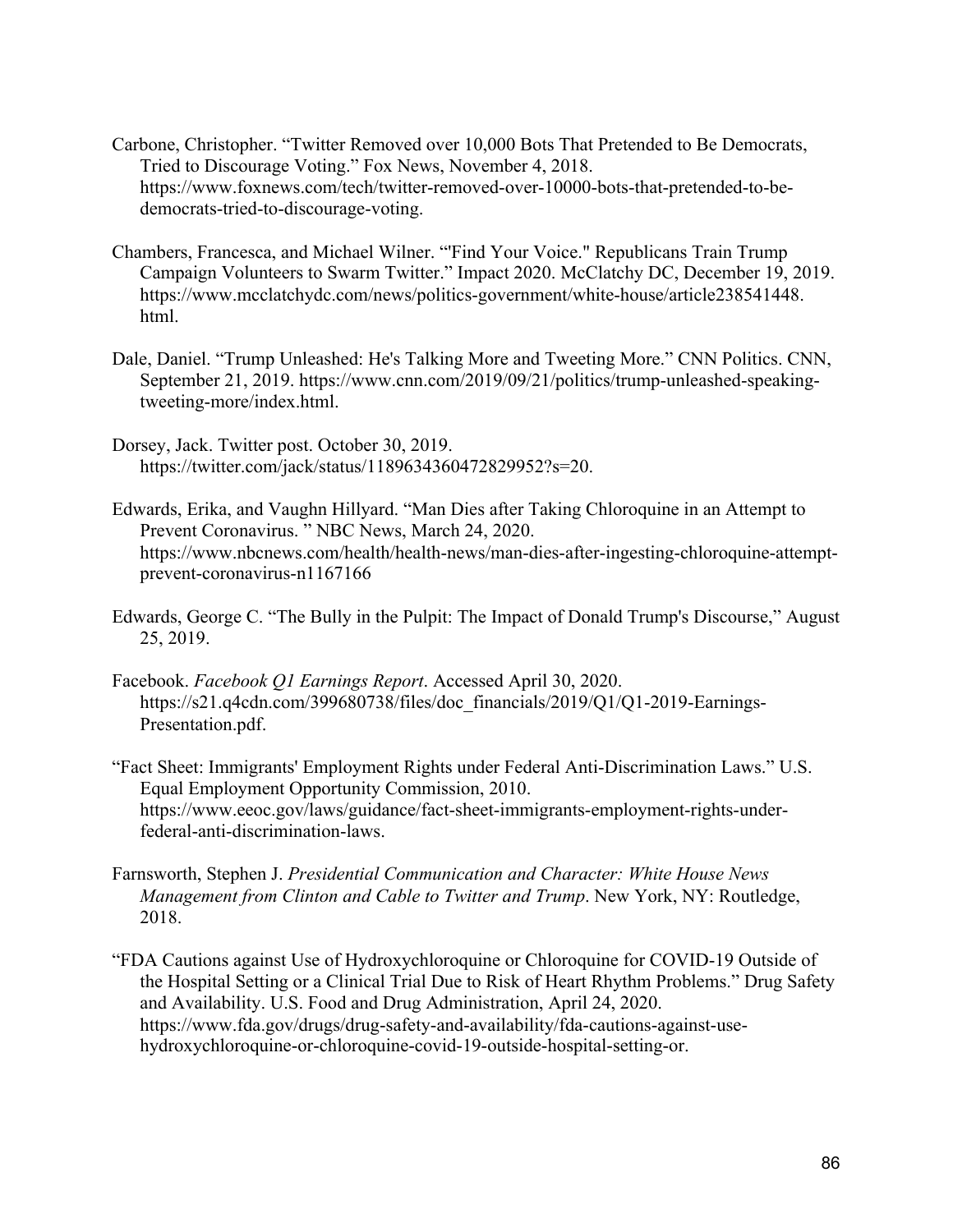Carbone, Christopher. "Twitter Removed over 10,000 Bots That Pretended to Be Democrats, Tried to Discourage Voting." Fox News, November 4, 2018. https://www.foxnews.com/tech/twitter-removed-over-10000-bots-that-pretended-to-be-democrats-tried-to-discourage-voting.

Chambers, Francesca, and Michael Wilner. "'Find Your Voice." Republicans Train Trump Campaign Volunteers to Swarm Twitter." Impact 2020. McClatchy DC, December 19, 2019. https://www.mcclatchydc.com/news/politics-government/white-house/article238541448.html.

Dale, Daniel. "Trump Unleashed: He's Talking More and Tweeting More." CNN Politics. CNN, September 21, 2019. https://www.cnn.com/2019/09/21/politics/trump-unleashed-speaking-tweeting-more/index.html.

Dorsey, Jack. Twitter post. October 30, 2019. https://twitter.com/jack/status/1189634360472829952?s=20.

Edwards, Erika, and Vaughn Hillyard. "Man Dies after Taking Chloroquine in an Attempt to Prevent Coronavirus. " NBC News, March 24, 2020. https://www.nbcnews.com/health/health-news/man-dies-after-ingesting-chloroquine-attempt-prevent-coronavirus-n1167166

Edwards, George C. "The Bully in the Pulpit: The Impact of Donald Trump's Discourse," August 25, 2019.

Facebook. *Facebook Q1 Earnings Report*. Accessed April 30, 2020. https://s21.q4cdn.com/399680738/files/doc_financials/2019/Q1/Q1-2019-Earnings-Presentation.pdf.

"Fact Sheet: Immigrants' Employment Rights under Federal Anti-Discrimination Laws." U.S. Equal Employment Opportunity Commission, 2010. https://www.eeoc.gov/laws/guidance/fact-sheet-immigrants-employment-rights-under-federal-anti-discrimination-laws.

Farnsworth, Stephen J. *Presidential Communication and Character: White House News Management from Clinton and Cable to Twitter and Trump*. New York, NY: Routledge, 2018.

"FDA Cautions against Use of Hydroxychloroquine or Chloroquine for COVID-19 Outside of the Hospital Setting or a Clinical Trial Due to Risk of Heart Rhythm Problems." Drug Safety and Availability. U.S. Food and Drug Administration, April 24, 2020. https://www.fda.gov/drugs/drug-safety-and-availability/fda-cautions-against-use-hydroxychloroquine-or-chloroquine-covid-19-outside-hospital-setting-or.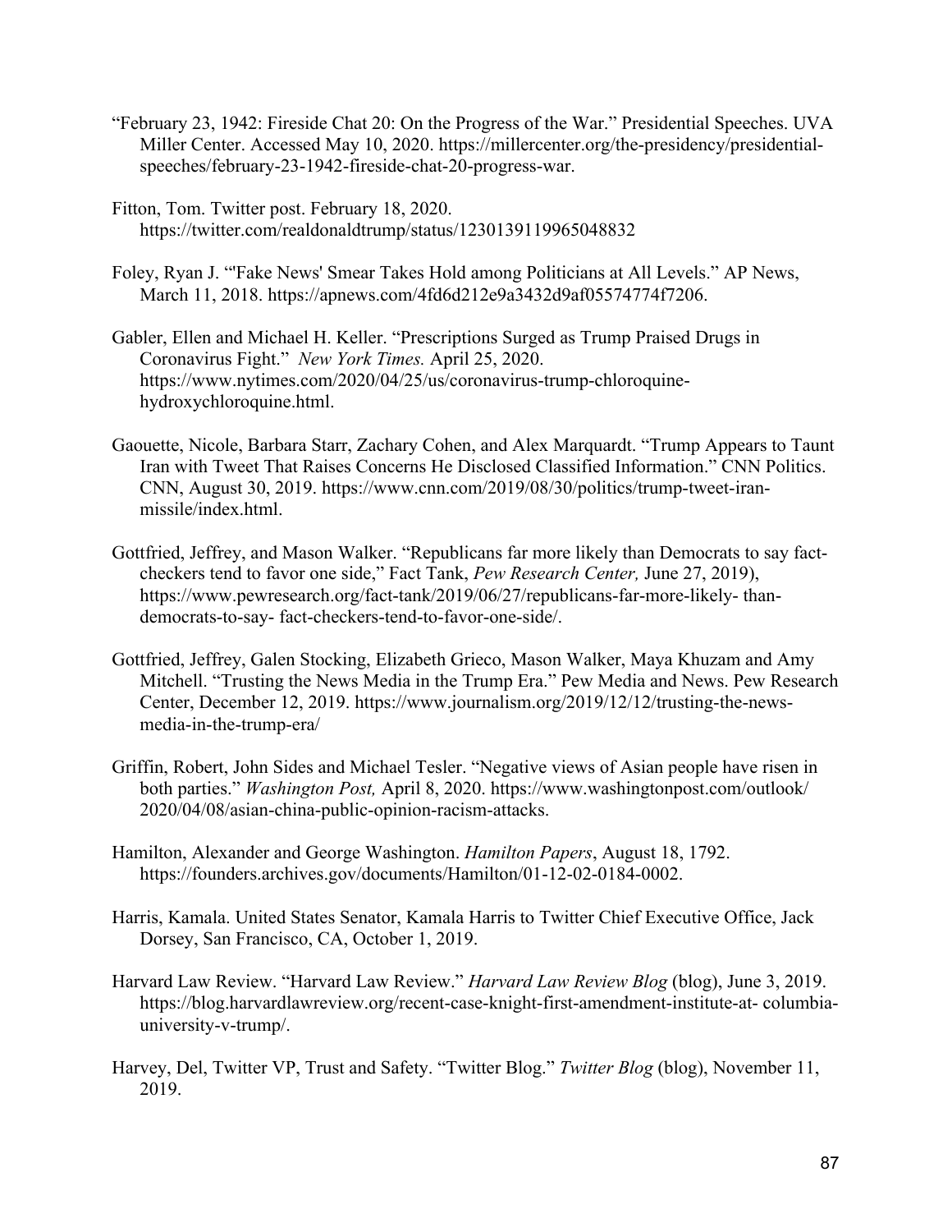“February 23, 1942: Fireside Chat 20: On the Progress of the War.” Presidential Speeches. UVA Miller Center. Accessed May 10, 2020. https://millercenter.org/the-presidency/presidential-speeches/february-23-1942-fireside-chat-20-progress-war.

Fitton, Tom. Twitter post. February 18, 2020. https://twitter.com/realdonaldtrump/status/1230139119965048832

Foley, Ryan J. “'Fake News' Smear Takes Hold among Politicians at All Levels.” AP News, March 11, 2018. https://apnews.com/4fd6d212e9a3432d9af05574774f7206.

Gabler, Ellen and Michael H. Keller. “Prescriptions Surged as Trump Praised Drugs in Coronavirus Fight.” *New York Times.* April 25, 2020. https://www.nytimes.com/2020/04/25/us/coronavirus-trump-chloroquine-hydroxychloroquine.html.

Gaouette, Nicole, Barbara Starr, Zachary Cohen, and Alex Marquardt. “Trump Appears to Taunt Iran with Tweet That Raises Concerns He Disclosed Classified Information.” CNN Politics. CNN, August 30, 2019. https://www.cnn.com/2019/08/30/politics/trump-tweet-iran-missile/index.html.

Gottfried, Jeffrey, and Mason Walker. “Republicans far more likely than Democrats to say fact-checkers tend to favor one side,” Fact Tank, *Pew Research Center,* June 27, 2019), https://www.pewresearch.org/fact-tank/2019/06/27/republicans-far-more-likely- than-democrats-to-say- fact-checkers-tend-to-favor-one-side/.

Gottfried, Jeffrey, Galen Stocking, Elizabeth Grieco, Mason Walker, Maya Khuzam and Amy Mitchell. “Trusting the News Media in the Trump Era.” Pew Media and News. Pew Research Center, December 12, 2019. https://www.journalism.org/2019/12/12/trusting-the-news-media-in-the-trump-era/

Griffin, Robert, John Sides and Michael Tesler. “Negative views of Asian people have risen in both parties.” *Washington Post,* April 8, 2020. https://www.washingtonpost.com/outlook/ 2020/04/08/asian-china-public-opinion-racism-attacks.

Hamilton, Alexander and George Washington. *Hamilton Papers*, August 18, 1792. https://founders.archives.gov/documents/Hamilton/01-12-02-0184-0002.

Harris, Kamala. United States Senator, Kamala Harris to Twitter Chief Executive Office, Jack Dorsey, San Francisco, CA, October 1, 2019.

Harvard Law Review. “Harvard Law Review.” *Harvard Law Review Blog* (blog), June 3, 2019. https://blog.harvardlawreview.org/recent-case-knight-first-amendment-institute-at- columbia-university-v-trump/.

Harvey, Del, Twitter VP, Trust and Safety. “Twitter Blog.” *Twitter Blog* (blog), November 11, 2019.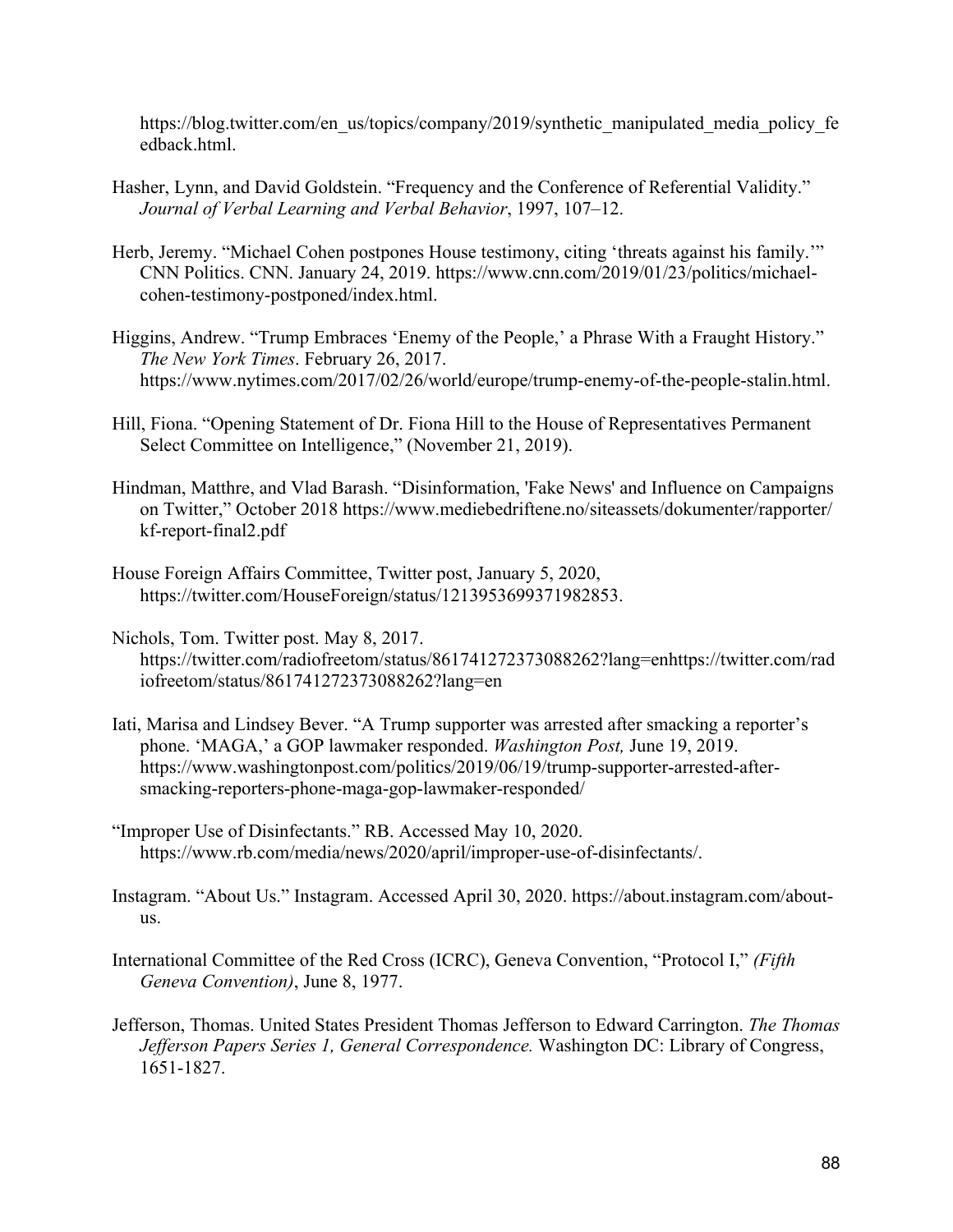https://blog.twitter.com/en_us/topics/company/2019/synthetic_manipulated_media_policy_feedback.html.

Hasher, Lynn, and David Goldstein. "Frequency and the Conference of Referential Validity." *Journal of Verbal Learning and Verbal Behavior*, 1997, 107–12.

Herb, Jeremy. "Michael Cohen postpones House testimony, citing 'threats against his family.'" CNN Politics. CNN. January 24, 2019. https://www.cnn.com/2019/01/23/politics/michael-cohen-testimony-postponed/index.html.

Higgins, Andrew. "Trump Embraces 'Enemy of the People,' a Phrase With a Fraught History." *The New York Times*. February 26, 2017. https://www.nytimes.com/2017/02/26/world/europe/trump-enemy-of-the-people-stalin.html.

Hill, Fiona. "Opening Statement of Dr. Fiona Hill to the House of Representatives Permanent Select Committee on Intelligence," (November 21, 2019).

Hindman, Matthre, and Vlad Barash. "Disinformation, 'Fake News' and Influence on Campaigns on Twitter," October 2018 https://www.mediebedriftene.no/siteassets/dokumenter/rapporter/kf-report-final2.pdf

House Foreign Affairs Committee, Twitter post, January 5, 2020, https://twitter.com/HouseForeign/status/1213953699371982853.

Nichols, Tom. Twitter post. May 8, 2017. https://twitter.com/radiofreetom/status/861741272373088262?lang=enhttps://twitter.com/radiofreetom/status/861741272373088262?lang=en

Iati, Marisa and Lindsey Bever. "A Trump supporter was arrested after smacking a reporter's phone. 'MAGA,' a GOP lawmaker responded. *Washington Post,* June 19, 2019. https://www.washingtonpost.com/politics/2019/06/19/trump-supporter-arrested-after-smacking-reporters-phone-maga-gop-lawmaker-responded/

"Improper Use of Disinfectants." RB. Accessed May 10, 2020. https://www.rb.com/media/news/2020/april/improper-use-of-disinfectants/.

Instagram. "About Us." Instagram. Accessed April 30, 2020. https://about.instagram.com/about-us.

International Committee of the Red Cross (ICRC), Geneva Convention, "Protocol I," *(Fifth Geneva Convention)*, June 8, 1977.

Jefferson, Thomas. United States President Thomas Jefferson to Edward Carrington. *The Thomas Jefferson Papers Series 1, General Correspondence.* Washington DC: Library of Congress, 1651-1827.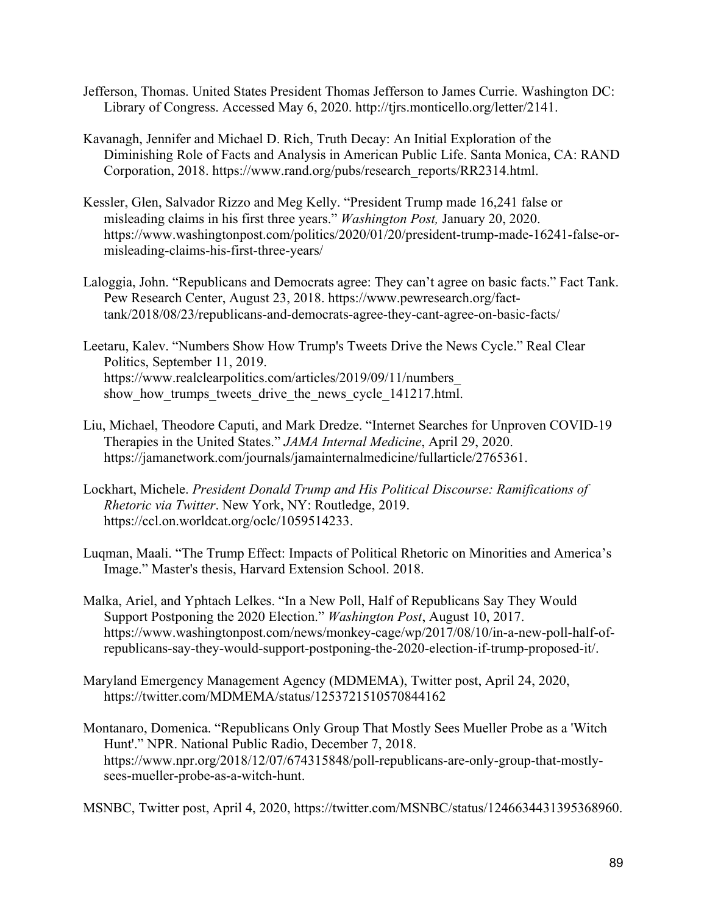Jefferson, Thomas. United States President Thomas Jefferson to James Currie. Washington DC: Library of Congress. Accessed May 6, 2020. http://tjrs.monticello.org/letter/2141.

Kavanagh, Jennifer and Michael D. Rich, Truth Decay: An Initial Exploration of the Diminishing Role of Facts and Analysis in American Public Life. Santa Monica, CA: RAND Corporation, 2018. https://www.rand.org/pubs/research_reports/RR2314.html.

Kessler, Glen, Salvador Rizzo and Meg Kelly. "President Trump made 16,241 false or misleading claims in his first three years." *Washington Post,* January 20, 2020. https://www.washingtonpost.com/politics/2020/01/20/president-trump-made-16241-false-or-misleading-claims-his-first-three-years/

Laloggia, John. "Republicans and Democrats agree: They can't agree on basic facts." Fact Tank. Pew Research Center, August 23, 2018. https://www.pewresearch.org/fact-tank/2018/08/23/republicans-and-democrats-agree-they-cant-agree-on-basic-facts/

Leetaru, Kalev. "Numbers Show How Trump's Tweets Drive the News Cycle." Real Clear Politics, September 11, 2019. https://www.realclearpolitics.com/articles/2019/09/11/numbers_show_how_trumps_tweets_drive_the_news_cycle_141217.html.

Liu, Michael, Theodore Caputi, and Mark Dredze. "Internet Searches for Unproven COVID-19 Therapies in the United States." *JAMA Internal Medicine*, April 29, 2020. https://jamanetwork.com/journals/jamainternalmedicine/fullarticle/2765361.

Lockhart, Michele. *President Donald Trump and His Political Discourse: Ramifications of Rhetoric via Twitter*. New York, NY: Routledge, 2019. https://ccl.on.worldcat.org/oclc/1059514233.

Luqman, Maali. "The Trump Effect: Impacts of Political Rhetoric on Minorities and America's Image." Master's thesis, Harvard Extension School. 2018.

Malka, Ariel, and Yphtach Lelkes. "In a New Poll, Half of Republicans Say They Would Support Postponing the 2020 Election." *Washington Post*, August 10, 2017. https://www.washingtonpost.com/news/monkey-cage/wp/2017/08/10/in-a-new-poll-half-of-republicans-say-they-would-support-postponing-the-2020-election-if-trump-proposed-it/.

Maryland Emergency Management Agency (MDMEMA), Twitter post, April 24, 2020, https://twitter.com/MDMEMA/status/1253721510570844162

Montanaro, Domenica. "Republicans Only Group That Mostly Sees Mueller Probe as a 'Witch Hunt'." NPR. National Public Radio, December 7, 2018. https://www.npr.org/2018/12/07/674315848/poll-republicans-are-only-group-that-mostly-sees-mueller-probe-as-a-witch-hunt.

MSNBC, Twitter post, April 4, 2020, https://twitter.com/MSNBC/status/1246634431395368960.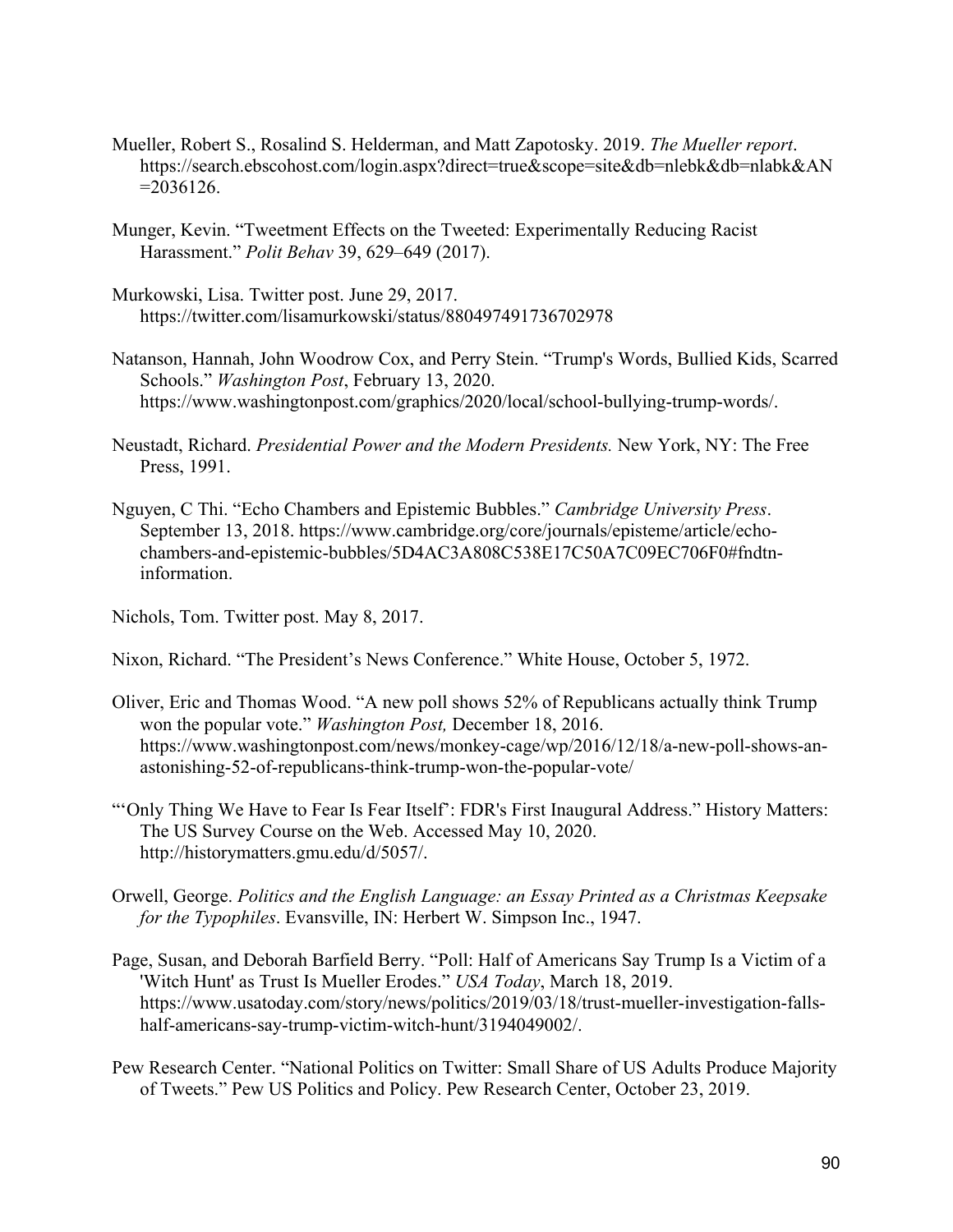Mueller, Robert S., Rosalind S. Helderman, and Matt Zapotosky. 2019. *The Mueller report*. https://search.ebscohost.com/login.aspx?direct=true&scope=site&db=nlebk&db=nlabk&AN=2036126.

Munger, Kevin. "Tweetment Effects on the Tweeted: Experimentally Reducing Racist Harassment." *Polit Behav* 39, 629–649 (2017).

Murkowski, Lisa. Twitter post. June 29, 2017. https://twitter.com/lisamurkowski/status/880497491736702978

Natanson, Hannah, John Woodrow Cox, and Perry Stein. "Trump's Words, Bullied Kids, Scarred Schools." *Washington Post*, February 13, 2020. https://www.washingtonpost.com/graphics/2020/local/school-bullying-trump-words/.

Neustadt, Richard. *Presidential Power and the Modern Presidents.* New York, NY: The Free Press, 1991.

Nguyen, C Thi. "Echo Chambers and Epistemic Bubbles." *Cambridge University Press*. September 13, 2018. https://www.cambridge.org/core/journals/episteme/article/echo-chambers-and-epistemic-bubbles/5D4AC3A808C538E17C50A7C09EC706F0#fndtn-information.

Nichols, Tom. Twitter post. May 8, 2017.

Nixon, Richard. "The President's News Conference." White House, October 5, 1972.

Oliver, Eric and Thomas Wood. "A new poll shows 52% of Republicans actually think Trump won the popular vote." *Washington Post,* December 18, 2016. https://www.washingtonpost.com/news/monkey-cage/wp/2016/12/18/a-new-poll-shows-an-astonishing-52-of-republicans-think-trump-won-the-popular-vote/

"'Only Thing We Have to Fear Is Fear Itself': FDR's First Inaugural Address." History Matters: The US Survey Course on the Web. Accessed May 10, 2020. http://historymatters.gmu.edu/d/5057/.

Orwell, George. *Politics and the English Language: an Essay Printed as a Christmas Keepsake for the Typophiles*. Evansville, IN: Herbert W. Simpson Inc., 1947.

Page, Susan, and Deborah Barfield Berry. "Poll: Half of Americans Say Trump Is a Victim of a 'Witch Hunt' as Trust Is Mueller Erodes." *USA Today*, March 18, 2019. https://www.usatoday.com/story/news/politics/2019/03/18/trust-mueller-investigation-falls-half-americans-say-trump-victim-witch-hunt/3194049002/.

Pew Research Center. "National Politics on Twitter: Small Share of US Adults Produce Majority of Tweets." Pew US Politics and Policy. Pew Research Center, October 23, 2019.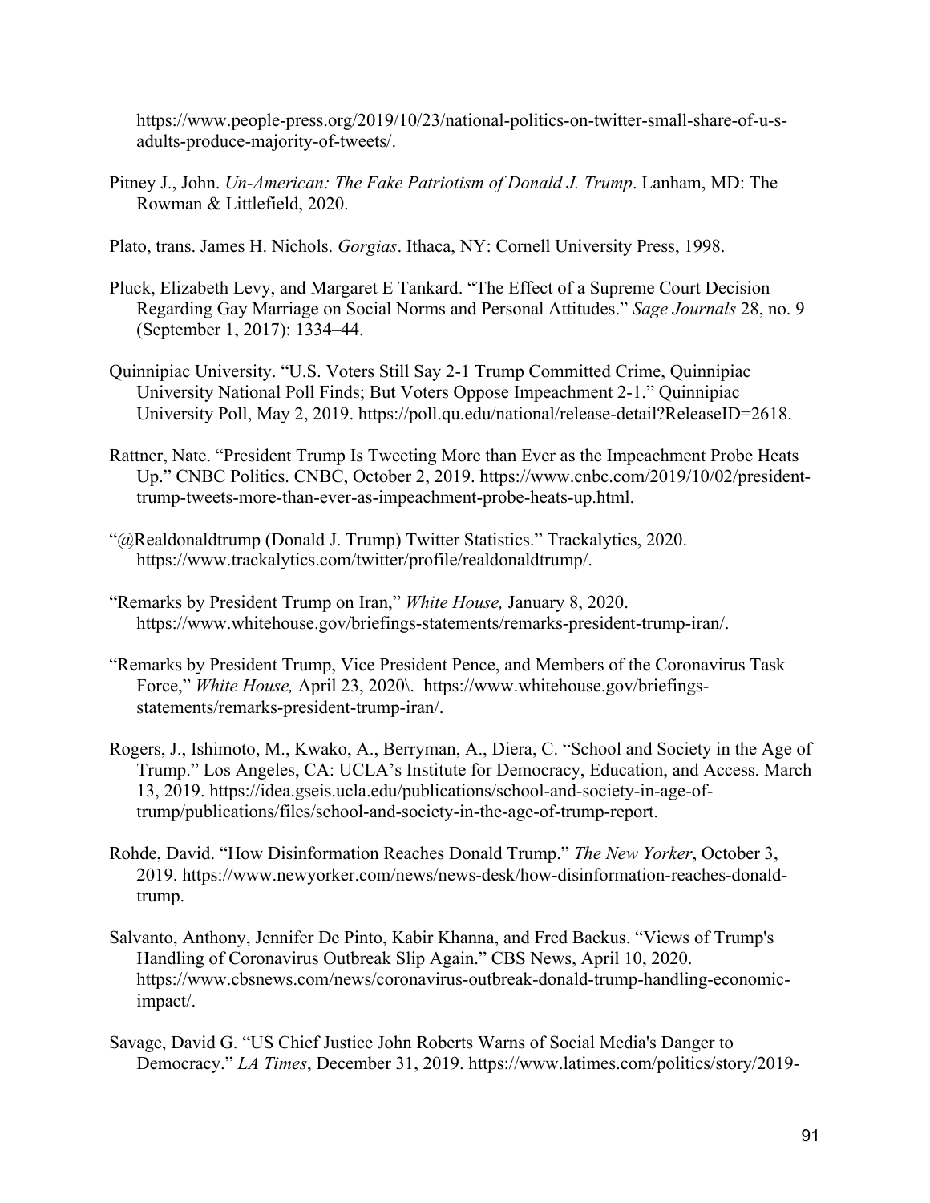https://www.people-press.org/2019/10/23/national-politics-on-twitter-small-share-of-u-s-adults-produce-majority-of-tweets/.

Pitney J., John. *Un-American: The Fake Patriotism of Donald J. Trump*. Lanham, MD: The Rowman & Littlefield, 2020.

Plato, trans. James H. Nichols. *Gorgias*. Ithaca, NY: Cornell University Press, 1998.

Pluck, Elizabeth Levy, and Margaret E Tankard. "The Effect of a Supreme Court Decision Regarding Gay Marriage on Social Norms and Personal Attitudes." *Sage Journals* 28, no. 9 (September 1, 2017): 1334–44.

Quinnipiac University. "U.S. Voters Still Say 2-1 Trump Committed Crime, Quinnipiac University National Poll Finds; But Voters Oppose Impeachment 2-1." Quinnipiac University Poll, May 2, 2019. https://poll.qu.edu/national/release-detail?ReleaseID=2618.

Rattner, Nate. "President Trump Is Tweeting More than Ever as the Impeachment Probe Heats Up." CNBC Politics. CNBC, October 2, 2019. https://www.cnbc.com/2019/10/02/president-trump-tweets-more-than-ever-as-impeachment-probe-heats-up.html.

"@Realdonaldtrump (Donald J. Trump) Twitter Statistics." Trackalytics, 2020. https://www.trackalytics.com/twitter/profile/realdonaldtrump/.

"Remarks by President Trump on Iran," *White House,* January 8, 2020. https://www.whitehouse.gov/briefings-statements/remarks-president-trump-iran/.

"Remarks by President Trump, Vice President Pence, and Members of the Coronavirus Task Force," *White House,* April 23, 2020\. https://www.whitehouse.gov/briefings-statements/remarks-president-trump-iran/.

Rogers, J., Ishimoto, M., Kwako, A., Berryman, A., Diera, C. "School and Society in the Age of Trump." Los Angeles, CA: UCLA's Institute for Democracy, Education, and Access. March 13, 2019. https://idea.gseis.ucla.edu/publications/school-and-society-in-age-of-trump/publications/files/school-and-society-in-the-age-of-trump-report.

Rohde, David. "How Disinformation Reaches Donald Trump." *The New Yorker*, October 3, 2019. https://www.newyorker.com/news/news-desk/how-disinformation-reaches-donald-trump.

Salvanto, Anthony, Jennifer De Pinto, Kabir Khanna, and Fred Backus. "Views of Trump's Handling of Coronavirus Outbreak Slip Again." CBS News, April 10, 2020. https://www.cbsnews.com/news/coronavirus-outbreak-donald-trump-handling-economic-impact/.

Savage, David G. "US Chief Justice John Roberts Warns of Social Media's Danger to Democracy." *LA Times*, December 31, 2019. https://www.latimes.com/politics/story/2019-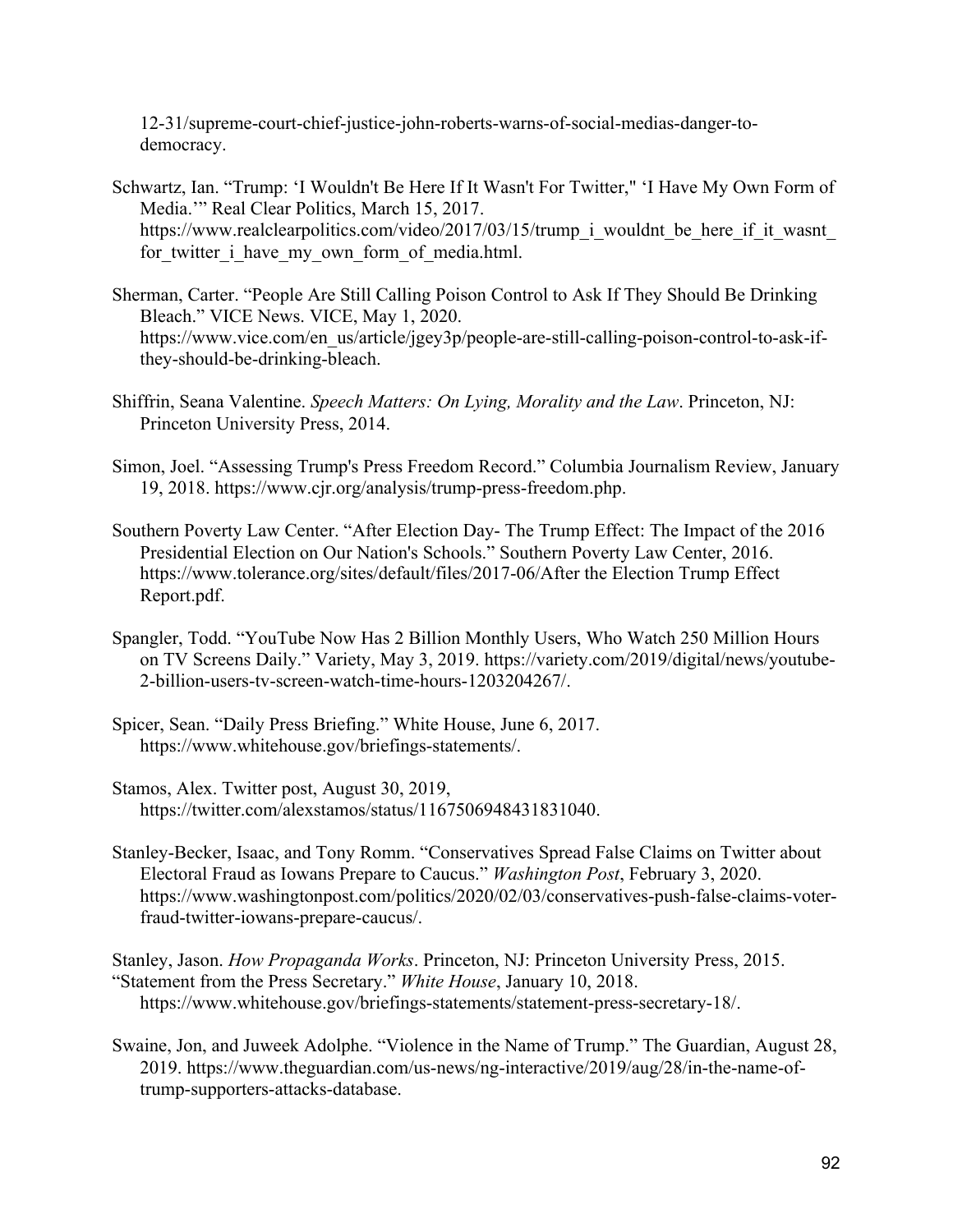12-31/supreme-court-chief-justice-john-roberts-warns-of-social-medias-danger-to-democracy.

Schwartz, Ian. "Trump: 'I Wouldn't Be Here If It Wasn't For Twitter," 'I Have My Own Form of Media.'" Real Clear Politics, March 15, 2017. https://www.realclearpolitics.com/video/2017/03/15/trump_i_wouldnt_be_here_if_it_wasnt_for_twitter_i_have_my_own_form_of_media.html.

Sherman, Carter. "People Are Still Calling Poison Control to Ask If They Should Be Drinking Bleach." VICE News. VICE, May 1, 2020. https://www.vice.com/en_us/article/jgey3p/people-are-still-calling-poison-control-to-ask-if-they-should-be-drinking-bleach.

Shiffrin, Seana Valentine. *Speech Matters: On Lying, Morality and the Law*. Princeton, NJ: Princeton University Press, 2014.

Simon, Joel. "Assessing Trump's Press Freedom Record." Columbia Journalism Review, January 19, 2018. https://www.cjr.org/analysis/trump-press-freedom.php.

Southern Poverty Law Center. "After Election Day- The Trump Effect: The Impact of the 2016 Presidential Election on Our Nation's Schools." Southern Poverty Law Center, 2016. https://www.tolerance.org/sites/default/files/2017-06/After the Election Trump Effect Report.pdf.

Spangler, Todd. "YouTube Now Has 2 Billion Monthly Users, Who Watch 250 Million Hours on TV Screens Daily." Variety, May 3, 2019. https://variety.com/2019/digital/news/youtube-2-billion-users-tv-screen-watch-time-hours-1203204267/.

Spicer, Sean. "Daily Press Briefing." White House, June 6, 2017. https://www.whitehouse.gov/briefings-statements/.

Stamos, Alex. Twitter post, August 30, 2019, https://twitter.com/alexstamos/status/1167506948431831040.

Stanley-Becker, Isaac, and Tony Romm. "Conservatives Spread False Claims on Twitter about Electoral Fraud as Iowans Prepare to Caucus." *Washington Post*, February 3, 2020. https://www.washingtonpost.com/politics/2020/02/03/conservatives-push-false-claims-voter-fraud-twitter-iowans-prepare-caucus/.

Stanley, Jason. *How Propaganda Works*. Princeton, NJ: Princeton University Press, 2015.

"Statement from the Press Secretary." *White House*, January 10, 2018. https://www.whitehouse.gov/briefings-statements/statement-press-secretary-18/.

Swaine, Jon, and Juweek Adolphe. "Violence in the Name of Trump." The Guardian, August 28, 2019. https://www.theguardian.com/us-news/ng-interactive/2019/aug/28/in-the-name-of-trump-supporters-attacks-database.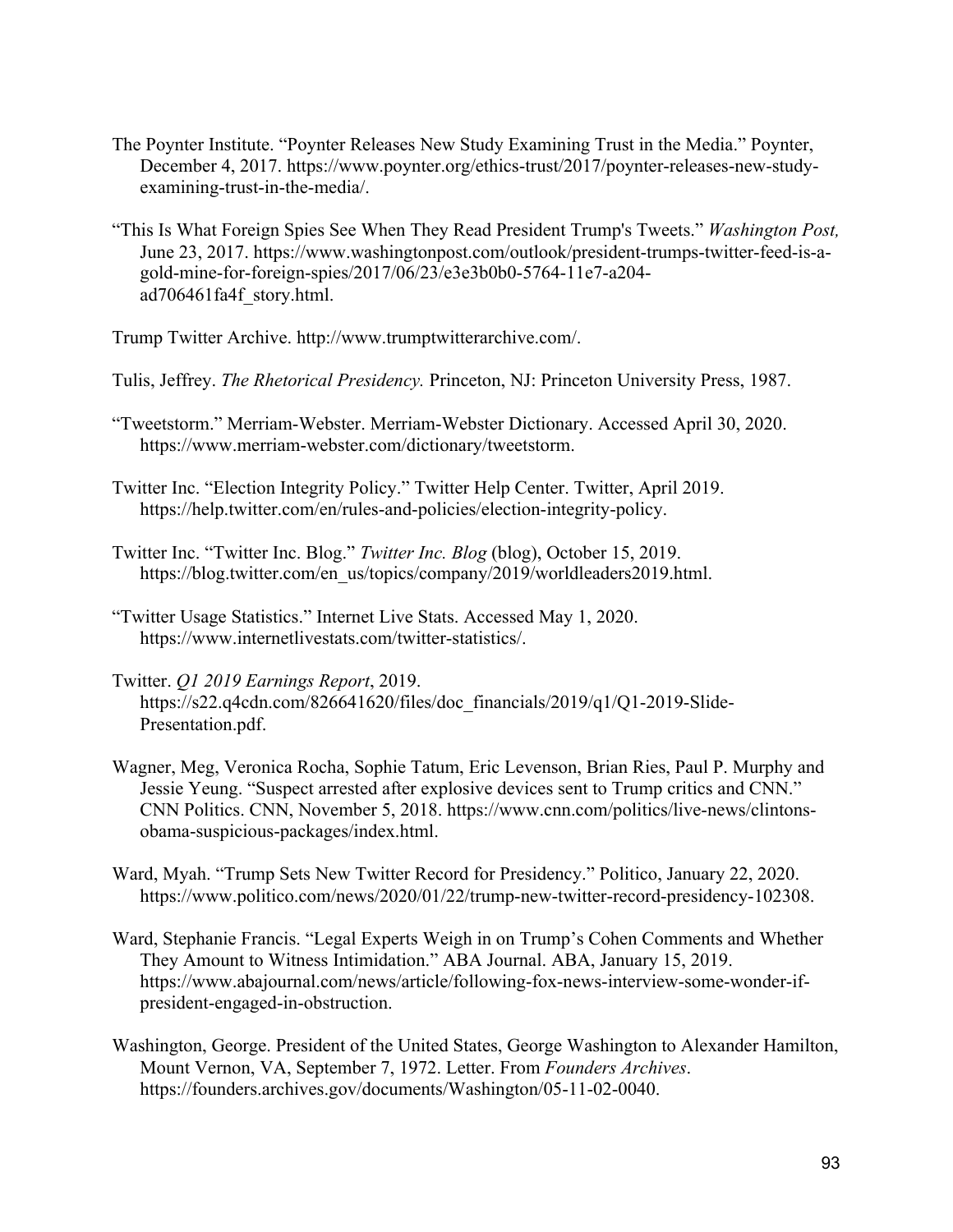The Poynter Institute. "Poynter Releases New Study Examining Trust in the Media." Poynter, December 4, 2017. https://www.poynter.org/ethics-trust/2017/poynter-releases-new-study-examining-trust-in-the-media/.

"This Is What Foreign Spies See When They Read President Trump's Tweets." *Washington Post,* June 23, 2017. https://www.washingtonpost.com/outlook/president-trumps-twitter-feed-is-a-gold-mine-for-foreign-spies/2017/06/23/e3e3b0b0-5764-11e7-a204-ad706461fa4f_story.html.

Trump Twitter Archive. http://www.trumptwitterarchive.com/.

Tulis, Jeffrey. *The Rhetorical Presidency.* Princeton, NJ: Princeton University Press, 1987.

"Tweetstorm." Merriam-Webster. Merriam-Webster Dictionary. Accessed April 30, 2020. https://www.merriam-webster.com/dictionary/tweetstorm.

Twitter Inc. "Election Integrity Policy." Twitter Help Center. Twitter, April 2019. https://help.twitter.com/en/rules-and-policies/election-integrity-policy.

Twitter Inc. "Twitter Inc. Blog." *Twitter Inc. Blog* (blog), October 15, 2019. https://blog.twitter.com/en_us/topics/company/2019/worldleaders2019.html.

"Twitter Usage Statistics." Internet Live Stats. Accessed May 1, 2020. https://www.internetlivestats.com/twitter-statistics/.

Twitter. *Q1 2019 Earnings Report*, 2019. https://s22.q4cdn.com/826641620/files/doc_financials/2019/q1/Q1-2019-Slide-Presentation.pdf.

Wagner, Meg, Veronica Rocha, Sophie Tatum, Eric Levenson, Brian Ries, Paul P. Murphy and Jessie Yeung. "Suspect arrested after explosive devices sent to Trump critics and CNN." CNN Politics. CNN, November 5, 2018. https://www.cnn.com/politics/live-news/clintons-obama-suspicious-packages/index.html.

Ward, Myah. "Trump Sets New Twitter Record for Presidency." Politico, January 22, 2020. https://www.politico.com/news/2020/01/22/trump-new-twitter-record-presidency-102308.

Ward, Stephanie Francis. "Legal Experts Weigh in on Trump's Cohen Comments and Whether They Amount to Witness Intimidation." ABA Journal. ABA, January 15, 2019. https://www.abajournal.com/news/article/following-fox-news-interview-some-wonder-if-president-engaged-in-obstruction.

Washington, George. President of the United States, George Washington to Alexander Hamilton, Mount Vernon, VA, September 7, 1972. Letter. From *Founders Archives*. https://founders.archives.gov/documents/Washington/05-11-02-0040.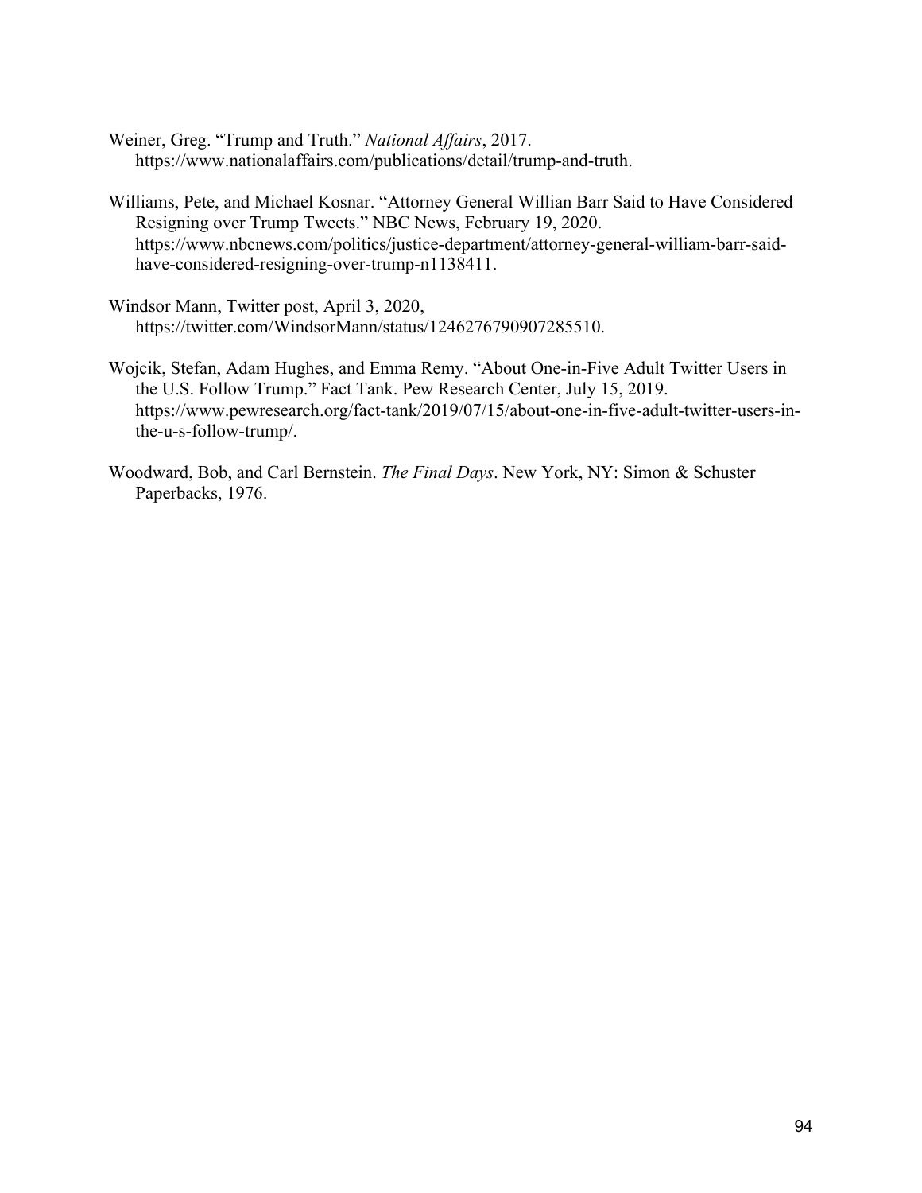Weiner, Greg. "Trump and Truth." *National Affairs*, 2017. https://www.nationalaffairs.com/publications/detail/trump-and-truth.

Williams, Pete, and Michael Kosnar. "Attorney General Willian Barr Said to Have Considered Resigning over Trump Tweets." NBC News, February 19, 2020. https://www.nbcnews.com/politics/justice-department/attorney-general-william-barr-said-have-considered-resigning-over-trump-n1138411.

Windsor Mann, Twitter post, April 3, 2020, https://twitter.com/WindsorMann/status/1246276790907285510.

Wojcik, Stefan, Adam Hughes, and Emma Remy. "About One-in-Five Adult Twitter Users in the U.S. Follow Trump." Fact Tank. Pew Research Center, July 15, 2019. https://www.pewresearch.org/fact-tank/2019/07/15/about-one-in-five-adult-twitter-users-in-the-u-s-follow-trump/.

Woodward, Bob, and Carl Bernstein. *The Final Days*. New York, NY: Simon & Schuster Paperbacks, 1976.